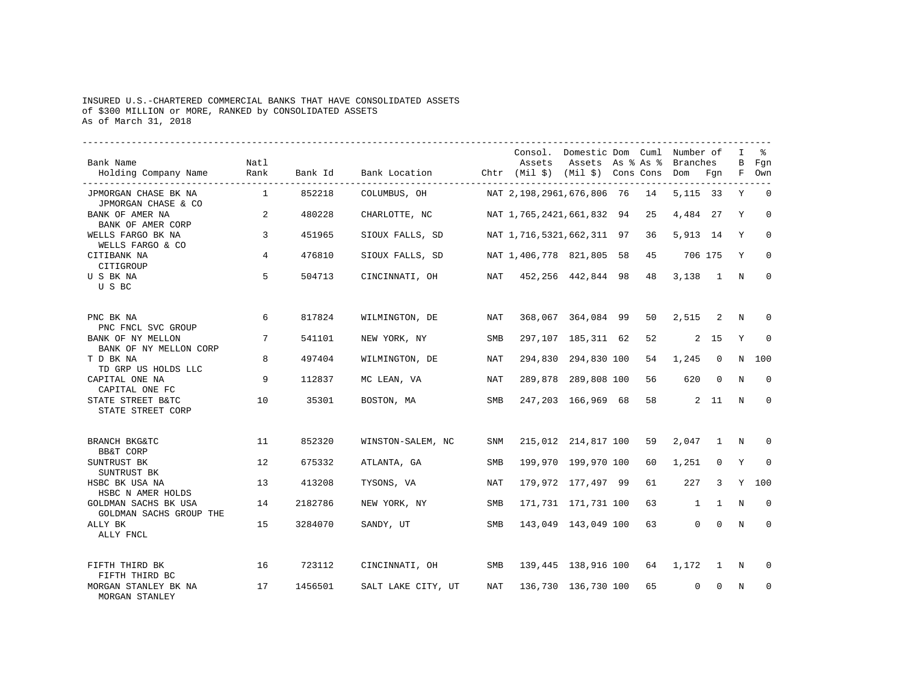INSURED U.S.-CHARTERED COMMERCIAL BANKS THAT HAVE CONSOLIDATED ASSETS
of $300 MILLION or MORE, RANKED by CONSOLIDATED ASSETS
As of March 31, 2018

| Bank Name<br>Holding Company Name | Natl Rank | Bank Id | Bank Location | Chtr | Consol. Assets (Mil $) | Domestic Assets (Mil $) | Dom As % Cons | Cuml As % Cons | Number of Branches Dom | Number of Branches Fgn | IBF | % Fgn Own |
|---|---|---|---|---|---|---|---|---|---|---|---|---|
| JPMORGAN CHASE BK NA<br>JPMORGAN CHASE & CO | 1 | 852218 | COLUMBUS, OH | NAT | 2,198,296 | 1,676,806 | 76 | 14 | 5,115 | 33 | Y | 0 |
| BANK OF AMER NA<br>BANK OF AMER CORP | 2 | 480228 | CHARLOTTE, NC | NAT | 1,765,242 | 1,661,832 | 94 | 25 | 4,484 | 27 | Y | 0 |
| WELLS FARGO BK NA<br>WELLS FARGO & CO | 3 | 451965 | SIOUX FALLS, SD | NAT | 1,716,532 | 1,662,311 | 97 | 36 | 5,913 | 14 | Y | 0 |
| CITIBANK NA<br>CITIGROUP | 4 | 476810 | SIOUX FALLS, SD | NAT | 1,406,778 | 821,805 | 58 | 45 | 706 | 175 | Y | 0 |
| U S BK NA<br>U S BC | 5 | 504713 | CINCINNATI, OH | NAT | 452,256 | 442,844 | 98 | 48 | 3,138 | 1 | N | 0 |
| PNC BK NA<br>PNC FNCL SVC GROUP | 6 | 817824 | WILMINGTON, DE | NAT | 368,067 | 364,084 | 99 | 50 | 2,515 | 2 | N | 0 |
| BANK OF NY MELLON<br>BANK OF NY MELLON CORP | 7 | 541101 | NEW YORK, NY | SMB | 297,107 | 185,311 | 62 | 52 | 2 | 15 | Y | 0 |
| T D BK NA<br>TD GRP US HOLDS LLC | 8 | 497404 | WILMINGTON, DE | NAT | 294,830 | 294,830 | 100 | 54 | 1,245 | 0 | N | 100 |
| CAPITAL ONE NA<br>CAPITAL ONE FC | 9 | 112837 | MC LEAN, VA | NAT | 289,878 | 289,808 | 100 | 56 | 620 | 0 | N | 0 |
| STATE STREET B&TC<br>STATE STREET CORP | 10 | 35301 | BOSTON, MA | SMB | 247,203 | 166,969 | 68 | 58 | 2 | 11 | N | 0 |
| BRANCH BKG&TC<br>BB&T CORP | 11 | 852320 | WINSTON-SALEM, NC | SNM | 215,012 | 214,817 | 100 | 59 | 2,047 | 1 | N | 0 |
| SUNTRUST BK<br>SUNTRUST BK | 12 | 675332 | ATLANTA, GA | SMB | 199,970 | 199,970 | 100 | 60 | 1,251 | 0 | Y | 0 |
| HSBC BK USA NA<br>HSBC N AMER HOLDS | 13 | 413208 | TYSONS, VA | NAT | 179,972 | 177,497 | 99 | 61 | 227 | 3 | Y | 100 |
| GOLDMAN SACHS BK USA<br>GOLDMAN SACHS GROUP THE | 14 | 2182786 | NEW YORK, NY | SMB | 171,731 | 171,731 | 100 | 63 | 1 | 1 | N | 0 |
| ALLY BK<br>ALLY FNCL | 15 | 3284070 | SANDY, UT | SMB | 143,049 | 143,049 | 100 | 63 | 0 | 0 | N | 0 |
| FIFTH THIRD BK<br>FIFTH THIRD BC | 16 | 723112 | CINCINNATI, OH | SMB | 139,445 | 138,916 | 100 | 64 | 1,172 | 1 | N | 0 |
| MORGAN STANLEY BK NA<br>MORGAN STANLEY | 17 | 1456501 | SALT LAKE CITY, UT | NAT | 136,730 | 136,730 | 100 | 65 | 0 | 0 | N | 0 |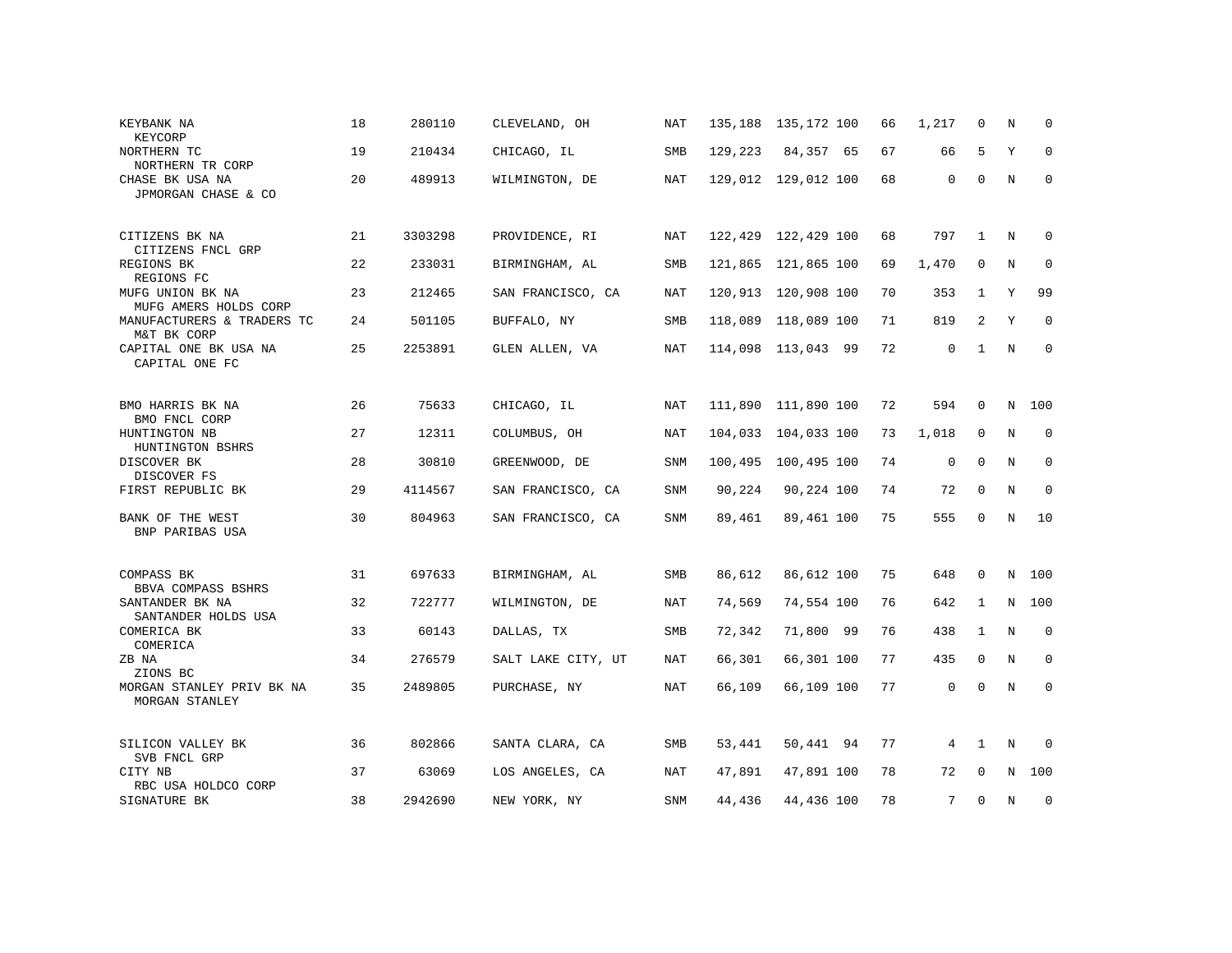| | | | | | | | | | | | | |
|---|---|---|---|---|---|---|---|---|---|---|---|---|
| KEYBANK NA<br>KEYCORP | 18 | 280110 | CLEVELAND, OH | NAT | 135,188 | 135,172 | 100 | 66 | 1,217 | 0 | N | 0 |
| NORTHERN TC<br>NORTHERN TR CORP | 19 | 210434 | CHICAGO, IL | SMB | 129,223 | 84,357 | 65 | 67 | 66 | 5 | Y | 0 |
| CHASE BK USA NA<br>JPMORGAN CHASE & CO | 20 | 489913 | WILMINGTON, DE | NAT | 129,012 | 129,012 | 100 | 68 | 0 | 0 | N | 0 |
| CITIZENS BK NA<br>CITIZENS FNCL GRP | 21 | 3303298 | PROVIDENCE, RI | NAT | 122,429 | 122,429 | 100 | 68 | 797 | 1 | N | 0 |
| REGIONS BK<br>REGIONS FC | 22 | 233031 | BIRMINGHAM, AL | SMB | 121,865 | 121,865 | 100 | 69 | 1,470 | 0 | N | 0 |
| MUFG UNION BK NA<br>MUFG AMERS HOLDS CORP | 23 | 212465 | SAN FRANCISCO, CA | NAT | 120,913 | 120,908 | 100 | 70 | 353 | 1 | Y | 99 |
| MANUFACTURERS & TRADERS TC<br>M&T BK CORP | 24 | 501105 | BUFFALO, NY | SMB | 118,089 | 118,089 | 100 | 71 | 819 | 2 | Y | 0 |
| CAPITAL ONE BK USA NA<br>CAPITAL ONE FC | 25 | 2253891 | GLEN ALLEN, VA | NAT | 114,098 | 113,043 | 99 | 72 | 0 | 1 | N | 0 |
| BMO HARRIS BK NA<br>BMO FNCL CORP | 26 | 75633 | CHICAGO, IL | NAT | 111,890 | 111,890 | 100 | 72 | 594 | 0 | N | 100 |
| HUNTINGTON NB<br>HUNTINGTON BSHRS | 27 | 12311 | COLUMBUS, OH | NAT | 104,033 | 104,033 | 100 | 73 | 1,018 | 0 | N | 0 |
| DISCOVER BK<br>DISCOVER FS | 28 | 30810 | GREENWOOD, DE | SNM | 100,495 | 100,495 | 100 | 74 | 0 | 0 | N | 0 |
| FIRST REPUBLIC BK | 29 | 4114567 | SAN FRANCISCO, CA | SNM | 90,224 | 90,224 | 100 | 74 | 72 | 0 | N | 0 |
| BANK OF THE WEST<br>BNP PARIBAS USA | 30 | 804963 | SAN FRANCISCO, CA | SNM | 89,461 | 89,461 | 100 | 75 | 555 | 0 | N | 10 |
| COMPASS BK<br>BBVA COMPASS BSHRS | 31 | 697633 | BIRMINGHAM, AL | SMB | 86,612 | 86,612 | 100 | 75 | 648 | 0 | N | 100 |
| SANTANDER BK NA<br>SANTANDER HOLDS USA | 32 | 722777 | WILMINGTON, DE | NAT | 74,569 | 74,554 | 100 | 76 | 642 | 1 | N | 100 |
| COMERICA BK<br>COMERICA | 33 | 60143 | DALLAS, TX | SMB | 72,342 | 71,800 | 99 | 76 | 438 | 1 | N | 0 |
| ZB NA<br>ZIONS BC | 34 | 276579 | SALT LAKE CITY, UT | NAT | 66,301 | 66,301 | 100 | 77 | 435 | 0 | N | 0 |
| MORGAN STANLEY PRIV BK NA<br>MORGAN STANLEY | 35 | 2489805 | PURCHASE, NY | NAT | 66,109 | 66,109 | 100 | 77 | 0 | 0 | N | 0 |
| SILICON VALLEY BK<br>SVB FNCL GRP | 36 | 802866 | SANTA CLARA, CA | SMB | 53,441 | 50,441 | 94 | 77 | 4 | 1 | N | 0 |
| CITY NB<br>RBC USA HOLDCO CORP | 37 | 63069 | LOS ANGELES, CA | NAT | 47,891 | 47,891 | 100 | 78 | 72 | 0 | N | 100 |
| SIGNATURE BK | 38 | 2942690 | NEW YORK, NY | SNM | 44,436 | 44,436 | 100 | 78 | 7 | 0 | N | 0 |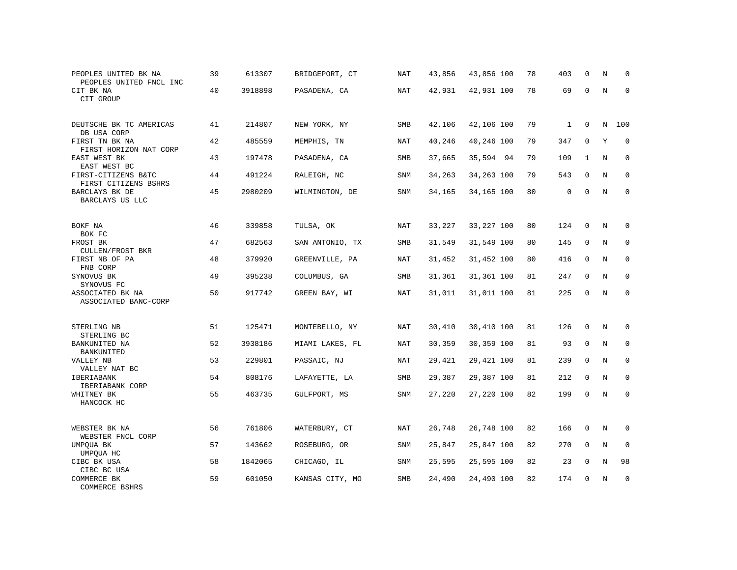| | | | | | | | | | | | | |
|---|---|---|---|---|---|---|---|---|---|---|---|---|
| PEOPLES UNITED BK NA<br>PEOPLES UNITED FNCL INC | 39 | 613307 | BRIDGEPORT, CT | NAT | 43,856 | 43,856 | 100 | 78 | 403 | 0 | N | 0 |
| CIT BK NA<br>CIT GROUP | 40 | 3918898 | PASADENA, CA | NAT | 42,931 | 42,931 | 100 | 78 | 69 | 0 | N | 0 |
| DEUTSCHE BK TC AMERICAS<br>DB USA CORP | 41 | 214807 | NEW YORK, NY | SMB | 42,106 | 42,106 | 100 | 79 | 1 | 0 | N | 100 |
| FIRST TN BK NA<br>FIRST HORIZON NAT CORP | 42 | 485559 | MEMPHIS, TN | NAT | 40,246 | 40,246 | 100 | 79 | 347 | 0 | Y | 0 |
| EAST WEST BK<br>EAST WEST BC | 43 | 197478 | PASADENA, CA | SMB | 37,665 | 35,594 | 94 | 79 | 109 | 1 | N | 0 |
| FIRST-CITIZENS B&TC<br>FIRST CITIZENS BSHRS | 44 | 491224 | RALEIGH, NC | SNM | 34,263 | 34,263 | 100 | 79 | 543 | 0 | N | 0 |
| BARCLAYS BK DE<br>BARCLAYS US LLC | 45 | 2980209 | WILMINGTON, DE | SNM | 34,165 | 34,165 | 100 | 80 | 0 | 0 | N | 0 |
| BOKF NA<br>BOK FC | 46 | 339858 | TULSA, OK | NAT | 33,227 | 33,227 | 100 | 80 | 124 | 0 | N | 0 |
| FROST BK<br>CULLEN/FROST BKR | 47 | 682563 | SAN ANTONIO, TX | SMB | 31,549 | 31,549 | 100 | 80 | 145 | 0 | N | 0 |
| FIRST NB OF PA<br>FNB CORP | 48 | 379920 | GREENVILLE, PA | NAT | 31,452 | 31,452 | 100 | 80 | 416 | 0 | N | 0 |
| SYNOVUS BK<br>SYNOVUS FC | 49 | 395238 | COLUMBUS, GA | SMB | 31,361 | 31,361 | 100 | 81 | 247 | 0 | N | 0 |
| ASSOCIATED BK NA<br>ASSOCIATED BANC-CORP | 50 | 917742 | GREEN BAY, WI | NAT | 31,011 | 31,011 | 100 | 81 | 225 | 0 | N | 0 |
| STERLING NB<br>STERLING BC | 51 | 125471 | MONTEBELLO, NY | NAT | 30,410 | 30,410 | 100 | 81 | 126 | 0 | N | 0 |
| BANKUNITED NA<br>BANKUNITED | 52 | 3938186 | MIAMI LAKES, FL | NAT | 30,359 | 30,359 | 100 | 81 | 93 | 0 | N | 0 |
| VALLEY NB<br>VALLEY NAT BC | 53 | 229801 | PASSAIC, NJ | NAT | 29,421 | 29,421 | 100 | 81 | 239 | 0 | N | 0 |
| IBERIABANK<br>IBERIABANK CORP | 54 | 808176 | LAFAYETTE, LA | SMB | 29,387 | 29,387 | 100 | 81 | 212 | 0 | N | 0 |
| WHITNEY BK<br>HANCOCK HC | 55 | 463735 | GULFPORT, MS | SNM | 27,220 | 27,220 | 100 | 82 | 199 | 0 | N | 0 |
| WEBSTER BK NA<br>WEBSTER FNCL CORP | 56 | 761806 | WATERBURY, CT | NAT | 26,748 | 26,748 | 100 | 82 | 166 | 0 | N | 0 |
| UMPQUA BK<br>UMPQUA HC | 57 | 143662 | ROSEBURG, OR | SNM | 25,847 | 25,847 | 100 | 82 | 270 | 0 | N | 0 |
| CIBC BK USA<br>CIBC BC USA | 58 | 1842065 | CHICAGO, IL | SNM | 25,595 | 25,595 | 100 | 82 | 23 | 0 | N | 98 |
| COMMERCE BK<br>COMMERCE BSHRS | 59 | 601050 | KANSAS CITY, MO | SMB | 24,490 | 24,490 | 100 | 82 | 174 | 0 | N | 0 |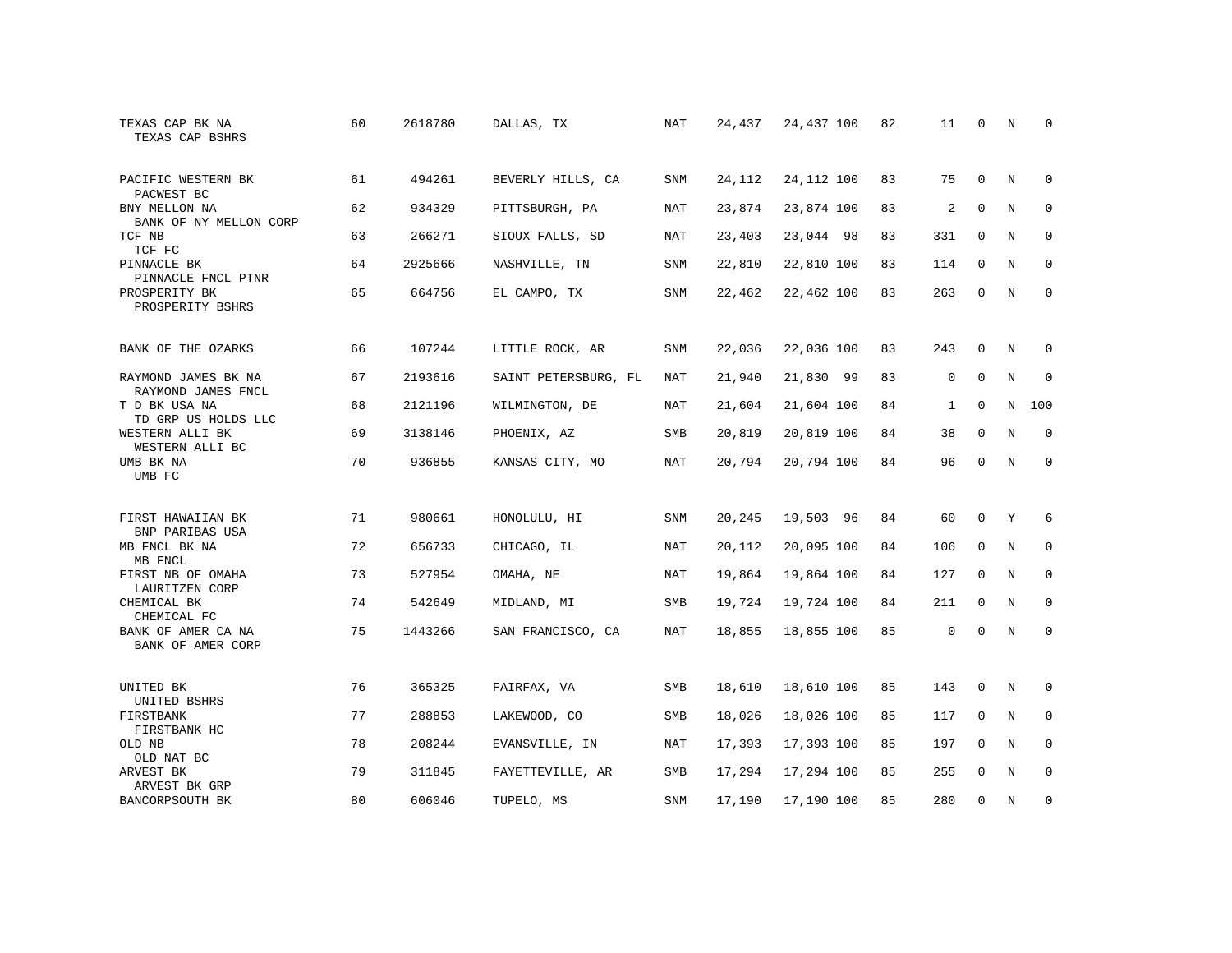| | | | | | | | | | | | | |
|---|---|---|---|---|---|---|---|---|---|---|---|---|
| TEXAS CAP BK NA<br>TEXAS CAP BSHRS | 60 | 2618780 | DALLAS, TX | NAT | 24,437 | 24,437 | 100 | 82 | 11 | 0 | N | 0 |
| PACIFIC WESTERN BK<br>PACWEST BC | 61 | 494261 | BEVERLY HILLS, CA | SNM | 24,112 | 24,112 | 100 | 83 | 75 | 0 | N | 0 |
| BNY MELLON NA<br>BANK OF NY MELLON CORP | 62 | 934329 | PITTSBURGH, PA | NAT | 23,874 | 23,874 | 100 | 83 | 2 | 0 | N | 0 |
| TCF NB<br>TCF FC | 63 | 266271 | SIOUX FALLS, SD | NAT | 23,403 | 23,044 | 98 | 83 | 331 | 0 | N | 0 |
| PINNACLE BK<br>PINNACLE FNCL PTNR | 64 | 2925666 | NASHVILLE, TN | SNM | 22,810 | 22,810 | 100 | 83 | 114 | 0 | N | 0 |
| PROSPERITY BK<br>PROSPERITY BSHRS | 65 | 664756 | EL CAMPO, TX | SNM | 22,462 | 22,462 | 100 | 83 | 263 | 0 | N | 0 |
| BANK OF THE OZARKS | 66 | 107244 | LITTLE ROCK, AR | SNM | 22,036 | 22,036 | 100 | 83 | 243 | 0 | N | 0 |
| RAYMOND JAMES BK NA<br>RAYMOND JAMES FNCL | 67 | 2193616 | SAINT PETERSBURG, FL | NAT | 21,940 | 21,830 | 99 | 83 | 0 | 0 | N | 0 |
| T D BK USA NA<br>TD GRP US HOLDS LLC | 68 | 2121196 | WILMINGTON, DE | NAT | 21,604 | 21,604 | 100 | 84 | 1 | 0 | N | 100 |
| WESTERN ALLI BK<br>WESTERN ALLI BC | 69 | 3138146 | PHOENIX, AZ | SMB | 20,819 | 20,819 | 100 | 84 | 38 | 0 | N | 0 |
| UMB BK NA<br>UMB FC | 70 | 936855 | KANSAS CITY, MO | NAT | 20,794 | 20,794 | 100 | 84 | 96 | 0 | N | 0 |
| FIRST HAWAIIAN BK<br>BNP PARIBAS USA | 71 | 980661 | HONOLULU, HI | SNM | 20,245 | 19,503 | 96 | 84 | 60 | 0 | Y | 6 |
| MB FNCL BK NA<br>MB FNCL | 72 | 656733 | CHICAGO, IL | NAT | 20,112 | 20,095 | 100 | 84 | 106 | 0 | N | 0 |
| FIRST NB OF OMAHA<br>LAURITZEN CORP | 73 | 527954 | OMAHA, NE | NAT | 19,864 | 19,864 | 100 | 84 | 127 | 0 | N | 0 |
| CHEMICAL BK<br>CHEMICAL FC | 74 | 542649 | MIDLAND, MI | SMB | 19,724 | 19,724 | 100 | 84 | 211 | 0 | N | 0 |
| BANK OF AMER CA NA<br>BANK OF AMER CORP | 75 | 1443266 | SAN FRANCISCO, CA | NAT | 18,855 | 18,855 | 100 | 85 | 0 | 0 | N | 0 |
| UNITED BK<br>UNITED BSHRS | 76 | 365325 | FAIRFAX, VA | SMB | 18,610 | 18,610 | 100 | 85 | 143 | 0 | N | 0 |
| FIRSTBANK<br>FIRSTBANK HC | 77 | 288853 | LAKEWOOD, CO | SMB | 18,026 | 18,026 | 100 | 85 | 117 | 0 | N | 0 |
| OLD NB<br>OLD NAT BC | 78 | 208244 | EVANSVILLE, IN | NAT | 17,393 | 17,393 | 100 | 85 | 197 | 0 | N | 0 |
| ARVEST BK<br>ARVEST BK GRP | 79 | 311845 | FAYETTEVILLE, AR | SMB | 17,294 | 17,294 | 100 | 85 | 255 | 0 | N | 0 |
| BANCORPSOUTH BK | 80 | 606046 | TUPELO, MS | SNM | 17,190 | 17,190 | 100 | 85 | 280 | 0 | N | 0 |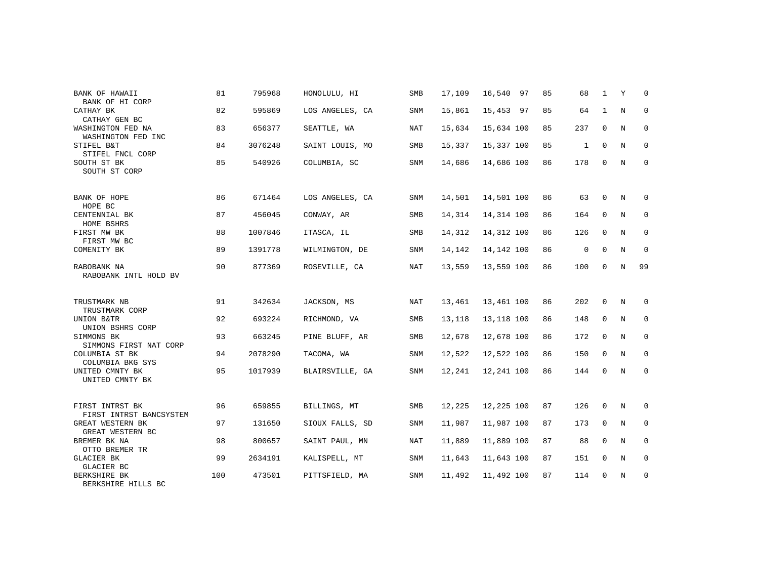| | | | | | | | | | | | | |
|---|---|---|---|---|---|---|---|---|---|---|---|---|
| BANK OF HAWAII<br>BANK OF HI CORP | 81 | 795968 | HONOLULU, HI | SMB | 17,109 | 16,540 | 97 | 85 | 68 | 1 | Y | 0 |
| CATHAY BK<br>CATHAY GEN BC | 82 | 595869 | LOS ANGELES, CA | SNM | 15,861 | 15,453 | 97 | 85 | 64 | 1 | N | 0 |
| WASHINGTON FED NA<br>WASHINGTON FED INC | 83 | 656377 | SEATTLE, WA | NAT | 15,634 | 15,634 | 100 | 85 | 237 | 0 | N | 0 |
| STIFEL B&T<br>STIFEL FNCL CORP | 84 | 3076248 | SAINT LOUIS, MO | SMB | 15,337 | 15,337 | 100 | 85 | 1 | 0 | N | 0 |
| SOUTH ST BK<br>SOUTH ST CORP | 85 | 540926 | COLUMBIA, SC | SNM | 14,686 | 14,686 | 100 | 86 | 178 | 0 | N | 0 |
| BANK OF HOPE<br>HOPE BC | 86 | 671464 | LOS ANGELES, CA | SNM | 14,501 | 14,501 | 100 | 86 | 63 | 0 | N | 0 |
| CENTENNIAL BK<br>HOME BSHRS | 87 | 456045 | CONWAY, AR | SMB | 14,314 | 14,314 | 100 | 86 | 164 | 0 | N | 0 |
| FIRST MW BK<br>FIRST MW BC | 88 | 1007846 | ITASCA, IL | SMB | 14,312 | 14,312 | 100 | 86 | 126 | 0 | N | 0 |
| COMENITY BK | 89 | 1391778 | WILMINGTON, DE | SNM | 14,142 | 14,142 | 100 | 86 | 0 | 0 | N | 0 |
| RABOBANK NA<br>RABOBANK INTL HOLD BV | 90 | 877369 | ROSEVILLE, CA | NAT | 13,559 | 13,559 | 100 | 86 | 100 | 0 | N | 99 |
| TRUSTMARK NB<br>TRUSTMARK CORP | 91 | 342634 | JACKSON, MS | NAT | 13,461 | 13,461 | 100 | 86 | 202 | 0 | N | 0 |
| UNION B&TR<br>UNION BSHRS CORP | 92 | 693224 | RICHMOND, VA | SMB | 13,118 | 13,118 | 100 | 86 | 148 | 0 | N | 0 |
| SIMMONS BK<br>SIMMONS FIRST NAT CORP | 93 | 663245 | PINE BLUFF, AR | SMB | 12,678 | 12,678 | 100 | 86 | 172 | 0 | N | 0 |
| COLUMBIA ST BK<br>COLUMBIA BKG SYS | 94 | 2078290 | TACOMA, WA | SNM | 12,522 | 12,522 | 100 | 86 | 150 | 0 | N | 0 |
| UNITED CMNTY BK<br>UNITED CMNTY BK | 95 | 1017939 | BLAIRSVILLE, GA | SNM | 12,241 | 12,241 | 100 | 86 | 144 | 0 | N | 0 |
| FIRST INTRST BK<br>FIRST INTRST BANCSYSTEM | 96 | 659855 | BILLINGS, MT | SMB | 12,225 | 12,225 | 100 | 87 | 126 | 0 | N | 0 |
| GREAT WESTERN BK<br>GREAT WESTERN BC | 97 | 131650 | SIOUX FALLS, SD | SNM | 11,987 | 11,987 | 100 | 87 | 173 | 0 | N | 0 |
| BREMER BK NA<br>OTTO BREMER TR | 98 | 800657 | SAINT PAUL, MN | NAT | 11,889 | 11,889 | 100 | 87 | 88 | 0 | N | 0 |
| GLACIER BK<br>GLACIER BC | 99 | 2634191 | KALISPELL, MT | SNM | 11,643 | 11,643 | 100 | 87 | 151 | 0 | N | 0 |
| BERKSHIRE BK<br>BERKSHIRE HILLS BC | 100 | 473501 | PITTSFIELD, MA | SNM | 11,492 | 11,492 | 100 | 87 | 114 | 0 | N | 0 |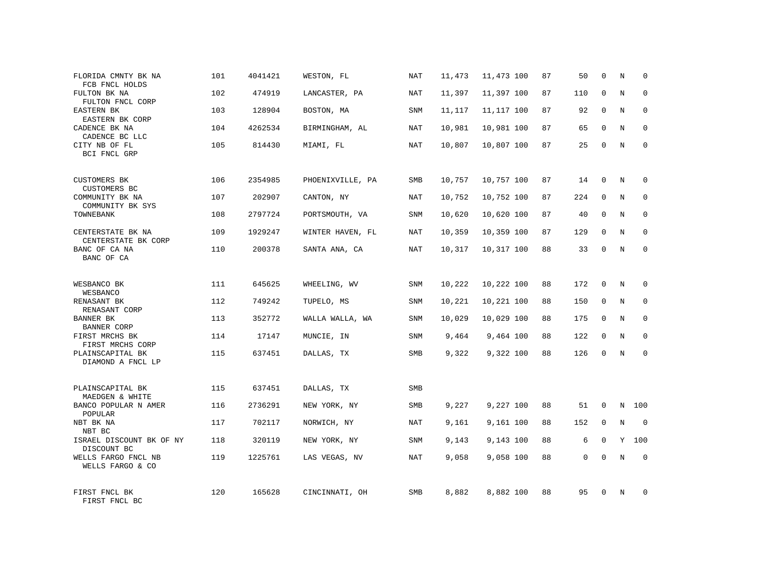| | | | | | | | | | | | | |
|---|---|---|---|---|---|---|---|---|---|---|---|---|
| FLORIDA CMNTY BK NA<br>FCB FNCL HOLDS | 101 | 4041421 | WESTON, FL | NAT | 11,473 | 11,473 | 100 | 87 | 50 | 0 | N | 0 |
| FULTON BK NA<br>FULTON FNCL CORP | 102 | 474919 | LANCASTER, PA | NAT | 11,397 | 11,397 | 100 | 87 | 110 | 0 | N | 0 |
| EASTERN BK<br>EASTERN BK CORP | 103 | 128904 | BOSTON, MA | SNM | 11,117 | 11,117 | 100 | 87 | 92 | 0 | N | 0 |
| CADENCE BK NA<br>CADENCE BC LLC | 104 | 4262534 | BIRMINGHAM, AL | NAT | 10,981 | 10,981 | 100 | 87 | 65 | 0 | N | 0 |
| CITY NB OF FL<br>BCI FNCL GRP | 105 | 814430 | MIAMI, FL | NAT | 10,807 | 10,807 | 100 | 87 | 25 | 0 | N | 0 |
| CUSTOMERS BK<br>CUSTOMERS BC | 106 | 2354985 | PHOENIXVILLE, PA | SMB | 10,757 | 10,757 | 100 | 87 | 14 | 0 | N | 0 |
| COMMUNITY BK NA<br>COMMUNITY BK SYS | 107 | 202907 | CANTON, NY | NAT | 10,752 | 10,752 | 100 | 87 | 224 | 0 | N | 0 |
| TOWNEBANK | 108 | 2797724 | PORTSMOUTH, VA | SNM | 10,620 | 10,620 | 100 | 87 | 40 | 0 | N | 0 |
| CENTERSTATE BK NA<br>CENTERSTATE BK CORP | 109 | 1929247 | WINTER HAVEN, FL | NAT | 10,359 | 10,359 | 100 | 87 | 129 | 0 | N | 0 |
| BANC OF CA NA<br>BANC OF CA | 110 | 200378 | SANTA ANA, CA | NAT | 10,317 | 10,317 | 100 | 88 | 33 | 0 | N | 0 |
| WESBANCO BK<br>WESBANCO | 111 | 645625 | WHEELING, WV | SNM | 10,222 | 10,222 | 100 | 88 | 172 | 0 | N | 0 |
| RENASANT BK<br>RENASANT CORP | 112 | 749242 | TUPELO, MS | SNM | 10,221 | 10,221 | 100 | 88 | 150 | 0 | N | 0 |
| BANNER BK<br>BANNER CORP | 113 | 352772 | WALLA WALLA, WA | SNM | 10,029 | 10,029 | 100 | 88 | 175 | 0 | N | 0 |
| FIRST MRCHS BK<br>FIRST MRCHS CORP | 114 | 17147 | MUNCIE, IN | SNM | 9,464 | 9,464 | 100 | 88 | 122 | 0 | N | 0 |
| PLAINSCAPITAL BK<br>DIAMOND A FNCL LP | 115 | 637451 | DALLAS, TX | SMB | 9,322 | 9,322 | 100 | 88 | 126 | 0 | N | 0 |
| PLAINSCAPITAL BK<br>MAEDGEN & WHITE | 115 | 637451 | DALLAS, TX | SMB | | | | | | | | |
| BANCO POPULAR N AMER<br>POPULAR | 116 | 2736291 | NEW YORK, NY | SMB | 9,227 | 9,227 | 100 | 88 | 51 | 0 | N | 100 |
| NBT BK NA<br>NBT BC | 117 | 702117 | NORWICH, NY | NAT | 9,161 | 9,161 | 100 | 88 | 152 | 0 | N | 0 |
| ISRAEL DISCOUNT BK OF NY<br>DISCOUNT BC | 118 | 320119 | NEW YORK, NY | SNM | 9,143 | 9,143 | 100 | 88 | 6 | 0 | Y | 100 |
| WELLS FARGO FNCL NB<br>WELLS FARGO & CO | 119 | 1225761 | LAS VEGAS, NV | NAT | 9,058 | 9,058 | 100 | 88 | 0 | 0 | N | 0 |
| FIRST FNCL BK<br>FIRST FNCL BC | 120 | 165628 | CINCINNATI, OH | SMB | 8,882 | 8,882 | 100 | 88 | 95 | 0 | N | 0 |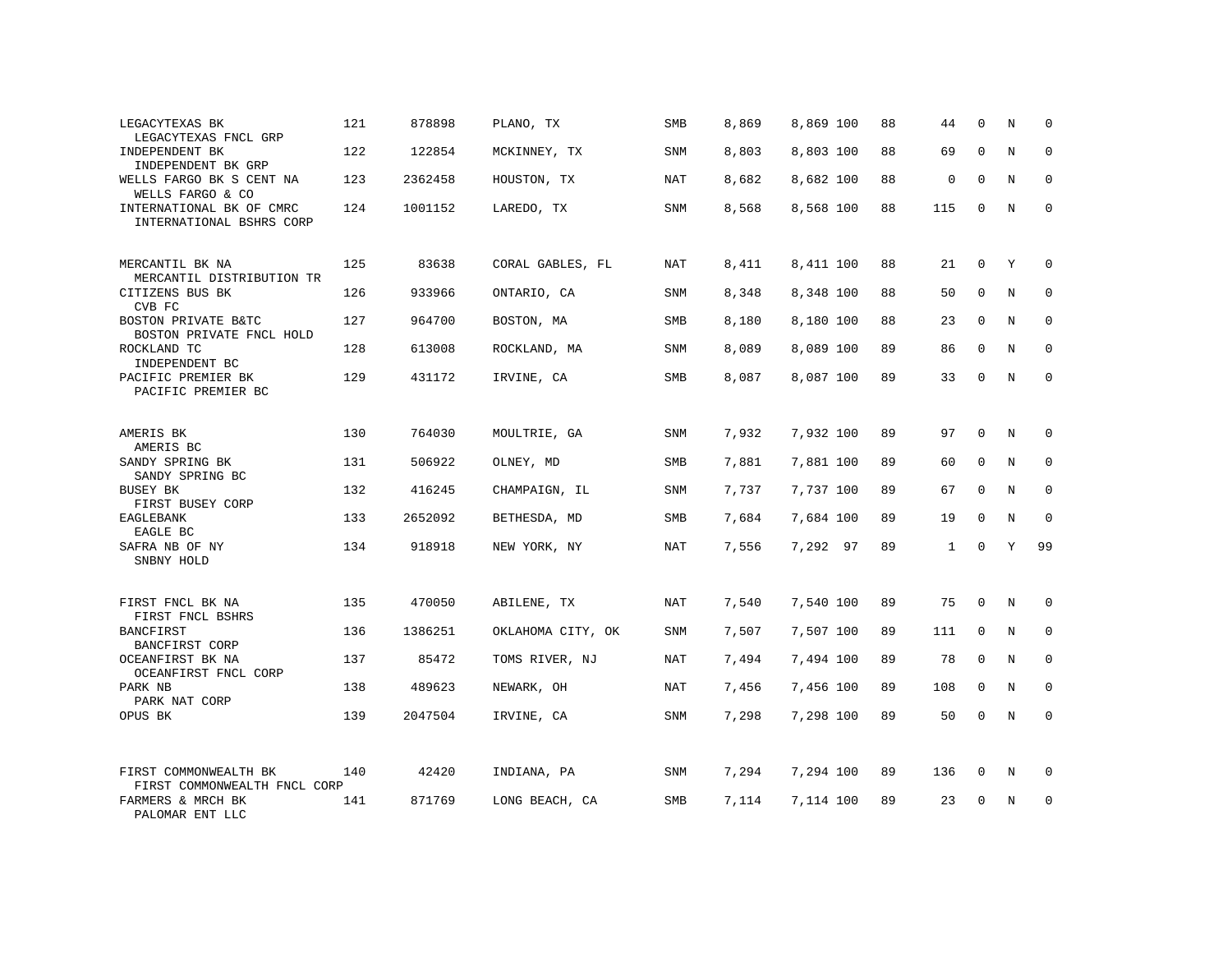| | | | | | | | | | | | | | |
|---|---|---|---|---|---|---|---|---|---|---|---|---|---|
| LEGACYTEXAS BK<br>LEGACYTEXAS FNCL GRP | 121 | 878898 | PLANO, TX | SMB | 8,869 | 8,869 | 100 | 88 | 44 | 0 | N | 0 |
| INDEPENDENT BK<br>INDEPENDENT BK GRP | 122 | 122854 | MCKINNEY, TX | SNM | 8,803 | 8,803 | 100 | 88 | 69 | 0 | N | 0 |
| WELLS FARGO BK S CENT NA<br>WELLS FARGO & CO | 123 | 2362458 | HOUSTON, TX | NAT | 8,682 | 8,682 | 100 | 88 | 0 | 0 | N | 0 |
| INTERNATIONAL BK OF CMRC<br>INTERNATIONAL BSHRS CORP | 124 | 1001152 | LAREDO, TX | SNM | 8,568 | 8,568 | 100 | 88 | 115 | 0 | N | 0 |
| MERCANTIL BK NA<br>MERCANTIL DISTRIBUTION TR | 125 | 83638 | CORAL GABLES, FL | NAT | 8,411 | 8,411 | 100 | 88 | 21 | 0 | Y | 0 |
| CITIZENS BUS BK<br>CVB FC | 126 | 933966 | ONTARIO, CA | SNM | 8,348 | 8,348 | 100 | 88 | 50 | 0 | N | 0 |
| BOSTON PRIVATE B&TC<br>BOSTON PRIVATE FNCL HOLD | 127 | 964700 | BOSTON, MA | SMB | 8,180 | 8,180 | 100 | 88 | 23 | 0 | N | 0 |
| ROCKLAND TC<br>INDEPENDENT BC | 128 | 613008 | ROCKLAND, MA | SNM | 8,089 | 8,089 | 100 | 89 | 86 | 0 | N | 0 |
| PACIFIC PREMIER BK<br>PACIFIC PREMIER BC | 129 | 431172 | IRVINE, CA | SMB | 8,087 | 8,087 | 100 | 89 | 33 | 0 | N | 0 |
| AMERIS BK<br>AMERIS BC | 130 | 764030 | MOULTRIE, GA | SNM | 7,932 | 7,932 | 100 | 89 | 97 | 0 | N | 0 |
| SANDY SPRING BK<br>SANDY SPRING BC | 131 | 506922 | OLNEY, MD | SMB | 7,881 | 7,881 | 100 | 89 | 60 | 0 | N | 0 |
| BUSEY BK<br>FIRST BUSEY CORP | 132 | 416245 | CHAMPAIGN, IL | SNM | 7,737 | 7,737 | 100 | 89 | 67 | 0 | N | 0 |
| EAGLEBANK<br>EAGLE BC | 133 | 2652092 | BETHESDA, MD | SMB | 7,684 | 7,684 | 100 | 89 | 19 | 0 | N | 0 |
| SAFRA NB OF NY<br>SNBNY HOLD | 134 | 918918 | NEW YORK, NY | NAT | 7,556 | 7,292 | 97 | 89 | 1 | 0 | Y | 99 |
| FIRST FNCL BK NA<br>FIRST FNCL BSHRS | 135 | 470050 | ABILENE, TX | NAT | 7,540 | 7,540 | 100 | 89 | 75 | 0 | N | 0 |
| BANCFIRST<br>BANCFIRST CORP | 136 | 1386251 | OKLAHOMA CITY, OK | SNM | 7,507 | 7,507 | 100 | 89 | 111 | 0 | N | 0 |
| OCEANFIRST BK NA<br>OCEANFIRST FNCL CORP | 137 | 85472 | TOMS RIVER, NJ | NAT | 7,494 | 7,494 | 100 | 89 | 78 | 0 | N | 0 |
| PARK NB<br>PARK NAT CORP | 138 | 489623 | NEWARK, OH | NAT | 7,456 | 7,456 | 100 | 89 | 108 | 0 | N | 0 |
| OPUS BK | 139 | 2047504 | IRVINE, CA | SNM | 7,298 | 7,298 | 100 | 89 | 50 | 0 | N | 0 |
| FIRST COMMONWEALTH BK<br>FIRST COMMONWEALTH FNCL CORP | 140 | 42420 | INDIANA, PA | SNM | 7,294 | 7,294 | 100 | 89 | 136 | 0 | N | 0 |
| FARMERS & MRCH BK<br>PALOMAR ENT LLC | 141 | 871769 | LONG BEACH, CA | SMB | 7,114 | 7,114 | 100 | 89 | 23 | 0 | N | 0 |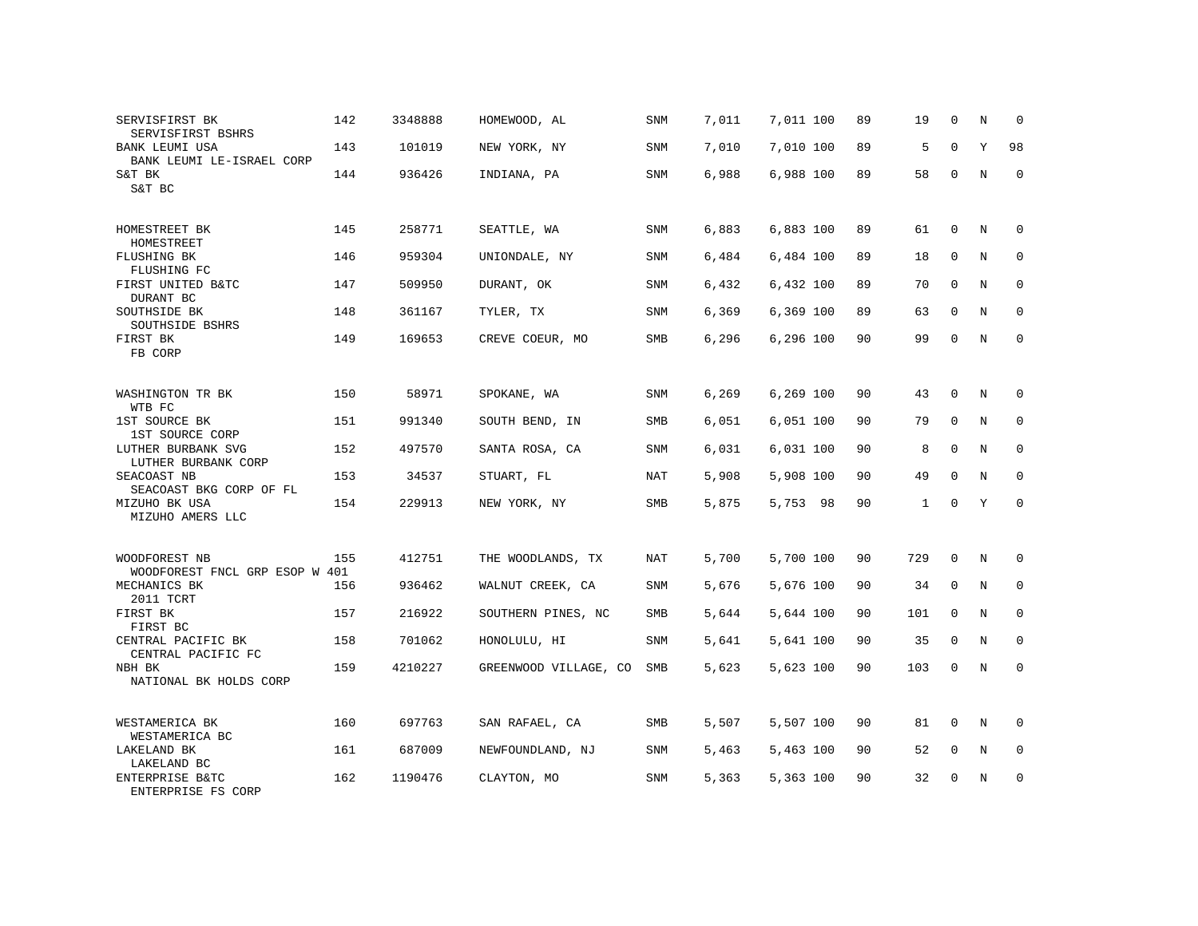| | | | | | | | | | | | | |
|---|---|---|---|---|---|---|---|---|---|---|---|---|
| SERVISFIRST BK<br>SERVISFIRST BSHRS | 142 | 3348888 | HOMEWOOD, AL | SNM | 7,011 | 7,011 | 100 | 89 | 19 | 0 | N | 0 |
| BANK LEUMI USA<br>BANK LEUMI LE-ISRAEL CORP | 143 | 101019 | NEW YORK, NY | SNM | 7,010 | 7,010 | 100 | 89 | 5 | 0 | Y | 98 |
| S&T BK<br>S&T BC | 144 | 936426 | INDIANA, PA | SNM | 6,988 | 6,988 | 100 | 89 | 58 | 0 | N | 0 |
| HOMESTREET BK<br>HOMESTREET | 145 | 258771 | SEATTLE, WA | SNM | 6,883 | 6,883 | 100 | 89 | 61 | 0 | N | 0 |
| FLUSHING BK<br>FLUSHING FC | 146 | 959304 | UNIONDALE, NY | SNM | 6,484 | 6,484 | 100 | 89 | 18 | 0 | N | 0 |
| FIRST UNITED B&TC<br>DURANT BC | 147 | 509950 | DURANT, OK | SNM | 6,432 | 6,432 | 100 | 89 | 70 | 0 | N | 0 |
| SOUTHSIDE BK<br>SOUTHSIDE BSHRS | 148 | 361167 | TYLER, TX | SNM | 6,369 | 6,369 | 100 | 89 | 63 | 0 | N | 0 |
| FIRST BK<br>FB CORP | 149 | 169653 | CREVE COEUR, MO | SMB | 6,296 | 6,296 | 100 | 90 | 99 | 0 | N | 0 |
| WASHINGTON TR BK<br>WTB FC | 150 | 58971 | SPOKANE, WA | SNM | 6,269 | 6,269 | 100 | 90 | 43 | 0 | N | 0 |
| 1ST SOURCE BK<br>1ST SOURCE CORP | 151 | 991340 | SOUTH BEND, IN | SMB | 6,051 | 6,051 | 100 | 90 | 79 | 0 | N | 0 |
| LUTHER BURBANK SVG<br>LUTHER BURBANK CORP | 152 | 497570 | SANTA ROSA, CA | SNM | 6,031 | 6,031 | 100 | 90 | 8 | 0 | N | 0 |
| SEACOAST NB<br>SEACOAST BKG CORP OF FL | 153 | 34537 | STUART, FL | NAT | 5,908 | 5,908 | 100 | 90 | 49 | 0 | N | 0 |
| MIZUHO BK USA<br>MIZUHO AMERS LLC | 154 | 229913 | NEW YORK, NY | SMB | 5,875 | 5,753 | 98 | 90 | 1 | 0 | Y | 0 |
| WOODFOREST NB<br>WOODFOREST FNCL GRP ESOP W 401 | 155 | 412751 | THE WOODLANDS, TX | NAT | 5,700 | 5,700 | 100 | 90 | 729 | 0 | N | 0 |
| MECHANICS BK<br>2011 TCRT | 156 | 936462 | WALNUT CREEK, CA | SNM | 5,676 | 5,676 | 100 | 90 | 34 | 0 | N | 0 |
| FIRST BK<br>FIRST BC | 157 | 216922 | SOUTHERN PINES, NC | SMB | 5,644 | 5,644 | 100 | 90 | 101 | 0 | N | 0 |
| CENTRAL PACIFIC BK<br>CENTRAL PACIFIC FC | 158 | 701062 | HONOLULU, HI | SNM | 5,641 | 5,641 | 100 | 90 | 35 | 0 | N | 0 |
| NBH BK<br>NATIONAL BK HOLDS CORP | 159 | 4210227 | GREENWOOD VILLAGE, CO | SMB | 5,623 | 5,623 | 100 | 90 | 103 | 0 | N | 0 |
| WESTAMERICA BK<br>WESTAMERICA BC | 160 | 697763 | SAN RAFAEL, CA | SMB | 5,507 | 5,507 | 100 | 90 | 81 | 0 | N | 0 |
| LAKELAND BK<br>LAKELAND BC | 161 | 687009 | NEWFOUNDLAND, NJ | SNM | 5,463 | 5,463 | 100 | 90 | 52 | 0 | N | 0 |
| ENTERPRISE B&TC<br>ENTERPRISE FS CORP | 162 | 1190476 | CLAYTON, MO | SNM | 5,363 | 5,363 | 100 | 90 | 32 | 0 | N | 0 |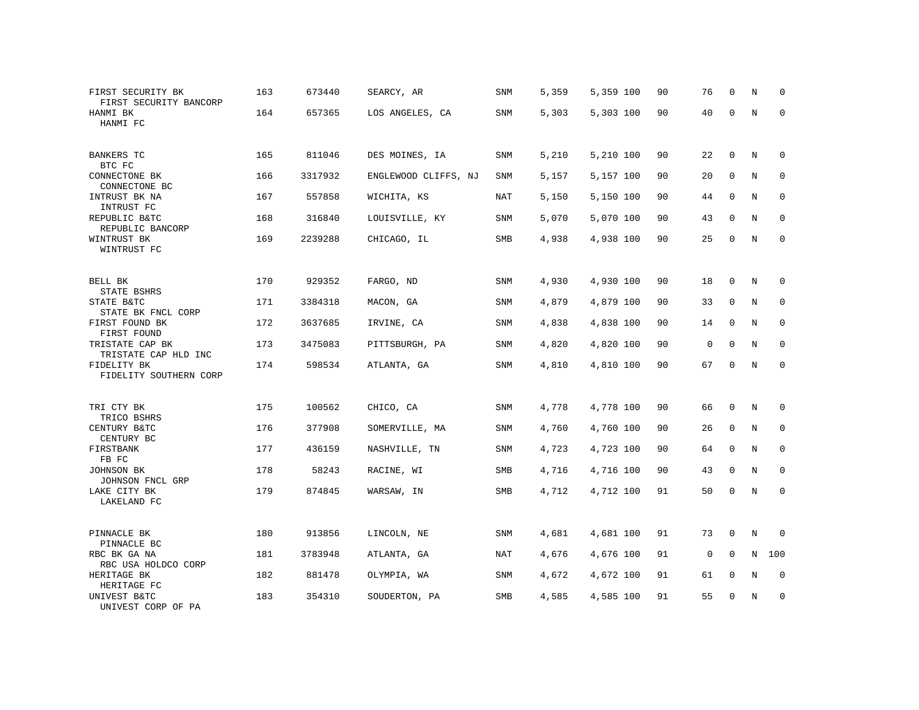| | | | | | | | | | | | | |
|---|---|---|---|---|---|---|---|---|---|---|---|---|
| FIRST SECURITY BK<br>FIRST SECURITY BANCORP | 163 | 673440 | SEARCY, AR | SNM | 5,359 | 5,359 | 100 | 90 | 76 | 0 | N | 0 |
| HANMI BK<br>HANMI FC | 164 | 657365 | LOS ANGELES, CA | SNM | 5,303 | 5,303 | 100 | 90 | 40 | 0 | N | 0 |
| BANKERS TC<br>BTC FC | 165 | 811046 | DES MOINES, IA | SNM | 5,210 | 5,210 | 100 | 90 | 22 | 0 | N | 0 |
| CONNECTONE BK<br>CONNECTONE BC | 166 | 3317932 | ENGLEWOOD CLIFFS, NJ | SNM | 5,157 | 5,157 | 100 | 90 | 20 | 0 | N | 0 |
| INTRUST BK NA<br>INTRUST FC | 167 | 557858 | WICHITA, KS | NAT | 5,150 | 5,150 | 100 | 90 | 44 | 0 | N | 0 |
| REPUBLIC B&TC<br>REPUBLIC BANCORP | 168 | 316840 | LOUISVILLE, KY | SNM | 5,070 | 5,070 | 100 | 90 | 43 | 0 | N | 0 |
| WINTRUST BK<br>WINTRUST FC | 169 | 2239288 | CHICAGO, IL | SMB | 4,938 | 4,938 | 100 | 90 | 25 | 0 | N | 0 |
| BELL BK<br>STATE BSHRS | 170 | 929352 | FARGO, ND | SNM | 4,930 | 4,930 | 100 | 90 | 18 | 0 | N | 0 |
| STATE B&TC<br>STATE BK FNCL CORP | 171 | 3384318 | MACON, GA | SNM | 4,879 | 4,879 | 100 | 90 | 33 | 0 | N | 0 |
| FIRST FOUND BK<br>FIRST FOUND | 172 | 3637685 | IRVINE, CA | SNM | 4,838 | 4,838 | 100 | 90 | 14 | 0 | N | 0 |
| TRISTATE CAP BK<br>TRISTATE CAP HLD INC | 173 | 3475083 | PITTSBURGH, PA | SNM | 4,820 | 4,820 | 100 | 90 | 0 | 0 | N | 0 |
| FIDELITY BK<br>FIDELITY SOUTHERN CORP | 174 | 598534 | ATLANTA, GA | SNM | 4,810 | 4,810 | 100 | 90 | 67 | 0 | N | 0 |
| TRI CTY BK<br>TRICO BSHRS | 175 | 100562 | CHICO, CA | SNM | 4,778 | 4,778 | 100 | 90 | 66 | 0 | N | 0 |
| CENTURY B&TC<br>CENTURY BC | 176 | 377908 | SOMERVILLE, MA | SNM | 4,760 | 4,760 | 100 | 90 | 26 | 0 | N | 0 |
| FIRSTBANK<br>FB FC | 177 | 436159 | NASHVILLE, TN | SNM | 4,723 | 4,723 | 100 | 90 | 64 | 0 | N | 0 |
| JOHNSON BK<br>JOHNSON FNCL GRP | 178 | 58243 | RACINE, WI | SMB | 4,716 | 4,716 | 100 | 90 | 43 | 0 | N | 0 |
| LAKE CITY BK<br>LAKELAND FC | 179 | 874845 | WARSAW, IN | SMB | 4,712 | 4,712 | 100 | 91 | 50 | 0 | N | 0 |
| PINNACLE BK<br>PINNACLE BC | 180 | 913856 | LINCOLN, NE | SNM | 4,681 | 4,681 | 100 | 91 | 73 | 0 | N | 0 |
| RBC BK GA NA<br>RBC USA HOLDCO CORP | 181 | 3783948 | ATLANTA, GA | NAT | 4,676 | 4,676 | 100 | 91 | 0 | 0 | N | 100 |
| HERITAGE BK<br>HERITAGE FC | 182 | 881478 | OLYMPIA, WA | SNM | 4,672 | 4,672 | 100 | 91 | 61 | 0 | N | 0 |
| UNIVEST B&TC<br>UNIVEST CORP OF PA | 183 | 354310 | SOUDERTON, PA | SMB | 4,585 | 4,585 | 100 | 91 | 55 | 0 | N | 0 |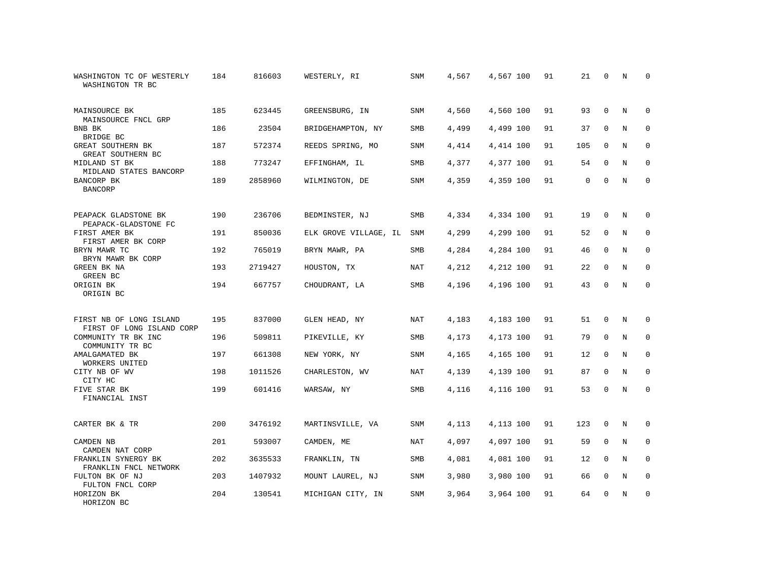| | | | | | | | | | | | | |
|---|---|---|---|---|---|---|---|---|---|---|---|---|
| WASHINGTON TC OF WESTERLY<br>WASHINGTON TR BC | 184 | 816603 | WESTERLY, RI | SNM | 4,567 | 4,567 | 100 | 91 | 21 | 0 | N | 0 |
| MAINSOURCE BK<br>MAINSOURCE FNCL GRP | 185 | 623445 | GREENSBURG, IN | SNM | 4,560 | 4,560 | 100 | 91 | 93 | 0 | N | 0 |
| BNB BK<br>BRIDGE BC | 186 | 23504 | BRIDGEHAMPTON, NY | SMB | 4,499 | 4,499 | 100 | 91 | 37 | 0 | N | 0 |
| GREAT SOUTHERN BK<br>GREAT SOUTHERN BC | 187 | 572374 | REEDS SPRING, MO | SNM | 4,414 | 4,414 | 100 | 91 | 105 | 0 | N | 0 |
| MIDLAND ST BK<br>MIDLAND STATES BANCORP | 188 | 773247 | EFFINGHAM, IL | SMB | 4,377 | 4,377 | 100 | 91 | 54 | 0 | N | 0 |
| BANCORP BK<br>BANCORP | 189 | 2858960 | WILMINGTON, DE | SNM | 4,359 | 4,359 | 100 | 91 | 0 | 0 | N | 0 |
| PEAPACK GLADSTONE BK<br>PEAPACK-GLADSTONE FC | 190 | 236706 | BEDMINSTER, NJ | SMB | 4,334 | 4,334 | 100 | 91 | 19 | 0 | N | 0 |
| FIRST AMER BK<br>FIRST AMER BK CORP | 191 | 850036 | ELK GROVE VILLAGE, IL | SNM | 4,299 | 4,299 | 100 | 91 | 52 | 0 | N | 0 |
| BRYN MAWR TC<br>BRYN MAWR BK CORP | 192 | 765019 | BRYN MAWR, PA | SMB | 4,284 | 4,284 | 100 | 91 | 46 | 0 | N | 0 |
| GREEN BK NA<br>GREEN BC | 193 | 2719427 | HOUSTON, TX | NAT | 4,212 | 4,212 | 100 | 91 | 22 | 0 | N | 0 |
| ORIGIN BK<br>ORIGIN BC | 194 | 667757 | CHOUDRANT, LA | SMB | 4,196 | 4,196 | 100 | 91 | 43 | 0 | N | 0 |
| FIRST NB OF LONG ISLAND<br>FIRST OF LONG ISLAND CORP | 195 | 837000 | GLEN HEAD, NY | NAT | 4,183 | 4,183 | 100 | 91 | 51 | 0 | N | 0 |
| COMMUNITY TR BK INC<br>COMMUNITY TR BC | 196 | 509811 | PIKEVILLE, KY | SMB | 4,173 | 4,173 | 100 | 91 | 79 | 0 | N | 0 |
| AMALGAMATED BK<br>WORKERS UNITED | 197 | 661308 | NEW YORK, NY | SNM | 4,165 | 4,165 | 100 | 91 | 12 | 0 | N | 0 |
| CITY NB OF WV<br>CITY HC | 198 | 1011526 | CHARLESTON, WV | NAT | 4,139 | 4,139 | 100 | 91 | 87 | 0 | N | 0 |
| FIVE STAR BK<br>FINANCIAL INST | 199 | 601416 | WARSAW, NY | SMB | 4,116 | 4,116 | 100 | 91 | 53 | 0 | N | 0 |
| CARTER BK & TR | 200 | 3476192 | MARTINSVILLE, VA | SNM | 4,113 | 4,113 | 100 | 91 | 123 | 0 | N | 0 |
| CAMDEN NB<br>CAMDEN NAT CORP | 201 | 593007 | CAMDEN, ME | NAT | 4,097 | 4,097 | 100 | 91 | 59 | 0 | N | 0 |
| FRANKLIN SYNERGY BK<br>FRANKLIN FNCL NETWORK | 202 | 3635533 | FRANKLIN, TN | SMB | 4,081 | 4,081 | 100 | 91 | 12 | 0 | N | 0 |
| FULTON BK OF NJ<br>FULTON FNCL CORP | 203 | 1407932 | MOUNT LAUREL, NJ | SNM | 3,980 | 3,980 | 100 | 91 | 66 | 0 | N | 0 |
| HORIZON BK<br>HORIZON BC | 204 | 130541 | MICHIGAN CITY, IN | SNM | 3,964 | 3,964 | 100 | 91 | 64 | 0 | N | 0 |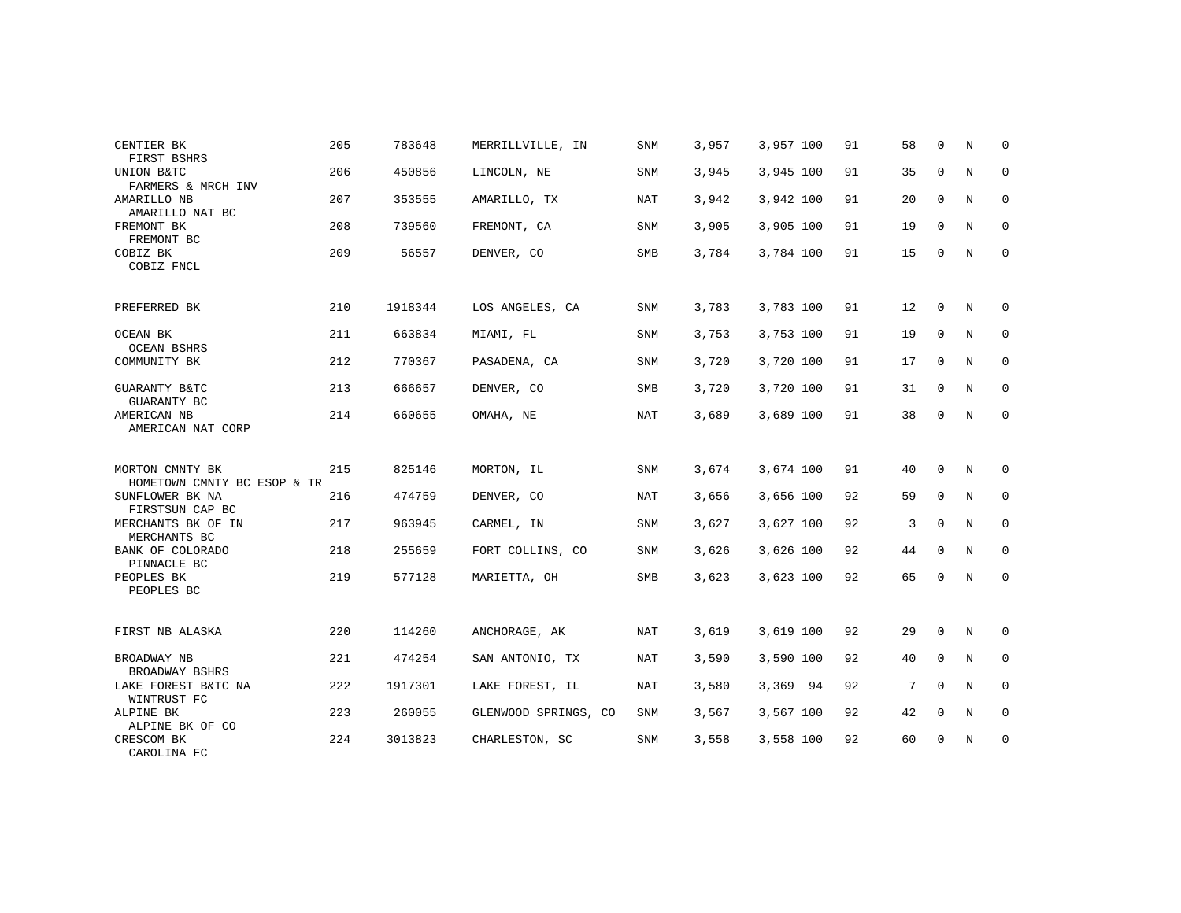| | | | | | | | | | | | | |
|---|---|---|---|---|---|---|---|---|---|---|---|---|
| CENTIER BK<br>FIRST BSHRS | 205 | 783648 | MERRILLVILLE, IN | SNM | 3,957 | 3,957 | 100 | 91 | 58 | 0 | N | 0 |
| UNION B&TC<br>FARMERS & MRCH INV | 206 | 450856 | LINCOLN, NE | SNM | 3,945 | 3,945 | 100 | 91 | 35 | 0 | N | 0 |
| AMARILLO NB<br>AMARILLO NAT BC | 207 | 353555 | AMARILLO, TX | NAT | 3,942 | 3,942 | 100 | 91 | 20 | 0 | N | 0 |
| FREMONT BK<br>FREMONT BC | 208 | 739560 | FREMONT, CA | SNM | 3,905 | 3,905 | 100 | 91 | 19 | 0 | N | 0 |
| COBIZ BK<br>COBIZ FNCL | 209 | 56557 | DENVER, CO | SMB | 3,784 | 3,784 | 100 | 91 | 15 | 0 | N | 0 |
| PREFERRED BK | 210 | 1918344 | LOS ANGELES, CA | SNM | 3,783 | 3,783 | 100 | 91 | 12 | 0 | N | 0 |
| OCEAN BK<br>OCEAN BSHRS | 211 | 663834 | MIAMI, FL | SNM | 3,753 | 3,753 | 100 | 91 | 19 | 0 | N | 0 |
| COMMUNITY BK | 212 | 770367 | PASADENA, CA | SNM | 3,720 | 3,720 | 100 | 91 | 17 | 0 | N | 0 |
| GUARANTY B&TC<br>GUARANTY BC | 213 | 666657 | DENVER, CO | SMB | 3,720 | 3,720 | 100 | 91 | 31 | 0 | N | 0 |
| AMERICAN NB<br>AMERICAN NAT CORP | 214 | 660655 | OMAHA, NE | NAT | 3,689 | 3,689 | 100 | 91 | 38 | 0 | N | 0 |
| MORTON CMNTY BK<br>HOMETOWN CMNTY BC ESOP & TR | 215 | 825146 | MORTON, IL | SNM | 3,674 | 3,674 | 100 | 91 | 40 | 0 | N | 0 |
| SUNFLOWER BK NA<br>FIRSTSUN CAP BC | 216 | 474759 | DENVER, CO | NAT | 3,656 | 3,656 | 100 | 92 | 59 | 0 | N | 0 |
| MERCHANTS BK OF IN<br>MERCHANTS BC | 217 | 963945 | CARMEL, IN | SNM | 3,627 | 3,627 | 100 | 92 | 3 | 0 | N | 0 |
| BANK OF COLORADO<br>PINNACLE BC | 218 | 255659 | FORT COLLINS, CO | SNM | 3,626 | 3,626 | 100 | 92 | 44 | 0 | N | 0 |
| PEOPLES BK<br>PEOPLES BC | 219 | 577128 | MARIETTA, OH | SMB | 3,623 | 3,623 | 100 | 92 | 65 | 0 | N | 0 |
| FIRST NB ALASKA | 220 | 114260 | ANCHORAGE, AK | NAT | 3,619 | 3,619 | 100 | 92 | 29 | 0 | N | 0 |
| BROADWAY NB<br>BROADWAY BSHRS | 221 | 474254 | SAN ANTONIO, TX | NAT | 3,590 | 3,590 | 100 | 92 | 40 | 0 | N | 0 |
| LAKE FOREST B&TC NA<br>WINTRUST FC | 222 | 1917301 | LAKE FOREST, IL | NAT | 3,580 | 3,369 | 94 | 92 | 7 | 0 | N | 0 |
| ALPINE BK<br>ALPINE BK OF CO | 223 | 260055 | GLENWOOD SPRINGS, CO | SNM | 3,567 | 3,567 | 100 | 92 | 42 | 0 | N | 0 |
| CRESCOM BK<br>CAROLINA FC | 224 | 3013823 | CHARLESTON, SC | SNM | 3,558 | 3,558 | 100 | 92 | 60 | 0 | N | 0 |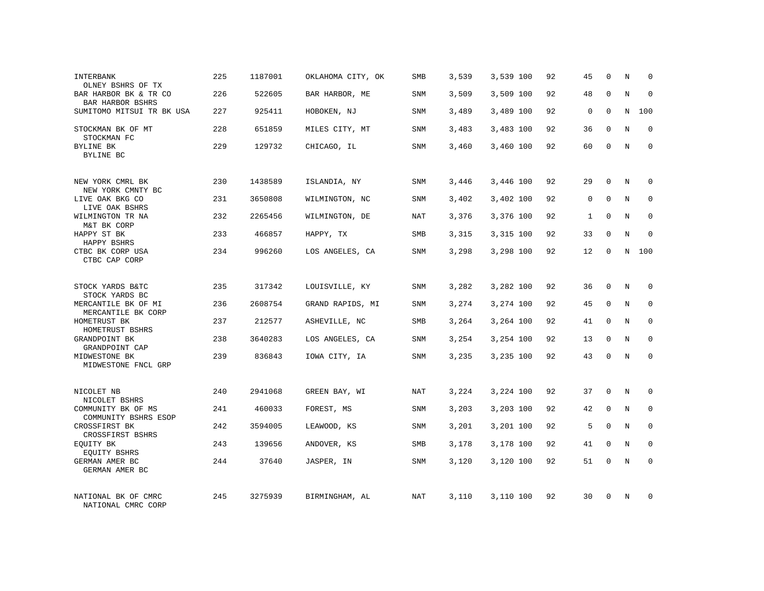| | | | | | | | | | | | | |
|---|---|---|---|---|---|---|---|---|---|---|---|---|
| INTERBANK<br>OLNEY BSHRS OF TX | 225 | 1187001 | OKLAHOMA CITY, OK | SMB | 3,539 | 3,539 | 100 | 92 | 45 | 0 | N | 0 |
| BAR HARBOR BK & TR CO<br>BAR HARBOR BSHRS | 226 | 522605 | BAR HARBOR, ME | SNM | 3,509 | 3,509 | 100 | 92 | 48 | 0 | N | 0 |
| SUMITOMO MITSUI TR BK USA | 227 | 925411 | HOBOKEN, NJ | SNM | 3,489 | 3,489 | 100 | 92 | 0 | 0 | N | 100 |
| STOCKMAN BK OF MT<br>STOCKMAN FC | 228 | 651859 | MILES CITY, MT | SNM | 3,483 | 3,483 | 100 | 92 | 36 | 0 | N | 0 |
| BYLINE BK<br>BYLINE BC | 229 | 129732 | CHICAGO, IL | SNM | 3,460 | 3,460 | 100 | 92 | 60 | 0 | N | 0 |
| NEW YORK CMRL BK<br>NEW YORK CMNTY BC | 230 | 1438589 | ISLANDIA, NY | SNM | 3,446 | 3,446 | 100 | 92 | 29 | 0 | N | 0 |
| LIVE OAK BKG CO<br>LIVE OAK BSHRS | 231 | 3650808 | WILMINGTON, NC | SNM | 3,402 | 3,402 | 100 | 92 | 0 | 0 | N | 0 |
| WILMINGTON TR NA<br>M&T BK CORP | 232 | 2265456 | WILMINGTON, DE | NAT | 3,376 | 3,376 | 100 | 92 | 1 | 0 | N | 0 |
| HAPPY ST BK<br>HAPPY BSHRS | 233 | 466857 | HAPPY, TX | SMB | 3,315 | 3,315 | 100 | 92 | 33 | 0 | N | 0 |
| CTBC BK CORP USA<br>CTBC CAP CORP | 234 | 996260 | LOS ANGELES, CA | SNM | 3,298 | 3,298 | 100 | 92 | 12 | 0 | N | 100 |
| STOCK YARDS B&TC<br>STOCK YARDS BC | 235 | 317342 | LOUISVILLE, KY | SNM | 3,282 | 3,282 | 100 | 92 | 36 | 0 | N | 0 |
| MERCANTILE BK OF MI<br>MERCANTILE BK CORP | 236 | 2608754 | GRAND RAPIDS, MI | SNM | 3,274 | 3,274 | 100 | 92 | 45 | 0 | N | 0 |
| HOMETRUST BK<br>HOMETRUST BSHRS | 237 | 212577 | ASHEVILLE, NC | SMB | 3,264 | 3,264 | 100 | 92 | 41 | 0 | N | 0 |
| GRANDPOINT BK<br>GRANDPOINT CAP | 238 | 3640283 | LOS ANGELES, CA | SNM | 3,254 | 3,254 | 100 | 92 | 13 | 0 | N | 0 |
| MIDWESTONE BK<br>MIDWESTONE FNCL GRP | 239 | 836843 | IOWA CITY, IA | SNM | 3,235 | 3,235 | 100 | 92 | 43 | 0 | N | 0 |
| NICOLET NB<br>NICOLET BSHRS | 240 | 2941068 | GREEN BAY, WI | NAT | 3,224 | 3,224 | 100 | 92 | 37 | 0 | N | 0 |
| COMMUNITY BK OF MS<br>COMMUNITY BSHRS ESOP | 241 | 460033 | FOREST, MS | SNM | 3,203 | 3,203 | 100 | 92 | 42 | 0 | N | 0 |
| CROSSFIRST BK<br>CROSSFIRST BSHRS | 242 | 3594005 | LEAWOOD, KS | SNM | 3,201 | 3,201 | 100 | 92 | 5 | 0 | N | 0 |
| EQUITY BK<br>EQUITY BSHRS | 243 | 139656 | ANDOVER, KS | SMB | 3,178 | 3,178 | 100 | 92 | 41 | 0 | N | 0 |
| GERMAN AMER BC<br>GERMAN AMER BC | 244 | 37640 | JASPER, IN | SNM | 3,120 | 3,120 | 100 | 92 | 51 | 0 | N | 0 |
| NATIONAL BK OF CMRC<br>NATIONAL CMRC CORP | 245 | 3275939 | BIRMINGHAM, AL | NAT | 3,110 | 3,110 | 100 | 92 | 30 | 0 | N | 0 |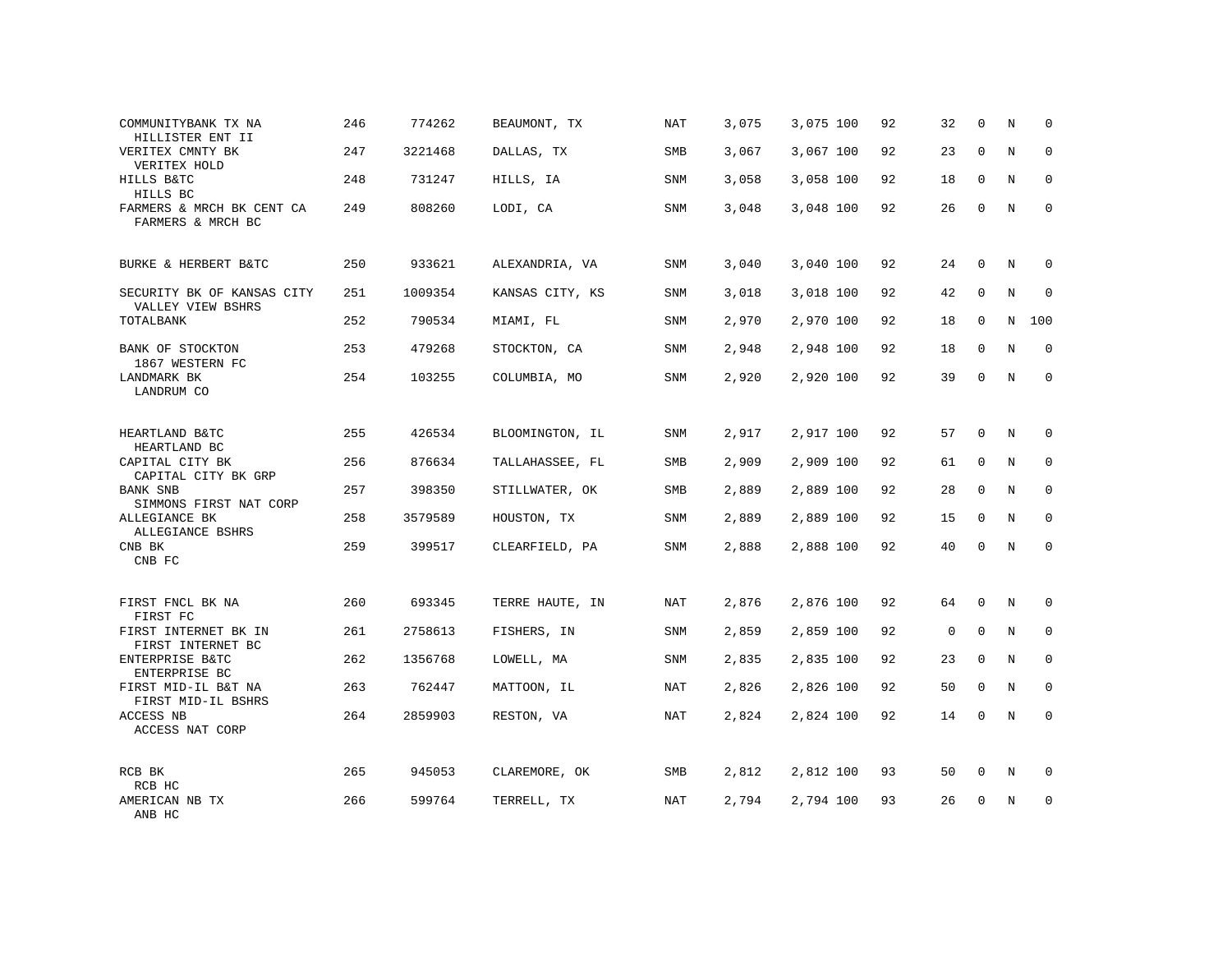| | | | | | | | | | | | | |
|---|---|---|---|---|---|---|---|---|---|---|---|---|
| COMMUNITYBANK TX NA<br>HILLISTER ENT II | 246 | 774262 | BEAUMONT, TX | NAT | 3,075 | 3,075 | 100 | 92 | 32 | 0 | N | 0 |
| VERITEX CMNTY BK<br>VERITEX HOLD | 247 | 3221468 | DALLAS, TX | SMB | 3,067 | 3,067 | 100 | 92 | 23 | 0 | N | 0 |
| HILLS B&TC<br>HILLS BC | 248 | 731247 | HILLS, IA | SNM | 3,058 | 3,058 | 100 | 92 | 18 | 0 | N | 0 |
| FARMERS & MRCH BK CENT CA<br>FARMERS & MRCH BC | 249 | 808260 | LODI, CA | SNM | 3,048 | 3,048 | 100 | 92 | 26 | 0 | N | 0 |
| BURKE & HERBERT B&TC | 250 | 933621 | ALEXANDRIA, VA | SNM | 3,040 | 3,040 | 100 | 92 | 24 | 0 | N | 0 |
| SECURITY BK OF KANSAS CITY<br>VALLEY VIEW BSHRS | 251 | 1009354 | KANSAS CITY, KS | SNM | 3,018 | 3,018 | 100 | 92 | 42 | 0 | N | 0 |
| TOTALBANK | 252 | 790534 | MIAMI, FL | SNM | 2,970 | 2,970 | 100 | 92 | 18 | 0 | N | 100 |
| BANK OF STOCKTON<br>1867 WESTERN FC | 253 | 479268 | STOCKTON, CA | SNM | 2,948 | 2,948 | 100 | 92 | 18 | 0 | N | 0 |
| LANDMARK BK<br>LANDRUM CO | 254 | 103255 | COLUMBIA, MO | SNM | 2,920 | 2,920 | 100 | 92 | 39 | 0 | N | 0 |
| HEARTLAND B&TC<br>HEARTLAND BC | 255 | 426534 | BLOOMINGTON, IL | SNM | 2,917 | 2,917 | 100 | 92 | 57 | 0 | N | 0 |
| CAPITAL CITY BK<br>CAPITAL CITY BK GRP | 256 | 876634 | TALLAHASSEE, FL | SMB | 2,909 | 2,909 | 100 | 92 | 61 | 0 | N | 0 |
| BANK SNB<br>SIMMONS FIRST NAT CORP | 257 | 398350 | STILLWATER, OK | SMB | 2,889 | 2,889 | 100 | 92 | 28 | 0 | N | 0 |
| ALLEGIANCE BK<br>ALLEGIANCE BSHRS | 258 | 3579589 | HOUSTON, TX | SNM | 2,889 | 2,889 | 100 | 92 | 15 | 0 | N | 0 |
| CNB BK<br>CNB FC | 259 | 399517 | CLEARFIELD, PA | SNM | 2,888 | 2,888 | 100 | 92 | 40 | 0 | N | 0 |
| FIRST FNCL BK NA<br>FIRST FC | 260 | 693345 | TERRE HAUTE, IN | NAT | 2,876 | 2,876 | 100 | 92 | 64 | 0 | N | 0 |
| FIRST INTERNET BK IN<br>FIRST INTERNET BC | 261 | 2758613 | FISHERS, IN | SNM | 2,859 | 2,859 | 100 | 92 | 0 | 0 | N | 0 |
| ENTERPRISE B&TC<br>ENTERPRISE BC | 262 | 1356768 | LOWELL, MA | SNM | 2,835 | 2,835 | 100 | 92 | 23 | 0 | N | 0 |
| FIRST MID-IL B&T NA<br>FIRST MID-IL BSHRS | 263 | 762447 | MATTOON, IL | NAT | 2,826 | 2,826 | 100 | 92 | 50 | 0 | N | 0 |
| ACCESS NB<br>ACCESS NAT CORP | 264 | 2859903 | RESTON, VA | NAT | 2,824 | 2,824 | 100 | 92 | 14 | 0 | N | 0 |
| RCB BK<br>RCB HC | 265 | 945053 | CLAREMORE, OK | SMB | 2,812 | 2,812 | 100 | 93 | 50 | 0 | N | 0 |
| AMERICAN NB TX<br>ANB HC | 266 | 599764 | TERRELL, TX | NAT | 2,794 | 2,794 | 100 | 93 | 26 | 0 | N | 0 |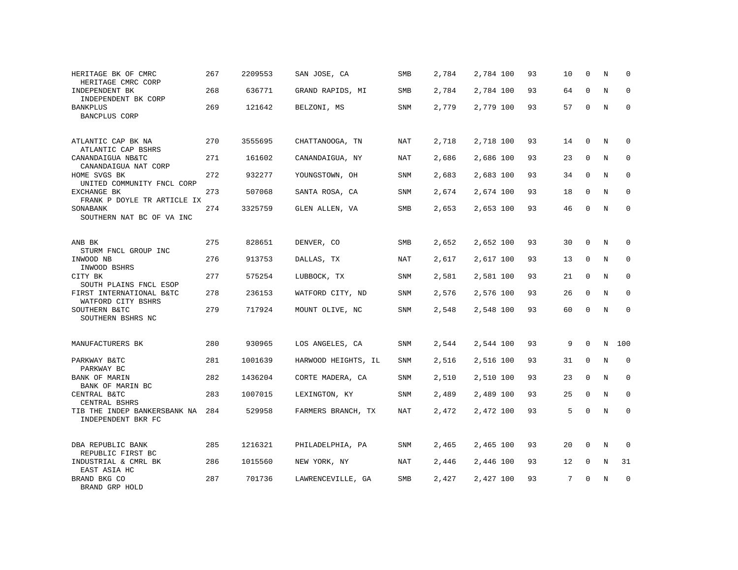| | | | | | | | | | | | | |
|---|---|---|---|---|---|---|---|---|---|---|---|---|
| HERITAGE BK OF CMRC<br>HERITAGE CMRC CORP | 267 | 2209553 | SAN JOSE, CA | SMB | 2,784 | 2,784 | 100 | 93 | 10 | 0 | N | 0 |
| INDEPENDENT BK<br>INDEPENDENT BK CORP | 268 | 636771 | GRAND RAPIDS, MI | SMB | 2,784 | 2,784 | 100 | 93 | 64 | 0 | N | 0 |
| BANKPLUS<br>BANCPLUS CORP | 269 | 121642 | BELZONI, MS | SNM | 2,779 | 2,779 | 100 | 93 | 57 | 0 | N | 0 |
| ATLANTIC CAP BK NA<br>ATLANTIC CAP BSHRS | 270 | 3555695 | CHATTANOOGA, TN | NAT | 2,718 | 2,718 | 100 | 93 | 14 | 0 | N | 0 |
| CANANDAIGUA NB&TC<br>CANANDAIGUA NAT CORP | 271 | 161602 | CANANDAIGUA, NY | NAT | 2,686 | 2,686 | 100 | 93 | 23 | 0 | N | 0 |
| HOME SVGS BK<br>UNITED COMMUNITY FNCL CORP | 272 | 932277 | YOUNGSTOWN, OH | SNM | 2,683 | 2,683 | 100 | 93 | 34 | 0 | N | 0 |
| EXCHANGE BK<br>FRANK P DOYLE TR ARTICLE IX | 273 | 507068 | SANTA ROSA, CA | SNM | 2,674 | 2,674 | 100 | 93 | 18 | 0 | N | 0 |
| SONABANK<br>SOUTHERN NAT BC OF VA INC | 274 | 3325759 | GLEN ALLEN, VA | SMB | 2,653 | 2,653 | 100 | 93 | 46 | 0 | N | 0 |
| ANB BK<br>STURM FNCL GROUP INC | 275 | 828651 | DENVER, CO | SMB | 2,652 | 2,652 | 100 | 93 | 30 | 0 | N | 0 |
| INWOOD NB<br>INWOOD BSHRS | 276 | 913753 | DALLAS, TX | NAT | 2,617 | 2,617 | 100 | 93 | 13 | 0 | N | 0 |
| CITY BK<br>SOUTH PLAINS FNCL ESOP | 277 | 575254 | LUBBOCK, TX | SNM | 2,581 | 2,581 | 100 | 93 | 21 | 0 | N | 0 |
| FIRST INTERNATIONAL B&TC<br>WATFORD CITY BSHRS | 278 | 236153 | WATFORD CITY, ND | SNM | 2,576 | 2,576 | 100 | 93 | 26 | 0 | N | 0 |
| SOUTHERN B&TC<br>SOUTHERN BSHRS NC | 279 | 717924 | MOUNT OLIVE, NC | SNM | 2,548 | 2,548 | 100 | 93 | 60 | 0 | N | 0 |
| MANUFACTURERS BK | 280 | 930965 | LOS ANGELES, CA | SNM | 2,544 | 2,544 | 100 | 93 | 9 | 0 | N | 100 |
| PARKWAY B&TC<br>PARKWAY BC | 281 | 1001639 | HARWOOD HEIGHTS, IL | SNM | 2,516 | 2,516 | 100 | 93 | 31 | 0 | N | 0 |
| BANK OF MARIN<br>BANK OF MARIN BC | 282 | 1436204 | CORTE MADERA, CA | SNM | 2,510 | 2,510 | 100 | 93 | 23 | 0 | N | 0 |
| CENTRAL B&TC<br>CENTRAL BSHRS | 283 | 1007015 | LEXINGTON, KY | SNM | 2,489 | 2,489 | 100 | 93 | 25 | 0 | N | 0 |
| TIB THE INDEP BANKERSBANK NA<br>INDEPENDENT BKR FC | 284 | 529958 | FARMERS BRANCH, TX | NAT | 2,472 | 2,472 | 100 | 93 | 5 | 0 | N | 0 |
| DBA REPUBLIC BANK<br>REPUBLIC FIRST BC | 285 | 1216321 | PHILADELPHIA, PA | SNM | 2,465 | 2,465 | 100 | 93 | 20 | 0 | N | 0 |
| INDUSTRIAL & CMRL BK<br>EAST ASIA HC | 286 | 1015560 | NEW YORK, NY | NAT | 2,446 | 2,446 | 100 | 93 | 12 | 0 | N | 31 |
| BRAND BKG CO<br>BRAND GRP HOLD | 287 | 701736 | LAWRENCEVILLE, GA | SMB | 2,427 | 2,427 | 100 | 93 | 7 | 0 | N | 0 |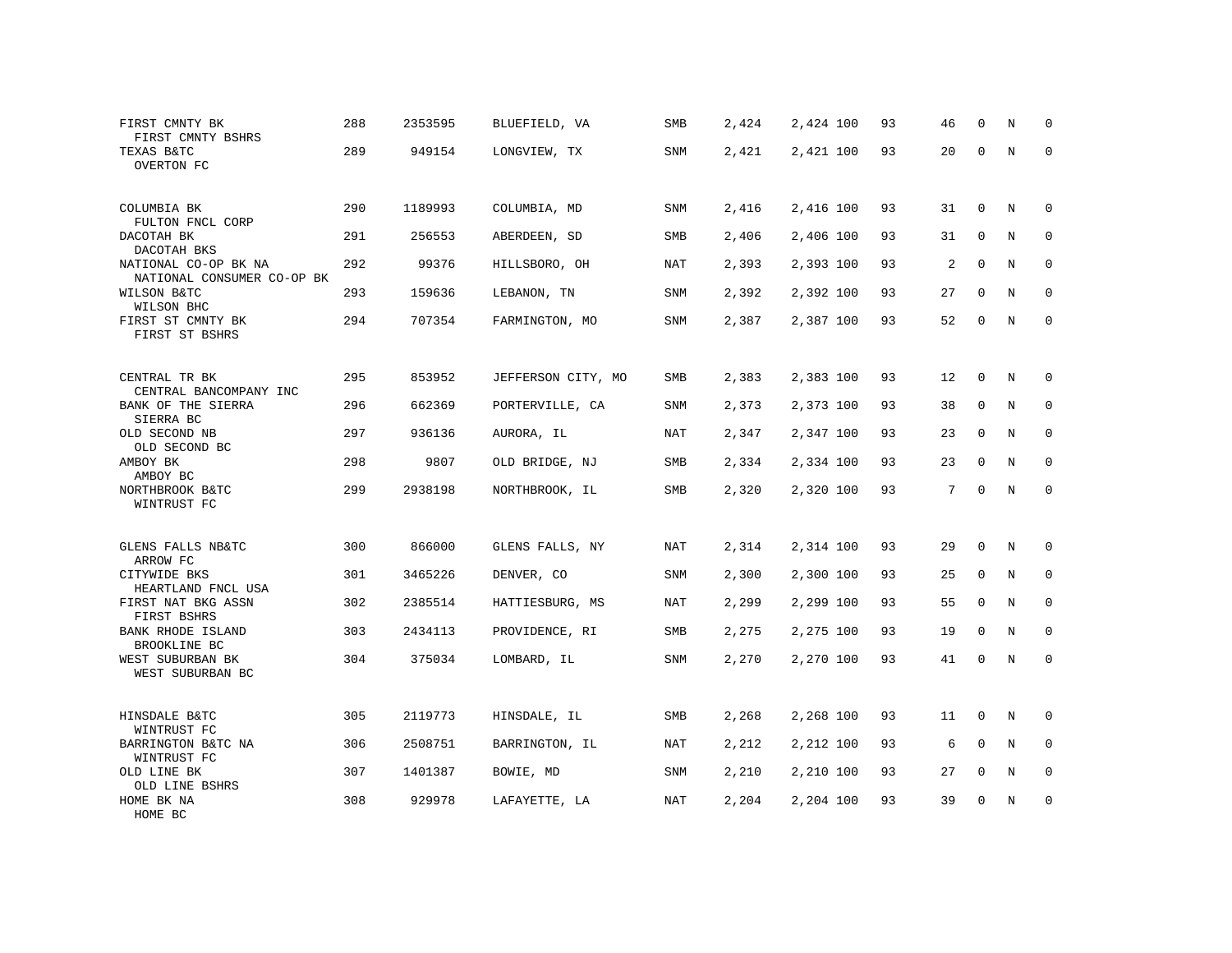| | | | | | | | | | | | | |
|---|---|---|---|---|---|---|---|---|---|---|---|---|
| FIRST CMNTY BK<br>FIRST CMNTY BSHRS | 288 | 2353595 | BLUEFIELD, VA | SMB | 2,424 | 2,424 | 100 | 93 | 46 | 0 | N | 0 |
| TEXAS B&TC<br>OVERTON FC | 289 | 949154 | LONGVIEW, TX | SNM | 2,421 | 2,421 | 100 | 93 | 20 | 0 | N | 0 |
| COLUMBIA BK<br>FULTON FNCL CORP | 290 | 1189993 | COLUMBIA, MD | SNM | 2,416 | 2,416 | 100 | 93 | 31 | 0 | N | 0 |
| DACOTAH BK<br>DACOTAH BKS | 291 | 256553 | ABERDEEN, SD | SMB | 2,406 | 2,406 | 100 | 93 | 31 | 0 | N | 0 |
| NATIONAL CO-OP BK NA<br>NATIONAL CONSUMER CO-OP BK | 292 | 99376 | HILLSBORO, OH | NAT | 2,393 | 2,393 | 100 | 93 | 2 | 0 | N | 0 |
| WILSON B&TC<br>WILSON BHC | 293 | 159636 | LEBANON, TN | SNM | 2,392 | 2,392 | 100 | 93 | 27 | 0 | N | 0 |
| FIRST ST CMNTY BK<br>FIRST ST BSHRS | 294 | 707354 | FARMINGTON, MO | SNM | 2,387 | 2,387 | 100 | 93 | 52 | 0 | N | 0 |
| CENTRAL TR BK<br>CENTRAL BANCOMPANY INC | 295 | 853952 | JEFFERSON CITY, MO | SMB | 2,383 | 2,383 | 100 | 93 | 12 | 0 | N | 0 |
| BANK OF THE SIERRA<br>SIERRA BC | 296 | 662369 | PORTERVILLE, CA | SNM | 2,373 | 2,373 | 100 | 93 | 38 | 0 | N | 0 |
| OLD SECOND NB<br>OLD SECOND BC | 297 | 936136 | AURORA, IL | NAT | 2,347 | 2,347 | 100 | 93 | 23 | 0 | N | 0 |
| AMBOY BK<br>AMBOY BC | 298 | 9807 | OLD BRIDGE, NJ | SMB | 2,334 | 2,334 | 100 | 93 | 23 | 0 | N | 0 |
| NORTHBROOK B&TC<br>WINTRUST FC | 299 | 2938198 | NORTHBROOK, IL | SMB | 2,320 | 2,320 | 100 | 93 | 7 | 0 | N | 0 |
| GLENS FALLS NB&TC<br>ARROW FC | 300 | 866000 | GLENS FALLS, NY | NAT | 2,314 | 2,314 | 100 | 93 | 29 | 0 | N | 0 |
| CITYWIDE BKS<br>HEARTLAND FNCL USA | 301 | 3465226 | DENVER, CO | SNM | 2,300 | 2,300 | 100 | 93 | 25 | 0 | N | 0 |
| FIRST NAT BKG ASSN<br>FIRST BSHRS | 302 | 2385514 | HATTIESBURG, MS | NAT | 2,299 | 2,299 | 100 | 93 | 55 | 0 | N | 0 |
| BANK RHODE ISLAND<br>BROOKLINE BC | 303 | 2434113 | PROVIDENCE, RI | SMB | 2,275 | 2,275 | 100 | 93 | 19 | 0 | N | 0 |
| WEST SUBURBAN BK<br>WEST SUBURBAN BC | 304 | 375034 | LOMBARD, IL | SNM | 2,270 | 2,270 | 100 | 93 | 41 | 0 | N | 0 |
| HINSDALE B&TC<br>WINTRUST FC | 305 | 2119773 | HINSDALE, IL | SMB | 2,268 | 2,268 | 100 | 93 | 11 | 0 | N | 0 |
| BARRINGTON B&TC NA<br>WINTRUST FC | 306 | 2508751 | BARRINGTON, IL | NAT | 2,212 | 2,212 | 100 | 93 | 6 | 0 | N | 0 |
| OLD LINE BK<br>OLD LINE BSHRS | 307 | 1401387 | BOWIE, MD | SNM | 2,210 | 2,210 | 100 | 93 | 27 | 0 | N | 0 |
| HOME BK NA<br>HOME BC | 308 | 929978 | LAFAYETTE, LA | NAT | 2,204 | 2,204 | 100 | 93 | 39 | 0 | N | 0 |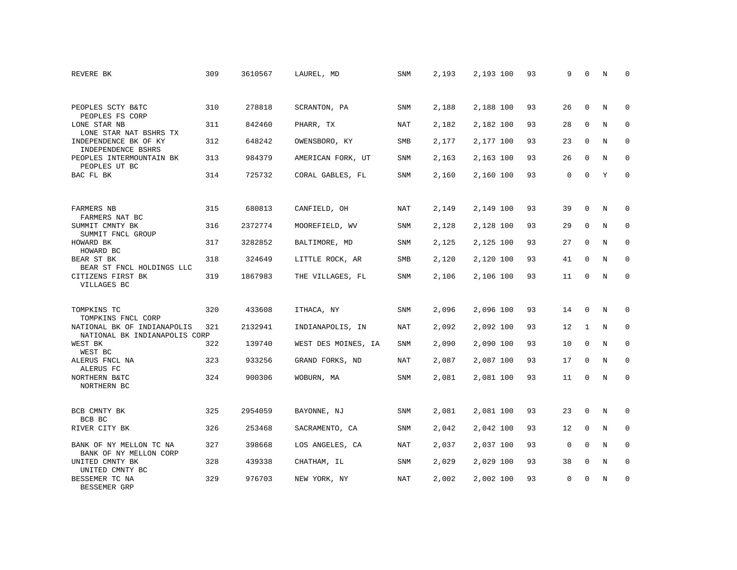| | | | | | | | | | | | | |
|---|---|---|---|---|---|---|---|---|---|---|---|---|
| REVERE BK | 309 | 3610567 | LAUREL, MD | SNM | 2,193 | 2,193 | 100 | 93 | 9 | 0 | N | 0 |
| PEOPLES SCTY B&TC<br>PEOPLES FS CORP | 310 | 278818 | SCRANTON, PA | SNM | 2,188 | 2,188 | 100 | 93 | 26 | 0 | N | 0 |
| LONE STAR NB<br>LONE STAR NAT BSHRS TX | 311 | 842460 | PHARR, TX | NAT | 2,182 | 2,182 | 100 | 93 | 28 | 0 | N | 0 |
| INDEPENDENCE BK OF KY<br>INDEPENDENCE BSHRS | 312 | 648242 | OWENSBORO, KY | SMB | 2,177 | 2,177 | 100 | 93 | 23 | 0 | N | 0 |
| PEOPLES INTERMOUNTAIN BK<br>PEOPLES UT BC | 313 | 984379 | AMERICAN FORK, UT | SNM | 2,163 | 2,163 | 100 | 93 | 26 | 0 | N | 0 |
| BAC FL BK | 314 | 725732 | CORAL GABLES, FL | SNM | 2,160 | 2,160 | 100 | 93 | 0 | 0 | Y | 0 |
| FARMERS NB<br>FARMERS NAT BC | 315 | 680813 | CANFIELD, OH | NAT | 2,149 | 2,149 | 100 | 93 | 39 | 0 | N | 0 |
| SUMMIT CMNTY BK<br>SUMMIT FNCL GROUP | 316 | 2372774 | MOOREFIELD, WV | SNM | 2,128 | 2,128 | 100 | 93 | 29 | 0 | N | 0 |
| HOWARD BK<br>HOWARD BC | 317 | 3282852 | BALTIMORE, MD | SNM | 2,125 | 2,125 | 100 | 93 | 27 | 0 | N | 0 |
| BEAR ST BK<br>BEAR ST FNCL HOLDINGS LLC | 318 | 324649 | LITTLE ROCK, AR | SMB | 2,120 | 2,120 | 100 | 93 | 41 | 0 | N | 0 |
| CITIZENS FIRST BK<br>VILLAGES BC | 319 | 1867983 | THE VILLAGES, FL | SNM | 2,106 | 2,106 | 100 | 93 | 11 | 0 | N | 0 |
| TOMPKINS TC<br>TOMPKINS FNCL CORP | 320 | 433608 | ITHACA, NY | SNM | 2,096 | 2,096 | 100 | 93 | 14 | 0 | N | 0 |
| NATIONAL BK OF INDIANAPOLIS<br>NATIONAL BK INDIANAPOLIS CORP | 321 | 2132941 | INDIANAPOLIS, IN | NAT | 2,092 | 2,092 | 100 | 93 | 12 | 1 | N | 0 |
| WEST BK<br>WEST BC | 322 | 139740 | WEST DES MOINES, IA | SNM | 2,090 | 2,090 | 100 | 93 | 10 | 0 | N | 0 |
| ALERUS FNCL NA<br>ALERUS FC | 323 | 933256 | GRAND FORKS, ND | NAT | 2,087 | 2,087 | 100 | 93 | 17 | 0 | N | 0 |
| NORTHERN B&TC<br>NORTHERN BC | 324 | 900306 | WOBURN, MA | SNM | 2,081 | 2,081 | 100 | 93 | 11 | 0 | N | 0 |
| BCB CMNTY BK<br>BCB BC | 325 | 2954059 | BAYONNE, NJ | SNM | 2,081 | 2,081 | 100 | 93 | 23 | 0 | N | 0 |
| RIVER CITY BK | 326 | 253468 | SACRAMENTO, CA | SNM | 2,042 | 2,042 | 100 | 93 | 12 | 0 | N | 0 |
| BANK OF NY MELLON TC NA<br>BANK OF NY MELLON CORP | 327 | 398668 | LOS ANGELES, CA | NAT | 2,037 | 2,037 | 100 | 93 | 0 | 0 | N | 0 |
| UNITED CMNTY BK<br>UNITED CMNTY BC | 328 | 439338 | CHATHAM, IL | SNM | 2,029 | 2,029 | 100 | 93 | 38 | 0 | N | 0 |
| BESSEMER TC NA<br>BESSEMER GRP | 329 | 976703 | NEW YORK, NY | NAT | 2,002 | 2,002 | 100 | 93 | 0 | 0 | N | 0 |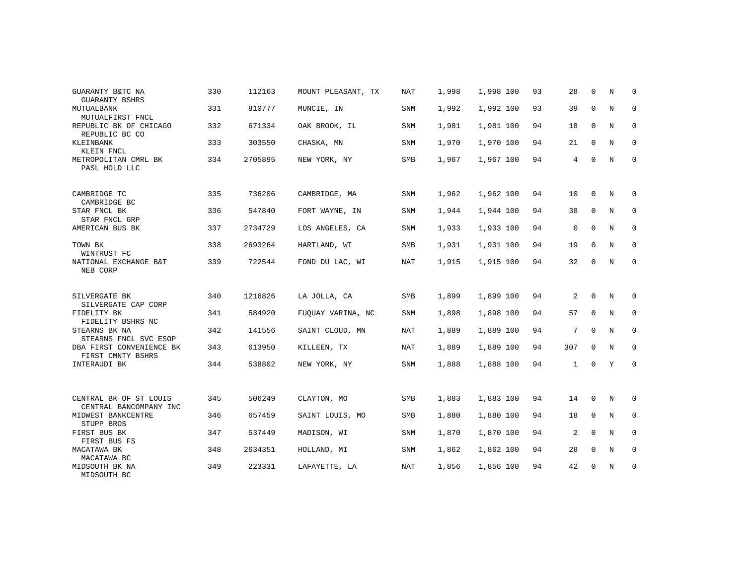| | | | | | | | | | | | | |
|---|---|---|---|---|---|---|---|---|---|---|---|---|
| GUARANTY B&TC NA<br>GUARANTY BSHRS | 330 | 112163 | MOUNT PLEASANT, TX | NAT | 1,998 | 1,998 | 100 | 93 | 28 | 0 | N | 0 |
| MUTUALBANK<br>MUTUALFIRST FNCL | 331 | 810777 | MUNCIE, IN | SNM | 1,992 | 1,992 | 100 | 93 | 39 | 0 | N | 0 |
| REPUBLIC BK OF CHICAGO<br>REPUBLIC BC CO | 332 | 671334 | OAK BROOK, IL | SNM | 1,981 | 1,981 | 100 | 94 | 18 | 0 | N | 0 |
| KLEINBANK<br>KLEIN FNCL | 333 | 303550 | CHASKA, MN | SNM | 1,970 | 1,970 | 100 | 94 | 21 | 0 | N | 0 |
| METROPOLITAN CMRL BK<br>PASL HOLD LLC | 334 | 2705895 | NEW YORK, NY | SMB | 1,967 | 1,967 | 100 | 94 | 4 | 0 | N | 0 |
| CAMBRIDGE TC<br>CAMBRIDGE BC | 335 | 736206 | CAMBRIDGE, MA | SNM | 1,962 | 1,962 | 100 | 94 | 10 | 0 | N | 0 |
| STAR FNCL BK<br>STAR FNCL GRP | 336 | 547840 | FORT WAYNE, IN | SNM | 1,944 | 1,944 | 100 | 94 | 38 | 0 | N | 0 |
| AMERICAN BUS BK | 337 | 2734729 | LOS ANGELES, CA | SNM | 1,933 | 1,933 | 100 | 94 | 0 | 0 | N | 0 |
| TOWN BK<br>WINTRUST FC | 338 | 2693264 | HARTLAND, WI | SMB | 1,931 | 1,931 | 100 | 94 | 19 | 0 | N | 0 |
| NATIONAL EXCHANGE B&T<br>NEB CORP | 339 | 722544 | FOND DU LAC, WI | NAT | 1,915 | 1,915 | 100 | 94 | 32 | 0 | N | 0 |
| SILVERGATE BK<br>SILVERGATE CAP CORP | 340 | 1216826 | LA JOLLA, CA | SMB | 1,899 | 1,899 | 100 | 94 | 2 | 0 | N | 0 |
| FIDELITY BK<br>FIDELITY BSHRS NC | 341 | 584920 | FUQUAY VARINA, NC | SNM | 1,898 | 1,898 | 100 | 94 | 57 | 0 | N | 0 |
| STEARNS BK NA<br>STEARNS FNCL SVC ESOP | 342 | 141556 | SAINT CLOUD, MN | NAT | 1,889 | 1,889 | 100 | 94 | 7 | 0 | N | 0 |
| DBA FIRST CONVENIENCE BK<br>FIRST CMNTY BSHRS | 343 | 613950 | KILLEEN, TX | NAT | 1,889 | 1,889 | 100 | 94 | 307 | 0 | N | 0 |
| INTERAUDI BK | 344 | 538802 | NEW YORK, NY | SNM | 1,888 | 1,888 | 100 | 94 | 1 | 0 | Y | 0 |
| CENTRAL BK OF ST LOUIS<br>CENTRAL BANCOMPANY INC | 345 | 506249 | CLAYTON, MO | SMB | 1,883 | 1,883 | 100 | 94 | 14 | 0 | N | 0 |
| MIDWEST BANKCENTRE<br>STUPP BROS | 346 | 657459 | SAINT LOUIS, MO | SMB | 1,880 | 1,880 | 100 | 94 | 18 | 0 | N | 0 |
| FIRST BUS BK<br>FIRST BUS FS | 347 | 537449 | MADISON, WI | SNM | 1,870 | 1,870 | 100 | 94 | 2 | 0 | N | 0 |
| MACATAWA BK<br>MACATAWA BC | 348 | 2634351 | HOLLAND, MI | SNM | 1,862 | 1,862 | 100 | 94 | 28 | 0 | N | 0 |
| MIDSOUTH BK NA<br>MIDSOUTH BC | 349 | 223331 | LAFAYETTE, LA | NAT | 1,856 | 1,856 | 100 | 94 | 42 | 0 | N | 0 |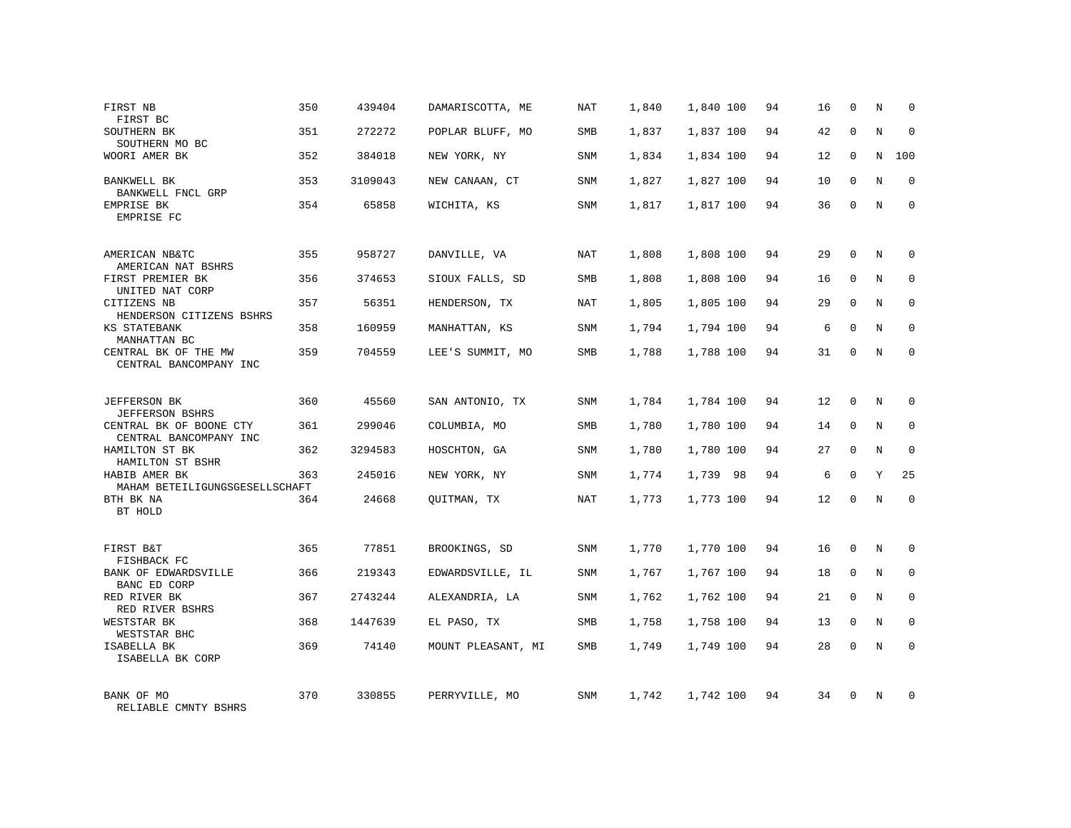| | | | | | | | | | | | | |
|---|---|---|---|---|---|---|---|---|---|---|---|---|
| FIRST NB<br>FIRST BC | 350 | 439404 | DAMARISCOTTA, ME | NAT | 1,840 | 1,840 | 100 | 94 | 16 | 0 | N | 0 |
| SOUTHERN BK<br>SOUTHERN MO BC | 351 | 272272 | POPLAR BLUFF, MO | SMB | 1,837 | 1,837 | 100 | 94 | 42 | 0 | N | 0 |
| WOORI AMER BK | 352 | 384018 | NEW YORK, NY | SNM | 1,834 | 1,834 | 100 | 94 | 12 | 0 | N | 100 |
| BANKWELL BK<br>BANKWELL FNCL GRP | 353 | 3109043 | NEW CANAAN, CT | SNM | 1,827 | 1,827 | 100 | 94 | 10 | 0 | N | 0 |
| EMPRISE BK<br>EMPRISE FC | 354 | 65858 | WICHITA, KS | SNM | 1,817 | 1,817 | 100 | 94 | 36 | 0 | N | 0 |
| AMERICAN NB&TC<br>AMERICAN NAT BSHRS | 355 | 958727 | DANVILLE, VA | NAT | 1,808 | 1,808 | 100 | 94 | 29 | 0 | N | 0 |
| FIRST PREMIER BK<br>UNITED NAT CORP | 356 | 374653 | SIOUX FALLS, SD | SMB | 1,808 | 1,808 | 100 | 94 | 16 | 0 | N | 0 |
| CITIZENS NB<br>HENDERSON CITIZENS BSHRS | 357 | 56351 | HENDERSON, TX | NAT | 1,805 | 1,805 | 100 | 94 | 29 | 0 | N | 0 |
| KS STATEBANK<br>MANHATTAN BC | 358 | 160959 | MANHATTAN, KS | SNM | 1,794 | 1,794 | 100 | 94 | 6 | 0 | N | 0 |
| CENTRAL BK OF THE MW<br>CENTRAL BANCOMPANY INC | 359 | 704559 | LEE'S SUMMIT, MO | SMB | 1,788 | 1,788 | 100 | 94 | 31 | 0 | N | 0 |
| JEFFERSON BK<br>JEFFERSON BSHRS | 360 | 45560 | SAN ANTONIO, TX | SNM | 1,784 | 1,784 | 100 | 94 | 12 | 0 | N | 0 |
| CENTRAL BK OF BOONE CTY<br>CENTRAL BANCOMPANY INC | 361 | 299046 | COLUMBIA, MO | SMB | 1,780 | 1,780 | 100 | 94 | 14 | 0 | N | 0 |
| HAMILTON ST BK<br>HAMILTON ST BSHR | 362 | 3294583 | HOSCHTON, GA | SNM | 1,780 | 1,780 | 100 | 94 | 27 | 0 | N | 0 |
| HABIB AMER BK<br>MAHAM BETEILIGUNGSGESELLSCHAFT | 363 | 245016 | NEW YORK, NY | SNM | 1,774 | 1,739 | 98 | 94 | 6 | 0 | Y | 25 |
| BTH BK NA<br>BT HOLD | 364 | 24668 | QUITMAN, TX | NAT | 1,773 | 1,773 | 100 | 94 | 12 | 0 | N | 0 |
| FIRST B&T<br>FISHBACK FC | 365 | 77851 | BROOKINGS, SD | SNM | 1,770 | 1,770 | 100 | 94 | 16 | 0 | N | 0 |
| BANK OF EDWARDSVILLE<br>BANC ED CORP | 366 | 219343 | EDWARDSVILLE, IL | SNM | 1,767 | 1,767 | 100 | 94 | 18 | 0 | N | 0 |
| RED RIVER BK<br>RED RIVER BSHRS | 367 | 2743244 | ALEXANDRIA, LA | SNM | 1,762 | 1,762 | 100 | 94 | 21 | 0 | N | 0 |
| WESTSTAR BK<br>WESTSTAR BHC | 368 | 1447639 | EL PASO, TX | SMB | 1,758 | 1,758 | 100 | 94 | 13 | 0 | N | 0 |
| ISABELLA BK<br>ISABELLA BK CORP | 369 | 74140 | MOUNT PLEASANT, MI | SMB | 1,749 | 1,749 | 100 | 94 | 28 | 0 | N | 0 |
| BANK OF MO<br>RELIABLE CMNTY BSHRS | 370 | 330855 | PERRYVILLE, MO | SNM | 1,742 | 1,742 | 100 | 94 | 34 | 0 | N | 0 |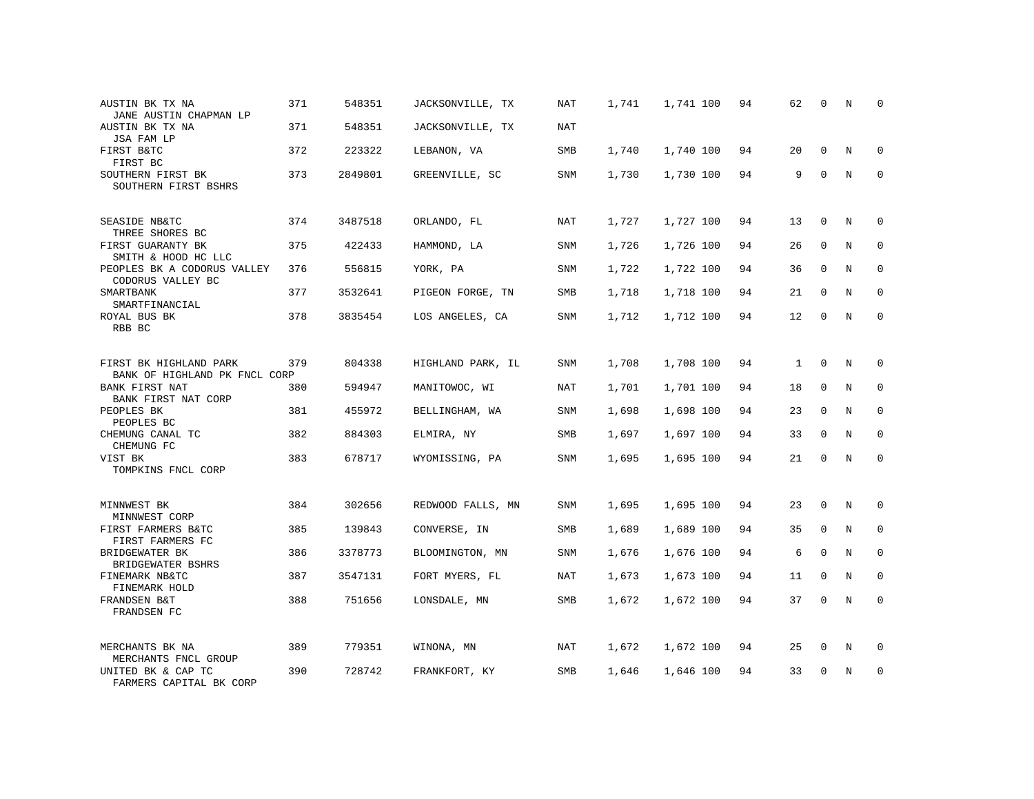| Bank / Holding Company | Rank | ID | Location | Type | | | | | | | | |
|---|---|---|---|---|---|---|---|---|---|---|---|---|
| AUSTIN BK TX NA<br>JANE AUSTIN CHAPMAN LP | 371 | 548351 | JACKSONVILLE, TX | NAT | 1,741 | 1,741 | 100 | 94 | 62 | 0 | N | 0 |
| AUSTIN BK TX NA<br>JSA FAM LP | 371 | 548351 | JACKSONVILLE, TX | NAT | | | | | | | | |
| FIRST B&TC<br>FIRST BC | 372 | 223322 | LEBANON, VA | SMB | 1,740 | 1,740 | 100 | 94 | 20 | 0 | N | 0 |
| SOUTHERN FIRST BK<br>SOUTHERN FIRST BSHRS | 373 | 2849801 | GREENVILLE, SC | SNM | 1,730 | 1,730 | 100 | 94 | 9 | 0 | N | 0 |
| SEASIDE NB&TC<br>THREE SHORES BC | 374 | 3487518 | ORLANDO, FL | NAT | 1,727 | 1,727 | 100 | 94 | 13 | 0 | N | 0 |
| FIRST GUARANTY BK<br>SMITH & HOOD HC LLC | 375 | 422433 | HAMMOND, LA | SNM | 1,726 | 1,726 | 100 | 94 | 26 | 0 | N | 0 |
| PEOPLES BK A CODORUS VALLEY<br>CODORUS VALLEY BC | 376 | 556815 | YORK, PA | SNM | 1,722 | 1,722 | 100 | 94 | 36 | 0 | N | 0 |
| SMARTBANK<br>SMARTFINANCIAL | 377 | 3532641 | PIGEON FORGE, TN | SMB | 1,718 | 1,718 | 100 | 94 | 21 | 0 | N | 0 |
| ROYAL BUS BK<br>RBB BC | 378 | 3835454 | LOS ANGELES, CA | SNM | 1,712 | 1,712 | 100 | 94 | 12 | 0 | N | 0 |
| FIRST BK HIGHLAND PARK<br>BANK OF HIGHLAND PK FNCL CORP | 379 | 804338 | HIGHLAND PARK, IL | SNM | 1,708 | 1,708 | 100 | 94 | 1 | 0 | N | 0 |
| BANK FIRST NAT<br>BANK FIRST NAT CORP | 380 | 594947 | MANITOWOC, WI | NAT | 1,701 | 1,701 | 100 | 94 | 18 | 0 | N | 0 |
| PEOPLES BK<br>PEOPLES BC | 381 | 455972 | BELLINGHAM, WA | SNM | 1,698 | 1,698 | 100 | 94 | 23 | 0 | N | 0 |
| CHEMUNG CANAL TC<br>CHEMUNG FC | 382 | 884303 | ELMIRA, NY | SMB | 1,697 | 1,697 | 100 | 94 | 33 | 0 | N | 0 |
| VIST BK<br>TOMPKINS FNCL CORP | 383 | 678717 | WYOMISSING, PA | SNM | 1,695 | 1,695 | 100 | 94 | 21 | 0 | N | 0 |
| MINNWEST BK<br>MINNWEST CORP | 384 | 302656 | REDWOOD FALLS, MN | SNM | 1,695 | 1,695 | 100 | 94 | 23 | 0 | N | 0 |
| FIRST FARMERS B&TC<br>FIRST FARMERS FC | 385 | 139843 | CONVERSE, IN | SMB | 1,689 | 1,689 | 100 | 94 | 35 | 0 | N | 0 |
| BRIDGEWATER BK<br>BRIDGEWATER BSHRS | 386 | 3378773 | BLOOMINGTON, MN | SNM | 1,676 | 1,676 | 100 | 94 | 6 | 0 | N | 0 |
| FINEMARK NB&TC<br>FINEMARK HOLD | 387 | 3547131 | FORT MYERS, FL | NAT | 1,673 | 1,673 | 100 | 94 | 11 | 0 | N | 0 |
| FRANDSEN B&T<br>FRANDSEN FC | 388 | 751656 | LONSDALE, MN | SMB | 1,672 | 1,672 | 100 | 94 | 37 | 0 | N | 0 |
| MERCHANTS BK NA<br>MERCHANTS FNCL GROUP | 389 | 779351 | WINONA, MN | NAT | 1,672 | 1,672 | 100 | 94 | 25 | 0 | N | 0 |
| UNITED BK & CAP TC<br>FARMERS CAPITAL BK CORP | 390 | 728742 | FRANKFORT, KY | SMB | 1,646 | 1,646 | 100 | 94 | 33 | 0 | N | 0 |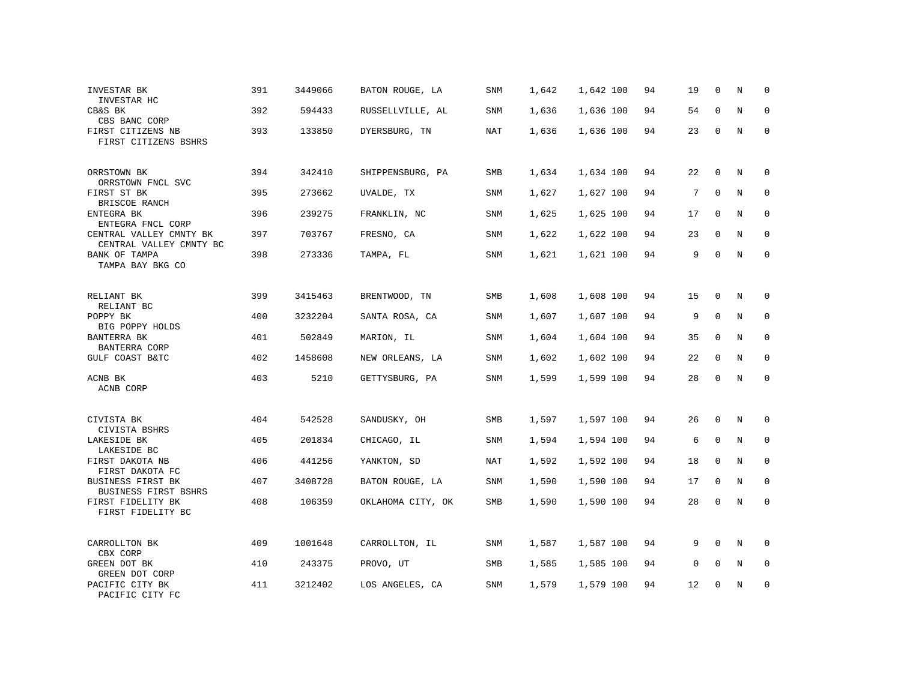| | | | | | | | | | | | | |
|---|---|---|---|---|---|---|---|---|---|---|---|---|
| INVESTAR BK<br>INVESTAR HC | 391 | 3449066 | BATON ROUGE, LA | SNM | 1,642 | 1,642 | 100 | 94 | 19 | 0 | N | 0 |
| CB&S BK<br>CBS BANC CORP | 392 | 594433 | RUSSELLVILLE, AL | SNM | 1,636 | 1,636 | 100 | 94 | 54 | 0 | N | 0 |
| FIRST CITIZENS NB<br>FIRST CITIZENS BSHRS | 393 | 133850 | DYERSBURG, TN | NAT | 1,636 | 1,636 | 100 | 94 | 23 | 0 | N | 0 |
| ORRSTOWN BK<br>ORRSTOWN FNCL SVC | 394 | 342410 | SHIPPENSBURG, PA | SMB | 1,634 | 1,634 | 100 | 94 | 22 | 0 | N | 0 |
| FIRST ST BK<br>BRISCOE RANCH | 395 | 273662 | UVALDE, TX | SNM | 1,627 | 1,627 | 100 | 94 | 7 | 0 | N | 0 |
| ENTEGRA BK<br>ENTEGRA FNCL CORP | 396 | 239275 | FRANKLIN, NC | SNM | 1,625 | 1,625 | 100 | 94 | 17 | 0 | N | 0 |
| CENTRAL VALLEY CMNTY BK<br>CENTRAL VALLEY CMNTY BC | 397 | 703767 | FRESNO, CA | SNM | 1,622 | 1,622 | 100 | 94 | 23 | 0 | N | 0 |
| BANK OF TAMPA<br>TAMPA BAY BKG CO | 398 | 273336 | TAMPA, FL | SNM | 1,621 | 1,621 | 100 | 94 | 9 | 0 | N | 0 |
| RELIANT BK<br>RELIANT BC | 399 | 3415463 | BRENTWOOD, TN | SMB | 1,608 | 1,608 | 100 | 94 | 15 | 0 | N | 0 |
| POPPY BK<br>BIG POPPY HOLDS | 400 | 3232204 | SANTA ROSA, CA | SNM | 1,607 | 1,607 | 100 | 94 | 9 | 0 | N | 0 |
| BANTERRA BK<br>BANTERRA CORP | 401 | 502849 | MARION, IL | SNM | 1,604 | 1,604 | 100 | 94 | 35 | 0 | N | 0 |
| GULF COAST B&TC | 402 | 1458608 | NEW ORLEANS, LA | SNM | 1,602 | 1,602 | 100 | 94 | 22 | 0 | N | 0 |
| ACNB BK<br>ACNB CORP | 403 | 5210 | GETTYSBURG, PA | SNM | 1,599 | 1,599 | 100 | 94 | 28 | 0 | N | 0 |
| CIVISTA BK<br>CIVISTA BSHRS | 404 | 542528 | SANDUSKY, OH | SMB | 1,597 | 1,597 | 100 | 94 | 26 | 0 | N | 0 |
| LAKESIDE BK<br>LAKESIDE BC | 405 | 201834 | CHICAGO, IL | SNM | 1,594 | 1,594 | 100 | 94 | 6 | 0 | N | 0 |
| FIRST DAKOTA NB<br>FIRST DAKOTA FC | 406 | 441256 | YANKTON, SD | NAT | 1,592 | 1,592 | 100 | 94 | 18 | 0 | N | 0 |
| BUSINESS FIRST BK<br>BUSINESS FIRST BSHRS | 407 | 3408728 | BATON ROUGE, LA | SNM | 1,590 | 1,590 | 100 | 94 | 17 | 0 | N | 0 |
| FIRST FIDELITY BK<br>FIRST FIDELITY BC | 408 | 106359 | OKLAHOMA CITY, OK | SMB | 1,590 | 1,590 | 100 | 94 | 28 | 0 | N | 0 |
| CARROLLTON BK<br>CBX CORP | 409 | 1001648 | CARROLLTON, IL | SNM | 1,587 | 1,587 | 100 | 94 | 9 | 0 | N | 0 |
| GREEN DOT BK<br>GREEN DOT CORP | 410 | 243375 | PROVO, UT | SMB | 1,585 | 1,585 | 100 | 94 | 0 | 0 | N | 0 |
| PACIFIC CITY BK<br>PACIFIC CITY FC | 411 | 3212402 | LOS ANGELES, CA | SNM | 1,579 | 1,579 | 100 | 94 | 12 | 0 | N | 0 |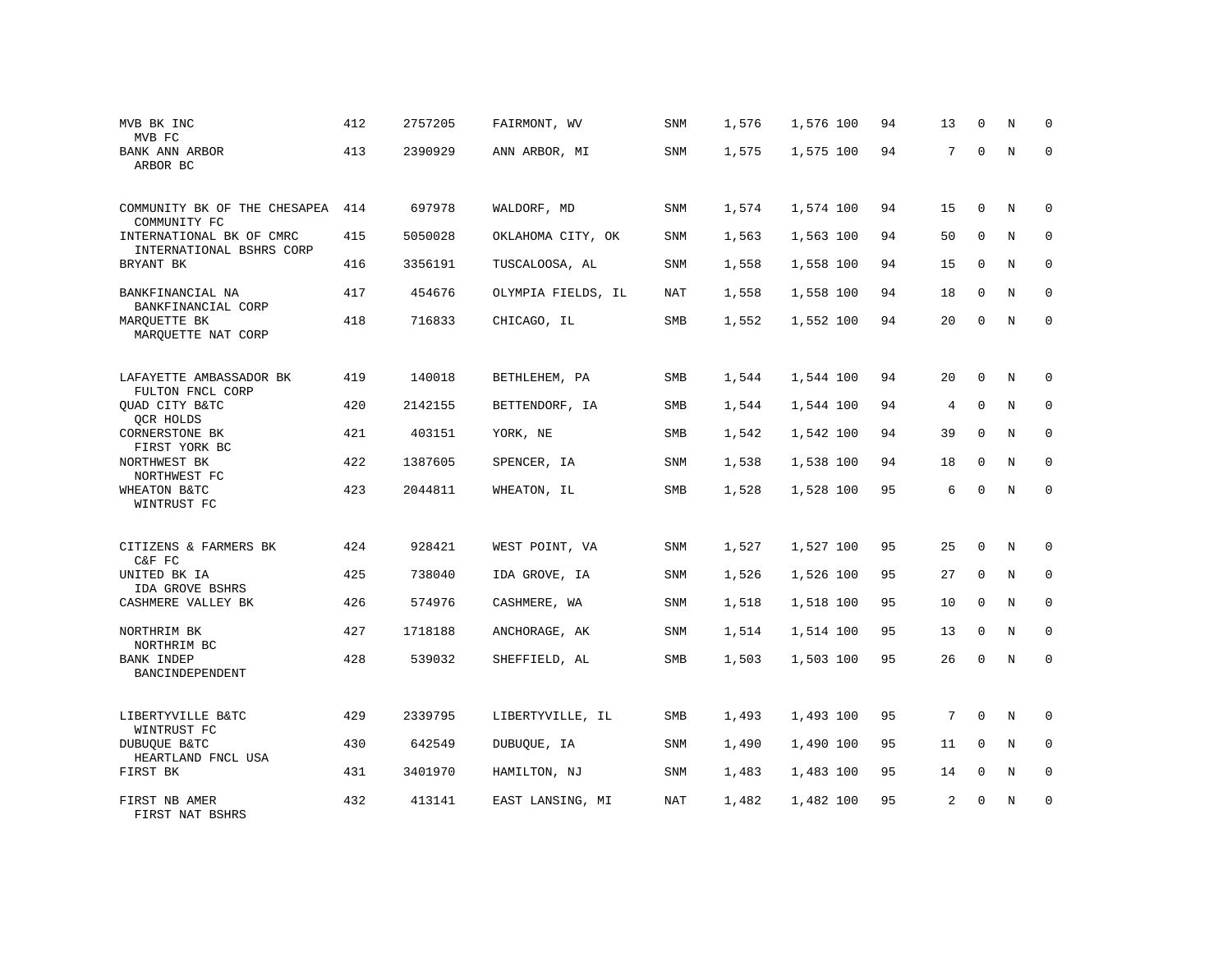| | | | | | | | | | | | | |
|---|---|---|---|---|---|---|---|---|---|---|---|---|
| MVB BK INC<br>MVB FC | 412 | 2757205 | FAIRMONT, WV | SNM | 1,576 | 1,576 | 100 | 94 | 13 | 0 | N | 0 |
| BANK ANN ARBOR<br>ARBOR BC | 413 | 2390929 | ANN ARBOR, MI | SNM | 1,575 | 1,575 | 100 | 94 | 7 | 0 | N | 0 |
| COMMUNITY BK OF THE CHESAPEA<br>COMMUNITY FC | 414 | 697978 | WALDORF, MD | SNM | 1,574 | 1,574 | 100 | 94 | 15 | 0 | N | 0 |
| INTERNATIONAL BK OF CMRC<br>INTERNATIONAL BSHRS CORP | 415 | 5050028 | OKLAHOMA CITY, OK | SNM | 1,563 | 1,563 | 100 | 94 | 50 | 0 | N | 0 |
| BRYANT BK | 416 | 3356191 | TUSCALOOSA, AL | SNM | 1,558 | 1,558 | 100 | 94 | 15 | 0 | N | 0 |
| BANKFINANCIAL NA<br>BANKFINANCIAL CORP | 417 | 454676 | OLYMPIA FIELDS, IL | NAT | 1,558 | 1,558 | 100 | 94 | 18 | 0 | N | 0 |
| MARQUETTE BK<br>MARQUETTE NAT CORP | 418 | 716833 | CHICAGO, IL | SMB | 1,552 | 1,552 | 100 | 94 | 20 | 0 | N | 0 |
| LAFAYETTE AMBASSADOR BK<br>FULTON FNCL CORP | 419 | 140018 | BETHLEHEM, PA | SMB | 1,544 | 1,544 | 100 | 94 | 20 | 0 | N | 0 |
| QUAD CITY B&TC<br>QCR HOLDS | 420 | 2142155 | BETTENDORF, IA | SMB | 1,544 | 1,544 | 100 | 94 | 4 | 0 | N | 0 |
| CORNERSTONE BK<br>FIRST YORK BC | 421 | 403151 | YORK, NE | SMB | 1,542 | 1,542 | 100 | 94 | 39 | 0 | N | 0 |
| NORTHWEST BK<br>NORTHWEST FC | 422 | 1387605 | SPENCER, IA | SNM | 1,538 | 1,538 | 100 | 94 | 18 | 0 | N | 0 |
| WHEATON B&TC<br>WINTRUST FC | 423 | 2044811 | WHEATON, IL | SMB | 1,528 | 1,528 | 100 | 95 | 6 | 0 | N | 0 |
| CITIZENS & FARMERS BK<br>C&F FC | 424 | 928421 | WEST POINT, VA | SNM | 1,527 | 1,527 | 100 | 95 | 25 | 0 | N | 0 |
| UNITED BK IA<br>IDA GROVE BSHRS | 425 | 738040 | IDA GROVE, IA | SNM | 1,526 | 1,526 | 100 | 95 | 27 | 0 | N | 0 |
| CASHMERE VALLEY BK | 426 | 574976 | CASHMERE, WA | SNM | 1,518 | 1,518 | 100 | 95 | 10 | 0 | N | 0 |
| NORTHRIM BK<br>NORTHRIM BC | 427 | 1718188 | ANCHORAGE, AK | SNM | 1,514 | 1,514 | 100 | 95 | 13 | 0 | N | 0 |
| BANK INDEP<br>BANCINDEPENDENT | 428 | 539032 | SHEFFIELD, AL | SMB | 1,503 | 1,503 | 100 | 95 | 26 | 0 | N | 0 |
| LIBERTYVILLE B&TC<br>WINTRUST FC | 429 | 2339795 | LIBERTYVILLE, IL | SMB | 1,493 | 1,493 | 100 | 95 | 7 | 0 | N | 0 |
| DUBUQUE B&TC<br>HEARTLAND FNCL USA | 430 | 642549 | DUBUQUE, IA | SNM | 1,490 | 1,490 | 100 | 95 | 11 | 0 | N | 0 |
| FIRST BK | 431 | 3401970 | HAMILTON, NJ | SNM | 1,483 | 1,483 | 100 | 95 | 14 | 0 | N | 0 |
| FIRST NB AMER<br>FIRST NAT BSHRS | 432 | 413141 | EAST LANSING, MI | NAT | 1,482 | 1,482 | 100 | 95 | 2 | 0 | N | 0 |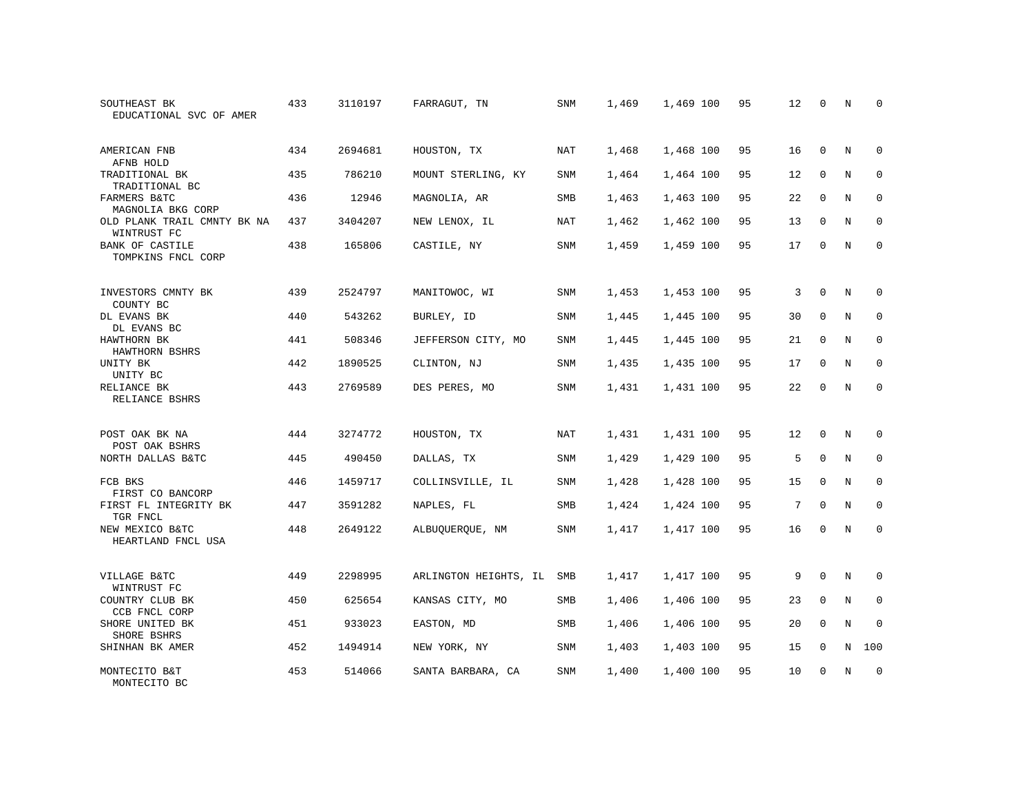| | | | | | | | | | | | | |
|---|---|---|---|---|---|---|---|---|---|---|---|---|
| SOUTHEAST BK<br>EDUCATIONAL SVC OF AMER | 433 | 3110197 | FARRAGUT, TN | SNM | 1,469 | 1,469 | 100 | 95 | 12 | 0 | N | 0 |
| AMERICAN FNB<br>AFNB HOLD | 434 | 2694681 | HOUSTON, TX | NAT | 1,468 | 1,468 | 100 | 95 | 16 | 0 | N | 0 |
| TRADITIONAL BK<br>TRADITIONAL BC | 435 | 786210 | MOUNT STERLING, KY | SNM | 1,464 | 1,464 | 100 | 95 | 12 | 0 | N | 0 |
| FARMERS B&TC<br>MAGNOLIA BKG CORP | 436 | 12946 | MAGNOLIA, AR | SMB | 1,463 | 1,463 | 100 | 95 | 22 | 0 | N | 0 |
| OLD PLANK TRAIL CMNTY BK NA<br>WINTRUST FC | 437 | 3404207 | NEW LENOX, IL | NAT | 1,462 | 1,462 | 100 | 95 | 13 | 0 | N | 0 |
| BANK OF CASTILE<br>TOMPKINS FNCL CORP | 438 | 165806 | CASTILE, NY | SNM | 1,459 | 1,459 | 100 | 95 | 17 | 0 | N | 0 |
| INVESTORS CMNTY BK<br>COUNTY BC | 439 | 2524797 | MANITOWOC, WI | SNM | 1,453 | 1,453 | 100 | 95 | 3 | 0 | N | 0 |
| DL EVANS BK<br>DL EVANS BC | 440 | 543262 | BURLEY, ID | SNM | 1,445 | 1,445 | 100 | 95 | 30 | 0 | N | 0 |
| HAWTHORN BK<br>HAWTHORN BSHRS | 441 | 508346 | JEFFERSON CITY, MO | SNM | 1,445 | 1,445 | 100 | 95 | 21 | 0 | N | 0 |
| UNITY BK<br>UNITY BC | 442 | 1890525 | CLINTON, NJ | SNM | 1,435 | 1,435 | 100 | 95 | 17 | 0 | N | 0 |
| RELIANCE BK<br>RELIANCE BSHRS | 443 | 2769589 | DES PERES, MO | SNM | 1,431 | 1,431 | 100 | 95 | 22 | 0 | N | 0 |
| POST OAK BK NA<br>POST OAK BSHRS | 444 | 3274772 | HOUSTON, TX | NAT | 1,431 | 1,431 | 100 | 95 | 12 | 0 | N | 0 |
| NORTH DALLAS B&TC | 445 | 490450 | DALLAS, TX | SNM | 1,429 | 1,429 | 100 | 95 | 5 | 0 | N | 0 |
| FCB BKS<br>FIRST CO BANCORP | 446 | 1459717 | COLLINSVILLE, IL | SNM | 1,428 | 1,428 | 100 | 95 | 15 | 0 | N | 0 |
| FIRST FL INTEGRITY BK<br>TGR FNCL | 447 | 3591282 | NAPLES, FL | SMB | 1,424 | 1,424 | 100 | 95 | 7 | 0 | N | 0 |
| NEW MEXICO B&TC<br>HEARTLAND FNCL USA | 448 | 2649122 | ALBUQUERQUE, NM | SNM | 1,417 | 1,417 | 100 | 95 | 16 | 0 | N | 0 |
| VILLAGE B&TC<br>WINTRUST FC | 449 | 2298995 | ARLINGTON HEIGHTS, IL | SMB | 1,417 | 1,417 | 100 | 95 | 9 | 0 | N | 0 |
| COUNTRY CLUB BK<br>CCB FNCL CORP | 450 | 625654 | KANSAS CITY, MO | SMB | 1,406 | 1,406 | 100 | 95 | 23 | 0 | N | 0 |
| SHORE UNITED BK<br>SHORE BSHRS | 451 | 933023 | EASTON, MD | SMB | 1,406 | 1,406 | 100 | 95 | 20 | 0 | N | 0 |
| SHINHAN BK AMER | 452 | 1494914 | NEW YORK, NY | SNM | 1,403 | 1,403 | 100 | 95 | 15 | 0 | N | 100 |
| MONTECITO B&T<br>MONTECITO BC | 453 | 514066 | SANTA BARBARA, CA | SNM | 1,400 | 1,400 | 100 | 95 | 10 | 0 | N | 0 |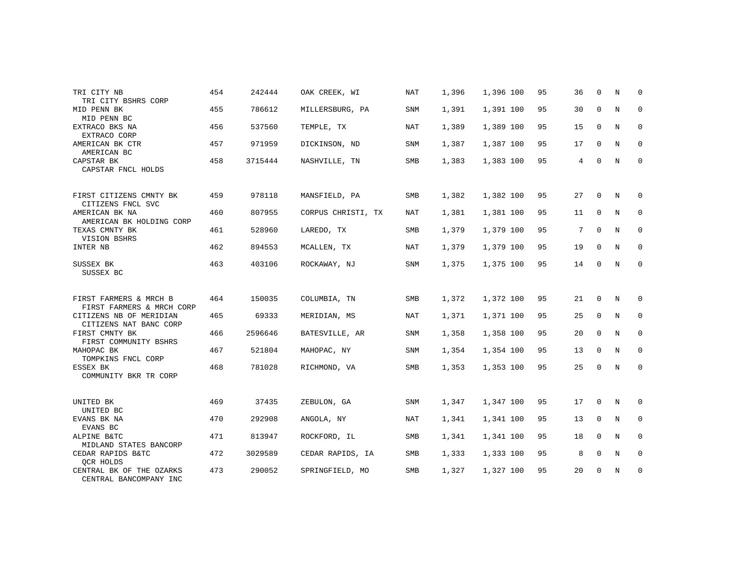| | | | | | | | | | | | | |
|---|---|---|---|---|---|---|---|---|---|---|---|---|
| TRI CITY NB<br>TRI CITY BSHRS CORP | 454 | 242444 | OAK CREEK, WI | NAT | 1,396 | 1,396 | 100 | 95 | 36 | 0 | N | 0 |
| MID PENN BK<br>MID PENN BC | 455 | 786612 | MILLERSBURG, PA | SNM | 1,391 | 1,391 | 100 | 95 | 30 | 0 | N | 0 |
| EXTRACO BKS NA<br>EXTRACO CORP | 456 | 537560 | TEMPLE, TX | NAT | 1,389 | 1,389 | 100 | 95 | 15 | 0 | N | 0 |
| AMERICAN BK CTR<br>AMERICAN BC | 457 | 971959 | DICKINSON, ND | SNM | 1,387 | 1,387 | 100 | 95 | 17 | 0 | N | 0 |
| CAPSTAR BK<br>CAPSTAR FNCL HOLDS | 458 | 3715444 | NASHVILLE, TN | SMB | 1,383 | 1,383 | 100 | 95 | 4 | 0 | N | 0 |
| FIRST CITIZENS CMNTY BK<br>CITIZENS FNCL SVC | 459 | 978118 | MANSFIELD, PA | SMB | 1,382 | 1,382 | 100 | 95 | 27 | 0 | N | 0 |
| AMERICAN BK NA<br>AMERICAN BK HOLDING CORP | 460 | 807955 | CORPUS CHRISTI, TX | NAT | 1,381 | 1,381 | 100 | 95 | 11 | 0 | N | 0 |
| TEXAS CMNTY BK<br>VISION BSHRS | 461 | 528960 | LAREDO, TX | SMB | 1,379 | 1,379 | 100 | 95 | 7 | 0 | N | 0 |
| INTER NB | 462 | 894553 | MCALLEN, TX | NAT | 1,379 | 1,379 | 100 | 95 | 19 | 0 | N | 0 |
| SUSSEX BK<br>SUSSEX BC | 463 | 403106 | ROCKAWAY, NJ | SNM | 1,375 | 1,375 | 100 | 95 | 14 | 0 | N | 0 |
| FIRST FARMERS & MRCH B<br>FIRST FARMERS & MRCH CORP | 464 | 150035 | COLUMBIA, TN | SMB | 1,372 | 1,372 | 100 | 95 | 21 | 0 | N | 0 |
| CITIZENS NB OF MERIDIAN<br>CITIZENS NAT BANC CORP | 465 | 69333 | MERIDIAN, MS | NAT | 1,371 | 1,371 | 100 | 95 | 25 | 0 | N | 0 |
| FIRST CMNTY BK<br>FIRST COMMUNITY BSHRS | 466 | 2596646 | BATESVILLE, AR | SNM | 1,358 | 1,358 | 100 | 95 | 20 | 0 | N | 0 |
| MAHOPAC BK<br>TOMPKINS FNCL CORP | 467 | 521804 | MAHOPAC, NY | SNM | 1,354 | 1,354 | 100 | 95 | 13 | 0 | N | 0 |
| ESSEX BK<br>COMMUNITY BKR TR CORP | 468 | 781028 | RICHMOND, VA | SMB | 1,353 | 1,353 | 100 | 95 | 25 | 0 | N | 0 |
| UNITED BK<br>UNITED BC | 469 | 37435 | ZEBULON, GA | SNM | 1,347 | 1,347 | 100 | 95 | 17 | 0 | N | 0 |
| EVANS BK NA<br>EVANS BC | 470 | 292908 | ANGOLA, NY | NAT | 1,341 | 1,341 | 100 | 95 | 13 | 0 | N | 0 |
| ALPINE B&TC<br>MIDLAND STATES BANCORP | 471 | 813947 | ROCKFORD, IL | SMB | 1,341 | 1,341 | 100 | 95 | 18 | 0 | N | 0 |
| CEDAR RAPIDS B&TC<br>QCR HOLDS | 472 | 3029589 | CEDAR RAPIDS, IA | SMB | 1,333 | 1,333 | 100 | 95 | 8 | 0 | N | 0 |
| CENTRAL BK OF THE OZARKS<br>CENTRAL BANCOMPANY INC | 473 | 290052 | SPRINGFIELD, MO | SMB | 1,327 | 1,327 | 100 | 95 | 20 | 0 | N | 0 |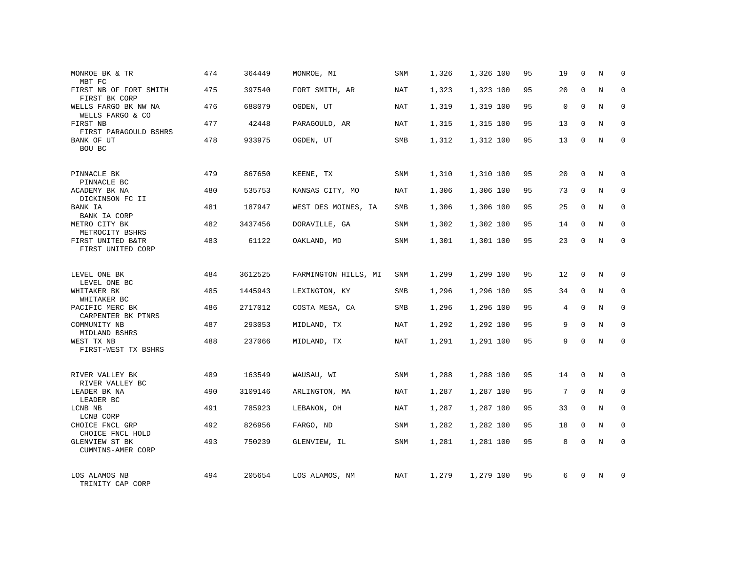| | | | | | | | | | | | | |
|---|---|---|---|---|---|---|---|---|---|---|---|---|
| MONROE BK & TR<br>MBT FC | 474 | 364449 | MONROE, MI | SNM | 1,326 | 1,326 | 100 | 95 | 19 | 0 | N | 0 |
| FIRST NB OF FORT SMITH<br>FIRST BK CORP | 475 | 397540 | FORT SMITH, AR | NAT | 1,323 | 1,323 | 100 | 95 | 20 | 0 | N | 0 |
| WELLS FARGO BK NW NA<br>WELLS FARGO & CO | 476 | 688079 | OGDEN, UT | NAT | 1,319 | 1,319 | 100 | 95 | 0 | 0 | N | 0 |
| FIRST NB<br>FIRST PARAGOULD BSHRS | 477 | 42448 | PARAGOULD, AR | NAT | 1,315 | 1,315 | 100 | 95 | 13 | 0 | N | 0 |
| BANK OF UT<br>BOU BC | 478 | 933975 | OGDEN, UT | SMB | 1,312 | 1,312 | 100 | 95 | 13 | 0 | N | 0 |
| PINNACLE BK<br>PINNACLE BC | 479 | 867650 | KEENE, TX | SNM | 1,310 | 1,310 | 100 | 95 | 20 | 0 | N | 0 |
| ACADEMY BK NA<br>DICKINSON FC II | 480 | 535753 | KANSAS CITY, MO | NAT | 1,306 | 1,306 | 100 | 95 | 73 | 0 | N | 0 |
| BANK IA<br>BANK IA CORP | 481 | 187947 | WEST DES MOINES, IA | SMB | 1,306 | 1,306 | 100 | 95 | 25 | 0 | N | 0 |
| METRO CITY BK<br>METROCITY BSHRS | 482 | 3437456 | DORAVILLE, GA | SNM | 1,302 | 1,302 | 100 | 95 | 14 | 0 | N | 0 |
| FIRST UNITED B&TR<br>FIRST UNITED CORP | 483 | 61122 | OAKLAND, MD | SNM | 1,301 | 1,301 | 100 | 95 | 23 | 0 | N | 0 |
| LEVEL ONE BK<br>LEVEL ONE BC | 484 | 3612525 | FARMINGTON HILLS, MI | SNM | 1,299 | 1,299 | 100 | 95 | 12 | 0 | N | 0 |
| WHITAKER BK<br>WHITAKER BC | 485 | 1445943 | LEXINGTON, KY | SMB | 1,296 | 1,296 | 100 | 95 | 34 | 0 | N | 0 |
| PACIFIC MERC BK<br>CARPENTER BK PTNRS | 486 | 2717012 | COSTA MESA, CA | SMB | 1,296 | 1,296 | 100 | 95 | 4 | 0 | N | 0 |
| COMMUNITY NB<br>MIDLAND BSHRS | 487 | 293053 | MIDLAND, TX | NAT | 1,292 | 1,292 | 100 | 95 | 9 | 0 | N | 0 |
| WEST TX NB<br>FIRST-WEST TX BSHRS | 488 | 237066 | MIDLAND, TX | NAT | 1,291 | 1,291 | 100 | 95 | 9 | 0 | N | 0 |
| RIVER VALLEY BK<br>RIVER VALLEY BC | 489 | 163549 | WAUSAU, WI | SNM | 1,288 | 1,288 | 100 | 95 | 14 | 0 | N | 0 |
| LEADER BK NA<br>LEADER BC | 490 | 3109146 | ARLINGTON, MA | NAT | 1,287 | 1,287 | 100 | 95 | 7 | 0 | N | 0 |
| LCNB NB<br>LCNB CORP | 491 | 785923 | LEBANON, OH | NAT | 1,287 | 1,287 | 100 | 95 | 33 | 0 | N | 0 |
| CHOICE FNCL GRP<br>CHOICE FNCL HOLD | 492 | 826956 | FARGO, ND | SNM | 1,282 | 1,282 | 100 | 95 | 18 | 0 | N | 0 |
| GLENVIEW ST BK<br>CUMMINS-AMER CORP | 493 | 750239 | GLENVIEW, IL | SNM | 1,281 | 1,281 | 100 | 95 | 8 | 0 | N | 0 |
| LOS ALAMOS NB<br>TRINITY CAP CORP | 494 | 205654 | LOS ALAMOS, NM | NAT | 1,279 | 1,279 | 100 | 95 | 6 | 0 | N | 0 |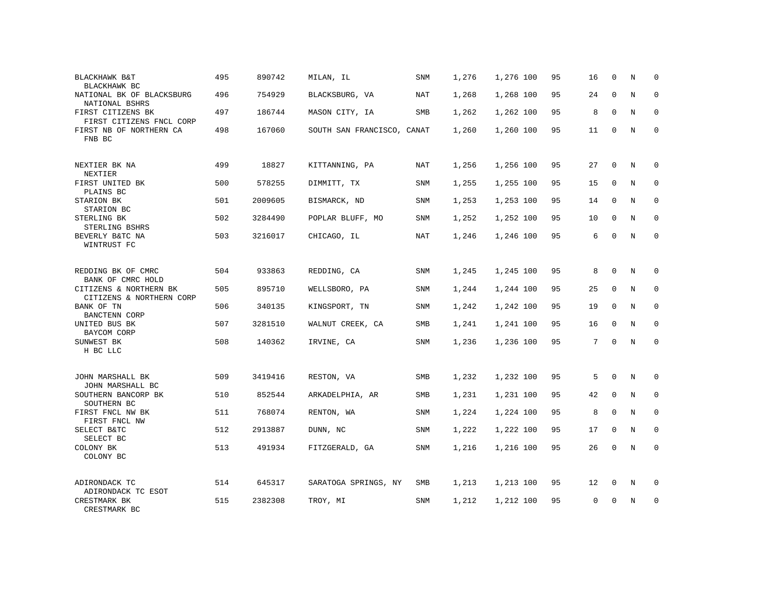| | | | | | | | | | | | | |
|---|---|---|---|---|---|---|---|---|---|---|---|---|
| BLACKHAWK B&T<br>BLACKHAWK BC | 495 | 890742 | MILAN, IL | SNM | 1,276 | 1,276 | 100 | 95 | 16 | 0 | N | 0 |
| NATIONAL BK OF BLACKSBURG<br>NATIONAL BSHRS | 496 | 754929 | BLACKSBURG, VA | NAT | 1,268 | 1,268 | 100 | 95 | 24 | 0 | N | 0 |
| FIRST CITIZENS BK<br>FIRST CITIZENS FNCL CORP | 497 | 186744 | MASON CITY, IA | SMB | 1,262 | 1,262 | 100 | 95 | 8 | 0 | N | 0 |
| FIRST NB OF NORTHERN CA<br>FNB BC | 498 | 167060 | SOUTH SAN FRANCISCO, CA | NAT | 1,260 | 1,260 | 100 | 95 | 11 | 0 | N | 0 |
| NEXTIER BK NA<br>NEXTIER | 499 | 18827 | KITTANNING, PA | NAT | 1,256 | 1,256 | 100 | 95 | 27 | 0 | N | 0 |
| FIRST UNITED BK<br>PLAINS BC | 500 | 578255 | DIMMITT, TX | SNM | 1,255 | 1,255 | 100 | 95 | 15 | 0 | N | 0 |
| STARION BK<br>STARION BC | 501 | 2009605 | BISMARCK, ND | SNM | 1,253 | 1,253 | 100 | 95 | 14 | 0 | N | 0 |
| STERLING BK<br>STERLING BSHRS | 502 | 3284490 | POPLAR BLUFF, MO | SNM | 1,252 | 1,252 | 100 | 95 | 10 | 0 | N | 0 |
| BEVERLY B&TC NA<br>WINTRUST FC | 503 | 3216017 | CHICAGO, IL | NAT | 1,246 | 1,246 | 100 | 95 | 6 | 0 | N | 0 |
| REDDING BK OF CMRC<br>BANK OF CMRC HOLD | 504 | 933863 | REDDING, CA | SNM | 1,245 | 1,245 | 100 | 95 | 8 | 0 | N | 0 |
| CITIZENS & NORTHERN BK<br>CITIZENS & NORTHERN CORP | 505 | 895710 | WELLSBORO, PA | SNM | 1,244 | 1,244 | 100 | 95 | 25 | 0 | N | 0 |
| BANK OF TN<br>BANCTENN CORP | 506 | 340135 | KINGSPORT, TN | SNM | 1,242 | 1,242 | 100 | 95 | 19 | 0 | N | 0 |
| UNITED BUS BK<br>BAYCOM CORP | 507 | 3281510 | WALNUT CREEK, CA | SMB | 1,241 | 1,241 | 100 | 95 | 16 | 0 | N | 0 |
| SUNWEST BK<br>H BC LLC | 508 | 140362 | IRVINE, CA | SNM | 1,236 | 1,236 | 100 | 95 | 7 | 0 | N | 0 |
| JOHN MARSHALL BK<br>JOHN MARSHALL BC | 509 | 3419416 | RESTON, VA | SMB | 1,232 | 1,232 | 100 | 95 | 5 | 0 | N | 0 |
| SOUTHERN BANCORP BK<br>SOUTHERN BC | 510 | 852544 | ARKADELPHIA, AR | SMB | 1,231 | 1,231 | 100 | 95 | 42 | 0 | N | 0 |
| FIRST FNCL NW BK<br>FIRST FNCL NW | 511 | 768074 | RENTON, WA | SNM | 1,224 | 1,224 | 100 | 95 | 8 | 0 | N | 0 |
| SELECT B&TC<br>SELECT BC | 512 | 2913887 | DUNN, NC | SNM | 1,222 | 1,222 | 100 | 95 | 17 | 0 | N | 0 |
| COLONY BK<br>COLONY BC | 513 | 491934 | FITZGERALD, GA | SNM | 1,216 | 1,216 | 100 | 95 | 26 | 0 | N | 0 |
| ADIRONDACK TC<br>ADIRONDACK TC ESOT | 514 | 645317 | SARATOGA SPRINGS, NY | SMB | 1,213 | 1,213 | 100 | 95 | 12 | 0 | N | 0 |
| CRESTMARK BK<br>CRESTMARK BC | 515 | 2382308 | TROY, MI | SNM | 1,212 | 1,212 | 100 | 95 | 0 | 0 | N | 0 |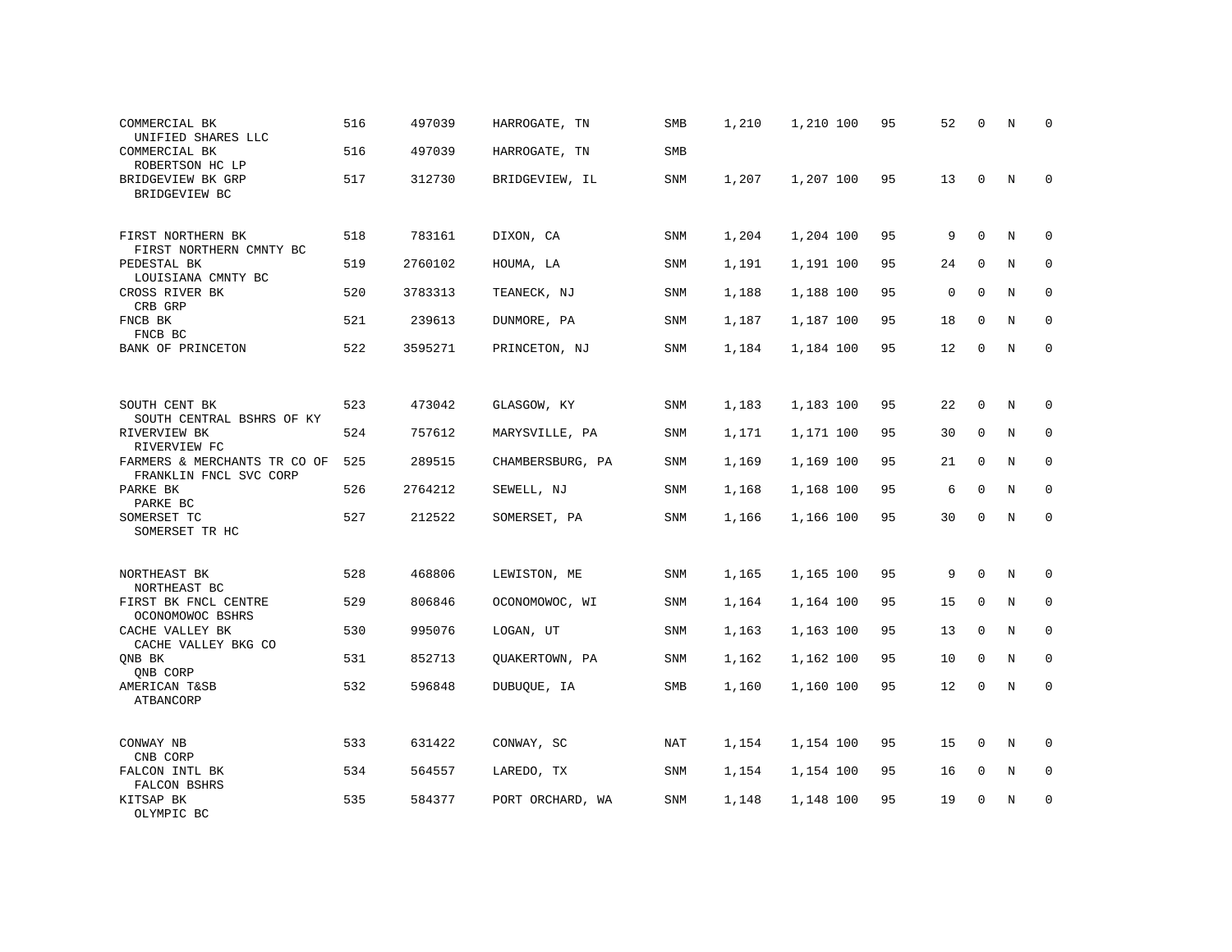| | | | | | | | | | | | |
|---|---|---|---|---|---|---|---|---|---|---|---|
| COMMERCIAL BK<br>UNIFIED SHARES LLC | 516 | 497039 | HARROGATE, TN | SMB | 1,210 | 1,210 100 | 95 | 52 | 0 | N | 0 |
| COMMERCIAL BK<br>ROBERTSON HC LP | 516 | 497039 | HARROGATE, TN | SMB | | | | | | | |
| BRIDGEVIEW BK GRP<br>BRIDGEVIEW BC | 517 | 312730 | BRIDGEVIEW, IL | SNM | 1,207 | 1,207 100 | 95 | 13 | 0 | N | 0 |
| FIRST NORTHERN BK<br>FIRST NORTHERN CMNTY BC | 518 | 783161 | DIXON, CA | SNM | 1,204 | 1,204 100 | 95 | 9 | 0 | N | 0 |
| PEDESTAL BK<br>LOUISIANA CMNTY BC | 519 | 2760102 | HOUMA, LA | SNM | 1,191 | 1,191 100 | 95 | 24 | 0 | N | 0 |
| CROSS RIVER BK<br>CRB GRP | 520 | 3783313 | TEANECK, NJ | SNM | 1,188 | 1,188 100 | 95 | 0 | 0 | N | 0 |
| FNCB BK<br>FNCB BC | 521 | 239613 | DUNMORE, PA | SNM | 1,187 | 1,187 100 | 95 | 18 | 0 | N | 0 |
| BANK OF PRINCETON | 522 | 3595271 | PRINCETON, NJ | SNM | 1,184 | 1,184 100 | 95 | 12 | 0 | N | 0 |
| SOUTH CENT BK<br>SOUTH CENTRAL BSHRS OF KY | 523 | 473042 | GLASGOW, KY | SNM | 1,183 | 1,183 100 | 95 | 22 | 0 | N | 0 |
| RIVERVIEW BK<br>RIVERVIEW FC | 524 | 757612 | MARYSVILLE, PA | SNM | 1,171 | 1,171 100 | 95 | 30 | 0 | N | 0 |
| FARMERS & MERCHANTS TR CO OF<br>FRANKLIN FNCL SVC CORP | 525 | 289515 | CHAMBERSBURG, PA | SNM | 1,169 | 1,169 100 | 95 | 21 | 0 | N | 0 |
| PARKE BK<br>PARKE BC | 526 | 2764212 | SEWELL, NJ | SNM | 1,168 | 1,168 100 | 95 | 6 | 0 | N | 0 |
| SOMERSET TC<br>SOMERSET TR HC | 527 | 212522 | SOMERSET, PA | SNM | 1,166 | 1,166 100 | 95 | 30 | 0 | N | 0 |
| NORTHEAST BK<br>NORTHEAST BC | 528 | 468806 | LEWISTON, ME | SNM | 1,165 | 1,165 100 | 95 | 9 | 0 | N | 0 |
| FIRST BK FNCL CENTRE<br>OCONOMOWOC BSHRS | 529 | 806846 | OCONOMOWOC, WI | SNM | 1,164 | 1,164 100 | 95 | 15 | 0 | N | 0 |
| CACHE VALLEY BK<br>CACHE VALLEY BKG CO | 530 | 995076 | LOGAN, UT | SNM | 1,163 | 1,163 100 | 95 | 13 | 0 | N | 0 |
| QNB BK<br>QNB CORP | 531 | 852713 | QUAKERTOWN, PA | SNM | 1,162 | 1,162 100 | 95 | 10 | 0 | N | 0 |
| AMERICAN T&SB<br>ATBANCORP | 532 | 596848 | DUBUQUE, IA | SMB | 1,160 | 1,160 100 | 95 | 12 | 0 | N | 0 |
| CONWAY NB<br>CNB CORP | 533 | 631422 | CONWAY, SC | NAT | 1,154 | 1,154 100 | 95 | 15 | 0 | N | 0 |
| FALCON INTL BK<br>FALCON BSHRS | 534 | 564557 | LAREDO, TX | SNM | 1,154 | 1,154 100 | 95 | 16 | 0 | N | 0 |
| KITSAP BK<br>OLYMPIC BC | 535 | 584377 | PORT ORCHARD, WA | SNM | 1,148 | 1,148 100 | 95 | 19 | 0 | N | 0 |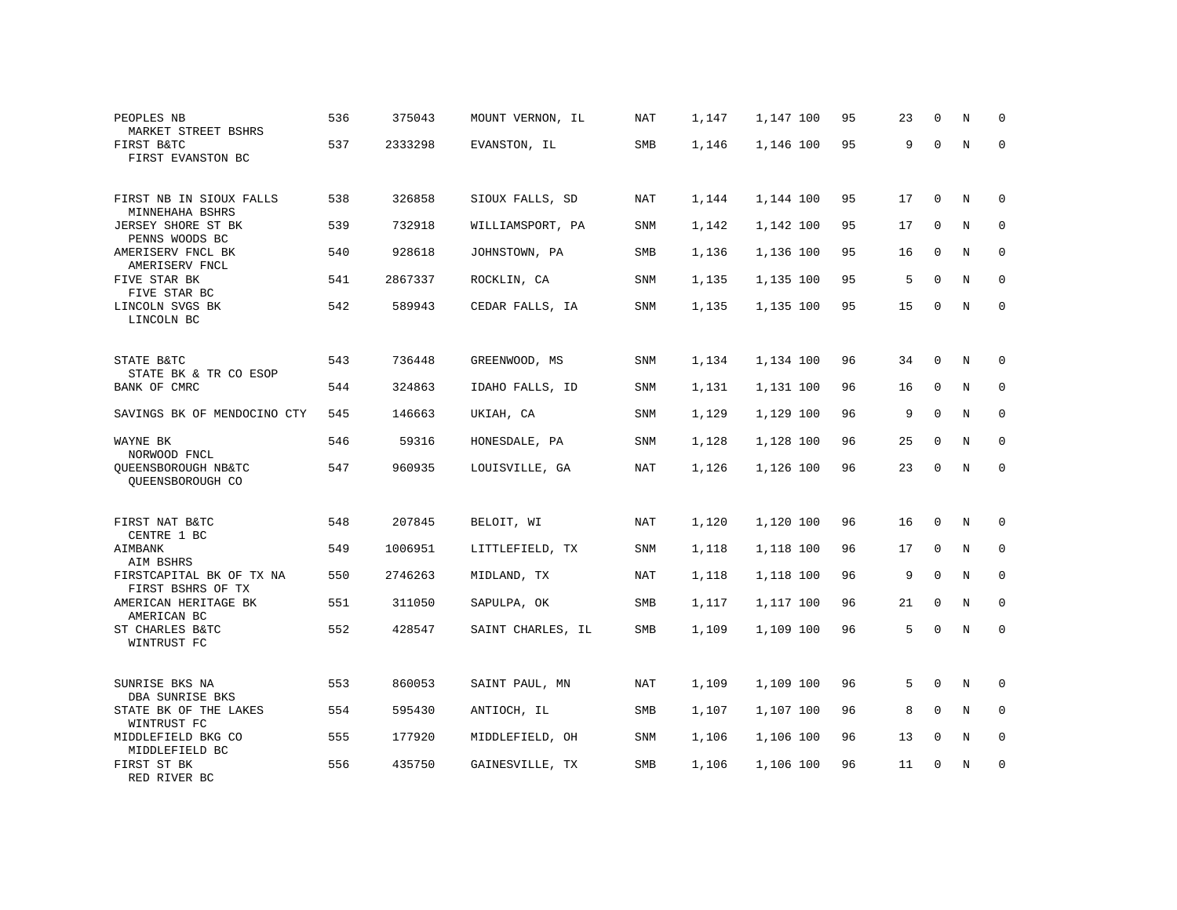| | | | | | | | | | | | | |
|---|---|---|---|---|---|---|---|---|---|---|---|---|
| PEOPLES NB<br>MARKET STREET BSHRS | 536 | 375043 | MOUNT VERNON, IL | NAT | 1,147 | 1,147 | 100 | 95 | 23 | 0 | N | 0 |
| FIRST B&TC<br>FIRST EVANSTON BC | 537 | 2333298 | EVANSTON, IL | SMB | 1,146 | 1,146 | 100 | 95 | 9 | 0 | N | 0 |
| FIRST NB IN SIOUX FALLS<br>MINNEHAHA BSHRS | 538 | 326858 | SIOUX FALLS, SD | NAT | 1,144 | 1,144 | 100 | 95 | 17 | 0 | N | 0 |
| JERSEY SHORE ST BK<br>PENNS WOODS BC | 539 | 732918 | WILLIAMSPORT, PA | SNM | 1,142 | 1,142 | 100 | 95 | 17 | 0 | N | 0 |
| AMERISERV FNCL BK<br>AMERISERV FNCL | 540 | 928618 | JOHNSTOWN, PA | SMB | 1,136 | 1,136 | 100 | 95 | 16 | 0 | N | 0 |
| FIVE STAR BK<br>FIVE STAR BC | 541 | 2867337 | ROCKLIN, CA | SNM | 1,135 | 1,135 | 100 | 95 | 5 | 0 | N | 0 |
| LINCOLN SVGS BK<br>LINCOLN BC | 542 | 589943 | CEDAR FALLS, IA | SNM | 1,135 | 1,135 | 100 | 95 | 15 | 0 | N | 0 |
| STATE B&TC<br>STATE BK & TR CO ESOP | 543 | 736448 | GREENWOOD, MS | SNM | 1,134 | 1,134 | 100 | 96 | 34 | 0 | N | 0 |
| BANK OF CMRC | 544 | 324863 | IDAHO FALLS, ID | SNM | 1,131 | 1,131 | 100 | 96 | 16 | 0 | N | 0 |
| SAVINGS BK OF MENDOCINO CTY | 545 | 146663 | UKIAH, CA | SNM | 1,129 | 1,129 | 100 | 96 | 9 | 0 | N | 0 |
| WAYNE BK<br>NORWOOD FNCL | 546 | 59316 | HONESDALE, PA | SNM | 1,128 | 1,128 | 100 | 96 | 25 | 0 | N | 0 |
| QUEENSBOROUGH NB&TC<br>QUEENSBOROUGH CO | 547 | 960935 | LOUISVILLE, GA | NAT | 1,126 | 1,126 | 100 | 96 | 23 | 0 | N | 0 |
| FIRST NAT B&TC<br>CENTRE 1 BC | 548 | 207845 | BELOIT, WI | NAT | 1,120 | 1,120 | 100 | 96 | 16 | 0 | N | 0 |
| AIMBANK<br>AIM BSHRS | 549 | 1006951 | LITTLEFIELD, TX | SNM | 1,118 | 1,118 | 100 | 96 | 17 | 0 | N | 0 |
| FIRSTCAPITAL BK OF TX NA<br>FIRST BSHRS OF TX | 550 | 2746263 | MIDLAND, TX | NAT | 1,118 | 1,118 | 100 | 96 | 9 | 0 | N | 0 |
| AMERICAN HERITAGE BK<br>AMERICAN BC | 551 | 311050 | SAPULPA, OK | SMB | 1,117 | 1,117 | 100 | 96 | 21 | 0 | N | 0 |
| ST CHARLES B&TC<br>WINTRUST FC | 552 | 428547 | SAINT CHARLES, IL | SMB | 1,109 | 1,109 | 100 | 96 | 5 | 0 | N | 0 |
| SUNRISE BKS NA<br>DBA SUNRISE BKS | 553 | 860053 | SAINT PAUL, MN | NAT | 1,109 | 1,109 | 100 | 96 | 5 | 0 | N | 0 |
| STATE BK OF THE LAKES<br>WINTRUST FC | 554 | 595430 | ANTIOCH, IL | SMB | 1,107 | 1,107 | 100 | 96 | 8 | 0 | N | 0 |
| MIDDLEFIELD BKG CO<br>MIDDLEFIELD BC | 555 | 177920 | MIDDLEFIELD, OH | SNM | 1,106 | 1,106 | 100 | 96 | 13 | 0 | N | 0 |
| FIRST ST BK<br>RED RIVER BC | 556 | 435750 | GAINESVILLE, TX | SMB | 1,106 | 1,106 | 100 | 96 | 11 | 0 | N | 0 |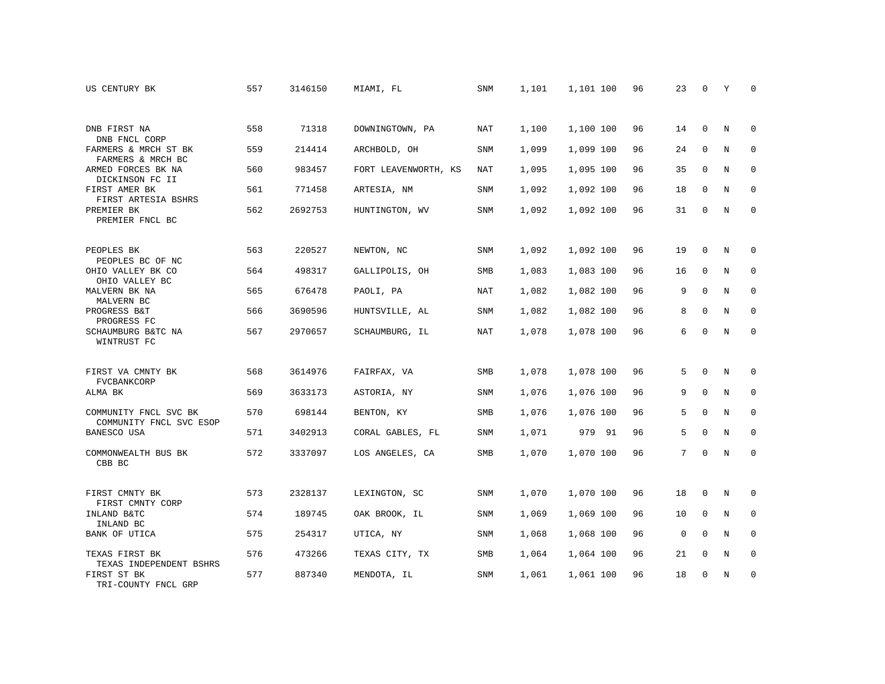| | | | | | | | | | | | | |
|---|---|---|---|---|---|---|---|---|---|---|---|---|
| US CENTURY BK | 557 | 3146150 | MIAMI, FL | SNM | 1,101 | 1,101 | 100 | 96 | 23 | 0 | Y | 0 |
| DNB FIRST NA<br>DNB FNCL CORP | 558 | 71318 | DOWNINGTOWN, PA | NAT | 1,100 | 1,100 | 100 | 96 | 14 | 0 | N | 0 |
| FARMERS & MRCH ST BK<br>FARMERS & MRCH BC | 559 | 214414 | ARCHBOLD, OH | SNM | 1,099 | 1,099 | 100 | 96 | 24 | 0 | N | 0 |
| ARMED FORCES BK NA<br>DICKINSON FC II | 560 | 983457 | FORT LEAVENWORTH, KS | NAT | 1,095 | 1,095 | 100 | 96 | 35 | 0 | N | 0 |
| FIRST AMER BK<br>FIRST ARTESIA BSHRS | 561 | 771458 | ARTESIA, NM | SNM | 1,092 | 1,092 | 100 | 96 | 18 | 0 | N | 0 |
| PREMIER BK<br>PREMIER FNCL BC | 562 | 2692753 | HUNTINGTON, WV | SNM | 1,092 | 1,092 | 100 | 96 | 31 | 0 | N | 0 |
| PEOPLES BK<br>PEOPLES BC OF NC | 563 | 220527 | NEWTON, NC | SNM | 1,092 | 1,092 | 100 | 96 | 19 | 0 | N | 0 |
| OHIO VALLEY BK CO<br>OHIO VALLEY BC | 564 | 498317 | GALLIPOLIS, OH | SMB | 1,083 | 1,083 | 100 | 96 | 16 | 0 | N | 0 |
| MALVERN BK NA<br>MALVERN BC | 565 | 676478 | PAOLI, PA | NAT | 1,082 | 1,082 | 100 | 96 | 9 | 0 | N | 0 |
| PROGRESS B&T<br>PROGRESS FC | 566 | 3690596 | HUNTSVILLE, AL | SNM | 1,082 | 1,082 | 100 | 96 | 8 | 0 | N | 0 |
| SCHAUMBURG B&TC NA<br>WINTRUST FC | 567 | 2970657 | SCHAUMBURG, IL | NAT | 1,078 | 1,078 | 100 | 96 | 6 | 0 | N | 0 |
| FIRST VA CMNTY BK<br>FVCBANKCORP | 568 | 3614976 | FAIRFAX, VA | SMB | 1,078 | 1,078 | 100 | 96 | 5 | 0 | N | 0 |
| ALMA BK | 569 | 3633173 | ASTORIA, NY | SNM | 1,076 | 1,076 | 100 | 96 | 9 | 0 | N | 0 |
| COMMUNITY FNCL SVC BK<br>COMMUNITY FNCL SVC ESOP | 570 | 698144 | BENTON, KY | SMB | 1,076 | 1,076 | 100 | 96 | 5 | 0 | N | 0 |
| BANESCO USA | 571 | 3402913 | CORAL GABLES, FL | SNM | 1,071 | 979 | 91 | 96 | 5 | 0 | N | 0 |
| COMMONWEALTH BUS BK<br>CBB BC | 572 | 3337097 | LOS ANGELES, CA | SMB | 1,070 | 1,070 | 100 | 96 | 7 | 0 | N | 0 |
| FIRST CMNTY BK<br>FIRST CMNTY CORP | 573 | 2328137 | LEXINGTON, SC | SNM | 1,070 | 1,070 | 100 | 96 | 18 | 0 | N | 0 |
| INLAND B&TC<br>INLAND BC | 574 | 189745 | OAK BROOK, IL | SNM | 1,069 | 1,069 | 100 | 96 | 10 | 0 | N | 0 |
| BANK OF UTICA | 575 | 254317 | UTICA, NY | SNM | 1,068 | 1,068 | 100 | 96 | 0 | 0 | N | 0 |
| TEXAS FIRST BK<br>TEXAS INDEPENDENT BSHRS | 576 | 473266 | TEXAS CITY, TX | SMB | 1,064 | 1,064 | 100 | 96 | 21 | 0 | N | 0 |
| FIRST ST BK<br>TRI-COUNTY FNCL GRP | 577 | 887340 | MENDOTA, IL | SNM | 1,061 | 1,061 | 100 | 96 | 18 | 0 | N | 0 |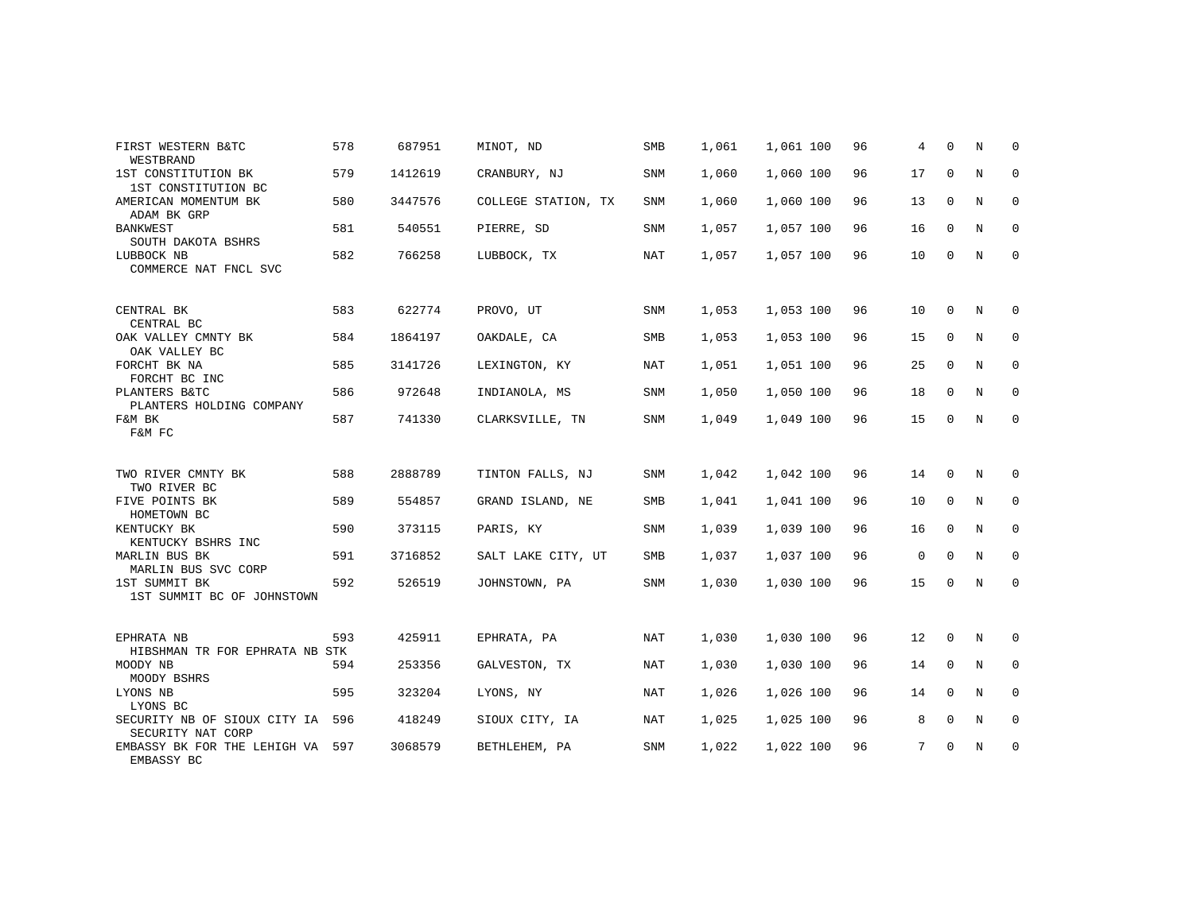| | | | | | | | | | | | | | |
|---|---|---|---|---|---|---|---|---|---|---|---|---|---|
| FIRST WESTERN B&TC<br>WESTBRAND | 578 | 687951 | MINOT, ND | SMB | 1,061 | 1,061 | 100 | 96 | 4 | 0 | N | 0 |
| 1ST CONSTITUTION BK<br>1ST CONSTITUTION BC | 579 | 1412619 | CRANBURY, NJ | SNM | 1,060 | 1,060 | 100 | 96 | 17 | 0 | N | 0 |
| AMERICAN MOMENTUM BK<br>ADAM BK GRP | 580 | 3447576 | COLLEGE STATION, TX | SNM | 1,060 | 1,060 | 100 | 96 | 13 | 0 | N | 0 |
| BANKWEST<br>SOUTH DAKOTA BSHRS | 581 | 540551 | PIERRE, SD | SNM | 1,057 | 1,057 | 100 | 96 | 16 | 0 | N | 0 |
| LUBBOCK NB<br>COMMERCE NAT FNCL SVC | 582 | 766258 | LUBBOCK, TX | NAT | 1,057 | 1,057 | 100 | 96 | 10 | 0 | N | 0 |
| CENTRAL BK<br>CENTRAL BC | 583 | 622774 | PROVO, UT | SNM | 1,053 | 1,053 | 100 | 96 | 10 | 0 | N | 0 |
| OAK VALLEY CMNTY BK<br>OAK VALLEY BC | 584 | 1864197 | OAKDALE, CA | SMB | 1,053 | 1,053 | 100 | 96 | 15 | 0 | N | 0 |
| FORCHT BK NA<br>FORCHT BC INC | 585 | 3141726 | LEXINGTON, KY | NAT | 1,051 | 1,051 | 100 | 96 | 25 | 0 | N | 0 |
| PLANTERS B&TC<br>PLANTERS HOLDING COMPANY | 586 | 972648 | INDIANOLA, MS | SNM | 1,050 | 1,050 | 100 | 96 | 18 | 0 | N | 0 |
| F&M BK<br>F&M FC | 587 | 741330 | CLARKSVILLE, TN | SNM | 1,049 | 1,049 | 100 | 96 | 15 | 0 | N | 0 |
| TWO RIVER CMNTY BK<br>TWO RIVER BC | 588 | 2888789 | TINTON FALLS, NJ | SNM | 1,042 | 1,042 | 100 | 96 | 14 | 0 | N | 0 |
| FIVE POINTS BK<br>HOMETOWN BC | 589 | 554857 | GRAND ISLAND, NE | SMB | 1,041 | 1,041 | 100 | 96 | 10 | 0 | N | 0 |
| KENTUCKY BK<br>KENTUCKY BSHRS INC | 590 | 373115 | PARIS, KY | SNM | 1,039 | 1,039 | 100 | 96 | 16 | 0 | N | 0 |
| MARLIN BUS BK<br>MARLIN BUS SVC CORP | 591 | 3716852 | SALT LAKE CITY, UT | SMB | 1,037 | 1,037 | 100 | 96 | 0 | 0 | N | 0 |
| 1ST SUMMIT BK<br>1ST SUMMIT BC OF JOHNSTOWN | 592 | 526519 | JOHNSTOWN, PA | SNM | 1,030 | 1,030 | 100 | 96 | 15 | 0 | N | 0 |
| EPHRATA NB<br>HIBSHMAN TR FOR EPHRATA NB STK | 593 | 425911 | EPHRATA, PA | NAT | 1,030 | 1,030 | 100 | 96 | 12 | 0 | N | 0 |
| MOODY NB<br>MOODY BSHRS | 594 | 253356 | GALVESTON, TX | NAT | 1,030 | 1,030 | 100 | 96 | 14 | 0 | N | 0 |
| LYONS NB<br>LYONS BC | 595 | 323204 | LYONS, NY | NAT | 1,026 | 1,026 | 100 | 96 | 14 | 0 | N | 0 |
| SECURITY NB OF SIOUX CITY IA<br>SECURITY NAT CORP | 596 | 418249 | SIOUX CITY, IA | NAT | 1,025 | 1,025 | 100 | 96 | 8 | 0 | N | 0 |
| EMBASSY BK FOR THE LEHIGH VA<br>EMBASSY BC | 597 | 3068579 | BETHLEHEM, PA | SNM | 1,022 | 1,022 | 100 | 96 | 7 | 0 | N | 0 |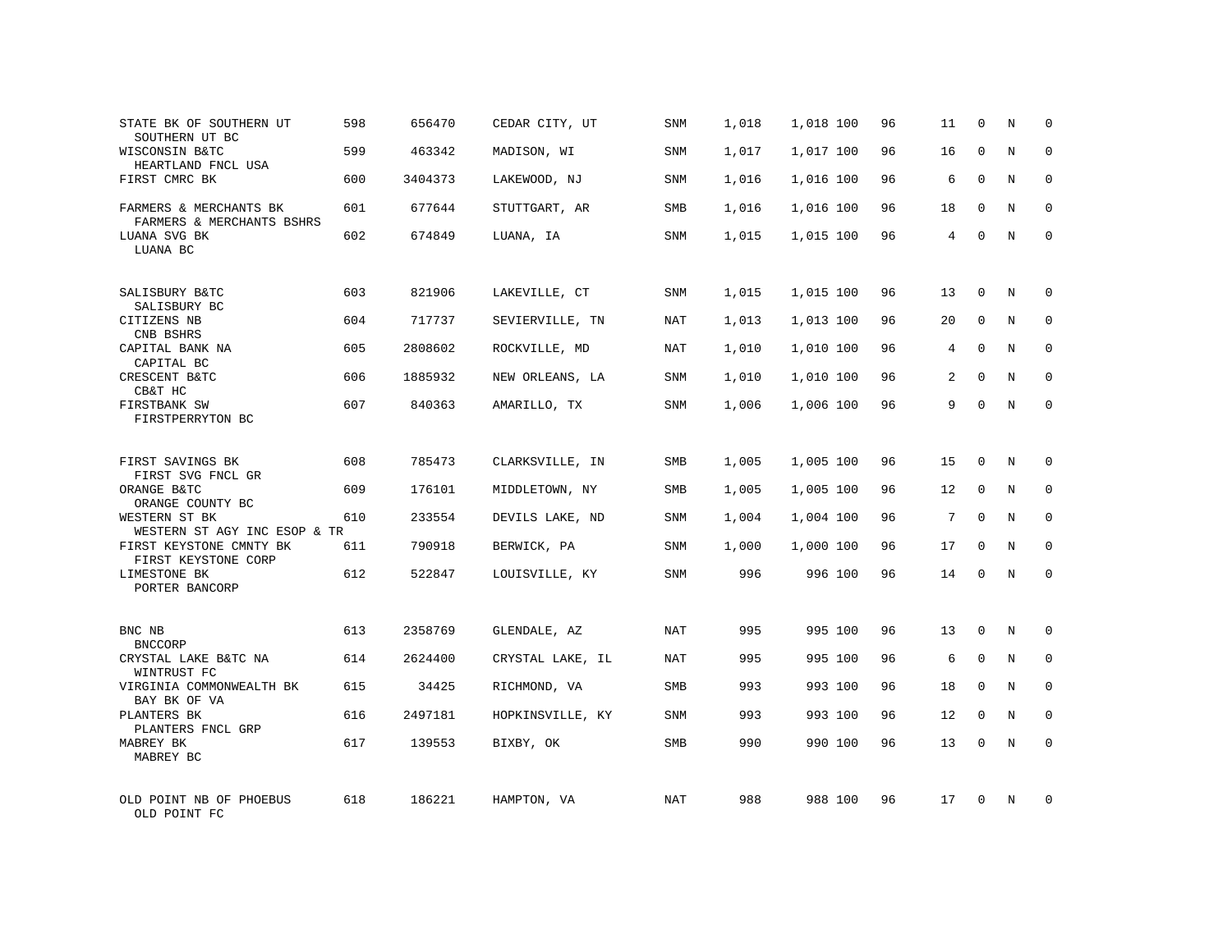| | | | | | | | | | | | |
|---|---|---|---|---|---|---|---|---|---|---|---|
| STATE BK OF SOUTHERN UT<br>SOUTHERN UT BC | 598 | 656470 | CEDAR CITY, UT | SNM | 1,018 | 1,018 | 100 | 96 | 11 | 0 | N | 0 |
| WISCONSIN B&TC<br>HEARTLAND FNCL USA | 599 | 463342 | MADISON, WI | SNM | 1,017 | 1,017 | 100 | 96 | 16 | 0 | N | 0 |
| FIRST CMRC BK | 600 | 3404373 | LAKEWOOD, NJ | SNM | 1,016 | 1,016 | 100 | 96 | 6 | 0 | N | 0 |
| FARMERS & MERCHANTS BK<br>FARMERS & MERCHANTS BSHRS | 601 | 677644 | STUTTGART, AR | SMB | 1,016 | 1,016 | 100 | 96 | 18 | 0 | N | 0 |
| LUANA SVG BK<br>LUANA BC | 602 | 674849 | LUANA, IA | SNM | 1,015 | 1,015 | 100 | 96 | 4 | 0 | N | 0 |
| SALISBURY B&TC<br>SALISBURY BC | 603 | 821906 | LAKEVILLE, CT | SNM | 1,015 | 1,015 | 100 | 96 | 13 | 0 | N | 0 |
| CITIZENS NB<br>CNB BSHRS | 604 | 717737 | SEVIERVILLE, TN | NAT | 1,013 | 1,013 | 100 | 96 | 20 | 0 | N | 0 |
| CAPITAL BANK NA<br>CAPITAL BC | 605 | 2808602 | ROCKVILLE, MD | NAT | 1,010 | 1,010 | 100 | 96 | 4 | 0 | N | 0 |
| CRESCENT B&TC<br>CB&T HC | 606 | 1885932 | NEW ORLEANS, LA | SNM | 1,010 | 1,010 | 100 | 96 | 2 | 0 | N | 0 |
| FIRSTBANK SW<br>FIRSTPERRYTON BC | 607 | 840363 | AMARILLO, TX | SNM | 1,006 | 1,006 | 100 | 96 | 9 | 0 | N | 0 |
| FIRST SAVINGS BK<br>FIRST SVG FNCL GR | 608 | 785473 | CLARKSVILLE, IN | SMB | 1,005 | 1,005 | 100 | 96 | 15 | 0 | N | 0 |
| ORANGE B&TC<br>ORANGE COUNTY BC | 609 | 176101 | MIDDLETOWN, NY | SMB | 1,005 | 1,005 | 100 | 96 | 12 | 0 | N | 0 |
| WESTERN ST BK<br>WESTERN ST AGY INC ESOP & TR | 610 | 233554 | DEVILS LAKE, ND | SNM | 1,004 | 1,004 | 100 | 96 | 7 | 0 | N | 0 |
| FIRST KEYSTONE CMNTY BK<br>FIRST KEYSTONE CORP | 611 | 790918 | BERWICK, PA | SNM | 1,000 | 1,000 | 100 | 96 | 17 | 0 | N | 0 |
| LIMESTONE BK<br>PORTER BANCORP | 612 | 522847 | LOUISVILLE, KY | SNM | 996 | 996 | 100 | 96 | 14 | 0 | N | 0 |
| BNC NB<br>BNCCORP | 613 | 2358769 | GLENDALE, AZ | NAT | 995 | 995 | 100 | 96 | 13 | 0 | N | 0 |
| CRYSTAL LAKE B&TC NA<br>WINTRUST FC | 614 | 2624400 | CRYSTAL LAKE, IL | NAT | 995 | 995 | 100 | 96 | 6 | 0 | N | 0 |
| VIRGINIA COMMONWEALTH BK<br>BAY BK OF VA | 615 | 34425 | RICHMOND, VA | SMB | 993 | 993 | 100 | 96 | 18 | 0 | N | 0 |
| PLANTERS BK<br>PLANTERS FNCL GRP | 616 | 2497181 | HOPKINSVILLE, KY | SNM | 993 | 993 | 100 | 96 | 12 | 0 | N | 0 |
| MABREY BK<br>MABREY BC | 617 | 139553 | BIXBY, OK | SMB | 990 | 990 | 100 | 96 | 13 | 0 | N | 0 |
| OLD POINT NB OF PHOEBUS<br>OLD POINT FC | 618 | 186221 | HAMPTON, VA | NAT | 988 | 988 | 100 | 96 | 17 | 0 | N | 0 |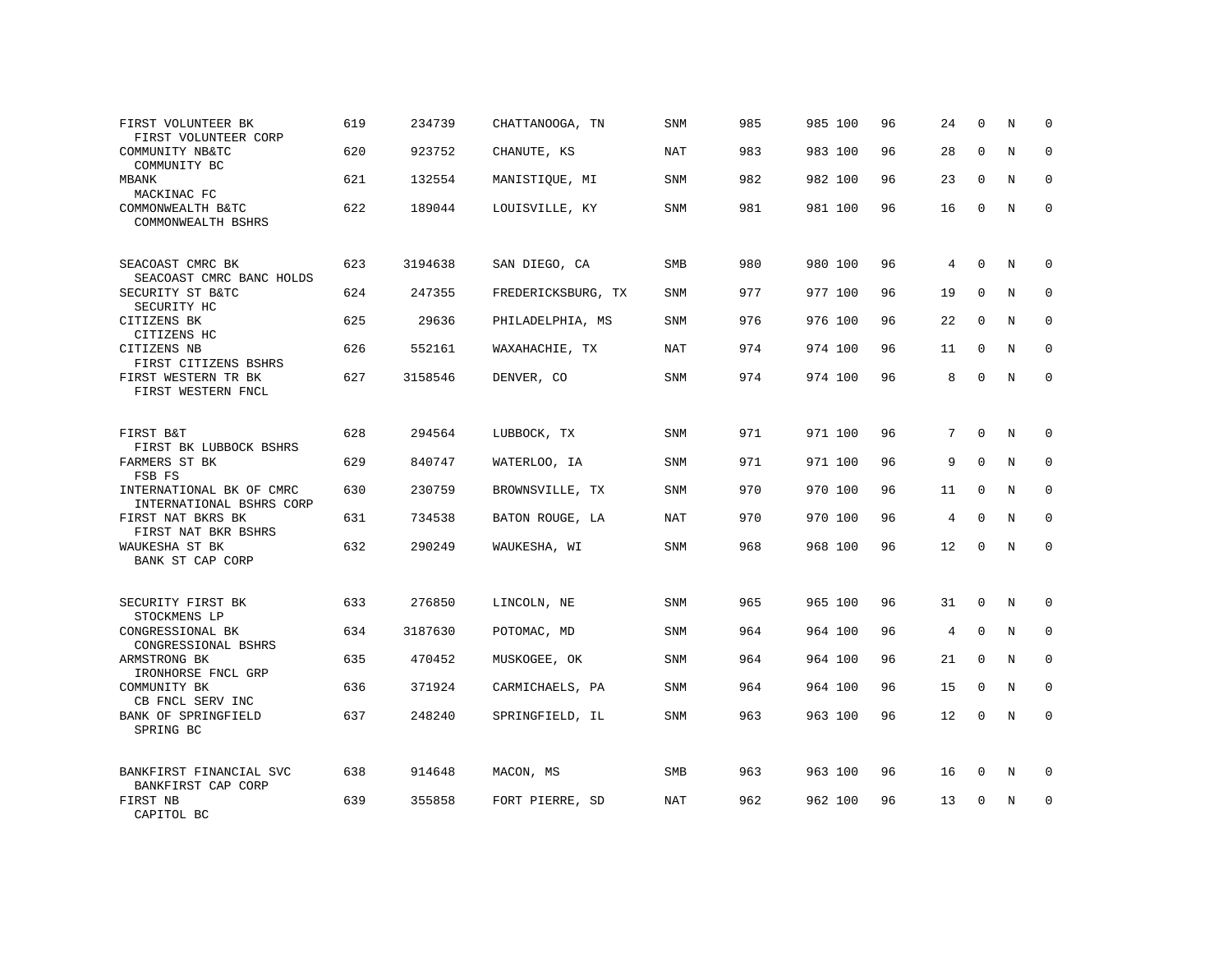| | | | | | | | | | | | | |
|---|---|---|---|---|---|---|---|---|---|---|---|---|
| FIRST VOLUNTEER BK<br>FIRST VOLUNTEER CORP | 619 | 234739 | CHATTANOOGA, TN | SNM | 985 | 985 | 100 | 96 | 24 | 0 | N | 0 |
| COMMUNITY NB&TC<br>COMMUNITY BC | 620 | 923752 | CHANUTE, KS | NAT | 983 | 983 | 100 | 96 | 28 | 0 | N | 0 |
| MBANK<br>MACKINAC FC | 621 | 132554 | MANISTIQUE, MI | SNM | 982 | 982 | 100 | 96 | 23 | 0 | N | 0 |
| COMMONWEALTH B&TC<br>COMMONWEALTH BSHRS | 622 | 189044 | LOUISVILLE, KY | SNM | 981 | 981 | 100 | 96 | 16 | 0 | N | 0 |
| SEACOAST CMRC BK<br>SEACOAST CMRC BANC HOLDS | 623 | 3194638 | SAN DIEGO, CA | SMB | 980 | 980 | 100 | 96 | 4 | 0 | N | 0 |
| SECURITY ST B&TC<br>SECURITY HC | 624 | 247355 | FREDERICKSBURG, TX | SNM | 977 | 977 | 100 | 96 | 19 | 0 | N | 0 |
| CITIZENS BK<br>CITIZENS HC | 625 | 29636 | PHILADELPHIA, MS | SNM | 976 | 976 | 100 | 96 | 22 | 0 | N | 0 |
| CITIZENS NB<br>FIRST CITIZENS BSHRS | 626 | 552161 | WAXAHACHIE, TX | NAT | 974 | 974 | 100 | 96 | 11 | 0 | N | 0 |
| FIRST WESTERN TR BK<br>FIRST WESTERN FNCL | 627 | 3158546 | DENVER, CO | SNM | 974 | 974 | 100 | 96 | 8 | 0 | N | 0 |
| FIRST B&T<br>FIRST BK LUBBOCK BSHRS | 628 | 294564 | LUBBOCK, TX | SNM | 971 | 971 | 100 | 96 | 7 | 0 | N | 0 |
| FARMERS ST BK<br>FSB FS | 629 | 840747 | WATERLOO, IA | SNM | 971 | 971 | 100 | 96 | 9 | 0 | N | 0 |
| INTERNATIONAL BK OF CMRC<br>INTERNATIONAL BSHRS CORP | 630 | 230759 | BROWNSVILLE, TX | SNM | 970 | 970 | 100 | 96 | 11 | 0 | N | 0 |
| FIRST NAT BKRS BK<br>FIRST NAT BKR BSHRS | 631 | 734538 | BATON ROUGE, LA | NAT | 970 | 970 | 100 | 96 | 4 | 0 | N | 0 |
| WAUKESHA ST BK<br>BANK ST CAP CORP | 632 | 290249 | WAUKESHA, WI | SNM | 968 | 968 | 100 | 96 | 12 | 0 | N | 0 |
| SECURITY FIRST BK<br>STOCKMENS LP | 633 | 276850 | LINCOLN, NE | SNM | 965 | 965 | 100 | 96 | 31 | 0 | N | 0 |
| CONGRESSIONAL BK<br>CONGRESSIONAL BSHRS | 634 | 3187630 | POTOMAC, MD | SNM | 964 | 964 | 100 | 96 | 4 | 0 | N | 0 |
| ARMSTRONG BK<br>IRONHORSE FNCL GRP | 635 | 470452 | MUSKOGEE, OK | SNM | 964 | 964 | 100 | 96 | 21 | 0 | N | 0 |
| COMMUNITY BK<br>CB FNCL SERV INC | 636 | 371924 | CARMICHAELS, PA | SNM | 964 | 964 | 100 | 96 | 15 | 0 | N | 0 |
| BANK OF SPRINGFIELD<br>SPRING BC | 637 | 248240 | SPRINGFIELD, IL | SNM | 963 | 963 | 100 | 96 | 12 | 0 | N | 0 |
| BANKFIRST FINANCIAL SVC<br>BANKFIRST CAP CORP | 638 | 914648 | MACON, MS | SMB | 963 | 963 | 100 | 96 | 16 | 0 | N | 0 |
| FIRST NB<br>CAPITOL BC | 639 | 355858 | FORT PIERRE, SD | NAT | 962 | 962 | 100 | 96 | 13 | 0 | N | 0 |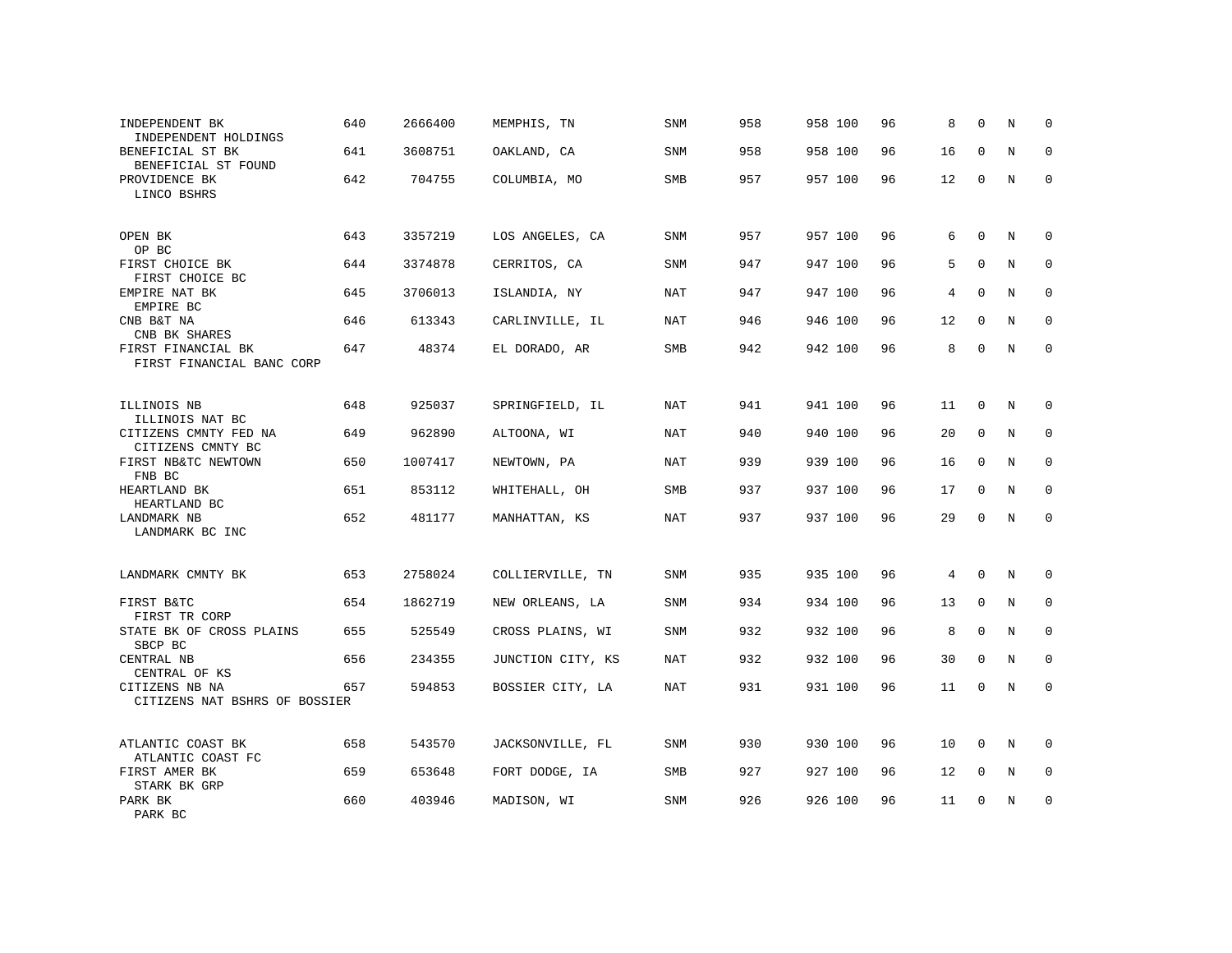| | | | | | | | | | | | | |
|---|---|---|---|---|---|---|---|---|---|---|---|---|
| INDEPENDENT BK<br>INDEPENDENT HOLDINGS | 640 | 2666400 | MEMPHIS, TN | SNM | 958 | 958 | 100 | 96 | 8 | 0 | N | 0 |
| BENEFICIAL ST BK<br>BENEFICIAL ST FOUND | 641 | 3608751 | OAKLAND, CA | SNM | 958 | 958 | 100 | 96 | 16 | 0 | N | 0 |
| PROVIDENCE BK<br>LINCO BSHRS | 642 | 704755 | COLUMBIA, MO | SMB | 957 | 957 | 100 | 96 | 12 | 0 | N | 0 |
| OPEN BK<br>OP BC | 643 | 3357219 | LOS ANGELES, CA | SNM | 957 | 957 | 100 | 96 | 6 | 0 | N | 0 |
| FIRST CHOICE BK<br>FIRST CHOICE BC | 644 | 3374878 | CERRITOS, CA | SNM | 947 | 947 | 100 | 96 | 5 | 0 | N | 0 |
| EMPIRE NAT BK<br>EMPIRE BC | 645 | 3706013 | ISLANDIA, NY | NAT | 947 | 947 | 100 | 96 | 4 | 0 | N | 0 |
| CNB B&T NA<br>CNB BK SHARES | 646 | 613343 | CARLINVILLE, IL | NAT | 946 | 946 | 100 | 96 | 12 | 0 | N | 0 |
| FIRST FINANCIAL BK<br>FIRST FINANCIAL BANC CORP | 647 | 48374 | EL DORADO, AR | SMB | 942 | 942 | 100 | 96 | 8 | 0 | N | 0 |
| ILLINOIS NB<br>ILLINOIS NAT BC | 648 | 925037 | SPRINGFIELD, IL | NAT | 941 | 941 | 100 | 96 | 11 | 0 | N | 0 |
| CITIZENS CMNTY FED NA<br>CITIZENS CMNTY BC | 649 | 962890 | ALTOONA, WI | NAT | 940 | 940 | 100 | 96 | 20 | 0 | N | 0 |
| FIRST NB&TC NEWTOWN<br>FNB BC | 650 | 1007417 | NEWTOWN, PA | NAT | 939 | 939 | 100 | 96 | 16 | 0 | N | 0 |
| HEARTLAND BK<br>HEARTLAND BC | 651 | 853112 | WHITEHALL, OH | SMB | 937 | 937 | 100 | 96 | 17 | 0 | N | 0 |
| LANDMARK NB<br>LANDMARK BC INC | 652 | 481177 | MANHATTAN, KS | NAT | 937 | 937 | 100 | 96 | 29 | 0 | N | 0 |
| LANDMARK CMNTY BK | 653 | 2758024 | COLLIERVILLE, TN | SNM | 935 | 935 | 100 | 96 | 4 | 0 | N | 0 |
| FIRST B&TC<br>FIRST TR CORP | 654 | 1862719 | NEW ORLEANS, LA | SNM | 934 | 934 | 100 | 96 | 13 | 0 | N | 0 |
| STATE BK OF CROSS PLAINS<br>SBCP BC | 655 | 525549 | CROSS PLAINS, WI | SNM | 932 | 932 | 100 | 96 | 8 | 0 | N | 0 |
| CENTRAL NB<br>CENTRAL OF KS | 656 | 234355 | JUNCTION CITY, KS | NAT | 932 | 932 | 100 | 96 | 30 | 0 | N | 0 |
| CITIZENS NB NA<br>CITIZENS NAT BSHRS OF BOSSIER | 657 | 594853 | BOSSIER CITY, LA | NAT | 931 | 931 | 100 | 96 | 11 | 0 | N | 0 |
| ATLANTIC COAST BK<br>ATLANTIC COAST FC | 658 | 543570 | JACKSONVILLE, FL | SNM | 930 | 930 | 100 | 96 | 10 | 0 | N | 0 |
| FIRST AMER BK<br>STARK BK GRP | 659 | 653648 | FORT DODGE, IA | SMB | 927 | 927 | 100 | 96 | 12 | 0 | N | 0 |
| PARK BK<br>PARK BC | 660 | 403946 | MADISON, WI | SNM | 926 | 926 | 100 | 96 | 11 | 0 | N | 0 |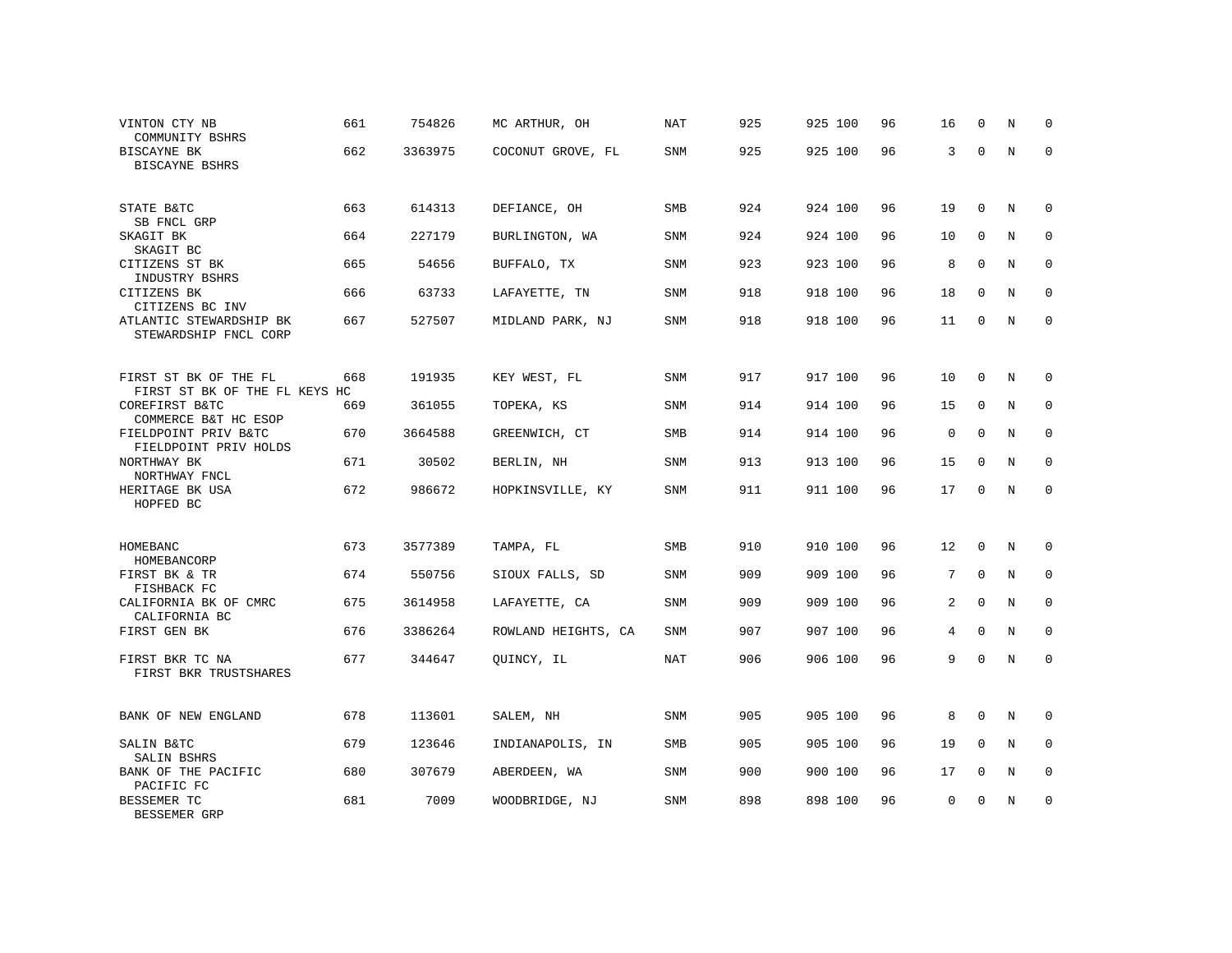| | | | | | | | | | | | | |
|---|---|---|---|---|---|---|---|---|---|---|---|---|
| VINTON CTY NB<br>COMMUNITY BSHRS | 661 | 754826 | MC ARTHUR, OH | NAT | 925 | 925 | 100 | 96 | 16 | 0 | N | 0 |
| BISCAYNE BK<br>BISCAYNE BSHRS | 662 | 3363975 | COCONUT GROVE, FL | SNM | 925 | 925 | 100 | 96 | 3 | 0 | N | 0 |
| STATE B&TC<br>SB FNCL GRP | 663 | 614313 | DEFIANCE, OH | SMB | 924 | 924 | 100 | 96 | 19 | 0 | N | 0 |
| SKAGIT BK<br>SKAGIT BC | 664 | 227179 | BURLINGTON, WA | SNM | 924 | 924 | 100 | 96 | 10 | 0 | N | 0 |
| CITIZENS ST BK<br>INDUSTRY BSHRS | 665 | 54656 | BUFFALO, TX | SNM | 923 | 923 | 100 | 96 | 8 | 0 | N | 0 |
| CITIZENS BK<br>CITIZENS BC INV | 666 | 63733 | LAFAYETTE, TN | SNM | 918 | 918 | 100 | 96 | 18 | 0 | N | 0 |
| ATLANTIC STEWARDSHIP BK<br>STEWARDSHIP FNCL CORP | 667 | 527507 | MIDLAND PARK, NJ | SNM | 918 | 918 | 100 | 96 | 11 | 0 | N | 0 |
| FIRST ST BK OF THE FL<br>FIRST ST BK OF THE FL KEYS HC | 668 | 191935 | KEY WEST, FL | SNM | 917 | 917 | 100 | 96 | 10 | 0 | N | 0 |
| COREFIRST B&TC<br>COMMERCE B&T HC ESOP | 669 | 361055 | TOPEKA, KS | SNM | 914 | 914 | 100 | 96 | 15 | 0 | N | 0 |
| FIELDPOINT PRIV B&TC<br>FIELDPOINT PRIV HOLDS | 670 | 3664588 | GREENWICH, CT | SMB | 914 | 914 | 100 | 96 | 0 | 0 | N | 0 |
| NORTHWAY BK<br>NORTHWAY FNCL | 671 | 30502 | BERLIN, NH | SNM | 913 | 913 | 100 | 96 | 15 | 0 | N | 0 |
| HERITAGE BK USA<br>HOPFED BC | 672 | 986672 | HOPKINSVILLE, KY | SNM | 911 | 911 | 100 | 96 | 17 | 0 | N | 0 |
| HOMEBANC<br>HOMEBANCORP | 673 | 3577389 | TAMPA, FL | SMB | 910 | 910 | 100 | 96 | 12 | 0 | N | 0 |
| FIRST BK & TR<br>FISHBACK FC | 674 | 550756 | SIOUX FALLS, SD | SNM | 909 | 909 | 100 | 96 | 7 | 0 | N | 0 |
| CALIFORNIA BK OF CMRC<br>CALIFORNIA BC | 675 | 3614958 | LAFAYETTE, CA | SNM | 909 | 909 | 100 | 96 | 2 | 0 | N | 0 |
| FIRST GEN BK | 676 | 3386264 | ROWLAND HEIGHTS, CA | SNM | 907 | 907 | 100 | 96 | 4 | 0 | N | 0 |
| FIRST BKR TC NA<br>FIRST BKR TRUSTSHARES | 677 | 344647 | QUINCY, IL | NAT | 906 | 906 | 100 | 96 | 9 | 0 | N | 0 |
| BANK OF NEW ENGLAND | 678 | 113601 | SALEM, NH | SNM | 905 | 905 | 100 | 96 | 8 | 0 | N | 0 |
| SALIN B&TC<br>SALIN BSHRS | 679 | 123646 | INDIANAPOLIS, IN | SMB | 905 | 905 | 100 | 96 | 19 | 0 | N | 0 |
| BANK OF THE PACIFIC<br>PACIFIC FC | 680 | 307679 | ABERDEEN, WA | SNM | 900 | 900 | 100 | 96 | 17 | 0 | N | 0 |
| BESSEMER TC<br>BESSEMER GRP | 681 | 7009 | WOODBRIDGE, NJ | SNM | 898 | 898 | 100 | 96 | 0 | 0 | N | 0 |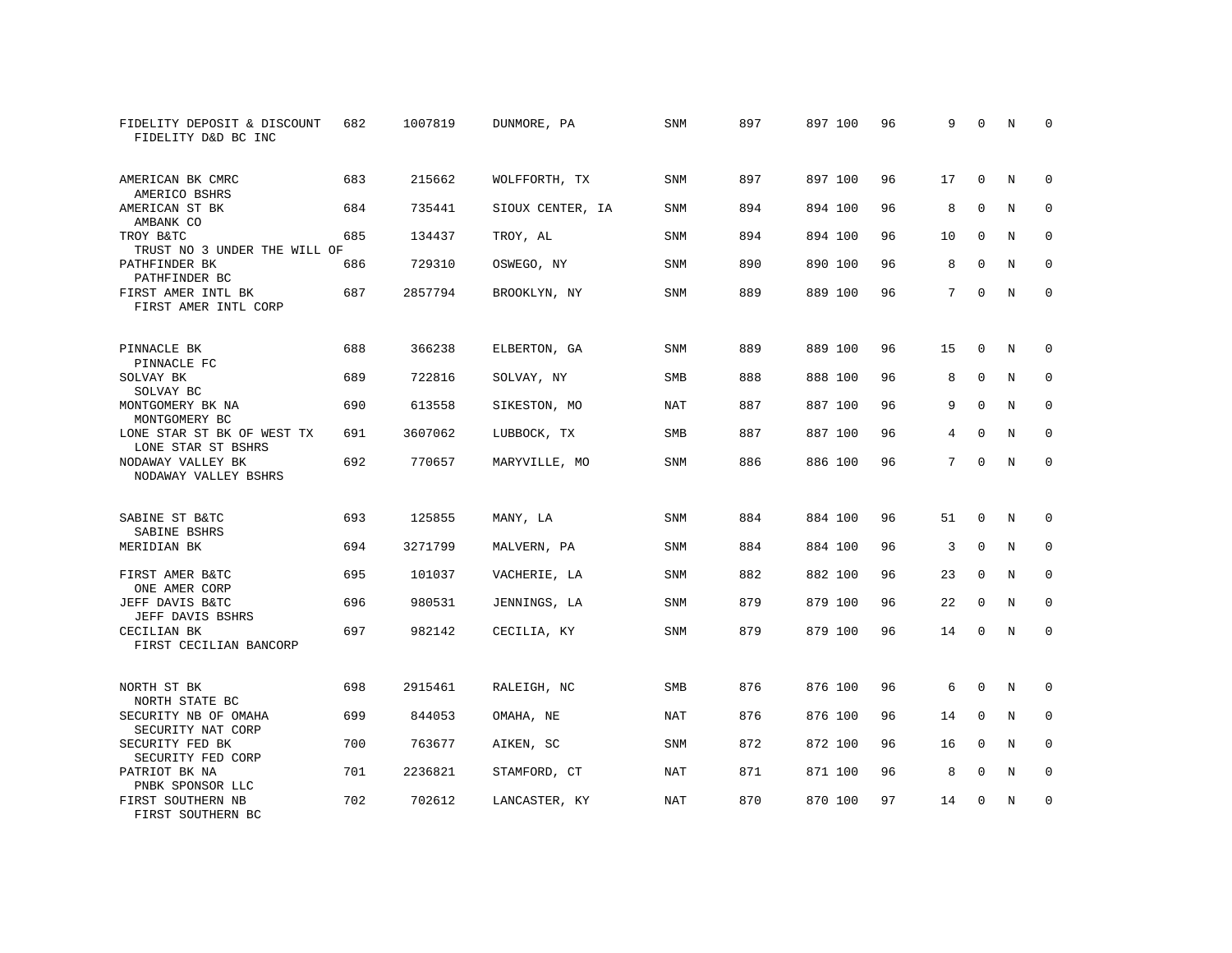| | | | | | | | | | | | | |
|---|---|---|---|---|---|---|---|---|---|---|---|---|
| FIDELITY DEPOSIT & DISCOUNT<br>FIDELITY D&D BC INC | 682 | 1007819 | DUNMORE, PA | SNM | 897 | 897 | 100 | 96 | 9 | 0 | N | 0 |
| AMERICAN BK CMRC<br>AMERICO BSHRS | 683 | 215662 | WOLFFORTH, TX | SNM | 897 | 897 | 100 | 96 | 17 | 0 | N | 0 |
| AMERICAN ST BK<br>AMBANK CO | 684 | 735441 | SIOUX CENTER, IA | SNM | 894 | 894 | 100 | 96 | 8 | 0 | N | 0 |
| TROY B&TC<br>TRUST NO 3 UNDER THE WILL OF | 685 | 134437 | TROY, AL | SNM | 894 | 894 | 100 | 96 | 10 | 0 | N | 0 |
| PATHFINDER BK<br>PATHFINDER BC | 686 | 729310 | OSWEGO, NY | SNM | 890 | 890 | 100 | 96 | 8 | 0 | N | 0 |
| FIRST AMER INTL BK<br>FIRST AMER INTL CORP | 687 | 2857794 | BROOKLYN, NY | SNM | 889 | 889 | 100 | 96 | 7 | 0 | N | 0 |
| PINNACLE BK<br>PINNACLE FC | 688 | 366238 | ELBERTON, GA | SNM | 889 | 889 | 100 | 96 | 15 | 0 | N | 0 |
| SOLVAY BK<br>SOLVAY BC | 689 | 722816 | SOLVAY, NY | SMB | 888 | 888 | 100 | 96 | 8 | 0 | N | 0 |
| MONTGOMERY BK NA<br>MONTGOMERY BC | 690 | 613558 | SIKESTON, MO | NAT | 887 | 887 | 100 | 96 | 9 | 0 | N | 0 |
| LONE STAR ST BK OF WEST TX<br>LONE STAR ST BSHRS | 691 | 3607062 | LUBBOCK, TX | SMB | 887 | 887 | 100 | 96 | 4 | 0 | N | 0 |
| NODAWAY VALLEY BK<br>NODAWAY VALLEY BSHRS | 692 | 770657 | MARYVILLE, MO | SNM | 886 | 886 | 100 | 96 | 7 | 0 | N | 0 |
| SABINE ST B&TC<br>SABINE BSHRS | 693 | 125855 | MANY, LA | SNM | 884 | 884 | 100 | 96 | 51 | 0 | N | 0 |
| MERIDIAN BK | 694 | 3271799 | MALVERN, PA | SNM | 884 | 884 | 100 | 96 | 3 | 0 | N | 0 |
| FIRST AMER B&TC<br>ONE AMER CORP | 695 | 101037 | VACHERIE, LA | SNM | 882 | 882 | 100 | 96 | 23 | 0 | N | 0 |
| JEFF DAVIS B&TC<br>JEFF DAVIS BSHRS | 696 | 980531 | JENNINGS, LA | SNM | 879 | 879 | 100 | 96 | 22 | 0 | N | 0 |
| CECILIAN BK<br>FIRST CECILIAN BANCORP | 697 | 982142 | CECILIA, KY | SNM | 879 | 879 | 100 | 96 | 14 | 0 | N | 0 |
| NORTH ST BK<br>NORTH STATE BC | 698 | 2915461 | RALEIGH, NC | SMB | 876 | 876 | 100 | 96 | 6 | 0 | N | 0 |
| SECURITY NB OF OMAHA<br>SECURITY NAT CORP | 699 | 844053 | OMAHA, NE | NAT | 876 | 876 | 100 | 96 | 14 | 0 | N | 0 |
| SECURITY FED BK<br>SECURITY FED CORP | 700 | 763677 | AIKEN, SC | SNM | 872 | 872 | 100 | 96 | 16 | 0 | N | 0 |
| PATRIOT BK NA<br>PNBK SPONSOR LLC | 701 | 2236821 | STAMFORD, CT | NAT | 871 | 871 | 100 | 96 | 8 | 0 | N | 0 |
| FIRST SOUTHERN NB<br>FIRST SOUTHERN BC | 702 | 702612 | LANCASTER, KY | NAT | 870 | 870 | 100 | 97 | 14 | 0 | N | 0 |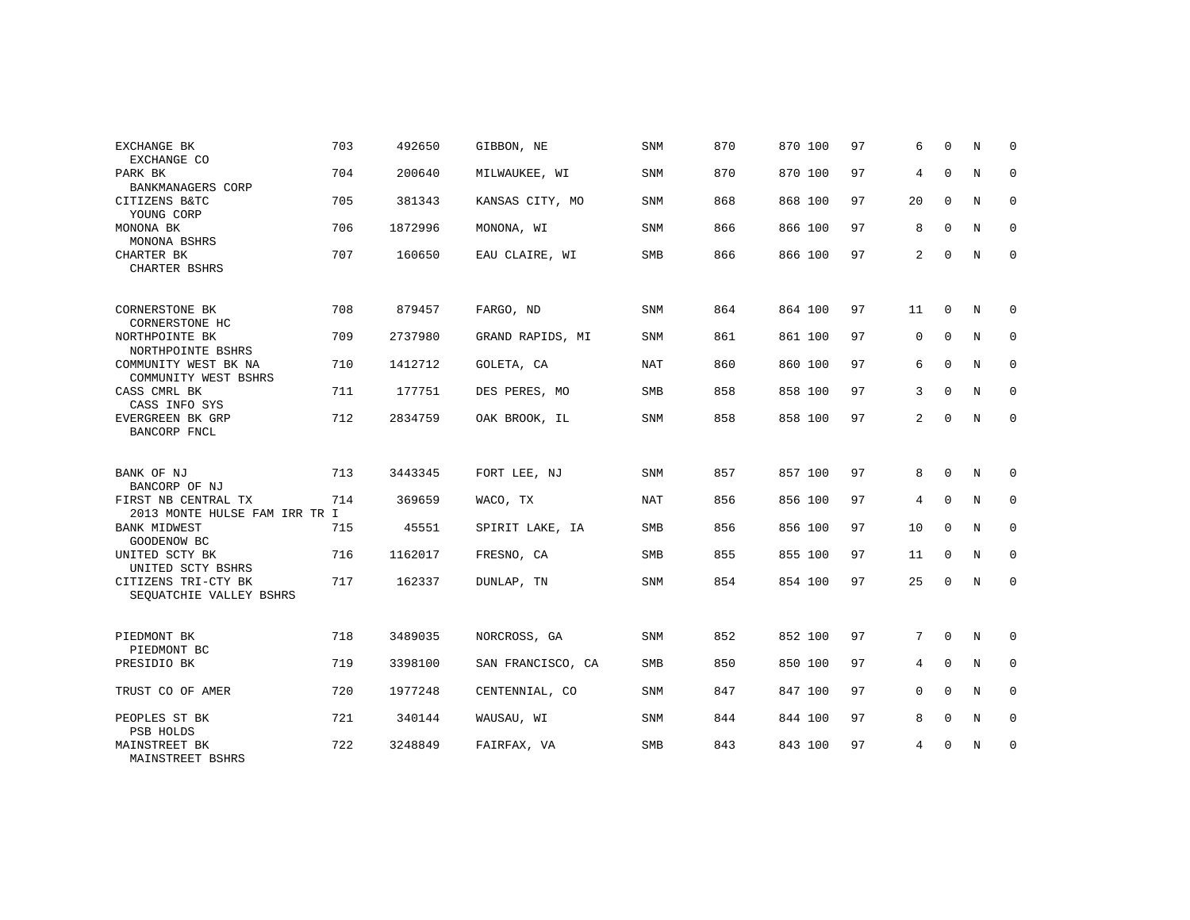| | | | | | | | | | | | | |
|---|---|---|---|---|---|---|---|---|---|---|---|---|
| EXCHANGE BK<br>EXCHANGE CO | 703 | 492650 | GIBBON, NE | SNM | 870 | 870 | 100 | 97 | 6 | 0 | N | 0 |
| PARK BK<br>BANKMANAGERS CORP | 704 | 200640 | MILWAUKEE, WI | SNM | 870 | 870 | 100 | 97 | 4 | 0 | N | 0 |
| CITIZENS B&TC<br>YOUNG CORP | 705 | 381343 | KANSAS CITY, MO | SNM | 868 | 868 | 100 | 97 | 20 | 0 | N | 0 |
| MONONA BK<br>MONONA BSHRS | 706 | 1872996 | MONONA, WI | SNM | 866 | 866 | 100 | 97 | 8 | 0 | N | 0 |
| CHARTER BK<br>CHARTER BSHRS | 707 | 160650 | EAU CLAIRE, WI | SMB | 866 | 866 | 100 | 97 | 2 | 0 | N | 0 |
| CORNERSTONE BK<br>CORNERSTONE HC | 708 | 879457 | FARGO, ND | SNM | 864 | 864 | 100 | 97 | 11 | 0 | N | 0 |
| NORTHPOINTE BK<br>NORTHPOINTE BSHRS | 709 | 2737980 | GRAND RAPIDS, MI | SNM | 861 | 861 | 100 | 97 | 0 | 0 | N | 0 |
| COMMUNITY WEST BK NA<br>COMMUNITY WEST BSHRS | 710 | 1412712 | GOLETA, CA | NAT | 860 | 860 | 100 | 97 | 6 | 0 | N | 0 |
| CASS CMRL BK<br>CASS INFO SYS | 711 | 177751 | DES PERES, MO | SMB | 858 | 858 | 100 | 97 | 3 | 0 | N | 0 |
| EVERGREEN BK GRP<br>BANCORP FNCL | 712 | 2834759 | OAK BROOK, IL | SNM | 858 | 858 | 100 | 97 | 2 | 0 | N | 0 |
| BANK OF NJ<br>BANCORP OF NJ | 713 | 3443345 | FORT LEE, NJ | SNM | 857 | 857 | 100 | 97 | 8 | 0 | N | 0 |
| FIRST NB CENTRAL TX<br>2013 MONTE HULSE FAM IRR TR I | 714 | 369659 | WACO, TX | NAT | 856 | 856 | 100 | 97 | 4 | 0 | N | 0 |
| BANK MIDWEST<br>GOODENOW BC | 715 | 45551 | SPIRIT LAKE, IA | SMB | 856 | 856 | 100 | 97 | 10 | 0 | N | 0 |
| UNITED SCTY BK<br>UNITED SCTY BSHRS | 716 | 1162017 | FRESNO, CA | SMB | 855 | 855 | 100 | 97 | 11 | 0 | N | 0 |
| CITIZENS TRI-CTY BK<br>SEQUATCHIE VALLEY BSHRS | 717 | 162337 | DUNLAP, TN | SNM | 854 | 854 | 100 | 97 | 25 | 0 | N | 0 |
| PIEDMONT BK<br>PIEDMONT BC | 718 | 3489035 | NORCROSS, GA | SNM | 852 | 852 | 100 | 97 | 7 | 0 | N | 0 |
| PRESIDIO BK | 719 | 3398100 | SAN FRANCISCO, CA | SMB | 850 | 850 | 100 | 97 | 4 | 0 | N | 0 |
| TRUST CO OF AMER | 720 | 1977248 | CENTENNIAL, CO | SNM | 847 | 847 | 100 | 97 | 0 | 0 | N | 0 |
| PEOPLES ST BK<br>PSB HOLDS | 721 | 340144 | WAUSAU, WI | SNM | 844 | 844 | 100 | 97 | 8 | 0 | N | 0 |
| MAINSTREET BK<br>MAINSTREET BSHRS | 722 | 3248849 | FAIRFAX, VA | SMB | 843 | 843 | 100 | 97 | 4 | 0 | N | 0 |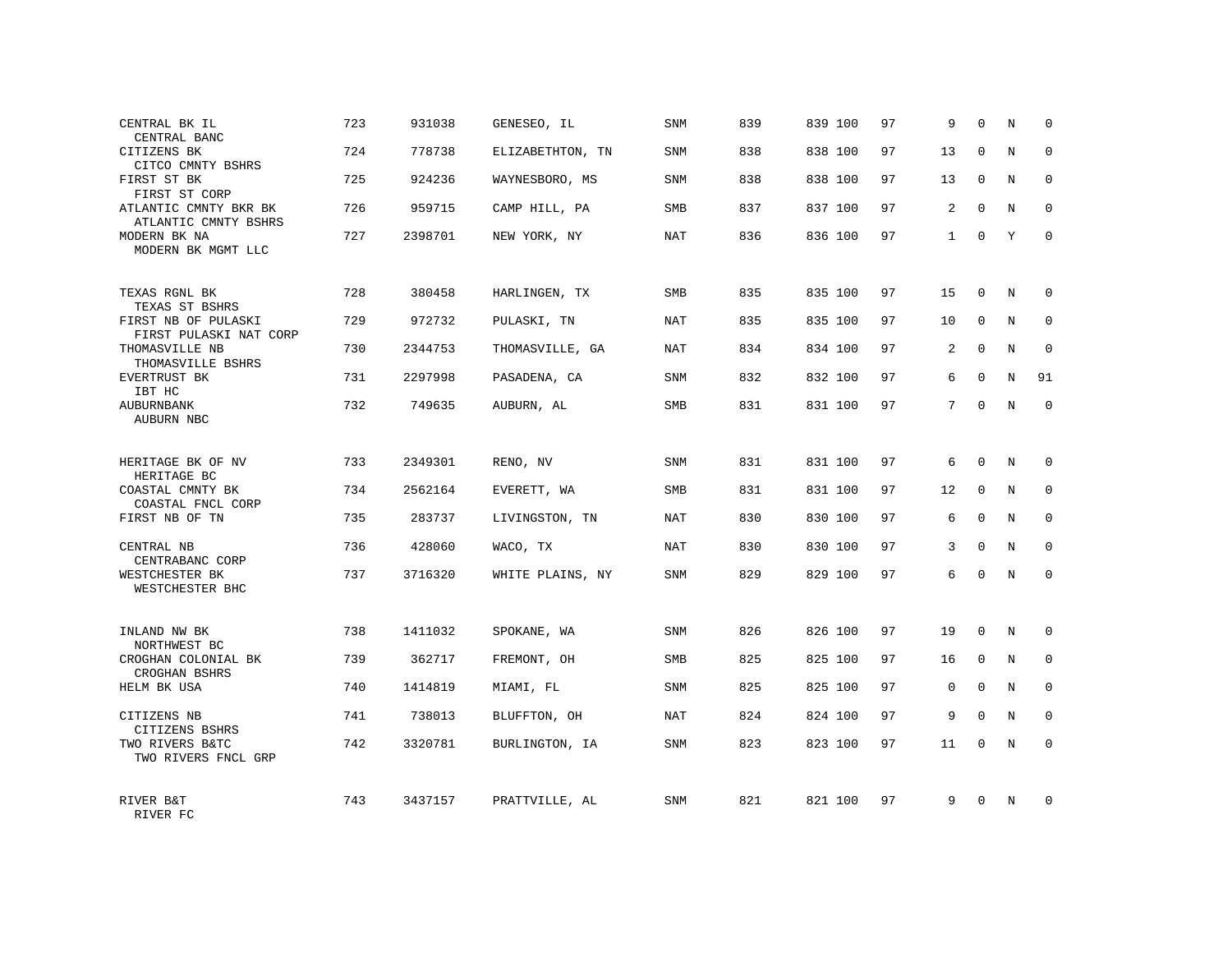| | | | | | | | | | | | | |
|---|---|---|---|---|---|---|---|---|---|---|---|---|
| CENTRAL BK IL<br>CENTRAL BANC | 723 | 931038 | GENESEO, IL | SNM | 839 | 839 | 100 | 97 | 9 | 0 | N | 0 |
| CITIZENS BK<br>CITCO CMNTY BSHRS | 724 | 778738 | ELIZABETHTON, TN | SNM | 838 | 838 | 100 | 97 | 13 | 0 | N | 0 |
| FIRST ST BK<br>FIRST ST CORP | 725 | 924236 | WAYNESBORO, MS | SNM | 838 | 838 | 100 | 97 | 13 | 0 | N | 0 |
| ATLANTIC CMNTY BKR BK<br>ATLANTIC CMNTY BSHRS | 726 | 959715 | CAMP HILL, PA | SMB | 837 | 837 | 100 | 97 | 2 | 0 | N | 0 |
| MODERN BK NA<br>MODERN BK MGMT LLC | 727 | 2398701 | NEW YORK, NY | NAT | 836 | 836 | 100 | 97 | 1 | 0 | Y | 0 |
| TEXAS RGNL BK<br>TEXAS ST BSHRS | 728 | 380458 | HARLINGEN, TX | SMB | 835 | 835 | 100 | 97 | 15 | 0 | N | 0 |
| FIRST NB OF PULASKI<br>FIRST PULASKI NAT CORP | 729 | 972732 | PULASKI, TN | NAT | 835 | 835 | 100 | 97 | 10 | 0 | N | 0 |
| THOMASVILLE NB<br>THOMASVILLE BSHRS | 730 | 2344753 | THOMASVILLE, GA | NAT | 834 | 834 | 100 | 97 | 2 | 0 | N | 0 |
| EVERTRUST BK<br>IBT HC | 731 | 2297998 | PASADENA, CA | SNM | 832 | 832 | 100 | 97 | 6 | 0 | N | 91 |
| AUBURNBANK<br>AUBURN NBC | 732 | 749635 | AUBURN, AL | SMB | 831 | 831 | 100 | 97 | 7 | 0 | N | 0 |
| HERITAGE BK OF NV<br>HERITAGE BC | 733 | 2349301 | RENO, NV | SNM | 831 | 831 | 100 | 97 | 6 | 0 | N | 0 |
| COASTAL CMNTY BK<br>COASTAL FNCL CORP | 734 | 2562164 | EVERETT, WA | SMB | 831 | 831 | 100 | 97 | 12 | 0 | N | 0 |
| FIRST NB OF TN | 735 | 283737 | LIVINGSTON, TN | NAT | 830 | 830 | 100 | 97 | 6 | 0 | N | 0 |
| CENTRAL NB<br>CENTRABANC CORP | 736 | 428060 | WACO, TX | NAT | 830 | 830 | 100 | 97 | 3 | 0 | N | 0 |
| WESTCHESTER BK<br>WESTCHESTER BHC | 737 | 3716320 | WHITE PLAINS, NY | SNM | 829 | 829 | 100 | 97 | 6 | 0 | N | 0 |
| INLAND NW BK<br>NORTHWEST BC | 738 | 1411032 | SPOKANE, WA | SNM | 826 | 826 | 100 | 97 | 19 | 0 | N | 0 |
| CROGHAN COLONIAL BK<br>CROGHAN BSHRS | 739 | 362717 | FREMONT, OH | SMB | 825 | 825 | 100 | 97 | 16 | 0 | N | 0 |
| HELM BK USA | 740 | 1414819 | MIAMI, FL | SNM | 825 | 825 | 100 | 97 | 0 | 0 | N | 0 |
| CITIZENS NB<br>CITIZENS BSHRS | 741 | 738013 | BLUFFTON, OH | NAT | 824 | 824 | 100 | 97 | 9 | 0 | N | 0 |
| TWO RIVERS B&TC<br>TWO RIVERS FNCL GRP | 742 | 3320781 | BURLINGTON, IA | SNM | 823 | 823 | 100 | 97 | 11 | 0 | N | 0 |
| RIVER B&T<br>RIVER FC | 743 | 3437157 | PRATTVILLE, AL | SNM | 821 | 821 | 100 | 97 | 9 | 0 | N | 0 |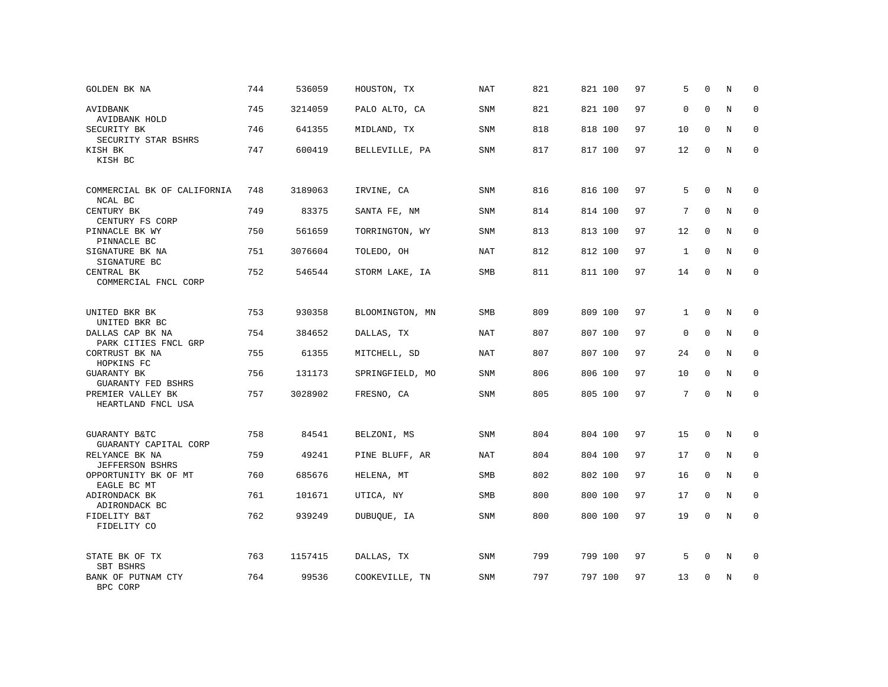| | | | | | | | | | | | | |
|---|---|---|---|---|---|---|---|---|---|---|---|---|
| GOLDEN BK NA | 744 | 536059 | HOUSTON, TX | NAT | 821 | 821 | 100 | 97 | 5 | 0 | N | 0 |
| AVIDBANK<br>AVIDBANK HOLD | 745 | 3214059 | PALO ALTO, CA | SNM | 821 | 821 | 100 | 97 | 0 | 0 | N | 0 |
| SECURITY BK<br>SECURITY STAR BSHRS | 746 | 641355 | MIDLAND, TX | SNM | 818 | 818 | 100 | 97 | 10 | 0 | N | 0 |
| KISH BK<br>KISH BC | 747 | 600419 | BELLEVILLE, PA | SNM | 817 | 817 | 100 | 97 | 12 | 0 | N | 0 |
| COMMERCIAL BK OF CALIFORNIA<br>NCAL BC | 748 | 3189063 | IRVINE, CA | SNM | 816 | 816 | 100 | 97 | 5 | 0 | N | 0 |
| CENTURY BK<br>CENTURY FS CORP | 749 | 83375 | SANTA FE, NM | SNM | 814 | 814 | 100 | 97 | 7 | 0 | N | 0 |
| PINNACLE BK WY<br>PINNACLE BC | 750 | 561659 | TORRINGTON, WY | SNM | 813 | 813 | 100 | 97 | 12 | 0 | N | 0 |
| SIGNATURE BK NA<br>SIGNATURE BC | 751 | 3076604 | TOLEDO, OH | NAT | 812 | 812 | 100 | 97 | 1 | 0 | N | 0 |
| CENTRAL BK<br>COMMERCIAL FNCL CORP | 752 | 546544 | STORM LAKE, IA | SMB | 811 | 811 | 100 | 97 | 14 | 0 | N | 0 |
| UNITED BKR BK<br>UNITED BKR BC | 753 | 930358 | BLOOMINGTON, MN | SMB | 809 | 809 | 100 | 97 | 1 | 0 | N | 0 |
| DALLAS CAP BK NA<br>PARK CITIES FNCL GRP | 754 | 384652 | DALLAS, TX | NAT | 807 | 807 | 100 | 97 | 0 | 0 | N | 0 |
| CORTRUST BK NA<br>HOPKINS FC | 755 | 61355 | MITCHELL, SD | NAT | 807 | 807 | 100 | 97 | 24 | 0 | N | 0 |
| GUARANTY BK<br>GUARANTY FED BSHRS | 756 | 131173 | SPRINGFIELD, MO | SNM | 806 | 806 | 100 | 97 | 10 | 0 | N | 0 |
| PREMIER VALLEY BK<br>HEARTLAND FNCL USA | 757 | 3028902 | FRESNO, CA | SNM | 805 | 805 | 100 | 97 | 7 | 0 | N | 0 |
| GUARANTY B&TC<br>GUARANTY CAPITAL CORP | 758 | 84541 | BELZONI, MS | SNM | 804 | 804 | 100 | 97 | 15 | 0 | N | 0 |
| RELYANCE BK NA<br>JEFFERSON BSHRS | 759 | 49241 | PINE BLUFF, AR | NAT | 804 | 804 | 100 | 97 | 17 | 0 | N | 0 |
| OPPORTUNITY BK OF MT<br>EAGLE BC MT | 760 | 685676 | HELENA, MT | SMB | 802 | 802 | 100 | 97 | 16 | 0 | N | 0 |
| ADIRONDACK BK<br>ADIRONDACK BC | 761 | 101671 | UTICA, NY | SMB | 800 | 800 | 100 | 97 | 17 | 0 | N | 0 |
| FIDELITY B&T<br>FIDELITY CO | 762 | 939249 | DUBUQUE, IA | SNM | 800 | 800 | 100 | 97 | 19 | 0 | N | 0 |
| STATE BK OF TX<br>SBT BSHRS | 763 | 1157415 | DALLAS, TX | SNM | 799 | 799 | 100 | 97 | 5 | 0 | N | 0 |
| BANK OF PUTNAM CTY<br>BPC CORP | 764 | 99536 | COOKEVILLE, TN | SNM | 797 | 797 | 100 | 97 | 13 | 0 | N | 0 |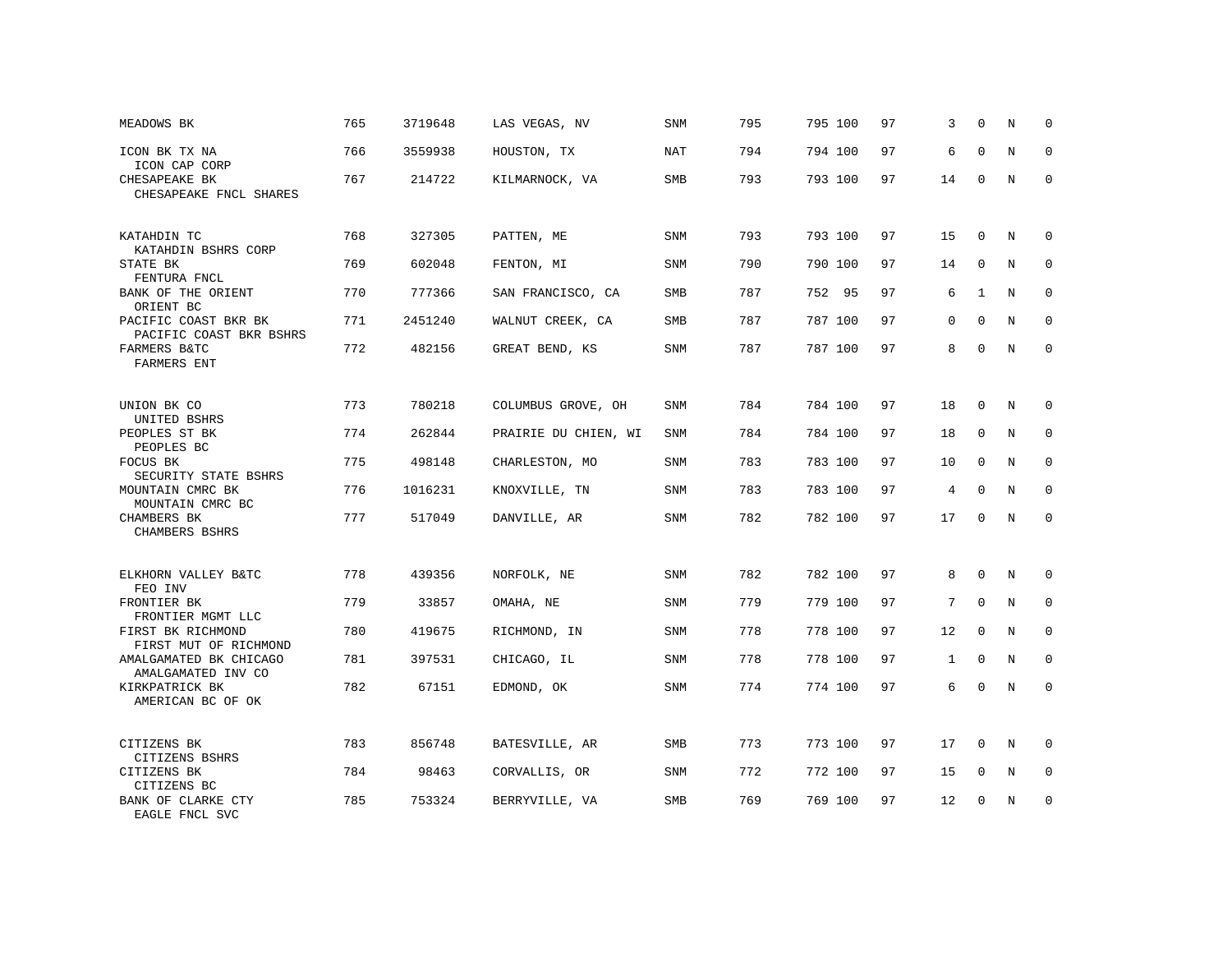| | | | | | | | | | | | | |
|---|---|---|---|---|---|---|---|---|---|---|---|---|
| MEADOWS BK | 765 | 3719648 | LAS VEGAS, NV | SNM | 795 | 795 | 100 | 97 | 3 | 0 | N | 0 |
| ICON BK TX NA<br>ICON CAP CORP | 766 | 3559938 | HOUSTON, TX | NAT | 794 | 794 | 100 | 97 | 6 | 0 | N | 0 |
| CHESAPEAKE BK<br>CHESAPEAKE FNCL SHARES | 767 | 214722 | KILMARNOCK, VA | SMB | 793 | 793 | 100 | 97 | 14 | 0 | N | 0 |
| KATAHDIN TC<br>KATAHDIN BSHRS CORP | 768 | 327305 | PATTEN, ME | SNM | 793 | 793 | 100 | 97 | 15 | 0 | N | 0 |
| STATE BK<br>FENTURA FNCL | 769 | 602048 | FENTON, MI | SNM | 790 | 790 | 100 | 97 | 14 | 0 | N | 0 |
| BANK OF THE ORIENT<br>ORIENT BC | 770 | 777366 | SAN FRANCISCO, CA | SMB | 787 | 752 | 95 | 97 | 6 | 1 | N | 0 |
| PACIFIC COAST BKR BK<br>PACIFIC COAST BKR BSHRS | 771 | 2451240 | WALNUT CREEK, CA | SMB | 787 | 787 | 100 | 97 | 0 | 0 | N | 0 |
| FARMERS B&TC<br>FARMERS ENT | 772 | 482156 | GREAT BEND, KS | SNM | 787 | 787 | 100 | 97 | 8 | 0 | N | 0 |
| UNION BK CO<br>UNITED BSHRS | 773 | 780218 | COLUMBUS GROVE, OH | SNM | 784 | 784 | 100 | 97 | 18 | 0 | N | 0 |
| PEOPLES ST BK<br>PEOPLES BC | 774 | 262844 | PRAIRIE DU CHIEN, WI | SNM | 784 | 784 | 100 | 97 | 18 | 0 | N | 0 |
| FOCUS BK<br>SECURITY STATE BSHRS | 775 | 498148 | CHARLESTON, MO | SNM | 783 | 783 | 100 | 97 | 10 | 0 | N | 0 |
| MOUNTAIN CMRC BK<br>MOUNTAIN CMRC BC | 776 | 1016231 | KNOXVILLE, TN | SNM | 783 | 783 | 100 | 97 | 4 | 0 | N | 0 |
| CHAMBERS BK<br>CHAMBERS BSHRS | 777 | 517049 | DANVILLE, AR | SNM | 782 | 782 | 100 | 97 | 17 | 0 | N | 0 |
| ELKHORN VALLEY B&TC<br>FEO INV | 778 | 439356 | NORFOLK, NE | SNM | 782 | 782 | 100 | 97 | 8 | 0 | N | 0 |
| FRONTIER BK<br>FRONTIER MGMT LLC | 779 | 33857 | OMAHA, NE | SNM | 779 | 779 | 100 | 97 | 7 | 0 | N | 0 |
| FIRST BK RICHMOND<br>FIRST MUT OF RICHMOND | 780 | 419675 | RICHMOND, IN | SNM | 778 | 778 | 100 | 97 | 12 | 0 | N | 0 |
| AMALGAMATED BK CHICAGO<br>AMALGAMATED INV CO | 781 | 397531 | CHICAGO, IL | SNM | 778 | 778 | 100 | 97 | 1 | 0 | N | 0 |
| KIRKPATRICK BK<br>AMERICAN BC OF OK | 782 | 67151 | EDMOND, OK | SNM | 774 | 774 | 100 | 97 | 6 | 0 | N | 0 |
| CITIZENS BK<br>CITIZENS BSHRS | 783 | 856748 | BATESVILLE, AR | SMB | 773 | 773 | 100 | 97 | 17 | 0 | N | 0 |
| CITIZENS BK<br>CITIZENS BC | 784 | 98463 | CORVALLIS, OR | SNM | 772 | 772 | 100 | 97 | 15 | 0 | N | 0 |
| BANK OF CLARKE CTY<br>EAGLE FNCL SVC | 785 | 753324 | BERRYVILLE, VA | SMB | 769 | 769 | 100 | 97 | 12 | 0 | N | 0 |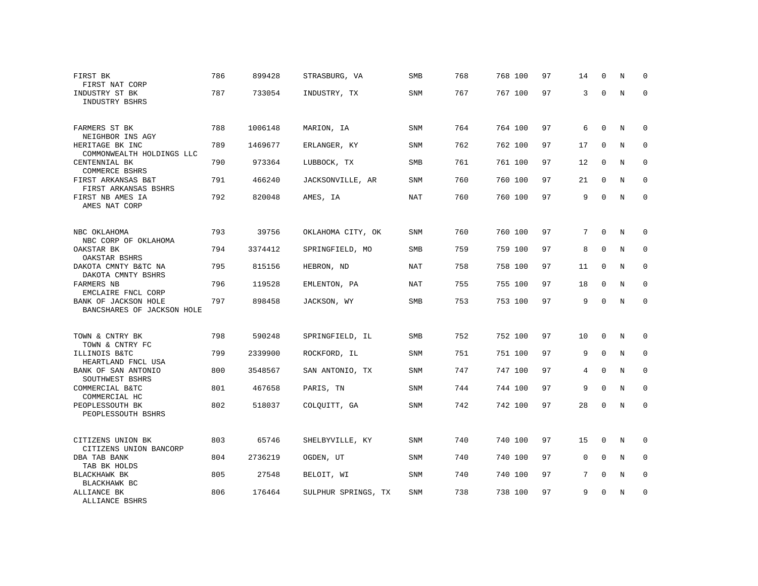| | | | | | | | | | | | | |
|---|---|---|---|---|---|---|---|---|---|---|---|---|
| FIRST BK<br>FIRST NAT CORP | 786 | 899428 | STRASBURG, VA | SMB | 768 | 768 | 100 | 97 | 14 | 0 | N | 0 |
| INDUSTRY ST BK<br>INDUSTRY BSHRS | 787 | 733054 | INDUSTRY, TX | SNM | 767 | 767 | 100 | 97 | 3 | 0 | N | 0 |
| FARMERS ST BK<br>NEIGHBOR INS AGY | 788 | 1006148 | MARION, IA | SNM | 764 | 764 | 100 | 97 | 6 | 0 | N | 0 |
| HERITAGE BK INC<br>COMMONWEALTH HOLDINGS LLC | 789 | 1469677 | ERLANGER, KY | SNM | 762 | 762 | 100 | 97 | 17 | 0 | N | 0 |
| CENTENNIAL BK<br>COMMERCE BSHRS | 790 | 973364 | LUBBOCK, TX | SMB | 761 | 761 | 100 | 97 | 12 | 0 | N | 0 |
| FIRST ARKANSAS B&T<br>FIRST ARKANSAS BSHRS | 791 | 466240 | JACKSONVILLE, AR | SNM | 760 | 760 | 100 | 97 | 21 | 0 | N | 0 |
| FIRST NB AMES IA<br>AMES NAT CORP | 792 | 820048 | AMES, IA | NAT | 760 | 760 | 100 | 97 | 9 | 0 | N | 0 |
| NBC OKLAHOMA<br>NBC CORP OF OKLAHOMA | 793 | 39756 | OKLAHOMA CITY, OK | SNM | 760 | 760 | 100 | 97 | 7 | 0 | N | 0 |
| OAKSTAR BK<br>OAKSTAR BSHRS | 794 | 3374412 | SPRINGFIELD, MO | SMB | 759 | 759 | 100 | 97 | 8 | 0 | N | 0 |
| DAKOTA CMNTY B&TC NA<br>DAKOTA CMNTY BSHRS | 795 | 815156 | HEBRON, ND | NAT | 758 | 758 | 100 | 97 | 11 | 0 | N | 0 |
| FARMERS NB<br>EMCLAIRE FNCL CORP | 796 | 119528 | EMLENTON, PA | NAT | 755 | 755 | 100 | 97 | 18 | 0 | N | 0 |
| BANK OF JACKSON HOLE<br>BANCSHARES OF JACKSON HOLE | 797 | 898458 | JACKSON, WY | SMB | 753 | 753 | 100 | 97 | 9 | 0 | N | 0 |
| TOWN & CNTRY BK<br>TOWN & CNTRY FC | 798 | 590248 | SPRINGFIELD, IL | SMB | 752 | 752 | 100 | 97 | 10 | 0 | N | 0 |
| ILLINOIS B&TC<br>HEARTLAND FNCL USA | 799 | 2339900 | ROCKFORD, IL | SNM | 751 | 751 | 100 | 97 | 9 | 0 | N | 0 |
| BANK OF SAN ANTONIO<br>SOUTHWEST BSHRS | 800 | 3548567 | SAN ANTONIO, TX | SNM | 747 | 747 | 100 | 97 | 4 | 0 | N | 0 |
| COMMERCIAL B&TC<br>COMMERCIAL HC | 801 | 467658 | PARIS, TN | SNM | 744 | 744 | 100 | 97 | 9 | 0 | N | 0 |
| PEOPLESSOUTH BK<br>PEOPLESSOUTH BSHRS | 802 | 518037 | COLQUITT, GA | SNM | 742 | 742 | 100 | 97 | 28 | 0 | N | 0 |
| CITIZENS UNION BK<br>CITIZENS UNION BANCORP | 803 | 65746 | SHELBYVILLE, KY | SNM | 740 | 740 | 100 | 97 | 15 | 0 | N | 0 |
| DBA TAB BANK<br>TAB BK HOLDS | 804 | 2736219 | OGDEN, UT | SNM | 740 | 740 | 100 | 97 | 0 | 0 | N | 0 |
| BLACKHAWK BK<br>BLACKHAWK BC | 805 | 27548 | BELOIT, WI | SNM | 740 | 740 | 100 | 97 | 7 | 0 | N | 0 |
| ALLIANCE BK<br>ALLIANCE BSHRS | 806 | 176464 | SULPHUR SPRINGS, TX | SNM | 738 | 738 | 100 | 97 | 9 | 0 | N | 0 |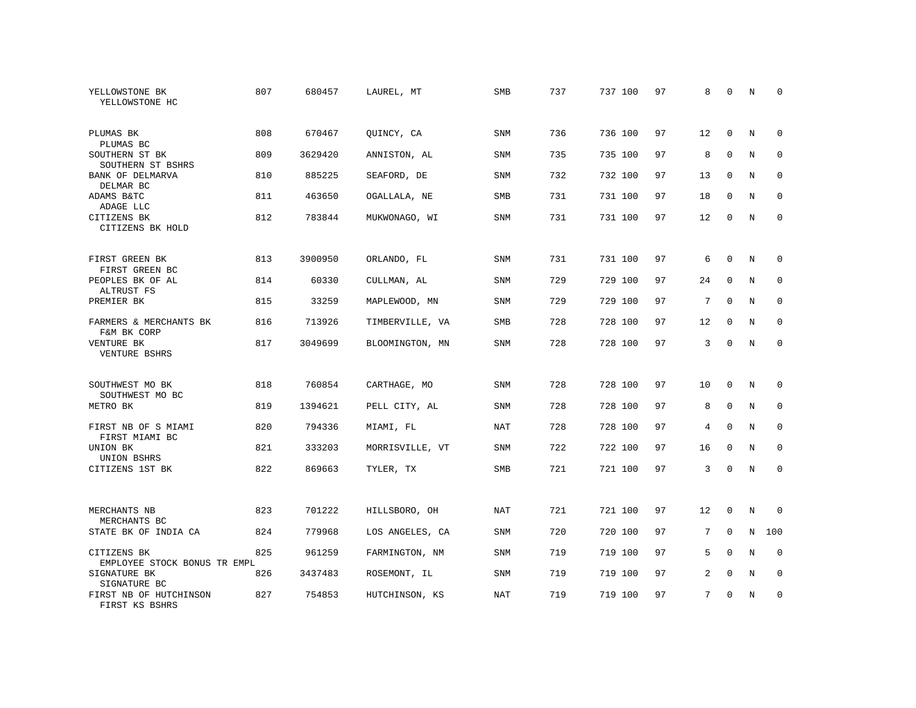| | | | | | | | | | | | | |
|---|---|---|---|---|---|---|---|---|---|---|---|---|
| YELLOWSTONE BK<br>YELLOWSTONE HC | 807 | 680457 | LAUREL, MT | SMB | 737 | 737 | 100 | 97 | 8 | 0 | N | 0 |
| PLUMAS BK<br>PLUMAS BC | 808 | 670467 | QUINCY, CA | SNM | 736 | 736 | 100 | 97 | 12 | 0 | N | 0 |
| SOUTHERN ST BK<br>SOUTHERN ST BSHRS | 809 | 3629420 | ANNISTON, AL | SNM | 735 | 735 | 100 | 97 | 8 | 0 | N | 0 |
| BANK OF DELMARVA<br>DELMAR BC | 810 | 885225 | SEAFORD, DE | SNM | 732 | 732 | 100 | 97 | 13 | 0 | N | 0 |
| ADAMS B&TC<br>ADAGE LLC | 811 | 463650 | OGALLALA, NE | SMB | 731 | 731 | 100 | 97 | 18 | 0 | N | 0 |
| CITIZENS BK<br>CITIZENS BK HOLD | 812 | 783844 | MUKWONAGO, WI | SNM | 731 | 731 | 100 | 97 | 12 | 0 | N | 0 |
| FIRST GREEN BK<br>FIRST GREEN BC | 813 | 3900950 | ORLANDO, FL | SNM | 731 | 731 | 100 | 97 | 6 | 0 | N | 0 |
| PEOPLES BK OF AL<br>ALTRUST FS | 814 | 60330 | CULLMAN, AL | SNM | 729 | 729 | 100 | 97 | 24 | 0 | N | 0 |
| PREMIER BK | 815 | 33259 | MAPLEWOOD, MN | SNM | 729 | 729 | 100 | 97 | 7 | 0 | N | 0 |
| FARMERS & MERCHANTS BK<br>F&M BK CORP | 816 | 713926 | TIMBERVILLE, VA | SMB | 728 | 728 | 100 | 97 | 12 | 0 | N | 0 |
| VENTURE BK<br>VENTURE BSHRS | 817 | 3049699 | BLOOMINGTON, MN | SNM | 728 | 728 | 100 | 97 | 3 | 0 | N | 0 |
| SOUTHWEST MO BK<br>SOUTHWEST MO BC | 818 | 760854 | CARTHAGE, MO | SNM | 728 | 728 | 100 | 97 | 10 | 0 | N | 0 |
| METRO BK | 819 | 1394621 | PELL CITY, AL | SNM | 728 | 728 | 100 | 97 | 8 | 0 | N | 0 |
| FIRST NB OF S MIAMI<br>FIRST MIAMI BC | 820 | 794336 | MIAMI, FL | NAT | 728 | 728 | 100 | 97 | 4 | 0 | N | 0 |
| UNION BK<br>UNION BSHRS | 821 | 333203 | MORRISVILLE, VT | SNM | 722 | 722 | 100 | 97 | 16 | 0 | N | 0 |
| CITIZENS 1ST BK | 822 | 869663 | TYLER, TX | SMB | 721 | 721 | 100 | 97 | 3 | 0 | N | 0 |
| MERCHANTS NB<br>MERCHANTS BC | 823 | 701222 | HILLSBORO, OH | NAT | 721 | 721 | 100 | 97 | 12 | 0 | N | 0 |
| STATE BK OF INDIA CA | 824 | 779968 | LOS ANGELES, CA | SNM | 720 | 720 | 100 | 97 | 7 | 0 | N | 100 |
| CITIZENS BK<br>EMPLOYEE STOCK BONUS TR EMPL | 825 | 961259 | FARMINGTON, NM | SNM | 719 | 719 | 100 | 97 | 5 | 0 | N | 0 |
| SIGNATURE BK<br>SIGNATURE BC | 826 | 3437483 | ROSEMONT, IL | SNM | 719 | 719 | 100 | 97 | 2 | 0 | N | 0 |
| FIRST NB OF HUTCHINSON<br>FIRST KS BSHRS | 827 | 754853 | HUTCHINSON, KS | NAT | 719 | 719 | 100 | 97 | 7 | 0 | N | 0 |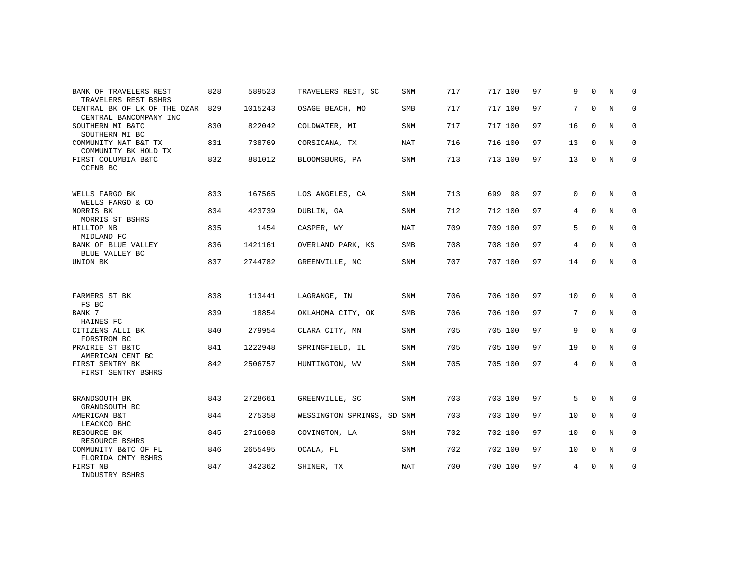| | | | | | | | | | | | | |
|---|---|---|---|---|---|---|---|---|---|---|---|---|
| BANK OF TRAVELERS REST<br>TRAVELERS REST BSHRS | 828 | 589523 | TRAVELERS REST, SC | SNM | 717 | 717 | 100 | 97 | 9 | 0 | N | 0 |
| CENTRAL BK OF LK OF THE OZAR<br>CENTRAL BANCOMPANY INC | 829 | 1015243 | OSAGE BEACH, MO | SMB | 717 | 717 | 100 | 97 | 7 | 0 | N | 0 |
| SOUTHERN MI B&TC<br>SOUTHERN MI BC | 830 | 822042 | COLDWATER, MI | SNM | 717 | 717 | 100 | 97 | 16 | 0 | N | 0 |
| COMMUNITY NAT B&T TX<br>COMMUNITY BK HOLD TX | 831 | 738769 | CORSICANA, TX | NAT | 716 | 716 | 100 | 97 | 13 | 0 | N | 0 |
| FIRST COLUMBIA B&TC<br>CCFNB BC | 832 | 881012 | BLOOMSBURG, PA | SNM | 713 | 713 | 100 | 97 | 13 | 0 | N | 0 |
| WELLS FARGO BK<br>WELLS FARGO & CO | 833 | 167565 | LOS ANGELES, CA | SNM | 713 | 699 | 98 | 97 | 0 | 0 | N | 0 |
| MORRIS BK<br>MORRIS ST BSHRS | 834 | 423739 | DUBLIN, GA | SNM | 712 | 712 | 100 | 97 | 4 | 0 | N | 0 |
| HILLTOP NB<br>MIDLAND FC | 835 | 1454 | CASPER, WY | NAT | 709 | 709 | 100 | 97 | 5 | 0 | N | 0 |
| BANK OF BLUE VALLEY<br>BLUE VALLEY BC | 836 | 1421161 | OVERLAND PARK, KS | SMB | 708 | 708 | 100 | 97 | 4 | 0 | N | 0 |
| UNION BK | 837 | 2744782 | GREENVILLE, NC | SNM | 707 | 707 | 100 | 97 | 14 | 0 | N | 0 |
| FARMERS ST BK<br>FS BC | 838 | 113441 | LAGRANGE, IN | SNM | 706 | 706 | 100 | 97 | 10 | 0 | N | 0 |
| BANK 7<br>HAINES FC | 839 | 18854 | OKLAHOMA CITY, OK | SMB | 706 | 706 | 100 | 97 | 7 | 0 | N | 0 |
| CITIZENS ALLI BK<br>FORSTROM BC | 840 | 279954 | CLARA CITY, MN | SNM | 705 | 705 | 100 | 97 | 9 | 0 | N | 0 |
| PRAIRIE ST B&TC<br>AMERICAN CENT BC | 841 | 1222948 | SPRINGFIELD, IL | SNM | 705 | 705 | 100 | 97 | 19 | 0 | N | 0 |
| FIRST SENTRY BK<br>FIRST SENTRY BSHRS | 842 | 2506757 | HUNTINGTON, WV | SNM | 705 | 705 | 100 | 97 | 4 | 0 | N | 0 |
| GRANDSOUTH BK<br>GRANDSOUTH BC | 843 | 2728661 | GREENVILLE, SC | SNM | 703 | 703 | 100 | 97 | 5 | 0 | N | 0 |
| AMERICAN B&T<br>LEACKCO BHC | 844 | 275358 | WESSINGTON SPRINGS, SD | SNM | 703 | 703 | 100 | 97 | 10 | 0 | N | 0 |
| RESOURCE BK<br>RESOURCE BSHRS | 845 | 2716088 | COVINGTON, LA | SNM | 702 | 702 | 100 | 97 | 10 | 0 | N | 0 |
| COMMUNITY B&TC OF FL<br>FLORIDA CMTY BSHRS | 846 | 2655495 | OCALA, FL | SNM | 702 | 702 | 100 | 97 | 10 | 0 | N | 0 |
| FIRST NB<br>INDUSTRY BSHRS | 847 | 342362 | SHINER, TX | NAT | 700 | 700 | 100 | 97 | 4 | 0 | N | 0 |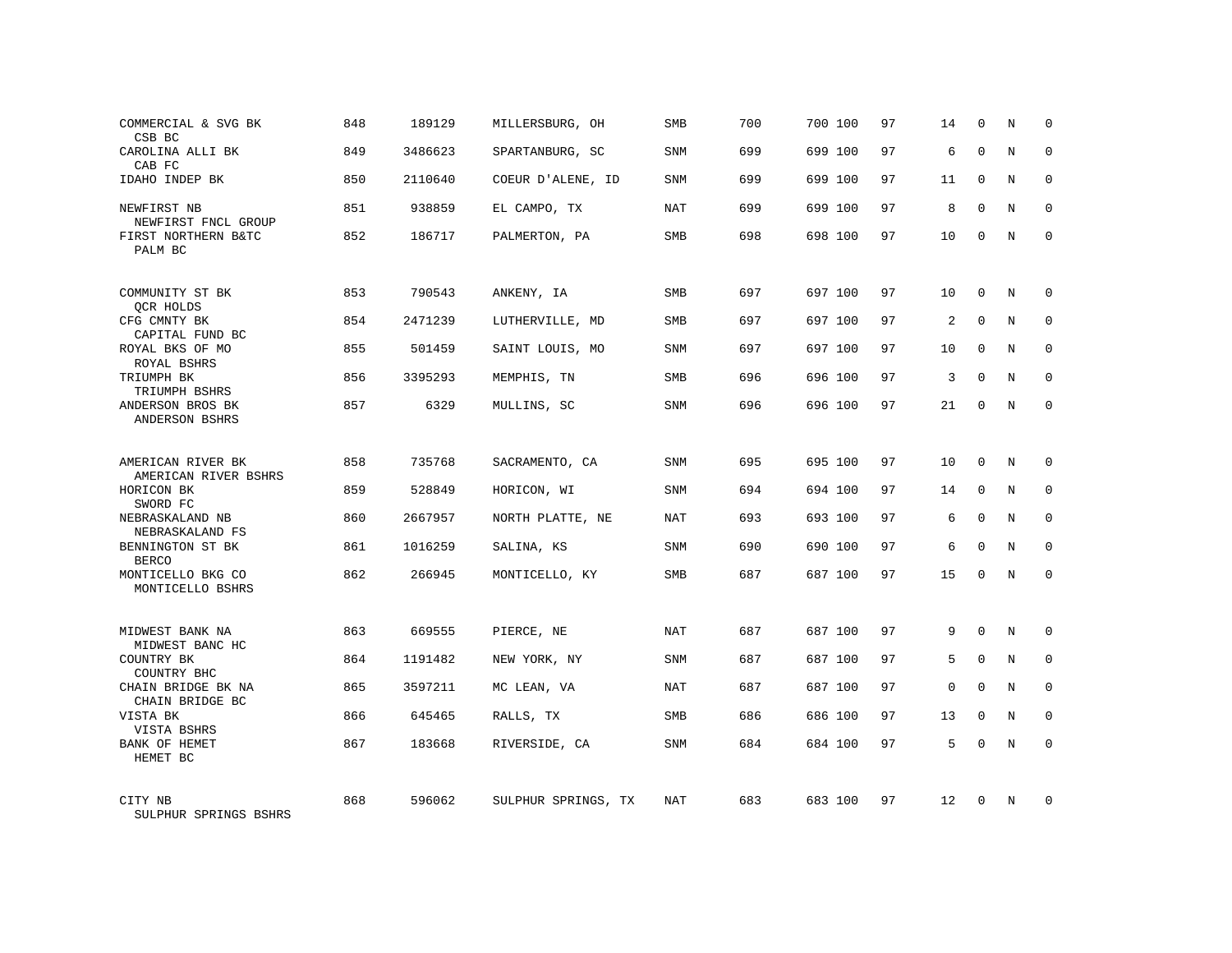| | | | | | | | | | | | | |
|---|---|---|---|---|---|---|---|---|---|---|---|---|
| COMMERCIAL & SVG BK<br>CSB BC | 848 | 189129 | MILLERSBURG, OH | SMB | 700 | 700 | 100 | 97 | 14 | 0 | N | 0 |
| CAROLINA ALLI BK<br>CAB FC | 849 | 3486623 | SPARTANBURG, SC | SNM | 699 | 699 | 100 | 97 | 6 | 0 | N | 0 |
| IDAHO INDEP BK | 850 | 2110640 | COEUR D'ALENE, ID | SNM | 699 | 699 | 100 | 97 | 11 | 0 | N | 0 |
| NEWFIRST NB<br>NEWFIRST FNCL GROUP | 851 | 938859 | EL CAMPO, TX | NAT | 699 | 699 | 100 | 97 | 8 | 0 | N | 0 |
| FIRST NORTHERN B&TC<br>PALM BC | 852 | 186717 | PALMERTON, PA | SMB | 698 | 698 | 100 | 97 | 10 | 0 | N | 0 |
| COMMUNITY ST BK<br>QCR HOLDS | 853 | 790543 | ANKENY, IA | SMB | 697 | 697 | 100 | 97 | 10 | 0 | N | 0 |
| CFG CMNTY BK<br>CAPITAL FUND BC | 854 | 2471239 | LUTHERVILLE, MD | SMB | 697 | 697 | 100 | 97 | 2 | 0 | N | 0 |
| ROYAL BKS OF MO<br>ROYAL BSHRS | 855 | 501459 | SAINT LOUIS, MO | SNM | 697 | 697 | 100 | 97 | 10 | 0 | N | 0 |
| TRIUMPH BK<br>TRIUMPH BSHRS | 856 | 3395293 | MEMPHIS, TN | SMB | 696 | 696 | 100 | 97 | 3 | 0 | N | 0 |
| ANDERSON BROS BK<br>ANDERSON BSHRS | 857 | 6329 | MULLINS, SC | SNM | 696 | 696 | 100 | 97 | 21 | 0 | N | 0 |
| AMERICAN RIVER BK<br>AMERICAN RIVER BSHRS | 858 | 735768 | SACRAMENTO, CA | SNM | 695 | 695 | 100 | 97 | 10 | 0 | N | 0 |
| HORICON BK<br>SWORD FC | 859 | 528849 | HORICON, WI | SNM | 694 | 694 | 100 | 97 | 14 | 0 | N | 0 |
| NEBRASKALAND NB<br>NEBRASKALAND FS | 860 | 2667957 | NORTH PLATTE, NE | NAT | 693 | 693 | 100 | 97 | 6 | 0 | N | 0 |
| BENNINGTON ST BK<br>BERCO | 861 | 1016259 | SALINA, KS | SNM | 690 | 690 | 100 | 97 | 6 | 0 | N | 0 |
| MONTICELLO BKG CO<br>MONTICELLO BSHRS | 862 | 266945 | MONTICELLO, KY | SMB | 687 | 687 | 100 | 97 | 15 | 0 | N | 0 |
| MIDWEST BANK NA<br>MIDWEST BANC HC | 863 | 669555 | PIERCE, NE | NAT | 687 | 687 | 100 | 97 | 9 | 0 | N | 0 |
| COUNTRY BK<br>COUNTRY BHC | 864 | 1191482 | NEW YORK, NY | SNM | 687 | 687 | 100 | 97 | 5 | 0 | N | 0 |
| CHAIN BRIDGE BK NA<br>CHAIN BRIDGE BC | 865 | 3597211 | MC LEAN, VA | NAT | 687 | 687 | 100 | 97 | 0 | 0 | N | 0 |
| VISTA BK<br>VISTA BSHRS | 866 | 645465 | RALLS, TX | SMB | 686 | 686 | 100 | 97 | 13 | 0 | N | 0 |
| BANK OF HEMET<br>HEMET BC | 867 | 183668 | RIVERSIDE, CA | SNM | 684 | 684 | 100 | 97 | 5 | 0 | N | 0 |
| CITY NB<br>SULPHUR SPRINGS BSHRS | 868 | 596062 | SULPHUR SPRINGS, TX | NAT | 683 | 683 | 100 | 97 | 12 | 0 | N | 0 |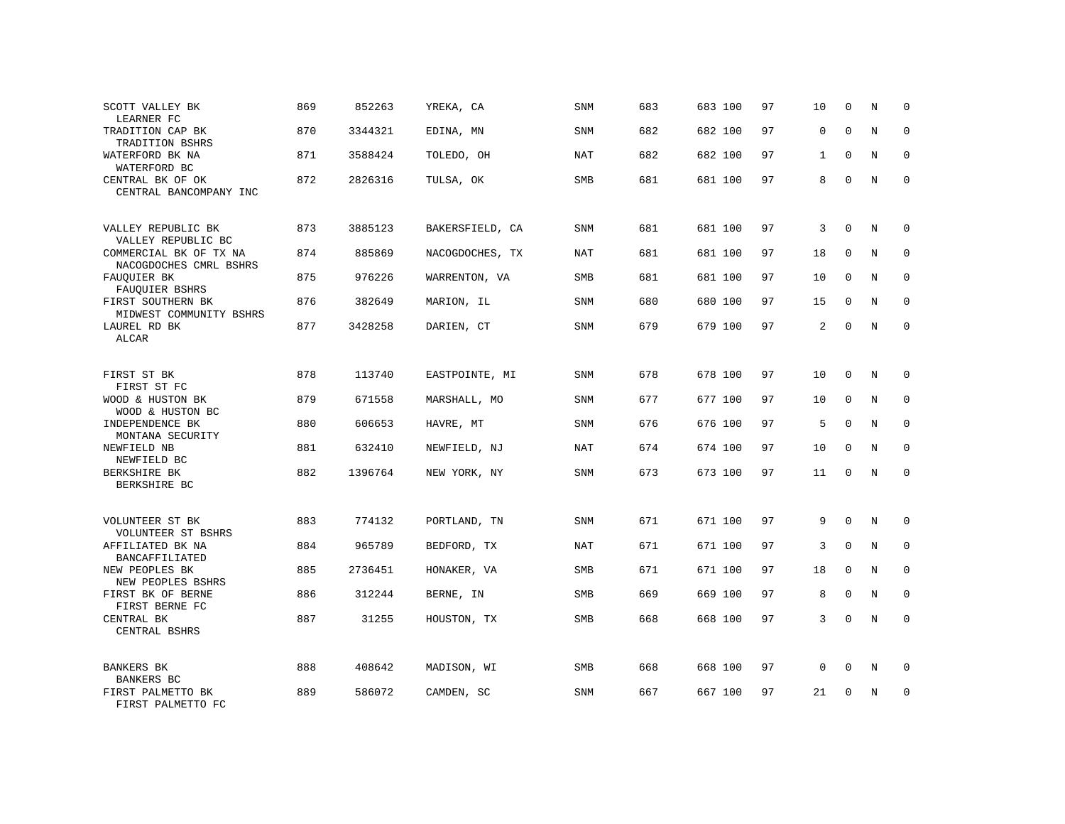| | | | | | | | | | | | | |
|---|---|---|---|---|---|---|---|---|---|---|---|---|
| SCOTT VALLEY BK<br>LEARNER FC | 869 | 852263 | YREKA, CA | SNM | 683 | 683 | 100 | 97 | 10 | 0 | N | 0 |
| TRADITION CAP BK<br>TRADITION BSHRS | 870 | 3344321 | EDINA, MN | SNM | 682 | 682 | 100 | 97 | 0 | 0 | N | 0 |
| WATERFORD BK NA<br>WATERFORD BC | 871 | 3588424 | TOLEDO, OH | NAT | 682 | 682 | 100 | 97 | 1 | 0 | N | 0 |
| CENTRAL BK OF OK<br>CENTRAL BANCOMPANY INC | 872 | 2826316 | TULSA, OK | SMB | 681 | 681 | 100 | 97 | 8 | 0 | N | 0 |
| VALLEY REPUBLIC BK<br>VALLEY REPUBLIC BC | 873 | 3885123 | BAKERSFIELD, CA | SNM | 681 | 681 | 100 | 97 | 3 | 0 | N | 0 |
| COMMERCIAL BK OF TX NA<br>NACOGDOCHES CMRL BSHRS | 874 | 885869 | NACOGDOCHES, TX | NAT | 681 | 681 | 100 | 97 | 18 | 0 | N | 0 |
| FAUQUIER BK<br>FAUQUIER BSHRS | 875 | 976226 | WARRENTON, VA | SMB | 681 | 681 | 100 | 97 | 10 | 0 | N | 0 |
| FIRST SOUTHERN BK<br>MIDWEST COMMUNITY BSHRS | 876 | 382649 | MARION, IL | SNM | 680 | 680 | 100 | 97 | 15 | 0 | N | 0 |
| LAUREL RD BK<br>ALCAR | 877 | 3428258 | DARIEN, CT | SNM | 679 | 679 | 100 | 97 | 2 | 0 | N | 0 |
| FIRST ST BK<br>FIRST ST FC | 878 | 113740 | EASTPOINTE, MI | SNM | 678 | 678 | 100 | 97 | 10 | 0 | N | 0 |
| WOOD & HUSTON BK<br>WOOD & HUSTON BC | 879 | 671558 | MARSHALL, MO | SNM | 677 | 677 | 100 | 97 | 10 | 0 | N | 0 |
| INDEPENDENCE BK<br>MONTANA SECURITY | 880 | 606653 | HAVRE, MT | SNM | 676 | 676 | 100 | 97 | 5 | 0 | N | 0 |
| NEWFIELD NB<br>NEWFIELD BC | 881 | 632410 | NEWFIELD, NJ | NAT | 674 | 674 | 100 | 97 | 10 | 0 | N | 0 |
| BERKSHIRE BK<br>BERKSHIRE BC | 882 | 1396764 | NEW YORK, NY | SNM | 673 | 673 | 100 | 97 | 11 | 0 | N | 0 |
| VOLUNTEER ST BK<br>VOLUNTEER ST BSHRS | 883 | 774132 | PORTLAND, TN | SNM | 671 | 671 | 100 | 97 | 9 | 0 | N | 0 |
| AFFILIATED BK NA<br>BANCAFFILIATED | 884 | 965789 | BEDFORD, TX | NAT | 671 | 671 | 100 | 97 | 3 | 0 | N | 0 |
| NEW PEOPLES BK<br>NEW PEOPLES BSHRS | 885 | 2736451 | HONAKER, VA | SMB | 671 | 671 | 100 | 97 | 18 | 0 | N | 0 |
| FIRST BK OF BERNE<br>FIRST BERNE FC | 886 | 312244 | BERNE, IN | SMB | 669 | 669 | 100 | 97 | 8 | 0 | N | 0 |
| CENTRAL BK<br>CENTRAL BSHRS | 887 | 31255 | HOUSTON, TX | SMB | 668 | 668 | 100 | 97 | 3 | 0 | N | 0 |
| BANKERS BK<br>BANKERS BC | 888 | 408642 | MADISON, WI | SMB | 668 | 668 | 100 | 97 | 0 | 0 | N | 0 |
| FIRST PALMETTO BK<br>FIRST PALMETTO FC | 889 | 586072 | CAMDEN, SC | SNM | 667 | 667 | 100 | 97 | 21 | 0 | N | 0 |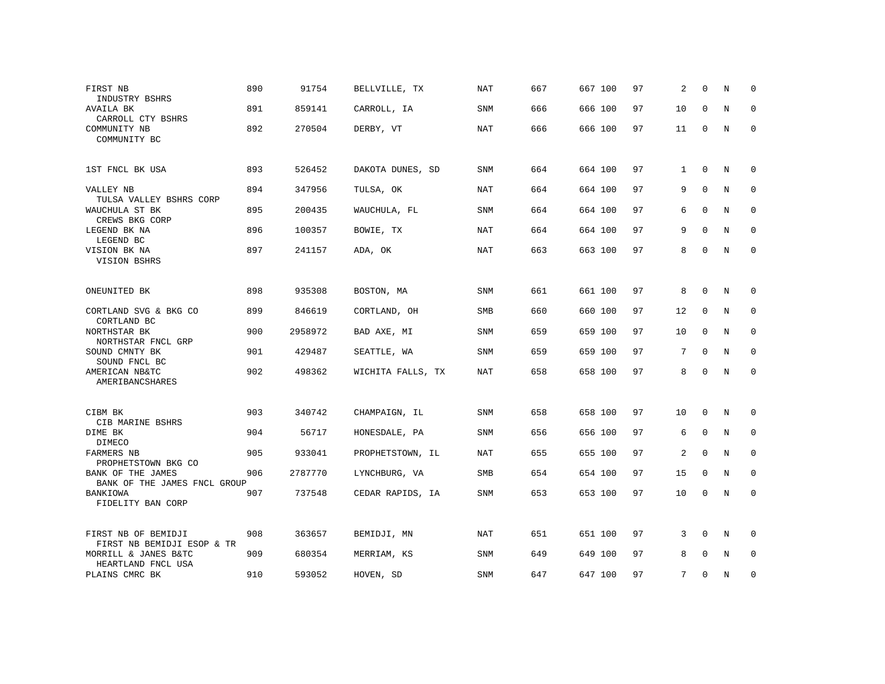| | | | | | | | | | | | | |
|---|---|---|---|---|---|---|---|---|---|---|---|---|
| FIRST NB<br>INDUSTRY BSHRS | 890 | 91754 | BELLVILLE, TX | NAT | 667 | 667 | 100 | 97 | 2 | 0 | N | 0 |
| AVAILA BK<br>CARROLL CTY BSHRS | 891 | 859141 | CARROLL, IA | SNM | 666 | 666 | 100 | 97 | 10 | 0 | N | 0 |
| COMMUNITY NB<br>COMMUNITY BC | 892 | 270504 | DERBY, VT | NAT | 666 | 666 | 100 | 97 | 11 | 0 | N | 0 |
| 1ST FNCL BK USA | 893 | 526452 | DAKOTA DUNES, SD | SNM | 664 | 664 | 100 | 97 | 1 | 0 | N | 0 |
| VALLEY NB<br>TULSA VALLEY BSHRS CORP | 894 | 347956 | TULSA, OK | NAT | 664 | 664 | 100 | 97 | 9 | 0 | N | 0 |
| WAUCHULA ST BK<br>CREWS BKG CORP | 895 | 200435 | WAUCHULA, FL | SNM | 664 | 664 | 100 | 97 | 6 | 0 | N | 0 |
| LEGEND BK NA<br>LEGEND BC | 896 | 100357 | BOWIE, TX | NAT | 664 | 664 | 100 | 97 | 9 | 0 | N | 0 |
| VISION BK NA<br>VISION BSHRS | 897 | 241157 | ADA, OK | NAT | 663 | 663 | 100 | 97 | 8 | 0 | N | 0 |
| ONEUNITED BK | 898 | 935308 | BOSTON, MA | SNM | 661 | 661 | 100 | 97 | 8 | 0 | N | 0 |
| CORTLAND SVG & BKG CO<br>CORTLAND BC | 899 | 846619 | CORTLAND, OH | SMB | 660 | 660 | 100 | 97 | 12 | 0 | N | 0 |
| NORTHSTAR BK<br>NORTHSTAR FNCL GRP | 900 | 2958972 | BAD AXE, MI | SNM | 659 | 659 | 100 | 97 | 10 | 0 | N | 0 |
| SOUND CMNTY BK<br>SOUND FNCL BC | 901 | 429487 | SEATTLE, WA | SNM | 659 | 659 | 100 | 97 | 7 | 0 | N | 0 |
| AMERICAN NB&TC<br>AMERIBANCSHARES | 902 | 498362 | WICHITA FALLS, TX | NAT | 658 | 658 | 100 | 97 | 8 | 0 | N | 0 |
| CIBM BK<br>CIB MARINE BSHRS | 903 | 340742 | CHAMPAIGN, IL | SNM | 658 | 658 | 100 | 97 | 10 | 0 | N | 0 |
| DIME BK<br>DIMECO | 904 | 56717 | HONESDALE, PA | SNM | 656 | 656 | 100 | 97 | 6 | 0 | N | 0 |
| FARMERS NB<br>PROPHETSTOWN BKG CO | 905 | 933041 | PROPHETSTOWN, IL | NAT | 655 | 655 | 100 | 97 | 2 | 0 | N | 0 |
| BANK OF THE JAMES<br>BANK OF THE JAMES FNCL GROUP | 906 | 2787770 | LYNCHBURG, VA | SMB | 654 | 654 | 100 | 97 | 15 | 0 | N | 0 |
| BANKIOWA<br>FIDELITY BAN CORP | 907 | 737548 | CEDAR RAPIDS, IA | SNM | 653 | 653 | 100 | 97 | 10 | 0 | N | 0 |
| FIRST NB OF BEMIDJI<br>FIRST NB BEMIDJI ESOP & TR | 908 | 363657 | BEMIDJI, MN | NAT | 651 | 651 | 100 | 97 | 3 | 0 | N | 0 |
| MORRILL & JANES B&TC<br>HEARTLAND FNCL USA | 909 | 680354 | MERRIAM, KS | SNM | 649 | 649 | 100 | 97 | 8 | 0 | N | 0 |
| PLAINS CMRC BK | 910 | 593052 | HOVEN, SD | SNM | 647 | 647 | 100 | 97 | 7 | 0 | N | 0 |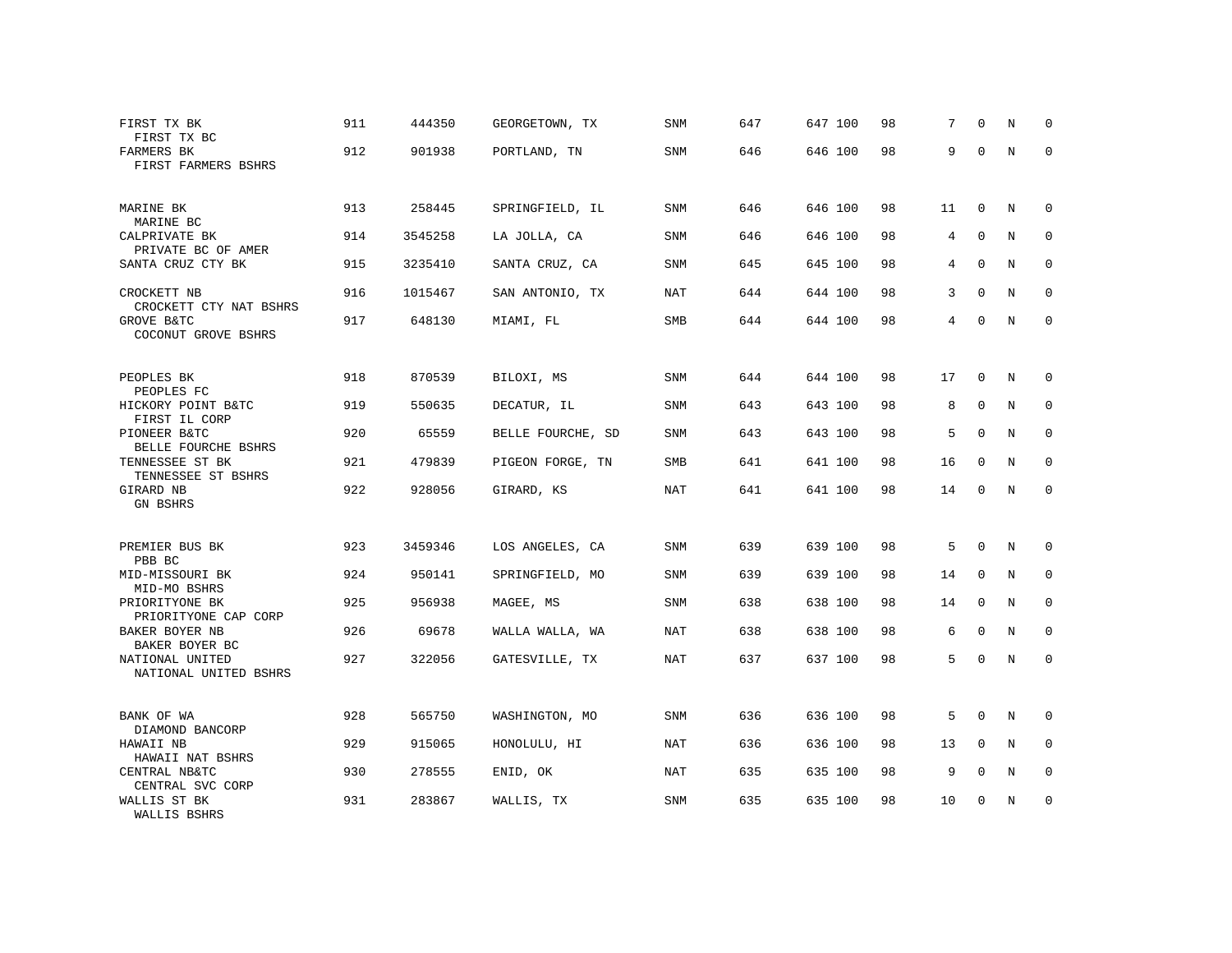| | | | | | | | | | | | | |
|---|---|---|---|---|---|---|---|---|---|---|---|---|
| FIRST TX BK<br>FIRST TX BC | 911 | 444350 | GEORGETOWN, TX | SNM | 647 | 647 | 100 | 98 | 7 | 0 | N | 0 |
| FARMERS BK<br>FIRST FARMERS BSHRS | 912 | 901938 | PORTLAND, TN | SNM | 646 | 646 | 100 | 98 | 9 | 0 | N | 0 |
| MARINE BK<br>MARINE BC | 913 | 258445 | SPRINGFIELD, IL | SNM | 646 | 646 | 100 | 98 | 11 | 0 | N | 0 |
| CALPRIVATE BK<br>PRIVATE BC OF AMER | 914 | 3545258 | LA JOLLA, CA | SNM | 646 | 646 | 100 | 98 | 4 | 0 | N | 0 |
| SANTA CRUZ CTY BK | 915 | 3235410 | SANTA CRUZ, CA | SNM | 645 | 645 | 100 | 98 | 4 | 0 | N | 0 |
| CROCKETT NB<br>CROCKETT CTY NAT BSHRS | 916 | 1015467 | SAN ANTONIO, TX | NAT | 644 | 644 | 100 | 98 | 3 | 0 | N | 0 |
| GROVE B&TC<br>COCONUT GROVE BSHRS | 917 | 648130 | MIAMI, FL | SMB | 644 | 644 | 100 | 98 | 4 | 0 | N | 0 |
| PEOPLES BK<br>PEOPLES FC | 918 | 870539 | BILOXI, MS | SNM | 644 | 644 | 100 | 98 | 17 | 0 | N | 0 |
| HICKORY POINT B&TC<br>FIRST IL CORP | 919 | 550635 | DECATUR, IL | SNM | 643 | 643 | 100 | 98 | 8 | 0 | N | 0 |
| PIONEER B&TC<br>BELLE FOURCHE BSHRS | 920 | 65559 | BELLE FOURCHE, SD | SNM | 643 | 643 | 100 | 98 | 5 | 0 | N | 0 |
| TENNESSEE ST BK<br>TENNESSEE ST BSHRS | 921 | 479839 | PIGEON FORGE, TN | SMB | 641 | 641 | 100 | 98 | 16 | 0 | N | 0 |
| GIRARD NB<br>GN BSHRS | 922 | 928056 | GIRARD, KS | NAT | 641 | 641 | 100 | 98 | 14 | 0 | N | 0 |
| PREMIER BUS BK<br>PBB BC | 923 | 3459346 | LOS ANGELES, CA | SNM | 639 | 639 | 100 | 98 | 5 | 0 | N | 0 |
| MID-MISSOURI BK<br>MID-MO BSHRS | 924 | 950141 | SPRINGFIELD, MO | SNM | 639 | 639 | 100 | 98 | 14 | 0 | N | 0 |
| PRIORITYONE BK<br>PRIORITYONE CAP CORP | 925 | 956938 | MAGEE, MS | SNM | 638 | 638 | 100 | 98 | 14 | 0 | N | 0 |
| BAKER BOYER NB<br>BAKER BOYER BC | 926 | 69678 | WALLA WALLA, WA | NAT | 638 | 638 | 100 | 98 | 6 | 0 | N | 0 |
| NATIONAL UNITED<br>NATIONAL UNITED BSHRS | 927 | 322056 | GATESVILLE, TX | NAT | 637 | 637 | 100 | 98 | 5 | 0 | N | 0 |
| BANK OF WA<br>DIAMOND BANCORP | 928 | 565750 | WASHINGTON, MO | SNM | 636 | 636 | 100 | 98 | 5 | 0 | N | 0 |
| HAWAII NB<br>HAWAII NAT BSHRS | 929 | 915065 | HONOLULU, HI | NAT | 636 | 636 | 100 | 98 | 13 | 0 | N | 0 |
| CENTRAL NB&TC<br>CENTRAL SVC CORP | 930 | 278555 | ENID, OK | NAT | 635 | 635 | 100 | 98 | 9 | 0 | N | 0 |
| WALLIS ST BK<br>WALLIS BSHRS | 931 | 283867 | WALLIS, TX | SNM | 635 | 635 | 100 | 98 | 10 | 0 | N | 0 |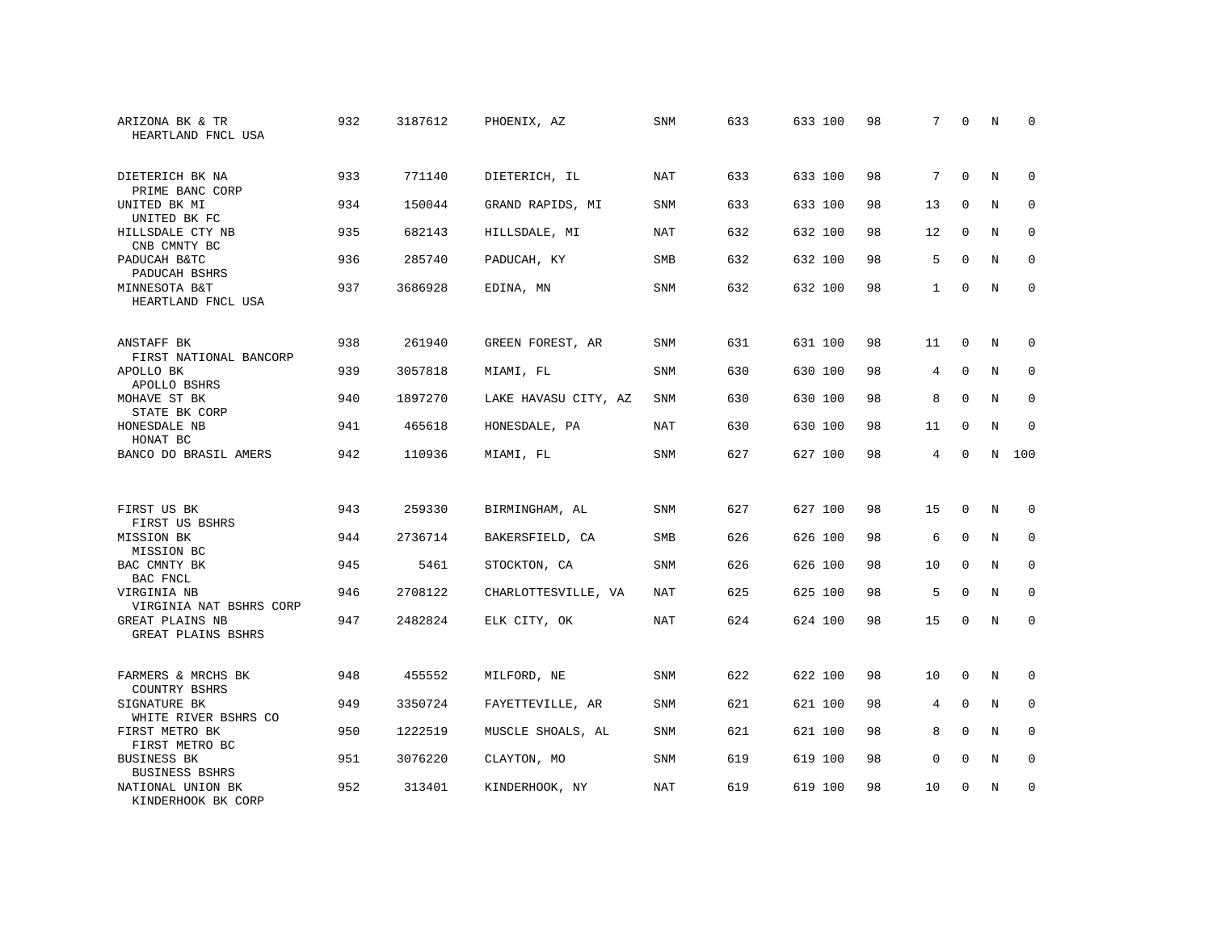| | | | | | | | | | | | | |
|---|---|---|---|---|---|---|---|---|---|---|---|---|
| ARIZONA BK & TR<br>HEARTLAND FNCL USA | 932 | 3187612 | PHOENIX, AZ | SNM | 633 | 633 | 100 | 98 | 7 | 0 | N | 0 |
| DIETERICH BK NA<br>PRIME BANC CORP | 933 | 771140 | DIETERICH, IL | NAT | 633 | 633 | 100 | 98 | 7 | 0 | N | 0 |
| UNITED BK MI<br>UNITED BK FC | 934 | 150044 | GRAND RAPIDS, MI | SNM | 633 | 633 | 100 | 98 | 13 | 0 | N | 0 |
| HILLSDALE CTY NB<br>CNB CMNTY BC | 935 | 682143 | HILLSDALE, MI | NAT | 632 | 632 | 100 | 98 | 12 | 0 | N | 0 |
| PADUCAH B&TC<br>PADUCAH BSHRS | 936 | 285740 | PADUCAH, KY | SMB | 632 | 632 | 100 | 98 | 5 | 0 | N | 0 |
| MINNESOTA B&T<br>HEARTLAND FNCL USA | 937 | 3686928 | EDINA, MN | SNM | 632 | 632 | 100 | 98 | 1 | 0 | N | 0 |
| ANSTAFF BK<br>FIRST NATIONAL BANCORP | 938 | 261940 | GREEN FOREST, AR | SNM | 631 | 631 | 100 | 98 | 11 | 0 | N | 0 |
| APOLLO BK<br>APOLLO BSHRS | 939 | 3057818 | MIAMI, FL | SNM | 630 | 630 | 100 | 98 | 4 | 0 | N | 0 |
| MOHAVE ST BK<br>STATE BK CORP | 940 | 1897270 | LAKE HAVASU CITY, AZ | SNM | 630 | 630 | 100 | 98 | 8 | 0 | N | 0 |
| HONESDALE NB<br>HONAT BC | 941 | 465618 | HONESDALE, PA | NAT | 630 | 630 | 100 | 98 | 11 | 0 | N | 0 |
| BANCO DO BRASIL AMERS | 942 | 110936 | MIAMI, FL | SNM | 627 | 627 | 100 | 98 | 4 | 0 | N | 100 |
| FIRST US BK<br>FIRST US BSHRS | 943 | 259330 | BIRMINGHAM, AL | SNM | 627 | 627 | 100 | 98 | 15 | 0 | N | 0 |
| MISSION BK<br>MISSION BC | 944 | 2736714 | BAKERSFIELD, CA | SMB | 626 | 626 | 100 | 98 | 6 | 0 | N | 0 |
| BAC CMNTY BK<br>BAC FNCL | 945 | 5461 | STOCKTON, CA | SNM | 626 | 626 | 100 | 98 | 10 | 0 | N | 0 |
| VIRGINIA NB<br>VIRGINIA NAT BSHRS CORP | 946 | 2708122 | CHARLOTTESVILLE, VA | NAT | 625 | 625 | 100 | 98 | 5 | 0 | N | 0 |
| GREAT PLAINS NB<br>GREAT PLAINS BSHRS | 947 | 2482824 | ELK CITY, OK | NAT | 624 | 624 | 100 | 98 | 15 | 0 | N | 0 |
| FARMERS & MRCHS BK<br>COUNTRY BSHRS | 948 | 455552 | MILFORD, NE | SNM | 622 | 622 | 100 | 98 | 10 | 0 | N | 0 |
| SIGNATURE BK<br>WHITE RIVER BSHRS CO | 949 | 3350724 | FAYETTEVILLE, AR | SNM | 621 | 621 | 100 | 98 | 4 | 0 | N | 0 |
| FIRST METRO BK<br>FIRST METRO BC | 950 | 1222519 | MUSCLE SHOALS, AL | SNM | 621 | 621 | 100 | 98 | 8 | 0 | N | 0 |
| BUSINESS BK<br>BUSINESS BSHRS | 951 | 3076220 | CLAYTON, MO | SNM | 619 | 619 | 100 | 98 | 0 | 0 | N | 0 |
| NATIONAL UNION BK<br>KINDERHOOK BK CORP | 952 | 313401 | KINDERHOOK, NY | NAT | 619 | 619 | 100 | 98 | 10 | 0 | N | 0 |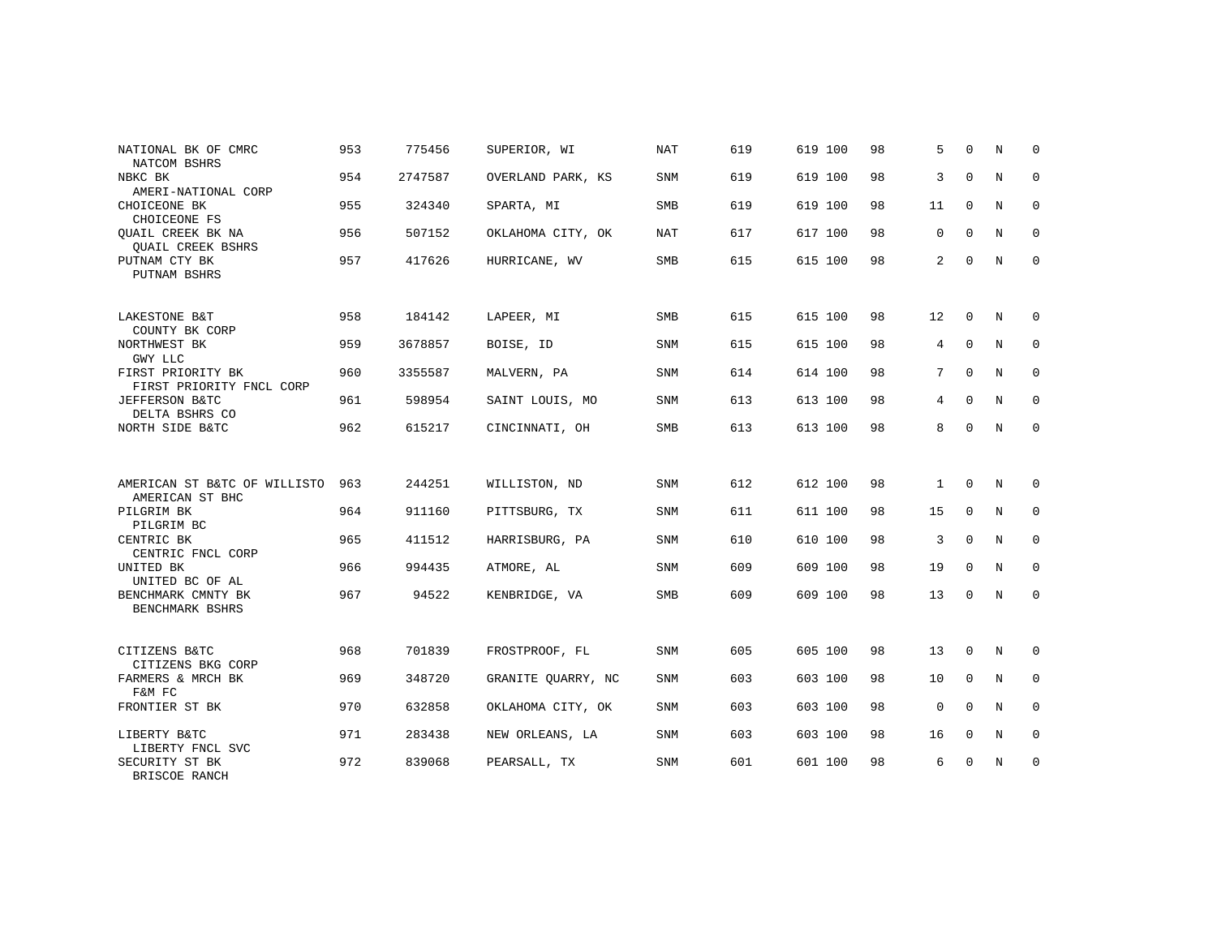| | | | | | | | | | | | | |
|---|---|---|---|---|---|---|---|---|---|---|---|---|
| NATIONAL BK OF CMRC<br>NATCOM BSHRS | 953 | 775456 | SUPERIOR, WI | NAT | 619 | 619 | 100 | 98 | 5 | 0 | N | 0 |
| NBKC BK<br>AMERI-NATIONAL CORP | 954 | 2747587 | OVERLAND PARK, KS | SNM | 619 | 619 | 100 | 98 | 3 | 0 | N | 0 |
| CHOICEONE BK<br>CHOICEONE FS | 955 | 324340 | SPARTA, MI | SMB | 619 | 619 | 100 | 98 | 11 | 0 | N | 0 |
| QUAIL CREEK BK NA<br>QUAIL CREEK BSHRS | 956 | 507152 | OKLAHOMA CITY, OK | NAT | 617 | 617 | 100 | 98 | 0 | 0 | N | 0 |
| PUTNAM CTY BK<br>PUTNAM BSHRS | 957 | 417626 | HURRICANE, WV | SMB | 615 | 615 | 100 | 98 | 2 | 0 | N | 0 |
| LAKESTONE B&T<br>COUNTY BK CORP | 958 | 184142 | LAPEER, MI | SMB | 615 | 615 | 100 | 98 | 12 | 0 | N | 0 |
| NORTHWEST BK<br>GWY LLC | 959 | 3678857 | BOISE, ID | SNM | 615 | 615 | 100 | 98 | 4 | 0 | N | 0 |
| FIRST PRIORITY BK<br>FIRST PRIORITY FNCL CORP | 960 | 3355587 | MALVERN, PA | SNM | 614 | 614 | 100 | 98 | 7 | 0 | N | 0 |
| JEFFERSON B&TC<br>DELTA BSHRS CO | 961 | 598954 | SAINT LOUIS, MO | SNM | 613 | 613 | 100 | 98 | 4 | 0 | N | 0 |
| NORTH SIDE B&TC | 962 | 615217 | CINCINNATI, OH | SMB | 613 | 613 | 100 | 98 | 8 | 0 | N | 0 |
| AMERICAN ST B&TC OF WILLISTO<br>AMERICAN ST BHC | 963 | 244251 | WILLISTON, ND | SNM | 612 | 612 | 100 | 98 | 1 | 0 | N | 0 |
| PILGRIM BK<br>PILGRIM BC | 964 | 911160 | PITTSBURG, TX | SNM | 611 | 611 | 100 | 98 | 15 | 0 | N | 0 |
| CENTRIC BK<br>CENTRIC FNCL CORP | 965 | 411512 | HARRISBURG, PA | SNM | 610 | 610 | 100 | 98 | 3 | 0 | N | 0 |
| UNITED BK<br>UNITED BC OF AL | 966 | 994435 | ATMORE, AL | SNM | 609 | 609 | 100 | 98 | 19 | 0 | N | 0 |
| BENCHMARK CMNTY BK<br>BENCHMARK BSHRS | 967 | 94522 | KENBRIDGE, VA | SMB | 609 | 609 | 100 | 98 | 13 | 0 | N | 0 |
| CITIZENS B&TC<br>CITIZENS BKG CORP | 968 | 701839 | FROSTPROOF, FL | SNM | 605 | 605 | 100 | 98 | 13 | 0 | N | 0 |
| FARMERS & MRCH BK<br>F&M FC | 969 | 348720 | GRANITE QUARRY, NC | SNM | 603 | 603 | 100 | 98 | 10 | 0 | N | 0 |
| FRONTIER ST BK | 970 | 632858 | OKLAHOMA CITY, OK | SNM | 603 | 603 | 100 | 98 | 0 | 0 | N | 0 |
| LIBERTY B&TC<br>LIBERTY FNCL SVC | 971 | 283438 | NEW ORLEANS, LA | SNM | 603 | 603 | 100 | 98 | 16 | 0 | N | 0 |
| SECURITY ST BK<br>BRISCOE RANCH | 972 | 839068 | PEARSALL, TX | SNM | 601 | 601 | 100 | 98 | 6 | 0 | N | 0 |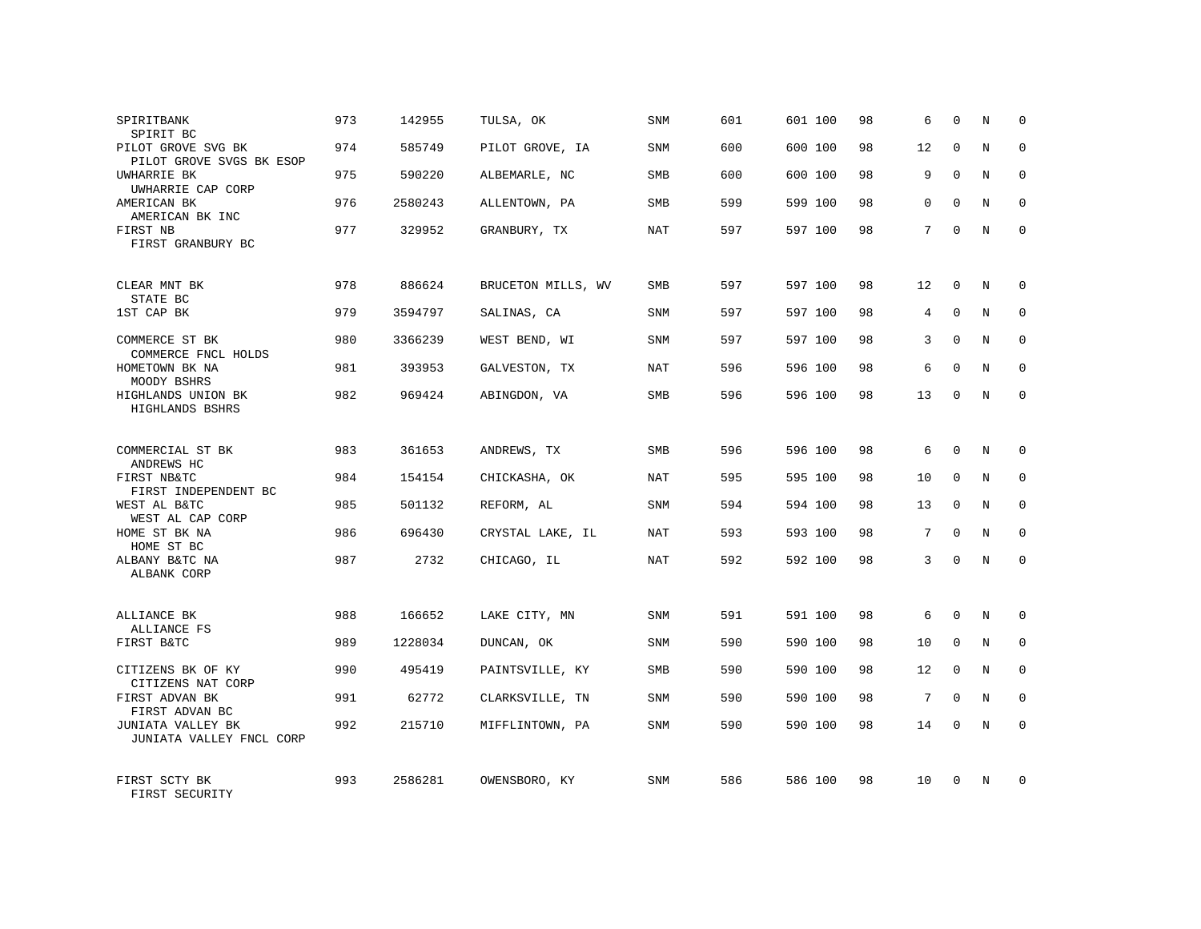| | | | | | | | | | | | | |
|---|---|---|---|---|---|---|---|---|---|---|---|---|
| SPIRITBANK<br>SPIRIT BC | 973 | 142955 | TULSA, OK | SNM | 601 | 601 | 100 | 98 | 6 | 0 | N | 0 |
| PILOT GROVE SVG BK<br>PILOT GROVE SVGS BK ESOP | 974 | 585749 | PILOT GROVE, IA | SNM | 600 | 600 | 100 | 98 | 12 | 0 | N | 0 |
| UWHARRIE BK<br>UWHARRIE CAP CORP | 975 | 590220 | ALBEMARLE, NC | SMB | 600 | 600 | 100 | 98 | 9 | 0 | N | 0 |
| AMERICAN BK<br>AMERICAN BK INC | 976 | 2580243 | ALLENTOWN, PA | SMB | 599 | 599 | 100 | 98 | 0 | 0 | N | 0 |
| FIRST NB<br>FIRST GRANBURY BC | 977 | 329952 | GRANBURY, TX | NAT | 597 | 597 | 100 | 98 | 7 | 0 | N | 0 |
| CLEAR MNT BK<br>STATE BC | 978 | 886624 | BRUCETON MILLS, WV | SMB | 597 | 597 | 100 | 98 | 12 | 0 | N | 0 |
| 1ST CAP BK | 979 | 3594797 | SALINAS, CA | SNM | 597 | 597 | 100 | 98 | 4 | 0 | N | 0 |
| COMMERCE ST BK<br>COMMERCE FNCL HOLDS | 980 | 3366239 | WEST BEND, WI | SNM | 597 | 597 | 100 | 98 | 3 | 0 | N | 0 |
| HOMETOWN BK NA<br>MOODY BSHRS | 981 | 393953 | GALVESTON, TX | NAT | 596 | 596 | 100 | 98 | 6 | 0 | N | 0 |
| HIGHLANDS UNION BK<br>HIGHLANDS BSHRS | 982 | 969424 | ABINGDON, VA | SMB | 596 | 596 | 100 | 98 | 13 | 0 | N | 0 |
| COMMERCIAL ST BK<br>ANDREWS HC | 983 | 361653 | ANDREWS, TX | SMB | 596 | 596 | 100 | 98 | 6 | 0 | N | 0 |
| FIRST NB&TC<br>FIRST INDEPENDENT BC | 984 | 154154 | CHICKASHA, OK | NAT | 595 | 595 | 100 | 98 | 10 | 0 | N | 0 |
| WEST AL B&TC<br>WEST AL CAP CORP | 985 | 501132 | REFORM, AL | SNM | 594 | 594 | 100 | 98 | 13 | 0 | N | 0 |
| HOME ST BK NA<br>HOME ST BC | 986 | 696430 | CRYSTAL LAKE, IL | NAT | 593 | 593 | 100 | 98 | 7 | 0 | N | 0 |
| ALBANY B&TC NA<br>ALBANK CORP | 987 | 2732 | CHICAGO, IL | NAT | 592 | 592 | 100 | 98 | 3 | 0 | N | 0 |
| ALLIANCE BK<br>ALLIANCE FS | 988 | 166652 | LAKE CITY, MN | SNM | 591 | 591 | 100 | 98 | 6 | 0 | N | 0 |
| FIRST B&TC | 989 | 1228034 | DUNCAN, OK | SNM | 590 | 590 | 100 | 98 | 10 | 0 | N | 0 |
| CITIZENS BK OF KY<br>CITIZENS NAT CORP | 990 | 495419 | PAINTSVILLE, KY | SMB | 590 | 590 | 100 | 98 | 12 | 0 | N | 0 |
| FIRST ADVAN BK<br>FIRST ADVAN BC | 991 | 62772 | CLARKSVILLE, TN | SNM | 590 | 590 | 100 | 98 | 7 | 0 | N | 0 |
| JUNIATA VALLEY BK<br>JUNIATA VALLEY FNCL CORP | 992 | 215710 | MIFFLINTOWN, PA | SNM | 590 | 590 | 100 | 98 | 14 | 0 | N | 0 |
| FIRST SCTY BK<br>FIRST SECURITY | 993 | 2586281 | OWENSBORO, KY | SNM | 586 | 586 | 100 | 98 | 10 | 0 | N | 0 |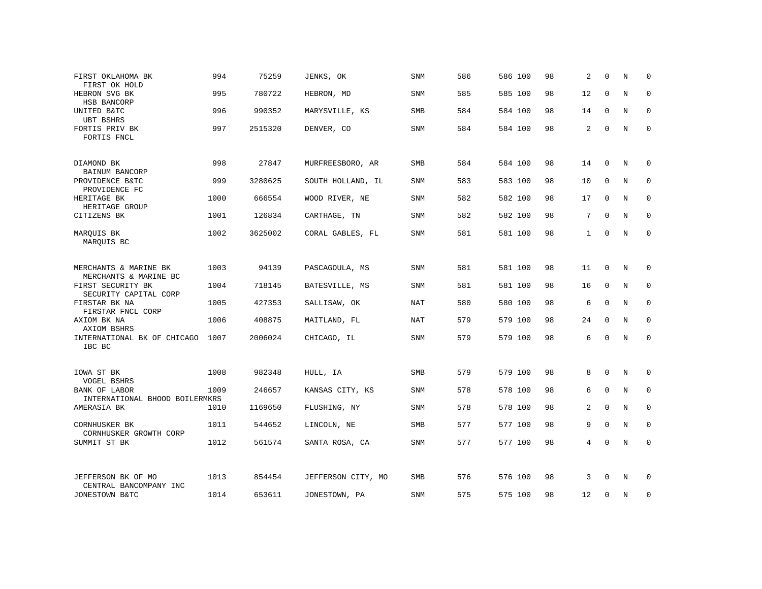| | | | | | | | | | | | | |
|---|---|---|---|---|---|---|---|---|---|---|---|---|
| FIRST OKLAHOMA BK<br>FIRST OK HOLD | 994 | 75259 | JENKS, OK | SNM | 586 | 586 | 100 | 98 | 2 | 0 | N | 0 |
| HEBRON SVG BK<br>HSB BANCORP | 995 | 780722 | HEBRON, MD | SNM | 585 | 585 | 100 | 98 | 12 | 0 | N | 0 |
| UNITED B&TC<br>UBT BSHRS | 996 | 990352 | MARYSVILLE, KS | SMB | 584 | 584 | 100 | 98 | 14 | 0 | N | 0 |
| FORTIS PRIV BK<br>FORTIS FNCL | 997 | 2515320 | DENVER, CO | SNM | 584 | 584 | 100 | 98 | 2 | 0 | N | 0 |
| DIAMOND BK<br>BAINUM BANCORP | 998 | 27847 | MURFREESBORO, AR | SMB | 584 | 584 | 100 | 98 | 14 | 0 | N | 0 |
| PROVIDENCE B&TC<br>PROVIDENCE FC | 999 | 3280625 | SOUTH HOLLAND, IL | SNM | 583 | 583 | 100 | 98 | 10 | 0 | N | 0 |
| HERITAGE BK<br>HERITAGE GROUP | 1000 | 666554 | WOOD RIVER, NE | SNM | 582 | 582 | 100 | 98 | 17 | 0 | N | 0 |
| CITIZENS BK | 1001 | 126834 | CARTHAGE, TN | SNM | 582 | 582 | 100 | 98 | 7 | 0 | N | 0 |
| MARQUIS BK<br>MARQUIS BC | 1002 | 3625002 | CORAL GABLES, FL | SNM | 581 | 581 | 100 | 98 | 1 | 0 | N | 0 |
| MERCHANTS & MARINE BK<br>MERCHANTS & MARINE BC | 1003 | 94139 | PASCAGOULA, MS | SNM | 581 | 581 | 100 | 98 | 11 | 0 | N | 0 |
| FIRST SECURITY BK<br>SECURITY CAPITAL CORP | 1004 | 718145 | BATESVILLE, MS | SNM | 581 | 581 | 100 | 98 | 16 | 0 | N | 0 |
| FIRSTAR BK NA<br>FIRSTAR FNCL CORP | 1005 | 427353 | SALLISAW, OK | NAT | 580 | 580 | 100 | 98 | 6 | 0 | N | 0 |
| AXIOM BK NA<br>AXIOM BSHRS | 1006 | 408875 | MAITLAND, FL | NAT | 579 | 579 | 100 | 98 | 24 | 0 | N | 0 |
| INTERNATIONAL BK OF CHICAGO<br>IBC BC | 1007 | 2006024 | CHICAGO, IL | SNM | 579 | 579 | 100 | 98 | 6 | 0 | N | 0 |
| IOWA ST BK<br>VOGEL BSHRS | 1008 | 982348 | HULL, IA | SMB | 579 | 579 | 100 | 98 | 8 | 0 | N | 0 |
| BANK OF LABOR<br>INTERNATIONAL BHOOD BOILERMKRS | 1009 | 246657 | KANSAS CITY, KS | SNM | 578 | 578 | 100 | 98 | 6 | 0 | N | 0 |
| AMERASIA BK | 1010 | 1169650 | FLUSHING, NY | SNM | 578 | 578 | 100 | 98 | 2 | 0 | N | 0 |
| CORNHUSKER BK<br>CORNHUSKER GROWTH CORP | 1011 | 544652 | LINCOLN, NE | SMB | 577 | 577 | 100 | 98 | 9 | 0 | N | 0 |
| SUMMIT ST BK | 1012 | 561574 | SANTA ROSA, CA | SNM | 577 | 577 | 100 | 98 | 4 | 0 | N | 0 |
| JEFFERSON BK OF MO<br>CENTRAL BANCOMPANY INC | 1013 | 854454 | JEFFERSON CITY, MO | SMB | 576 | 576 | 100 | 98 | 3 | 0 | N | 0 |
| JONESTOWN B&TC | 1014 | 653611 | JONESTOWN, PA | SNM | 575 | 575 | 100 | 98 | 12 | 0 | N | 0 |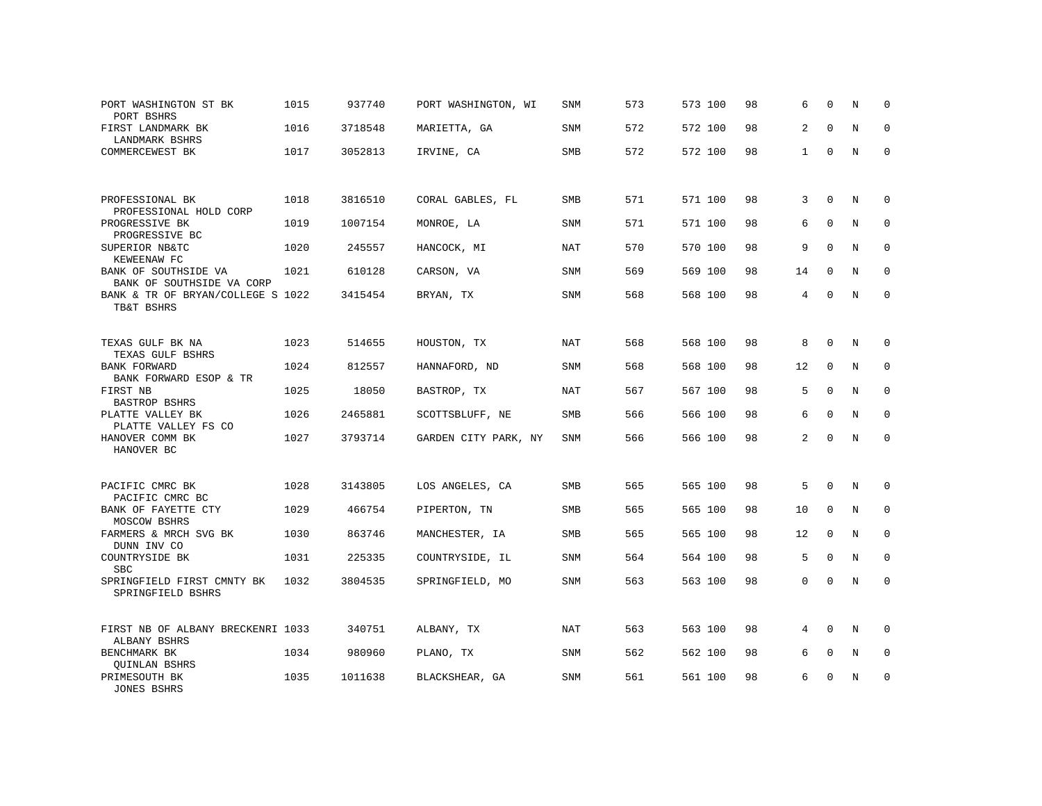| | | | | | | | | | | | | |
|---|---|---|---|---|---|---|---|---|---|---|---|---|
| PORT WASHINGTON ST BK<br>PORT BSHRS | 1015 | 937740 | PORT WASHINGTON, WI | SNM | 573 | 573 | 100 | 98 | 6 | 0 | N | 0 |
| FIRST LANDMARK BK<br>LANDMARK BSHRS | 1016 | 3718548 | MARIETTA, GA | SNM | 572 | 572 | 100 | 98 | 2 | 0 | N | 0 |
| COMMERCEWEST BK | 1017 | 3052813 | IRVINE, CA | SMB | 572 | 572 | 100 | 98 | 1 | 0 | N | 0 |
| PROFESSIONAL BK<br>PROFESSIONAL HOLD CORP | 1018 | 3816510 | CORAL GABLES, FL | SMB | 571 | 571 | 100 | 98 | 3 | 0 | N | 0 |
| PROGRESSIVE BK<br>PROGRESSIVE BC | 1019 | 1007154 | MONROE, LA | SNM | 571 | 571 | 100 | 98 | 6 | 0 | N | 0 |
| SUPERIOR NB&TC<br>KEWEENAW FC | 1020 | 245557 | HANCOCK, MI | NAT | 570 | 570 | 100 | 98 | 9 | 0 | N | 0 |
| BANK OF SOUTHSIDE VA<br>BANK OF SOUTHSIDE VA CORP | 1021 | 610128 | CARSON, VA | SNM | 569 | 569 | 100 | 98 | 14 | 0 | N | 0 |
| BANK & TR OF BRYAN/COLLEGE S<br>TB&T BSHRS | 1022 | 3415454 | BRYAN, TX | SNM | 568 | 568 | 100 | 98 | 4 | 0 | N | 0 |
| TEXAS GULF BK NA<br>TEXAS GULF BSHRS | 1023 | 514655 | HOUSTON, TX | NAT | 568 | 568 | 100 | 98 | 8 | 0 | N | 0 |
| BANK FORWARD<br>BANK FORWARD ESOP & TR | 1024 | 812557 | HANNAFORD, ND | SNM | 568 | 568 | 100 | 98 | 12 | 0 | N | 0 |
| FIRST NB<br>BASTROP BSHRS | 1025 | 18050 | BASTROP, TX | NAT | 567 | 567 | 100 | 98 | 5 | 0 | N | 0 |
| PLATTE VALLEY BK<br>PLATTE VALLEY FS CO | 1026 | 2465881 | SCOTTSBLUFF, NE | SMB | 566 | 566 | 100 | 98 | 6 | 0 | N | 0 |
| HANOVER COMM BK<br>HANOVER BC | 1027 | 3793714 | GARDEN CITY PARK, NY | SNM | 566 | 566 | 100 | 98 | 2 | 0 | N | 0 |
| PACIFIC CMRC BK<br>PACIFIC CMRC BC | 1028 | 3143805 | LOS ANGELES, CA | SMB | 565 | 565 | 100 | 98 | 5 | 0 | N | 0 |
| BANK OF FAYETTE CTY<br>MOSCOW BSHRS | 1029 | 466754 | PIPERTON, TN | SMB | 565 | 565 | 100 | 98 | 10 | 0 | N | 0 |
| FARMERS & MRCH SVG BK<br>DUNN INV CO | 1030 | 863746 | MANCHESTER, IA | SMB | 565 | 565 | 100 | 98 | 12 | 0 | N | 0 |
| COUNTRYSIDE BK<br>SBC | 1031 | 225335 | COUNTRYSIDE, IL | SNM | 564 | 564 | 100 | 98 | 5 | 0 | N | 0 |
| SPRINGFIELD FIRST CMNTY BK<br>SPRINGFIELD BSHRS | 1032 | 3804535 | SPRINGFIELD, MO | SNM | 563 | 563 | 100 | 98 | 0 | 0 | N | 0 |
| FIRST NB OF ALBANY BRECKENRI<br>ALBANY BSHRS | 1033 | 340751 | ALBANY, TX | NAT | 563 | 563 | 100 | 98 | 4 | 0 | N | 0 |
| BENCHMARK BK<br>QUINLAN BSHRS | 1034 | 980960 | PLANO, TX | SNM | 562 | 562 | 100 | 98 | 6 | 0 | N | 0 |
| PRIMESOUTH BK<br>JONES BSHRS | 1035 | 1011638 | BLACKSHEAR, GA | SNM | 561 | 561 | 100 | 98 | 6 | 0 | N | 0 |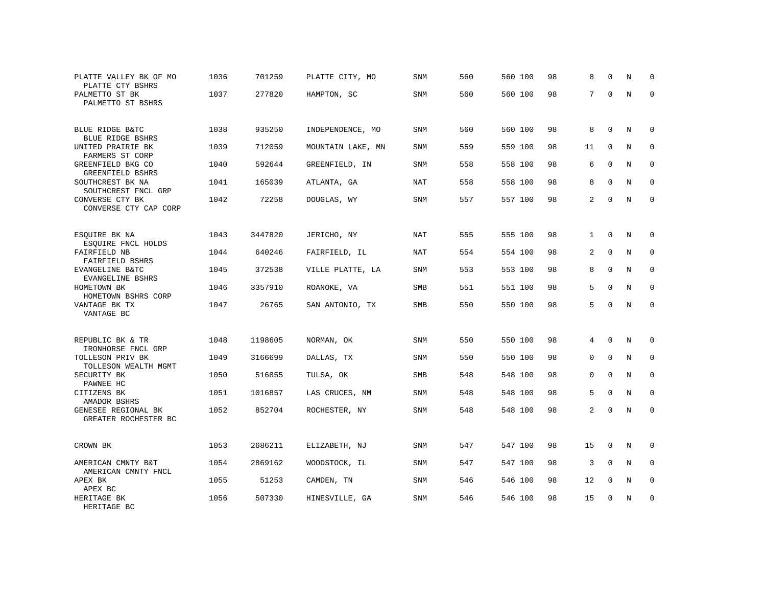| | | | | | | | | | | | | |
|---|---|---|---|---|---|---|---|---|---|---|---|---|
| PLATTE VALLEY BK OF MO<br>PLATTE CTY BSHRS | 1036 | 701259 | PLATTE CITY, MO | SNM | 560 | 560 | 100 | 98 | 8 | 0 | N | 0 |
| PALMETTO ST BK<br>PALMETTO ST BSHRS | 1037 | 277820 | HAMPTON, SC | SNM | 560 | 560 | 100 | 98 | 7 | 0 | N | 0 |
| BLUE RIDGE B&TC<br>BLUE RIDGE BSHRS | 1038 | 935250 | INDEPENDENCE, MO | SNM | 560 | 560 | 100 | 98 | 8 | 0 | N | 0 |
| UNITED PRAIRIE BK<br>FARMERS ST CORP | 1039 | 712059 | MOUNTAIN LAKE, MN | SNM | 559 | 559 | 100 | 98 | 11 | 0 | N | 0 |
| GREENFIELD BKG CO<br>GREENFIELD BSHRS | 1040 | 592644 | GREENFIELD, IN | SNM | 558 | 558 | 100 | 98 | 6 | 0 | N | 0 |
| SOUTHCREST BK NA<br>SOUTHCREST FNCL GRP | 1041 | 165039 | ATLANTA, GA | NAT | 558 | 558 | 100 | 98 | 8 | 0 | N | 0 |
| CONVERSE CTY BK<br>CONVERSE CTY CAP CORP | 1042 | 72258 | DOUGLAS, WY | SNM | 557 | 557 | 100 | 98 | 2 | 0 | N | 0 |
| ESQUIRE BK NA<br>ESQUIRE FNCL HOLDS | 1043 | 3447820 | JERICHO, NY | NAT | 555 | 555 | 100 | 98 | 1 | 0 | N | 0 |
| FAIRFIELD NB<br>FAIRFIELD BSHRS | 1044 | 640246 | FAIRFIELD, IL | NAT | 554 | 554 | 100 | 98 | 2 | 0 | N | 0 |
| EVANGELINE B&TC<br>EVANGELINE BSHRS | 1045 | 372538 | VILLE PLATTE, LA | SNM | 553 | 553 | 100 | 98 | 8 | 0 | N | 0 |
| HOMETOWN BK<br>HOMETOWN BSHRS CORP | 1046 | 3357910 | ROANOKE, VA | SMB | 551 | 551 | 100 | 98 | 5 | 0 | N | 0 |
| VANTAGE BK TX<br>VANTAGE BC | 1047 | 26765 | SAN ANTONIO, TX | SMB | 550 | 550 | 100 | 98 | 5 | 0 | N | 0 |
| REPUBLIC BK & TR<br>IRONHORSE FNCL GRP | 1048 | 1198605 | NORMAN, OK | SNM | 550 | 550 | 100 | 98 | 4 | 0 | N | 0 |
| TOLLESON PRIV BK<br>TOLLESON WEALTH MGMT | 1049 | 3166699 | DALLAS, TX | SNM | 550 | 550 | 100 | 98 | 0 | 0 | N | 0 |
| SECURITY BK<br>PAWNEE HC | 1050 | 516855 | TULSA, OK | SMB | 548 | 548 | 100 | 98 | 0 | 0 | N | 0 |
| CITIZENS BK<br>AMADOR BSHRS | 1051 | 1016857 | LAS CRUCES, NM | SNM | 548 | 548 | 100 | 98 | 5 | 0 | N | 0 |
| GENESEE REGIONAL BK<br>GREATER ROCHESTER BC | 1052 | 852704 | ROCHESTER, NY | SNM | 548 | 548 | 100 | 98 | 2 | 0 | N | 0 |
| CROWN BK | 1053 | 2686211 | ELIZABETH, NJ | SNM | 547 | 547 | 100 | 98 | 15 | 0 | N | 0 |
| AMERICAN CMNTY B&T<br>AMERICAN CMNTY FNCL | 1054 | 2869162 | WOODSTOCK, IL | SNM | 547 | 547 | 100 | 98 | 3 | 0 | N | 0 |
| APEX BK<br>APEX BC | 1055 | 51253 | CAMDEN, TN | SNM | 546 | 546 | 100 | 98 | 12 | 0 | N | 0 |
| HERITAGE BK<br>HERITAGE BC | 1056 | 507330 | HINESVILLE, GA | SNM | 546 | 546 | 100 | 98 | 15 | 0 | N | 0 |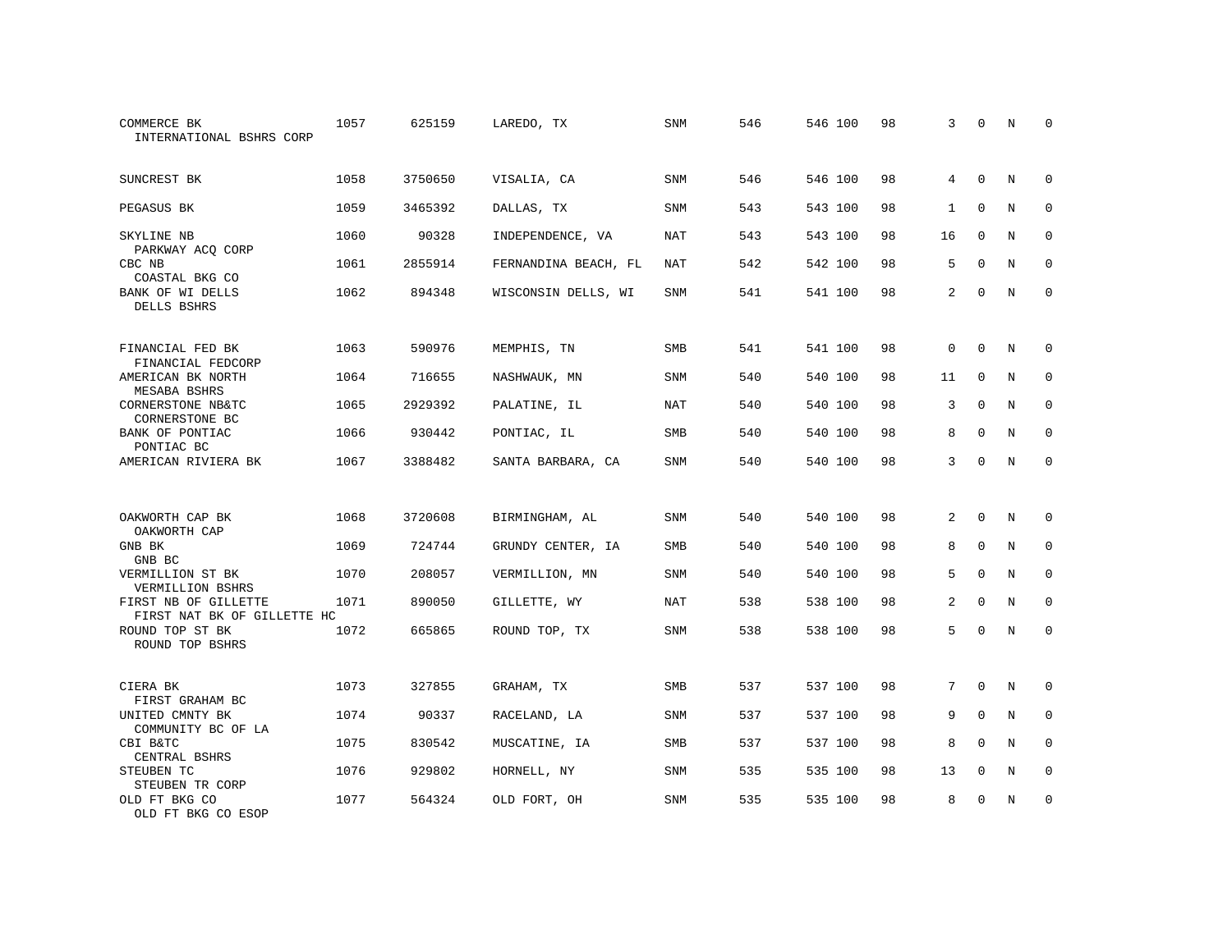| | | | | | | | | | | | | |
|---|---|---|---|---|---|---|---|---|---|---|---|---|
| COMMERCE BK<br>INTERNATIONAL BSHRS CORP | 1057 | 625159 | LAREDO, TX | SNM | 546 | 546 | 100 | 98 | 3 | 0 | N | 0 |
| SUNCREST BK | 1058 | 3750650 | VISALIA, CA | SNM | 546 | 546 | 100 | 98 | 4 | 0 | N | 0 |
| PEGASUS BK | 1059 | 3465392 | DALLAS, TX | SNM | 543 | 543 | 100 | 98 | 1 | 0 | N | 0 |
| SKYLINE NB<br>PARKWAY ACQ CORP | 1060 | 90328 | INDEPENDENCE, VA | NAT | 543 | 543 | 100 | 98 | 16 | 0 | N | 0 |
| CBC NB<br>COASTAL BKG CO | 1061 | 2855914 | FERNANDINA BEACH, FL | NAT | 542 | 542 | 100 | 98 | 5 | 0 | N | 0 |
| BANK OF WI DELLS<br>DELLS BSHRS | 1062 | 894348 | WISCONSIN DELLS, WI | SNM | 541 | 541 | 100 | 98 | 2 | 0 | N | 0 |
| FINANCIAL FED BK<br>FINANCIAL FEDCORP | 1063 | 590976 | MEMPHIS, TN | SMB | 541 | 541 | 100 | 98 | 0 | 0 | N | 0 |
| AMERICAN BK NORTH<br>MESABA BSHRS | 1064 | 716655 | NASHWAUK, MN | SNM | 540 | 540 | 100 | 98 | 11 | 0 | N | 0 |
| CORNERSTONE NB&TC<br>CORNERSTONE BC | 1065 | 2929392 | PALATINE, IL | NAT | 540 | 540 | 100 | 98 | 3 | 0 | N | 0 |
| BANK OF PONTIAC<br>PONTIAC BC | 1066 | 930442 | PONTIAC, IL | SMB | 540 | 540 | 100 | 98 | 8 | 0 | N | 0 |
| AMERICAN RIVIERA BK | 1067 | 3388482 | SANTA BARBARA, CA | SNM | 540 | 540 | 100 | 98 | 3 | 0 | N | 0 |
| OAKWORTH CAP BK<br>OAKWORTH CAP | 1068 | 3720608 | BIRMINGHAM, AL | SNM | 540 | 540 | 100 | 98 | 2 | 0 | N | 0 |
| GNB BK<br>GNB BC | 1069 | 724744 | GRUNDY CENTER, IA | SMB | 540 | 540 | 100 | 98 | 8 | 0 | N | 0 |
| VERMILLION ST BK<br>VERMILLION BSHRS | 1070 | 208057 | VERMILLION, MN | SNM | 540 | 540 | 100 | 98 | 5 | 0 | N | 0 |
| FIRST NB OF GILLETTE<br>FIRST NAT BK OF GILLETTE HC | 1071 | 890050 | GILLETTE, WY | NAT | 538 | 538 | 100 | 98 | 2 | 0 | N | 0 |
| ROUND TOP ST BK<br>ROUND TOP BSHRS | 1072 | 665865 | ROUND TOP, TX | SNM | 538 | 538 | 100 | 98 | 5 | 0 | N | 0 |
| CIERA BK<br>FIRST GRAHAM BC | 1073 | 327855 | GRAHAM, TX | SMB | 537 | 537 | 100 | 98 | 7 | 0 | N | 0 |
| UNITED CMNTY BK<br>COMMUNITY BC OF LA | 1074 | 90337 | RACELAND, LA | SNM | 537 | 537 | 100 | 98 | 9 | 0 | N | 0 |
| CBI B&TC<br>CENTRAL BSHRS | 1075 | 830542 | MUSCATINE, IA | SMB | 537 | 537 | 100 | 98 | 8 | 0 | N | 0 |
| STEUBEN TC<br>STEUBEN TR CORP | 1076 | 929802 | HORNELL, NY | SNM | 535 | 535 | 100 | 98 | 13 | 0 | N | 0 |
| OLD FT BKG CO<br>OLD FT BKG CO ESOP | 1077 | 564324 | OLD FORT, OH | SNM | 535 | 535 | 100 | 98 | 8 | 0 | N | 0 |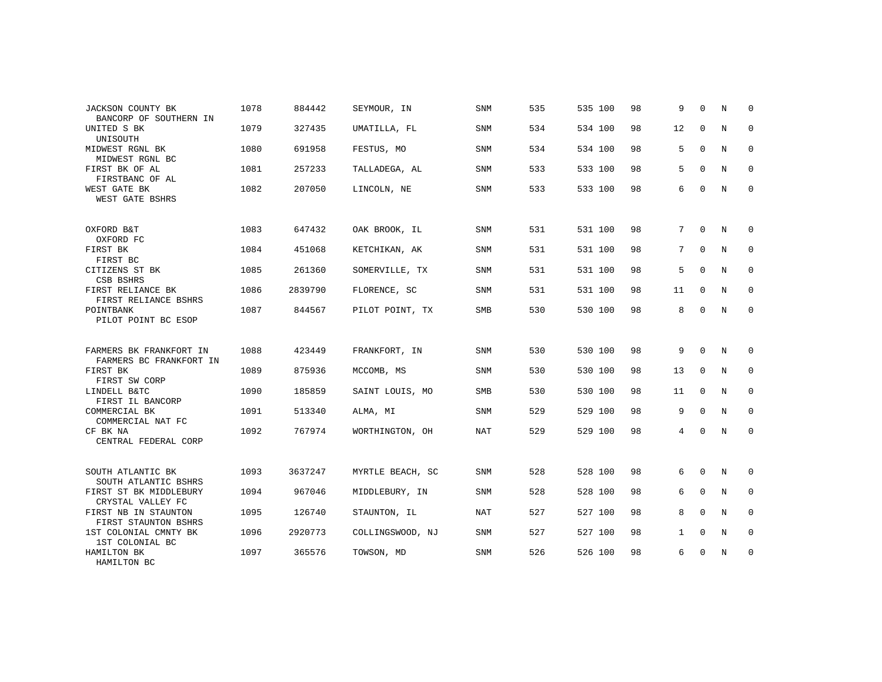| | | | | | | | | | | | | |
|---|---|---|---|---|---|---|---|---|---|---|---|---|
| JACKSON COUNTY BK<br>BANCORP OF SOUTHERN IN | 1078 | 884442 | SEYMOUR, IN | SNM | 535 | 535 | 100 | 98 | 9 | 0 | N | 0 |
| UNITED S BK<br>UNISOUTH | 1079 | 327435 | UMATILLA, FL | SNM | 534 | 534 | 100 | 98 | 12 | 0 | N | 0 |
| MIDWEST RGNL BK<br>MIDWEST RGNL BC | 1080 | 691958 | FESTUS, MO | SNM | 534 | 534 | 100 | 98 | 5 | 0 | N | 0 |
| FIRST BK OF AL<br>FIRSTBANC OF AL | 1081 | 257233 | TALLADEGA, AL | SNM | 533 | 533 | 100 | 98 | 5 | 0 | N | 0 |
| WEST GATE BK<br>WEST GATE BSHRS | 1082 | 207050 | LINCOLN, NE | SNM | 533 | 533 | 100 | 98 | 6 | 0 | N | 0 |
| OXFORD B&T<br>OXFORD FC | 1083 | 647432 | OAK BROOK, IL | SNM | 531 | 531 | 100 | 98 | 7 | 0 | N | 0 |
| FIRST BK<br>FIRST BC | 1084 | 451068 | KETCHIKAN, AK | SNM | 531 | 531 | 100 | 98 | 7 | 0 | N | 0 |
| CITIZENS ST BK<br>CSB BSHRS | 1085 | 261360 | SOMERVILLE, TX | SNM | 531 | 531 | 100 | 98 | 5 | 0 | N | 0 |
| FIRST RELIANCE BK<br>FIRST RELIANCE BSHRS | 1086 | 2839790 | FLORENCE, SC | SNM | 531 | 531 | 100 | 98 | 11 | 0 | N | 0 |
| POINTBANK<br>PILOT POINT BC ESOP | 1087 | 844567 | PILOT POINT, TX | SMB | 530 | 530 | 100 | 98 | 8 | 0 | N | 0 |
| FARMERS BK FRANKFORT IN<br>FARMERS BC FRANKFORT IN | 1088 | 423449 | FRANKFORT, IN | SNM | 530 | 530 | 100 | 98 | 9 | 0 | N | 0 |
| FIRST BK<br>FIRST SW CORP | 1089 | 875936 | MCCOMB, MS | SNM | 530 | 530 | 100 | 98 | 13 | 0 | N | 0 |
| LINDELL B&TC<br>FIRST IL BANCORP | 1090 | 185859 | SAINT LOUIS, MO | SMB | 530 | 530 | 100 | 98 | 11 | 0 | N | 0 |
| COMMERCIAL BK<br>COMMERCIAL NAT FC | 1091 | 513340 | ALMA, MI | SNM | 529 | 529 | 100 | 98 | 9 | 0 | N | 0 |
| CF BK NA<br>CENTRAL FEDERAL CORP | 1092 | 767974 | WORTHINGTON, OH | NAT | 529 | 529 | 100 | 98 | 4 | 0 | N | 0 |
| SOUTH ATLANTIC BK<br>SOUTH ATLANTIC BSHRS | 1093 | 3637247 | MYRTLE BEACH, SC | SNM | 528 | 528 | 100 | 98 | 6 | 0 | N | 0 |
| FIRST ST BK MIDDLEBURY<br>CRYSTAL VALLEY FC | 1094 | 967046 | MIDDLEBURY, IN | SNM | 528 | 528 | 100 | 98 | 6 | 0 | N | 0 |
| FIRST NB IN STAUNTON<br>FIRST STAUNTON BSHRS | 1095 | 126740 | STAUNTON, IL | NAT | 527 | 527 | 100 | 98 | 8 | 0 | N | 0 |
| 1ST COLONIAL CMNTY BK<br>1ST COLONIAL BC | 1096 | 2920773 | COLLINGSWOOD, NJ | SNM | 527 | 527 | 100 | 98 | 1 | 0 | N | 0 |
| HAMILTON BK<br>HAMILTON BC | 1097 | 365576 | TOWSON, MD | SNM | 526 | 526 | 100 | 98 | 6 | 0 | N | 0 |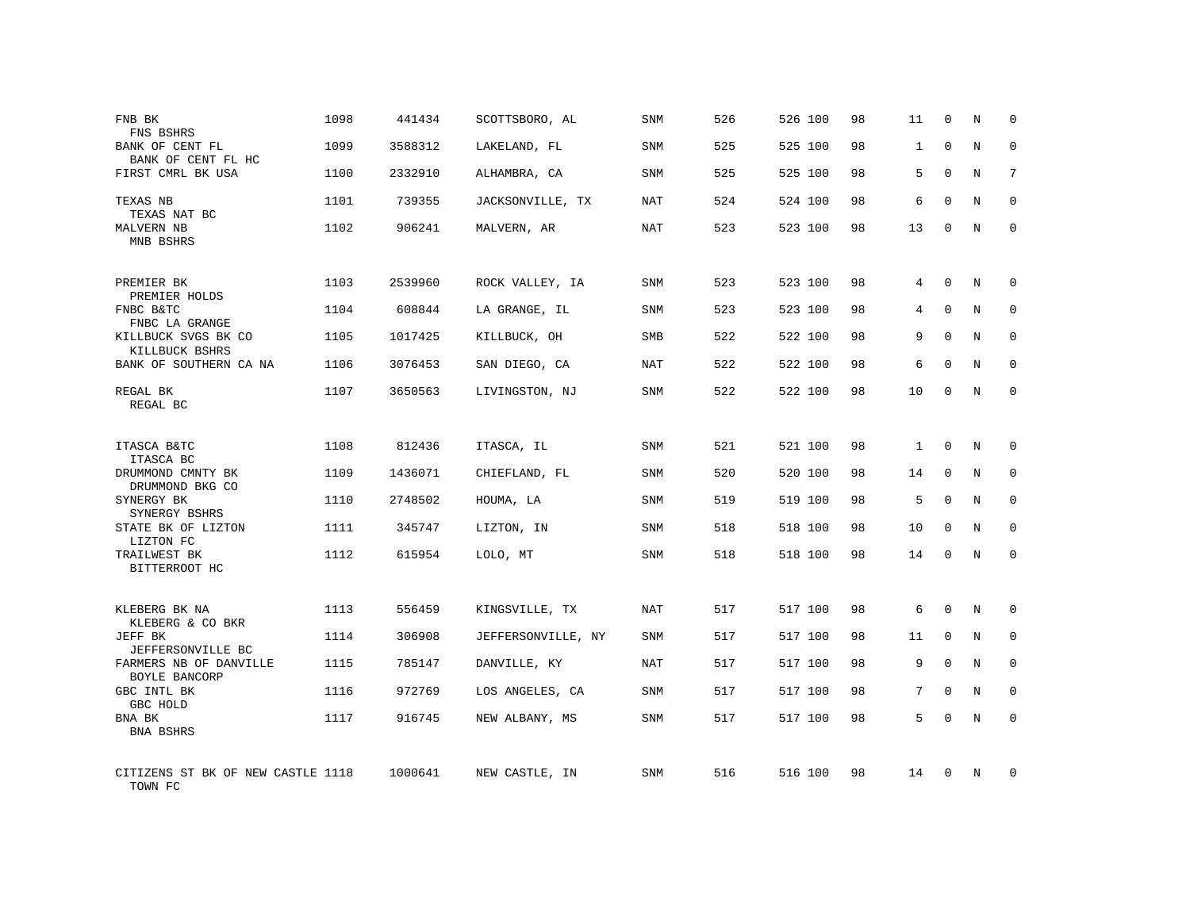| | | | | | | | | | | | | |
|---|---|---|---|---|---|---|---|---|---|---|---|---|
| FNB BK<br>FNS BSHRS | 1098 | 441434 | SCOTTSBORO, AL | SNM | 526 | 526 | 100 | 98 | 11 | 0 | N | 0 |
| BANK OF CENT FL<br>BANK OF CENT FL HC | 1099 | 3588312 | LAKELAND, FL | SNM | 525 | 525 | 100 | 98 | 1 | 0 | N | 0 |
| FIRST CMRL BK USA | 1100 | 2332910 | ALHAMBRA, CA | SNM | 525 | 525 | 100 | 98 | 5 | 0 | N | 7 |
| TEXAS NB<br>TEXAS NAT BC | 1101 | 739355 | JACKSONVILLE, TX | NAT | 524 | 524 | 100 | 98 | 6 | 0 | N | 0 |
| MALVERN NB<br>MNB BSHRS | 1102 | 906241 | MALVERN, AR | NAT | 523 | 523 | 100 | 98 | 13 | 0 | N | 0 |
| PREMIER BK<br>PREMIER HOLDS | 1103 | 2539960 | ROCK VALLEY, IA | SNM | 523 | 523 | 100 | 98 | 4 | 0 | N | 0 |
| FNBC B&TC<br>FNBC LA GRANGE | 1104 | 608844 | LA GRANGE, IL | SNM | 523 | 523 | 100 | 98 | 4 | 0 | N | 0 |
| KILLBUCK SVGS BK CO<br>KILLBUCK BSHRS | 1105 | 1017425 | KILLBUCK, OH | SMB | 522 | 522 | 100 | 98 | 9 | 0 | N | 0 |
| BANK OF SOUTHERN CA NA | 1106 | 3076453 | SAN DIEGO, CA | NAT | 522 | 522 | 100 | 98 | 6 | 0 | N | 0 |
| REGAL BK<br>REGAL BC | 1107 | 3650563 | LIVINGSTON, NJ | SNM | 522 | 522 | 100 | 98 | 10 | 0 | N | 0 |
| ITASCA B&TC<br>ITASCA BC | 1108 | 812436 | ITASCA, IL | SNM | 521 | 521 | 100 | 98 | 1 | 0 | N | 0 |
| DRUMMOND CMNTY BK<br>DRUMMOND BKG CO | 1109 | 1436071 | CHIEFLAND, FL | SNM | 520 | 520 | 100 | 98 | 14 | 0 | N | 0 |
| SYNERGY BK<br>SYNERGY BSHRS | 1110 | 2748502 | HOUMA, LA | SNM | 519 | 519 | 100 | 98 | 5 | 0 | N | 0 |
| STATE BK OF LIZTON<br>LIZTON FC | 1111 | 345747 | LIZTON, IN | SNM | 518 | 518 | 100 | 98 | 10 | 0 | N | 0 |
| TRAILWEST BK<br>BITTERROOT HC | 1112 | 615954 | LOLO, MT | SNM | 518 | 518 | 100 | 98 | 14 | 0 | N | 0 |
| KLEBERG BK NA<br>KLEBERG & CO BKR | 1113 | 556459 | KINGSVILLE, TX | NAT | 517 | 517 | 100 | 98 | 6 | 0 | N | 0 |
| JEFF BK<br>JEFFERSONVILLE BC | 1114 | 306908 | JEFFERSONVILLE, NY | SNM | 517 | 517 | 100 | 98 | 11 | 0 | N | 0 |
| FARMERS NB OF DANVILLE<br>BOYLE BANCORP | 1115 | 785147 | DANVILLE, KY | NAT | 517 | 517 | 100 | 98 | 9 | 0 | N | 0 |
| GBC INTL BK<br>GBC HOLD | 1116 | 972769 | LOS ANGELES, CA | SNM | 517 | 517 | 100 | 98 | 7 | 0 | N | 0 |
| BNA BK<br>BNA BSHRS | 1117 | 916745 | NEW ALBANY, MS | SNM | 517 | 517 | 100 | 98 | 5 | 0 | N | 0 |
| CITIZENS ST BK OF NEW CASTLE<br>TOWN FC | 1118 | 1000641 | NEW CASTLE, IN | SNM | 516 | 516 | 100 | 98 | 14 | 0 | N | 0 |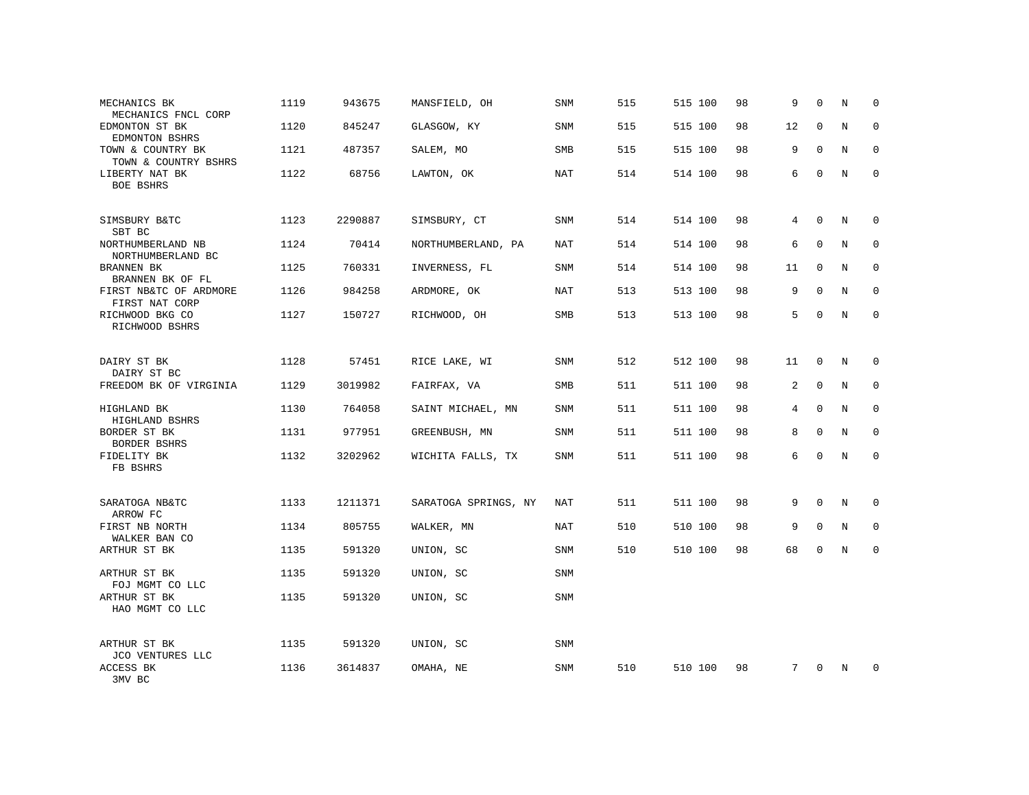| | | | | | | | | | | | | |
|---|---|---|---|---|---|---|---|---|---|---|---|---|
| MECHANICS BK<br>MECHANICS FNCL CORP | 1119 | 943675 | MANSFIELD, OH | SNM | 515 | 515 | 100 | 98 | 9 | 0 | N | 0 |
| EDMONTON ST BK<br>EDMONTON BSHRS | 1120 | 845247 | GLASGOW, KY | SNM | 515 | 515 | 100 | 98 | 12 | 0 | N | 0 |
| TOWN & COUNTRY BK<br>TOWN & COUNTRY BSHRS | 1121 | 487357 | SALEM, MO | SMB | 515 | 515 | 100 | 98 | 9 | 0 | N | 0 |
| LIBERTY NAT BK<br>BOE BSHRS | 1122 | 68756 | LAWTON, OK | NAT | 514 | 514 | 100 | 98 | 6 | 0 | N | 0 |
| SIMSBURY B&TC<br>SBT BC | 1123 | 2290887 | SIMSBURY, CT | SNM | 514 | 514 | 100 | 98 | 4 | 0 | N | 0 |
| NORTHUMBERLAND NB<br>NORTHUMBERLAND BC | 1124 | 70414 | NORTHUMBERLAND, PA | NAT | 514 | 514 | 100 | 98 | 6 | 0 | N | 0 |
| BRANNEN BK<br>BRANNEN BK OF FL | 1125 | 760331 | INVERNESS, FL | SNM | 514 | 514 | 100 | 98 | 11 | 0 | N | 0 |
| FIRST NB&TC OF ARDMORE<br>FIRST NAT CORP | 1126 | 984258 | ARDMORE, OK | NAT | 513 | 513 | 100 | 98 | 9 | 0 | N | 0 |
| RICHWOOD BKG CO<br>RICHWOOD BSHRS | 1127 | 150727 | RICHWOOD, OH | SMB | 513 | 513 | 100 | 98 | 5 | 0 | N | 0 |
| DAIRY ST BK<br>DAIRY ST BC | 1128 | 57451 | RICE LAKE, WI | SNM | 512 | 512 | 100 | 98 | 11 | 0 | N | 0 |
| FREEDOM BK OF VIRGINIA | 1129 | 3019982 | FAIRFAX, VA | SMB | 511 | 511 | 100 | 98 | 2 | 0 | N | 0 |
| HIGHLAND BK<br>HIGHLAND BSHRS | 1130 | 764058 | SAINT MICHAEL, MN | SNM | 511 | 511 | 100 | 98 | 4 | 0 | N | 0 |
| BORDER ST BK<br>BORDER BSHRS | 1131 | 977951 | GREENBUSH, MN | SNM | 511 | 511 | 100 | 98 | 8 | 0 | N | 0 |
| FIDELITY BK<br>FB BSHRS | 1132 | 3202962 | WICHITA FALLS, TX | SNM | 511 | 511 | 100 | 98 | 6 | 0 | N | 0 |
| SARATOGA NB&TC<br>ARROW FC | 1133 | 1211371 | SARATOGA SPRINGS, NY | NAT | 511 | 511 | 100 | 98 | 9 | 0 | N | 0 |
| FIRST NB NORTH<br>WALKER BAN CO | 1134 | 805755 | WALKER, MN | NAT | 510 | 510 | 100 | 98 | 9 | 0 | N | 0 |
| ARTHUR ST BK | 1135 | 591320 | UNION, SC | SNM | 510 | 510 | 100 | 98 | 68 | 0 | N | 0 |
| ARTHUR ST BK<br>FOJ MGMT CO LLC | 1135 | 591320 | UNION, SC | SNM | | | | | | | | |
| ARTHUR ST BK<br>HAO MGMT CO LLC | 1135 | 591320 | UNION, SC | SNM | | | | | | | | |
| ARTHUR ST BK<br>JCO VENTURES LLC | 1135 | 591320 | UNION, SC | SNM | | | | | | | | |
| ACCESS BK<br>3MV BC | 1136 | 3614837 | OMAHA, NE | SNM | 510 | 510 | 100 | 98 | 7 | 0 | N | 0 |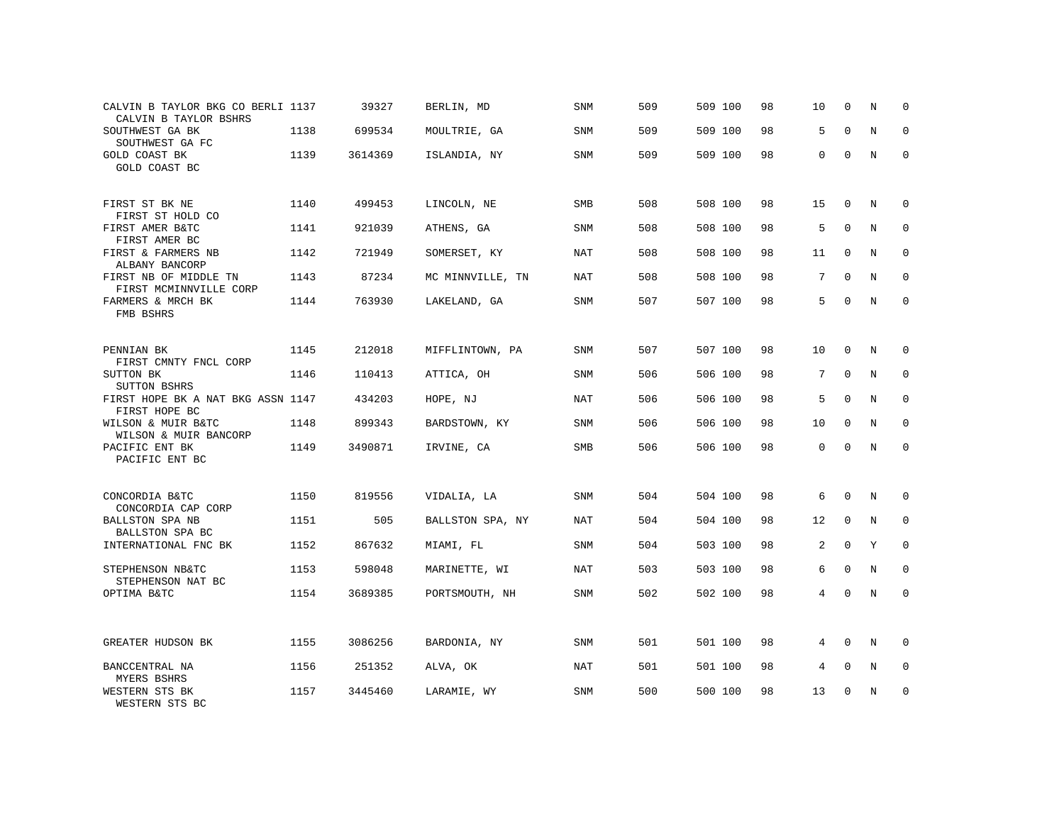| | | | | | | | | | | | | |
|---|---|---|---|---|---|---|---|---|---|---|---|---|
| CALVIN B TAYLOR BKG CO BERLI<br>CALVIN B TAYLOR BSHRS | 1137 | 39327 | BERLIN, MD | SNM | 509 | 509 | 100 | 98 | 10 | 0 | N | 0 |
| SOUTHWEST GA BK<br>SOUTHWEST GA FC | 1138 | 699534 | MOULTRIE, GA | SNM | 509 | 509 | 100 | 98 | 5 | 0 | N | 0 |
| GOLD COAST BK<br>GOLD COAST BC | 1139 | 3614369 | ISLANDIA, NY | SNM | 509 | 509 | 100 | 98 | 0 | 0 | N | 0 |
| FIRST ST BK NE<br>FIRST ST HOLD CO | 1140 | 499453 | LINCOLN, NE | SMB | 508 | 508 | 100 | 98 | 15 | 0 | N | 0 |
| FIRST AMER B&TC<br>FIRST AMER BC | 1141 | 921039 | ATHENS, GA | SNM | 508 | 508 | 100 | 98 | 5 | 0 | N | 0 |
| FIRST & FARMERS NB<br>ALBANY BANCORP | 1142 | 721949 | SOMERSET, KY | NAT | 508 | 508 | 100 | 98 | 11 | 0 | N | 0 |
| FIRST NB OF MIDDLE TN<br>FIRST MCMINNVILLE CORP | 1143 | 87234 | MC MINNVILLE, TN | NAT | 508 | 508 | 100 | 98 | 7 | 0 | N | 0 |
| FARMERS & MRCH BK<br>FMB BSHRS | 1144 | 763930 | LAKELAND, GA | SNM | 507 | 507 | 100 | 98 | 5 | 0 | N | 0 |
| PENNIAN BK<br>FIRST CMNTY FNCL CORP | 1145 | 212018 | MIFFLINTOWN, PA | SNM | 507 | 507 | 100 | 98 | 10 | 0 | N | 0 |
| SUTTON BK<br>SUTTON BSHRS | 1146 | 110413 | ATTICA, OH | SNM | 506 | 506 | 100 | 98 | 7 | 0 | N | 0 |
| FIRST HOPE BK A NAT BKG ASSN<br>FIRST HOPE BC | 1147 | 434203 | HOPE, NJ | NAT | 506 | 506 | 100 | 98 | 5 | 0 | N | 0 |
| WILSON & MUIR B&TC<br>WILSON & MUIR BANCORP | 1148 | 899343 | BARDSTOWN, KY | SNM | 506 | 506 | 100 | 98 | 10 | 0 | N | 0 |
| PACIFIC ENT BK<br>PACIFIC ENT BC | 1149 | 3490871 | IRVINE, CA | SMB | 506 | 506 | 100 | 98 | 0 | 0 | N | 0 |
| CONCORDIA B&TC<br>CONCORDIA CAP CORP | 1150 | 819556 | VIDALIA, LA | SNM | 504 | 504 | 100 | 98 | 6 | 0 | N | 0 |
| BALLSTON SPA NB<br>BALLSTON SPA BC | 1151 | 505 | BALLSTON SPA, NY | NAT | 504 | 504 | 100 | 98 | 12 | 0 | N | 0 |
| INTERNATIONAL FNC BK | 1152 | 867632 | MIAMI, FL | SNM | 504 | 503 | 100 | 98 | 2 | 0 | Y | 0 |
| STEPHENSON NB&TC<br>STEPHENSON NAT BC | 1153 | 598048 | MARINETTE, WI | NAT | 503 | 503 | 100 | 98 | 6 | 0 | N | 0 |
| OPTIMA B&TC | 1154 | 3689385 | PORTSMOUTH, NH | SNM | 502 | 502 | 100 | 98 | 4 | 0 | N | 0 |
| GREATER HUDSON BK | 1155 | 3086256 | BARDONIA, NY | SNM | 501 | 501 | 100 | 98 | 4 | 0 | N | 0 |
| BANCCENTRAL NA<br>MYERS BSHRS | 1156 | 251352 | ALVA, OK | NAT | 501 | 501 | 100 | 98 | 4 | 0 | N | 0 |
| WESTERN STS BK<br>WESTERN STS BC | 1157 | 3445460 | LARAMIE, WY | SNM | 500 | 500 | 100 | 98 | 13 | 0 | N | 0 |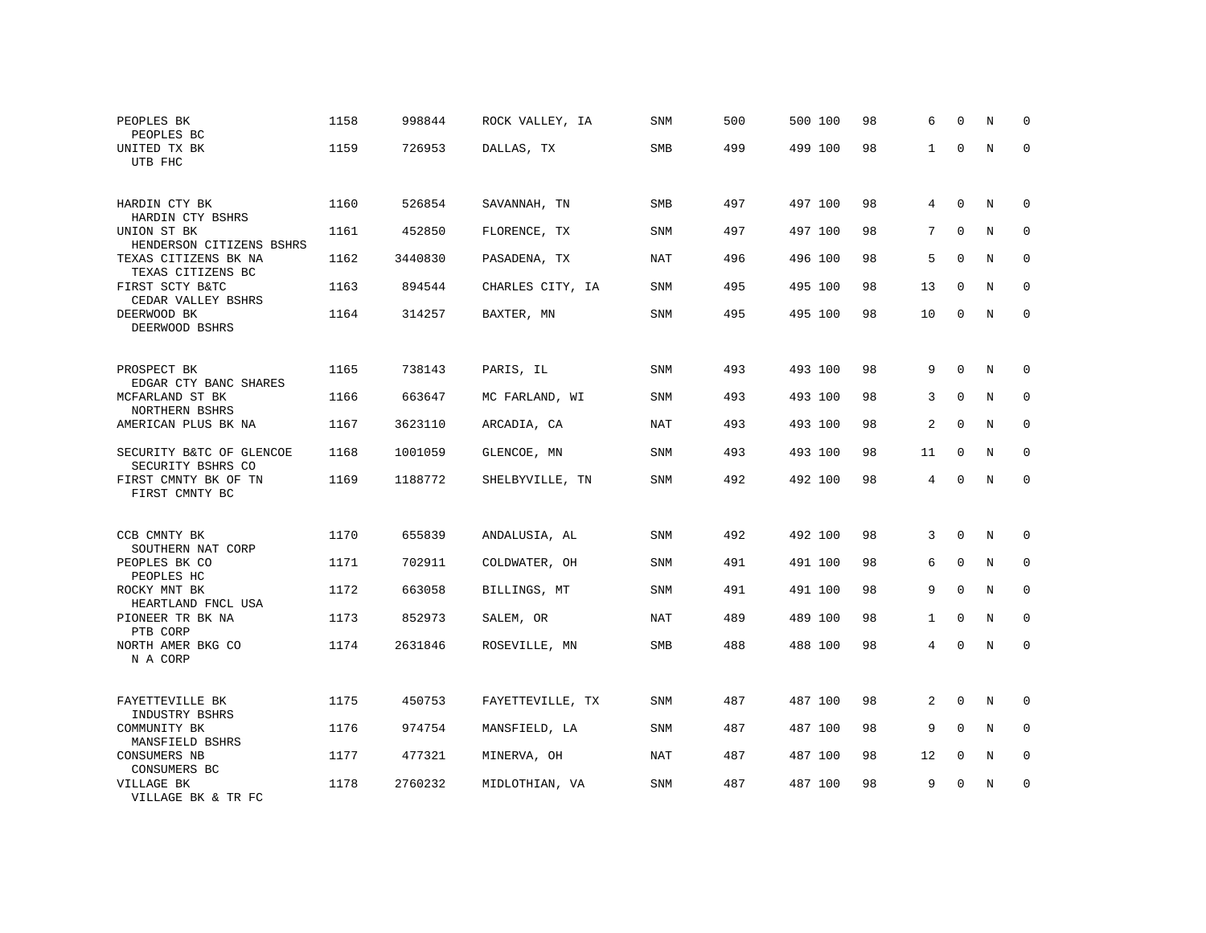| | | | | | | | | | | | | |
|---|---|---|---|---|---|---|---|---|---|---|---|---|
| PEOPLES BK<br>PEOPLES BC | 1158 | 998844 | ROCK VALLEY, IA | SNM | 500 | 500 | 100 | 98 | 6 | 0 | N | 0 |
| UNITED TX BK<br>UTB FHC | 1159 | 726953 | DALLAS, TX | SMB | 499 | 499 | 100 | 98 | 1 | 0 | N | 0 |
| HARDIN CTY BK<br>HARDIN CTY BSHRS | 1160 | 526854 | SAVANNAH, TN | SMB | 497 | 497 | 100 | 98 | 4 | 0 | N | 0 |
| UNION ST BK<br>HENDERSON CITIZENS BSHRS | 1161 | 452850 | FLORENCE, TX | SNM | 497 | 497 | 100 | 98 | 7 | 0 | N | 0 |
| TEXAS CITIZENS BK NA<br>TEXAS CITIZENS BC | 1162 | 3440830 | PASADENA, TX | NAT | 496 | 496 | 100 | 98 | 5 | 0 | N | 0 |
| FIRST SCTY B&TC<br>CEDAR VALLEY BSHRS | 1163 | 894544 | CHARLES CITY, IA | SNM | 495 | 495 | 100 | 98 | 13 | 0 | N | 0 |
| DEERWOOD BK<br>DEERWOOD BSHRS | 1164 | 314257 | BAXTER, MN | SNM | 495 | 495 | 100 | 98 | 10 | 0 | N | 0 |
| PROSPECT BK<br>EDGAR CTY BANC SHARES | 1165 | 738143 | PARIS, IL | SNM | 493 | 493 | 100 | 98 | 9 | 0 | N | 0 |
| MCFARLAND ST BK<br>NORTHERN BSHRS | 1166 | 663647 | MC FARLAND, WI | SNM | 493 | 493 | 100 | 98 | 3 | 0 | N | 0 |
| AMERICAN PLUS BK NA | 1167 | 3623110 | ARCADIA, CA | NAT | 493 | 493 | 100 | 98 | 2 | 0 | N | 0 |
| SECURITY B&TC OF GLENCOE<br>SECURITY BSHRS CO | 1168 | 1001059 | GLENCOE, MN | SNM | 493 | 493 | 100 | 98 | 11 | 0 | N | 0 |
| FIRST CMNTY BK OF TN<br>FIRST CMNTY BC | 1169 | 1188772 | SHELBYVILLE, TN | SNM | 492 | 492 | 100 | 98 | 4 | 0 | N | 0 |
| CCB CMNTY BK<br>SOUTHERN NAT CORP | 1170 | 655839 | ANDALUSIA, AL | SNM | 492 | 492 | 100 | 98 | 3 | 0 | N | 0 |
| PEOPLES BK CO<br>PEOPLES HC | 1171 | 702911 | COLDWATER, OH | SNM | 491 | 491 | 100 | 98 | 6 | 0 | N | 0 |
| ROCKY MNT BK<br>HEARTLAND FNCL USA | 1172 | 663058 | BILLINGS, MT | SNM | 491 | 491 | 100 | 98 | 9 | 0 | N | 0 |
| PIONEER TR BK NA<br>PTB CORP | 1173 | 852973 | SALEM, OR | NAT | 489 | 489 | 100 | 98 | 1 | 0 | N | 0 |
| NORTH AMER BKG CO<br>N A CORP | 1174 | 2631846 | ROSEVILLE, MN | SMB | 488 | 488 | 100 | 98 | 4 | 0 | N | 0 |
| FAYETTEVILLE BK<br>INDUSTRY BSHRS | 1175 | 450753 | FAYETTEVILLE, TX | SNM | 487 | 487 | 100 | 98 | 2 | 0 | N | 0 |
| COMMUNITY BK<br>MANSFIELD BSHRS | 1176 | 974754 | MANSFIELD, LA | SNM | 487 | 487 | 100 | 98 | 9 | 0 | N | 0 |
| CONSUMERS NB<br>CONSUMERS BC | 1177 | 477321 | MINERVA, OH | NAT | 487 | 487 | 100 | 98 | 12 | 0 | N | 0 |
| VILLAGE BK<br>VILLAGE BK & TR FC | 1178 | 2760232 | MIDLOTHIAN, VA | SNM | 487 | 487 | 100 | 98 | 9 | 0 | N | 0 |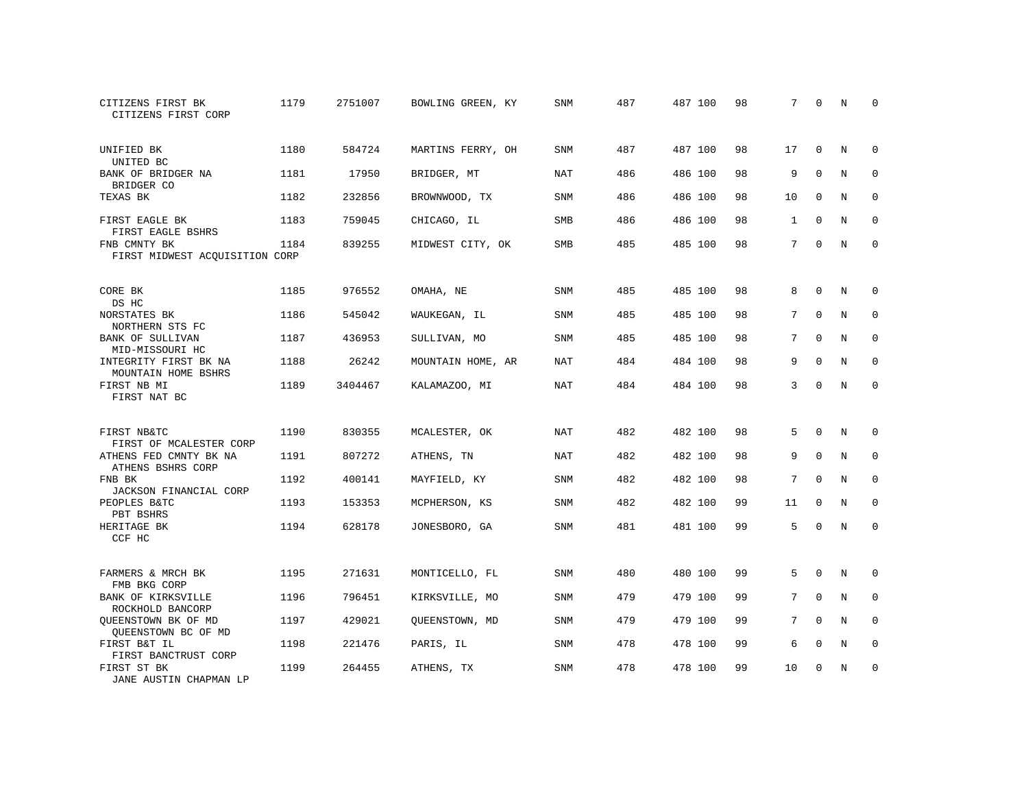| | | | | | | | | | | | | |
|---|---|---|---|---|---|---|---|---|---|---|---|---|
| CITIZENS FIRST BK<br>CITIZENS FIRST CORP | 1179 | 2751007 | BOWLING GREEN, KY | SNM | 487 | 487 | 100 | 98 | 7 | 0 | N | 0 |
| UNIFIED BK<br>UNITED BC | 1180 | 584724 | MARTINS FERRY, OH | SNM | 487 | 487 | 100 | 98 | 17 | 0 | N | 0 |
| BANK OF BRIDGER NA<br>BRIDGER CO | 1181 | 17950 | BRIDGER, MT | NAT | 486 | 486 | 100 | 98 | 9 | 0 | N | 0 |
| TEXAS BK | 1182 | 232856 | BROWNWOOD, TX | SNM | 486 | 486 | 100 | 98 | 10 | 0 | N | 0 |
| FIRST EAGLE BK<br>FIRST EAGLE BSHRS | 1183 | 759045 | CHICAGO, IL | SMB | 486 | 486 | 100 | 98 | 1 | 0 | N | 0 |
| FNB CMNTY BK<br>FIRST MIDWEST ACQUISITION CORP | 1184 | 839255 | MIDWEST CITY, OK | SMB | 485 | 485 | 100 | 98 | 7 | 0 | N | 0 |
| CORE BK<br>DS HC | 1185 | 976552 | OMAHA, NE | SNM | 485 | 485 | 100 | 98 | 8 | 0 | N | 0 |
| NORSTATES BK<br>NORTHERN STS FC | 1186 | 545042 | WAUKEGAN, IL | SNM | 485 | 485 | 100 | 98 | 7 | 0 | N | 0 |
| BANK OF SULLIVAN<br>MID-MISSOURI HC | 1187 | 436953 | SULLIVAN, MO | SNM | 485 | 485 | 100 | 98 | 7 | 0 | N | 0 |
| INTEGRITY FIRST BK NA<br>MOUNTAIN HOME BSHRS | 1188 | 26242 | MOUNTAIN HOME, AR | NAT | 484 | 484 | 100 | 98 | 9 | 0 | N | 0 |
| FIRST NB MI<br>FIRST NAT BC | 1189 | 3404467 | KALAMAZOO, MI | NAT | 484 | 484 | 100 | 98 | 3 | 0 | N | 0 |
| FIRST NB&TC<br>FIRST OF MCALESTER CORP | 1190 | 830355 | MCALESTER, OK | NAT | 482 | 482 | 100 | 98 | 5 | 0 | N | 0 |
| ATHENS FED CMNTY BK NA<br>ATHENS BSHRS CORP | 1191 | 807272 | ATHENS, TN | NAT | 482 | 482 | 100 | 98 | 9 | 0 | N | 0 |
| FNB BK<br>JACKSON FINANCIAL CORP | 1192 | 400141 | MAYFIELD, KY | SNM | 482 | 482 | 100 | 98 | 7 | 0 | N | 0 |
| PEOPLES B&TC<br>PBT BSHRS | 1193 | 153353 | MCPHERSON, KS | SNM | 482 | 482 | 100 | 99 | 11 | 0 | N | 0 |
| HERITAGE BK<br>CCF HC | 1194 | 628178 | JONESBORO, GA | SNM | 481 | 481 | 100 | 99 | 5 | 0 | N | 0 |
| FARMERS & MRCH BK<br>FMB BKG CORP | 1195 | 271631 | MONTICELLO, FL | SNM | 480 | 480 | 100 | 99 | 5 | 0 | N | 0 |
| BANK OF KIRKSVILLE<br>ROCKHOLD BANCORP | 1196 | 796451 | KIRKSVILLE, MO | SNM | 479 | 479 | 100 | 99 | 7 | 0 | N | 0 |
| QUEENSTOWN BK OF MD<br>QUEENSTOWN BC OF MD | 1197 | 429021 | QUEENSTOWN, MD | SNM | 479 | 479 | 100 | 99 | 7 | 0 | N | 0 |
| FIRST B&T IL<br>FIRST BANCTRUST CORP | 1198 | 221476 | PARIS, IL | SNM | 478 | 478 | 100 | 99 | 6 | 0 | N | 0 |
| FIRST ST BK<br>JANE AUSTIN CHAPMAN LP | 1199 | 264455 | ATHENS, TX | SNM | 478 | 478 | 100 | 99 | 10 | 0 | N | 0 |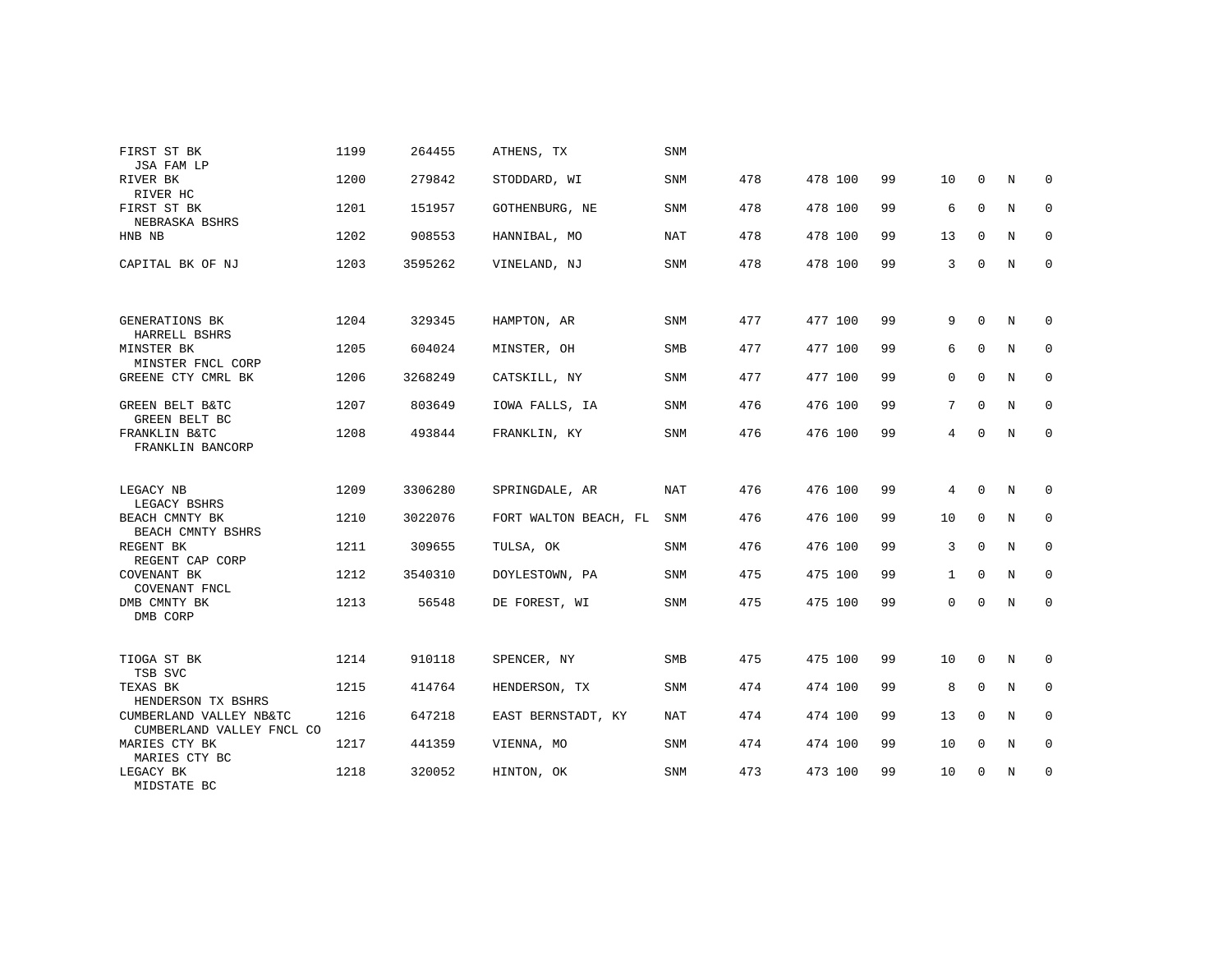| | | | | | | | | | | | | |
|---|---|---|---|---|---|---|---|---|---|---|---|---|
| FIRST ST BK<br>JSA FAM LP | 1199 | 264455 | ATHENS, TX | SNM | | | | | | | | |
| RIVER BK<br>RIVER HC | 1200 | 279842 | STODDARD, WI | SNM | 478 | 478 | 100 | 99 | 10 | 0 | N | 0 |
| FIRST ST BK<br>NEBRASKA BSHRS | 1201 | 151957 | GOTHENBURG, NE | SNM | 478 | 478 | 100 | 99 | 6 | 0 | N | 0 |
| HNB NB | 1202 | 908553 | HANNIBAL, MO | NAT | 478 | 478 | 100 | 99 | 13 | 0 | N | 0 |
| CAPITAL BK OF NJ | 1203 | 3595262 | VINELAND, NJ | SNM | 478 | 478 | 100 | 99 | 3 | 0 | N | 0 |
| GENERATIONS BK<br>HARRELL BSHRS | 1204 | 329345 | HAMPTON, AR | SNM | 477 | 477 | 100 | 99 | 9 | 0 | N | 0 |
| MINSTER BK<br>MINSTER FNCL CORP | 1205 | 604024 | MINSTER, OH | SMB | 477 | 477 | 100 | 99 | 6 | 0 | N | 0 |
| GREENE CTY CMRL BK | 1206 | 3268249 | CATSKILL, NY | SNM | 477 | 477 | 100 | 99 | 0 | 0 | N | 0 |
| GREEN BELT B&TC<br>GREEN BELT BC | 1207 | 803649 | IOWA FALLS, IA | SNM | 476 | 476 | 100 | 99 | 7 | 0 | N | 0 |
| FRANKLIN B&TC<br>FRANKLIN BANCORP | 1208 | 493844 | FRANKLIN, KY | SNM | 476 | 476 | 100 | 99 | 4 | 0 | N | 0 |
| LEGACY NB<br>LEGACY BSHRS | 1209 | 3306280 | SPRINGDALE, AR | NAT | 476 | 476 | 100 | 99 | 4 | 0 | N | 0 |
| BEACH CMNTY BK<br>BEACH CMNTY BSHRS | 1210 | 3022076 | FORT WALTON BEACH, FL | SNM | 476 | 476 | 100 | 99 | 10 | 0 | N | 0 |
| REGENT BK<br>REGENT CAP CORP | 1211 | 309655 | TULSA, OK | SNM | 476 | 476 | 100 | 99 | 3 | 0 | N | 0 |
| COVENANT BK<br>COVENANT FNCL | 1212 | 3540310 | DOYLESTOWN, PA | SNM | 475 | 475 | 100 | 99 | 1 | 0 | N | 0 |
| DMB CMNTY BK<br>DMB CORP | 1213 | 56548 | DE FOREST, WI | SNM | 475 | 475 | 100 | 99 | 0 | 0 | N | 0 |
| TIOGA ST BK<br>TSB SVC | 1214 | 910118 | SPENCER, NY | SMB | 475 | 475 | 100 | 99 | 10 | 0 | N | 0 |
| TEXAS BK<br>HENDERSON TX BSHRS | 1215 | 414764 | HENDERSON, TX | SNM | 474 | 474 | 100 | 99 | 8 | 0 | N | 0 |
| CUMBERLAND VALLEY NB&TC<br>CUMBERLAND VALLEY FNCL CO | 1216 | 647218 | EAST BERNSTADT, KY | NAT | 474 | 474 | 100 | 99 | 13 | 0 | N | 0 |
| MARIES CTY BK<br>MARIES CTY BC | 1217 | 441359 | VIENNA, MO | SNM | 474 | 474 | 100 | 99 | 10 | 0 | N | 0 |
| LEGACY BK<br>MIDSTATE BC | 1218 | 320052 | HINTON, OK | SNM | 473 | 473 | 100 | 99 | 10 | 0 | N | 0 |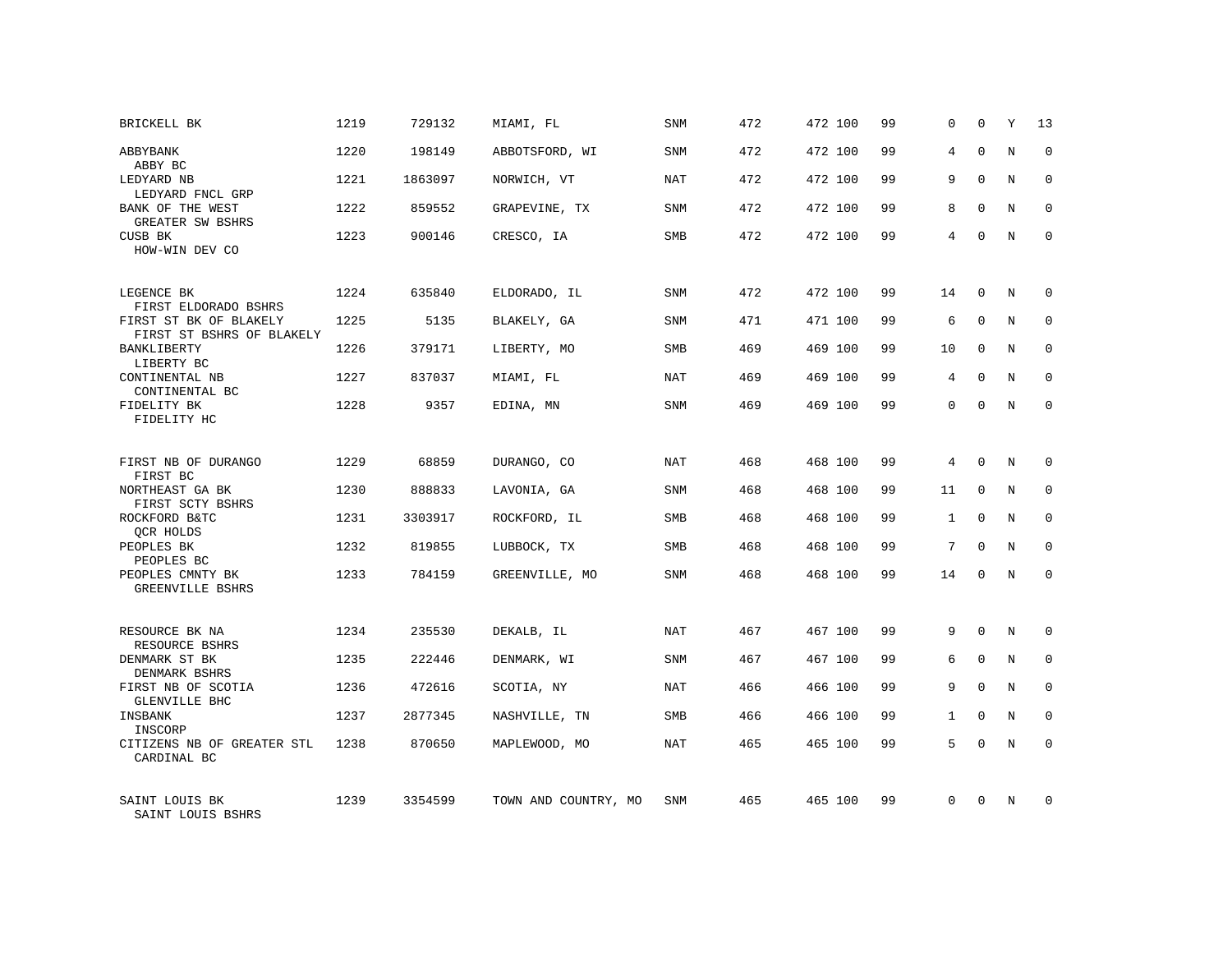| | | | | | | | | | | | | | |
|---|---|---|---|---|---|---|---|---|---|---|---|---|---|
| BRICKELL BK | 1219 | 729132 | MIAMI, FL | SNM | 472 | 472 | 100 | 99 | 0 | 0 | Y | 13 |
| ABBYBANK<br>ABBY BC | 1220 | 198149 | ABBOTSFORD, WI | SNM | 472 | 472 | 100 | 99 | 4 | 0 | N | 0 |
| LEDYARD NB<br>LEDYARD FNCL GRP | 1221 | 1863097 | NORWICH, VT | NAT | 472 | 472 | 100 | 99 | 9 | 0 | N | 0 |
| BANK OF THE WEST<br>GREATER SW BSHRS | 1222 | 859552 | GRAPEVINE, TX | SNM | 472 | 472 | 100 | 99 | 8 | 0 | N | 0 |
| CUSB BK<br>HOW-WIN DEV CO | 1223 | 900146 | CRESCO, IA | SMB | 472 | 472 | 100 | 99 | 4 | 0 | N | 0 |
| LEGENCE BK<br>FIRST ELDORADO BSHRS | 1224 | 635840 | ELDORADO, IL | SNM | 472 | 472 | 100 | 99 | 14 | 0 | N | 0 |
| FIRST ST BK OF BLAKELY<br>FIRST ST BSHRS OF BLAKELY | 1225 | 5135 | BLAKELY, GA | SNM | 471 | 471 | 100 | 99 | 6 | 0 | N | 0 |
| BANKLIBERTY<br>LIBERTY BC | 1226 | 379171 | LIBERTY, MO | SMB | 469 | 469 | 100 | 99 | 10 | 0 | N | 0 |
| CONTINENTAL NB<br>CONTINENTAL BC | 1227 | 837037 | MIAMI, FL | NAT | 469 | 469 | 100 | 99 | 4 | 0 | N | 0 |
| FIDELITY BK<br>FIDELITY HC | 1228 | 9357 | EDINA, MN | SNM | 469 | 469 | 100 | 99 | 0 | 0 | N | 0 |
| FIRST NB OF DURANGO<br>FIRST BC | 1229 | 68859 | DURANGO, CO | NAT | 468 | 468 | 100 | 99 | 4 | 0 | N | 0 |
| NORTHEAST GA BK<br>FIRST SCTY BSHRS | 1230 | 888833 | LAVONIA, GA | SNM | 468 | 468 | 100 | 99 | 11 | 0 | N | 0 |
| ROCKFORD B&TC<br>QCR HOLDS | 1231 | 3303917 | ROCKFORD, IL | SMB | 468 | 468 | 100 | 99 | 1 | 0 | N | 0 |
| PEOPLES BK<br>PEOPLES BC | 1232 | 819855 | LUBBOCK, TX | SMB | 468 | 468 | 100 | 99 | 7 | 0 | N | 0 |
| PEOPLES CMNTY BK<br>GREENVILLE BSHRS | 1233 | 784159 | GREENVILLE, MO | SNM | 468 | 468 | 100 | 99 | 14 | 0 | N | 0 |
| RESOURCE BK NA<br>RESOURCE BSHRS | 1234 | 235530 | DEKALB, IL | NAT | 467 | 467 | 100 | 99 | 9 | 0 | N | 0 |
| DENMARK ST BK<br>DENMARK BSHRS | 1235 | 222446 | DENMARK, WI | SNM | 467 | 467 | 100 | 99 | 6 | 0 | N | 0 |
| FIRST NB OF SCOTIA<br>GLENVILLE BHC | 1236 | 472616 | SCOTIA, NY | NAT | 466 | 466 | 100 | 99 | 9 | 0 | N | 0 |
| INSBANK<br>INSCORP | 1237 | 2877345 | NASHVILLE, TN | SMB | 466 | 466 | 100 | 99 | 1 | 0 | N | 0 |
| CITIZENS NB OF GREATER STL<br>CARDINAL BC | 1238 | 870650 | MAPLEWOOD, MO | NAT | 465 | 465 | 100 | 99 | 5 | 0 | N | 0 |
| SAINT LOUIS BK<br>SAINT LOUIS BSHRS | 1239 | 3354599 | TOWN AND COUNTRY, MO | SNM | 465 | 465 | 100 | 99 | 0 | 0 | N | 0 |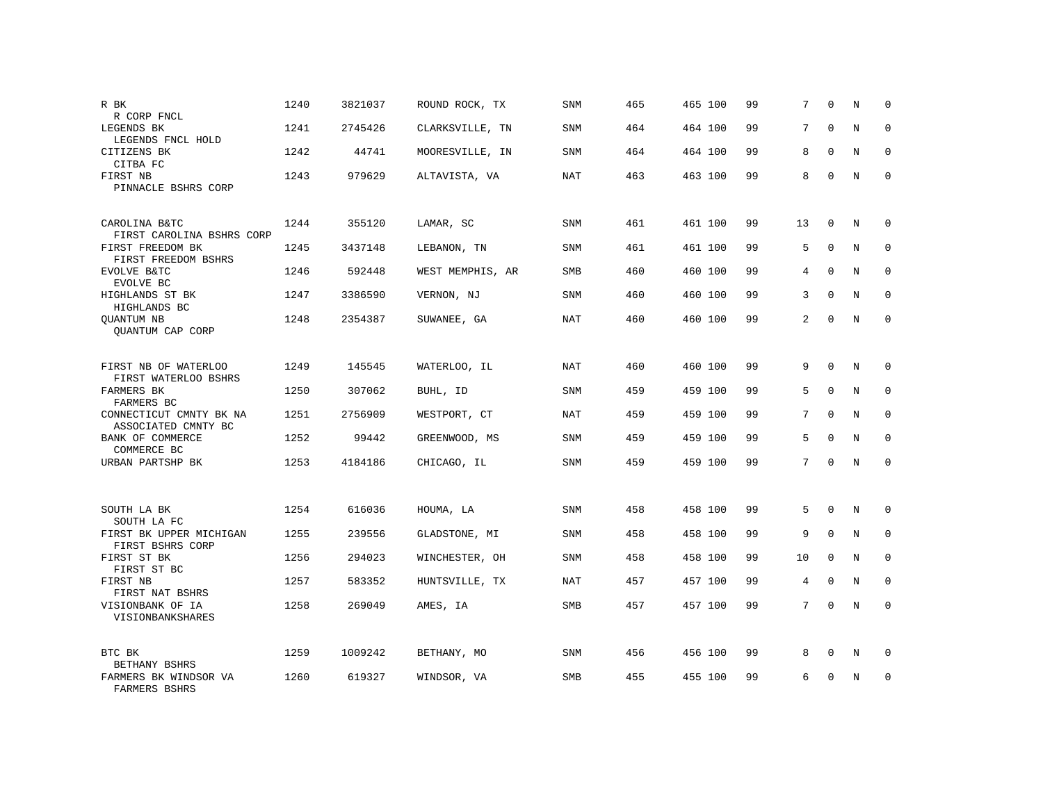| | | | | | | | | | | | | |
|---|---|---|---|---|---|---|---|---|---|---|---|---|
| R BK<br>R CORP FNCL | 1240 | 3821037 | ROUND ROCK, TX | SNM | 465 | 465 | 100 | 99 | 7 | 0 | N | 0 |
| LEGENDS BK<br>LEGENDS FNCL HOLD | 1241 | 2745426 | CLARKSVILLE, TN | SNM | 464 | 464 | 100 | 99 | 7 | 0 | N | 0 |
| CITIZENS BK<br>CITBA FC | 1242 | 44741 | MOORESVILLE, IN | SNM | 464 | 464 | 100 | 99 | 8 | 0 | N | 0 |
| FIRST NB<br>PINNACLE BSHRS CORP | 1243 | 979629 | ALTAVISTA, VA | NAT | 463 | 463 | 100 | 99 | 8 | 0 | N | 0 |
| CAROLINA B&TC<br>FIRST CAROLINA BSHRS CORP | 1244 | 355120 | LAMAR, SC | SNM | 461 | 461 | 100 | 99 | 13 | 0 | N | 0 |
| FIRST FREEDOM BK<br>FIRST FREEDOM BSHRS | 1245 | 3437148 | LEBANON, TN | SNM | 461 | 461 | 100 | 99 | 5 | 0 | N | 0 |
| EVOLVE B&TC<br>EVOLVE BC | 1246 | 592448 | WEST MEMPHIS, AR | SMB | 460 | 460 | 100 | 99 | 4 | 0 | N | 0 |
| HIGHLANDS ST BK<br>HIGHLANDS BC | 1247 | 3386590 | VERNON, NJ | SNM | 460 | 460 | 100 | 99 | 3 | 0 | N | 0 |
| QUANTUM NB<br>QUANTUM CAP CORP | 1248 | 2354387 | SUWANEE, GA | NAT | 460 | 460 | 100 | 99 | 2 | 0 | N | 0 |
| FIRST NB OF WATERLOO<br>FIRST WATERLOO BSHRS | 1249 | 145545 | WATERLOO, IL | NAT | 460 | 460 | 100 | 99 | 9 | 0 | N | 0 |
| FARMERS BK<br>FARMERS BC | 1250 | 307062 | BUHL, ID | SNM | 459 | 459 | 100 | 99 | 5 | 0 | N | 0 |
| CONNECTICUT CMNTY BK NA<br>ASSOCIATED CMNTY BC | 1251 | 2756909 | WESTPORT, CT | NAT | 459 | 459 | 100 | 99 | 7 | 0 | N | 0 |
| BANK OF COMMERCE<br>COMMERCE BC | 1252 | 99442 | GREENWOOD, MS | SNM | 459 | 459 | 100 | 99 | 5 | 0 | N | 0 |
| URBAN PARTSHP BK | 1253 | 4184186 | CHICAGO, IL | SNM | 459 | 459 | 100 | 99 | 7 | 0 | N | 0 |
| SOUTH LA BK<br>SOUTH LA FC | 1254 | 616036 | HOUMA, LA | SNM | 458 | 458 | 100 | 99 | 5 | 0 | N | 0 |
| FIRST BK UPPER MICHIGAN<br>FIRST BSHRS CORP | 1255 | 239556 | GLADSTONE, MI | SNM | 458 | 458 | 100 | 99 | 9 | 0 | N | 0 |
| FIRST ST BK<br>FIRST ST BC | 1256 | 294023 | WINCHESTER, OH | SNM | 458 | 458 | 100 | 99 | 10 | 0 | N | 0 |
| FIRST NB<br>FIRST NAT BSHRS | 1257 | 583352 | HUNTSVILLE, TX | NAT | 457 | 457 | 100 | 99 | 4 | 0 | N | 0 |
| VISIONBANK OF IA<br>VISIONBANKSHARES | 1258 | 269049 | AMES, IA | SMB | 457 | 457 | 100 | 99 | 7 | 0 | N | 0 |
| BTC BK<br>BETHANY BSHRS | 1259 | 1009242 | BETHANY, MO | SNM | 456 | 456 | 100 | 99 | 8 | 0 | N | 0 |
| FARMERS BK WINDSOR VA<br>FARMERS BSHRS | 1260 | 619327 | WINDSOR, VA | SMB | 455 | 455 | 100 | 99 | 6 | 0 | N | 0 |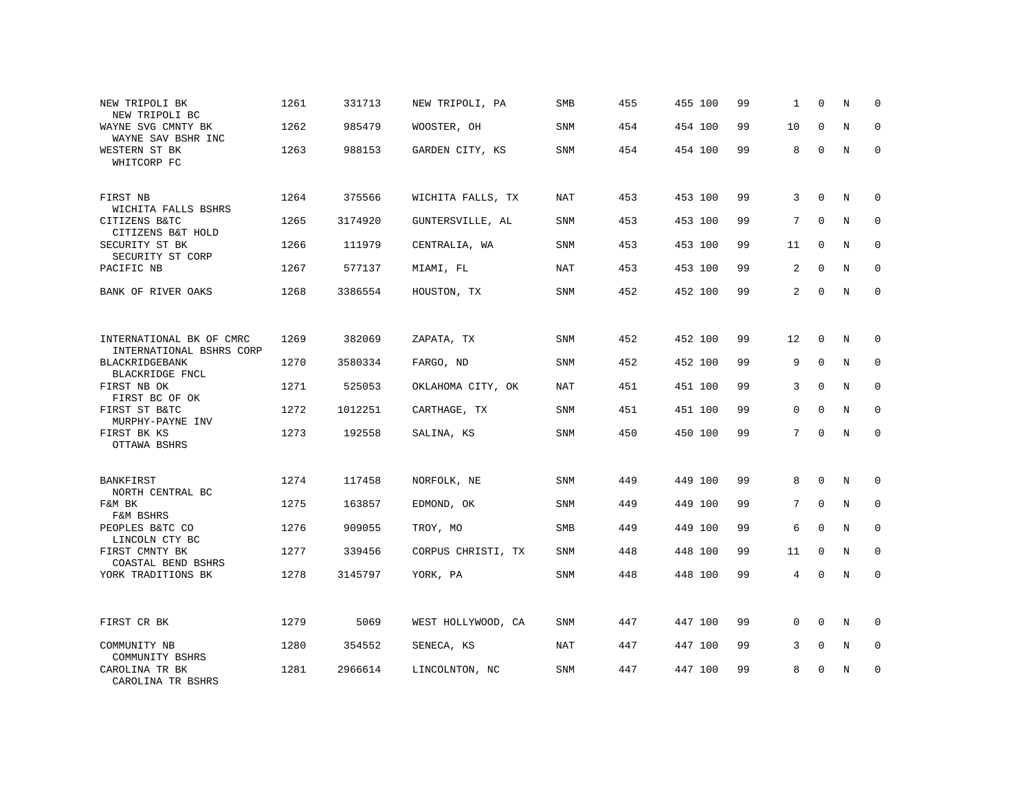| | | | | | | | | | | | | |
|---|---|---|---|---|---|---|---|---|---|---|---|---|
| NEW TRIPOLI BK<br>NEW TRIPOLI BC | 1261 | 331713 | NEW TRIPOLI, PA | SMB | 455 | 455 | 100 | 99 | 1 | 0 | N | 0 |
| WAYNE SVG CMNTY BK<br>WAYNE SAV BSHR INC | 1262 | 985479 | WOOSTER, OH | SNM | 454 | 454 | 100 | 99 | 10 | 0 | N | 0 |
| WESTERN ST BK<br>WHITCORP FC | 1263 | 988153 | GARDEN CITY, KS | SNM | 454 | 454 | 100 | 99 | 8 | 0 | N | 0 |
| FIRST NB<br>WICHITA FALLS BSHRS | 1264 | 375566 | WICHITA FALLS, TX | NAT | 453 | 453 | 100 | 99 | 3 | 0 | N | 0 |
| CITIZENS B&TC<br>CITIZENS B&T HOLD | 1265 | 3174920 | GUNTERSVILLE, AL | SNM | 453 | 453 | 100 | 99 | 7 | 0 | N | 0 |
| SECURITY ST BK<br>SECURITY ST CORP | 1266 | 111979 | CENTRALIA, WA | SNM | 453 | 453 | 100 | 99 | 11 | 0 | N | 0 |
| PACIFIC NB | 1267 | 577137 | MIAMI, FL | NAT | 453 | 453 | 100 | 99 | 2 | 0 | N | 0 |
| BANK OF RIVER OAKS | 1268 | 3386554 | HOUSTON, TX | SNM | 452 | 452 | 100 | 99 | 2 | 0 | N | 0 |
| INTERNATIONAL BK OF CMRC<br>INTERNATIONAL BSHRS CORP | 1269 | 382069 | ZAPATA, TX | SNM | 452 | 452 | 100 | 99 | 12 | 0 | N | 0 |
| BLACKRIDGEBANK<br>BLACKRIDGE FNCL | 1270 | 3580334 | FARGO, ND | SNM | 452 | 452 | 100 | 99 | 9 | 0 | N | 0 |
| FIRST NB OK<br>FIRST BC OF OK | 1271 | 525053 | OKLAHOMA CITY, OK | NAT | 451 | 451 | 100 | 99 | 3 | 0 | N | 0 |
| FIRST ST B&TC<br>MURPHY-PAYNE INV | 1272 | 1012251 | CARTHAGE, TX | SNM | 451 | 451 | 100 | 99 | 0 | 0 | N | 0 |
| FIRST BK KS<br>OTTAWA BSHRS | 1273 | 192558 | SALINA, KS | SNM | 450 | 450 | 100 | 99 | 7 | 0 | N | 0 |
| BANKFIRST<br>NORTH CENTRAL BC | 1274 | 117458 | NORFOLK, NE | SNM | 449 | 449 | 100 | 99 | 8 | 0 | N | 0 |
| F&M BK<br>F&M BSHRS | 1275 | 163857 | EDMOND, OK | SNM | 449 | 449 | 100 | 99 | 7 | 0 | N | 0 |
| PEOPLES B&TC CO<br>LINCOLN CTY BC | 1276 | 909055 | TROY, MO | SMB | 449 | 449 | 100 | 99 | 6 | 0 | N | 0 |
| FIRST CMNTY BK<br>COASTAL BEND BSHRS | 1277 | 339456 | CORPUS CHRISTI, TX | SNM | 448 | 448 | 100 | 99 | 11 | 0 | N | 0 |
| YORK TRADITIONS BK | 1278 | 3145797 | YORK, PA | SNM | 448 | 448 | 100 | 99 | 4 | 0 | N | 0 |
| FIRST CR BK | 1279 | 5069 | WEST HOLLYWOOD, CA | SNM | 447 | 447 | 100 | 99 | 0 | 0 | N | 0 |
| COMMUNITY NB<br>COMMUNITY BSHRS | 1280 | 354552 | SENECA, KS | NAT | 447 | 447 | 100 | 99 | 3 | 0 | N | 0 |
| CAROLINA TR BK<br>CAROLINA TR BSHRS | 1281 | 2966614 | LINCOLNTON, NC | SNM | 447 | 447 | 100 | 99 | 8 | 0 | N | 0 |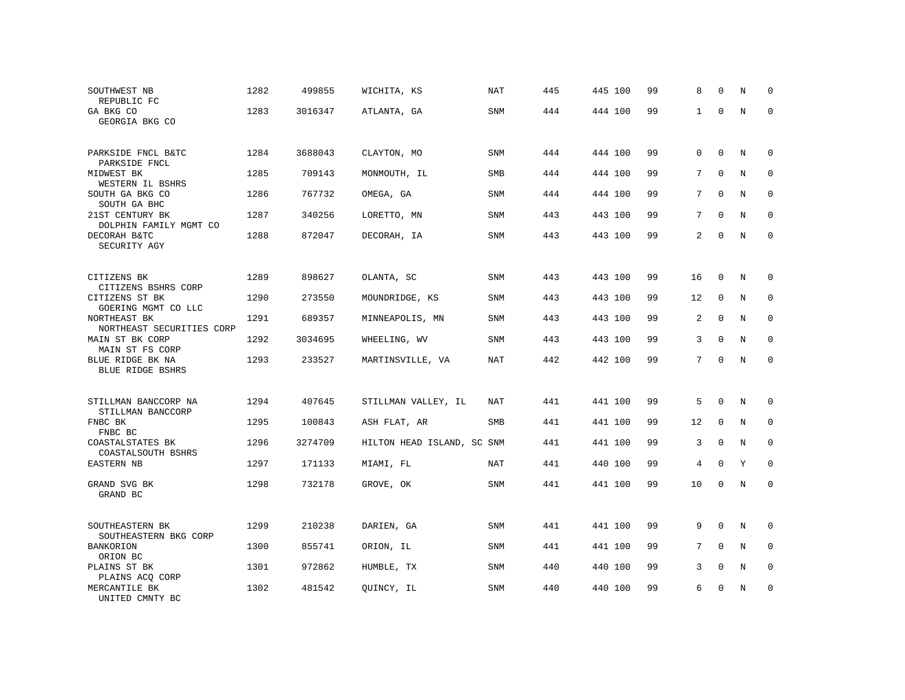| | | | | | | | | | | | | |
|---|---|---|---|---|---|---|---|---|---|---|---|---|
| SOUTHWEST NB<br>REPUBLIC FC | 1282 | 499855 | WICHITA, KS | NAT | 445 | 445 | 100 | 99 | 8 | 0 | N | 0 |
| GA BKG CO<br>GEORGIA BKG CO | 1283 | 3016347 | ATLANTA, GA | SNM | 444 | 444 | 100 | 99 | 1 | 0 | N | 0 |
| PARKSIDE FNCL B&TC<br>PARKSIDE FNCL | 1284 | 3688043 | CLAYTON, MO | SNM | 444 | 444 | 100 | 99 | 0 | 0 | N | 0 |
| MIDWEST BK<br>WESTERN IL BSHRS | 1285 | 709143 | MONMOUTH, IL | SMB | 444 | 444 | 100 | 99 | 7 | 0 | N | 0 |
| SOUTH GA BKG CO<br>SOUTH GA BHC | 1286 | 767732 | OMEGA, GA | SNM | 444 | 444 | 100 | 99 | 7 | 0 | N | 0 |
| 21ST CENTURY BK<br>DOLPHIN FAMILY MGMT CO | 1287 | 340256 | LORETTO, MN | SNM | 443 | 443 | 100 | 99 | 7 | 0 | N | 0 |
| DECORAH B&TC<br>SECURITY AGY | 1288 | 872047 | DECORAH, IA | SNM | 443 | 443 | 100 | 99 | 2 | 0 | N | 0 |
| CITIZENS BK<br>CITIZENS BSHRS CORP | 1289 | 898627 | OLANTA, SC | SNM | 443 | 443 | 100 | 99 | 16 | 0 | N | 0 |
| CITIZENS ST BK<br>GOERING MGMT CO LLC | 1290 | 273550 | MOUNDRIDGE, KS | SNM | 443 | 443 | 100 | 99 | 12 | 0 | N | 0 |
| NORTHEAST BK<br>NORTHEAST SECURITIES CORP | 1291 | 689357 | MINNEAPOLIS, MN | SNM | 443 | 443 | 100 | 99 | 2 | 0 | N | 0 |
| MAIN ST BK CORP<br>MAIN ST FS CORP | 1292 | 3034695 | WHEELING, WV | SNM | 443 | 443 | 100 | 99 | 3 | 0 | N | 0 |
| BLUE RIDGE BK NA<br>BLUE RIDGE BSHRS | 1293 | 233527 | MARTINSVILLE, VA | NAT | 442 | 442 | 100 | 99 | 7 | 0 | N | 0 |
| STILLMAN BANCCORP NA<br>STILLMAN BANCCORP | 1294 | 407645 | STILLMAN VALLEY, IL | NAT | 441 | 441 | 100 | 99 | 5 | 0 | N | 0 |
| FNBC BK<br>FNBC BC | 1295 | 100843 | ASH FLAT, AR | SMB | 441 | 441 | 100 | 99 | 12 | 0 | N | 0 |
| COASTALSTATES BK<br>COASTALSOUTH BSHRS | 1296 | 3274709 | HILTON HEAD ISLAND, SC | SNM | 441 | 441 | 100 | 99 | 3 | 0 | N | 0 |
| EASTERN NB | 1297 | 171133 | MIAMI, FL | NAT | 441 | 440 | 100 | 99 | 4 | 0 | Y | 0 |
| GRAND SVG BK<br>GRAND BC | 1298 | 732178 | GROVE, OK | SNM | 441 | 441 | 100 | 99 | 10 | 0 | N | 0 |
| SOUTHEASTERN BK<br>SOUTHEASTERN BKG CORP | 1299 | 210238 | DARIEN, GA | SNM | 441 | 441 | 100 | 99 | 9 | 0 | N | 0 |
| BANKORION<br>ORION BC | 1300 | 855741 | ORION, IL | SNM | 441 | 441 | 100 | 99 | 7 | 0 | N | 0 |
| PLAINS ST BK<br>PLAINS ACQ CORP | 1301 | 972862 | HUMBLE, TX | SNM | 440 | 440 | 100 | 99 | 3 | 0 | N | 0 |
| MERCANTILE BK<br>UNITED CMNTY BC | 1302 | 481542 | QUINCY, IL | SNM | 440 | 440 | 100 | 99 | 6 | 0 | N | 0 |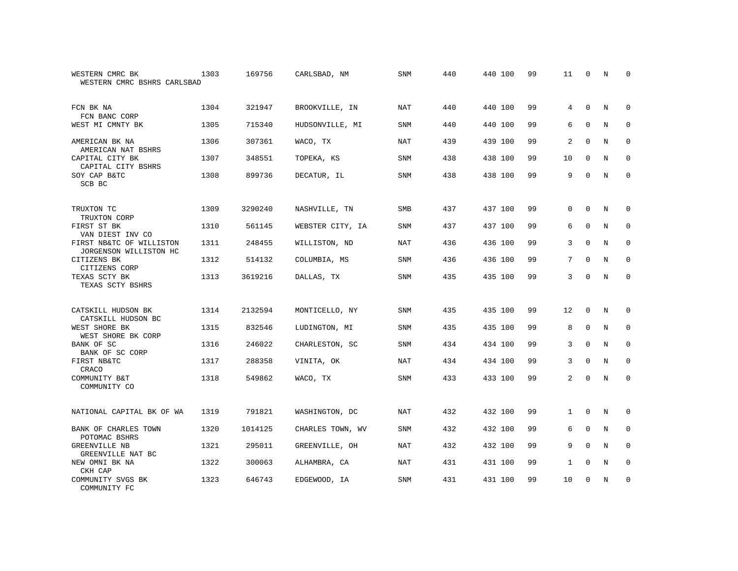| | | | | | | | | | | | | |
|---|---|---|---|---|---|---|---|---|---|---|---|---|
| WESTERN CMRC BK<br>WESTERN CMRC BSHRS CARLSBAD | 1303 | 169756 | CARLSBAD, NM | SNM | 440 | 440 | 100 | 99 | 11 | 0 | N | 0 |
| FCN BK NA<br>FCN BANC CORP | 1304 | 321947 | BROOKVILLE, IN | NAT | 440 | 440 | 100 | 99 | 4 | 0 | N | 0 |
| WEST MI CMNTY BK | 1305 | 715340 | HUDSONVILLE, MI | SNM | 440 | 440 | 100 | 99 | 6 | 0 | N | 0 |
| AMERICAN BK NA<br>AMERICAN NAT BSHRS | 1306 | 307361 | WACO, TX | NAT | 439 | 439 | 100 | 99 | 2 | 0 | N | 0 |
| CAPITAL CITY BK<br>CAPITAL CITY BSHRS | 1307 | 348551 | TOPEKA, KS | SNM | 438 | 438 | 100 | 99 | 10 | 0 | N | 0 |
| SOY CAP B&TC<br>SCB BC | 1308 | 899736 | DECATUR, IL | SNM | 438 | 438 | 100 | 99 | 9 | 0 | N | 0 |
| TRUXTON TC<br>TRUXTON CORP | 1309 | 3290240 | NASHVILLE, TN | SMB | 437 | 437 | 100 | 99 | 0 | 0 | N | 0 |
| FIRST ST BK<br>VAN DIEST INV CO | 1310 | 561145 | WEBSTER CITY, IA | SNM | 437 | 437 | 100 | 99 | 6 | 0 | N | 0 |
| FIRST NB&TC OF WILLISTON<br>JORGENSON WILLISTON HC | 1311 | 248455 | WILLISTON, ND | NAT | 436 | 436 | 100 | 99 | 3 | 0 | N | 0 |
| CITIZENS BK<br>CITIZENS CORP | 1312 | 514132 | COLUMBIA, MS | SNM | 436 | 436 | 100 | 99 | 7 | 0 | N | 0 |
| TEXAS SCTY BK<br>TEXAS SCTY BSHRS | 1313 | 3619216 | DALLAS, TX | SNM | 435 | 435 | 100 | 99 | 3 | 0 | N | 0 |
| CATSKILL HUDSON BK<br>CATSKILL HUDSON BC | 1314 | 2132594 | MONTICELLO, NY | SNM | 435 | 435 | 100 | 99 | 12 | 0 | N | 0 |
| WEST SHORE BK<br>WEST SHORE BK CORP | 1315 | 832546 | LUDINGTON, MI | SNM | 435 | 435 | 100 | 99 | 8 | 0 | N | 0 |
| BANK OF SC<br>BANK OF SC CORP | 1316 | 246022 | CHARLESTON, SC | SNM | 434 | 434 | 100 | 99 | 3 | 0 | N | 0 |
| FIRST NB&TC<br>CRACO | 1317 | 288358 | VINITA, OK | NAT | 434 | 434 | 100 | 99 | 3 | 0 | N | 0 |
| COMMUNITY B&T<br>COMMUNITY CO | 1318 | 549862 | WACO, TX | SNM | 433 | 433 | 100 | 99 | 2 | 0 | N | 0 |
| NATIONAL CAPITAL BK OF WA | 1319 | 791821 | WASHINGTON, DC | NAT | 432 | 432 | 100 | 99 | 1 | 0 | N | 0 |
| BANK OF CHARLES TOWN<br>POTOMAC BSHRS | 1320 | 1014125 | CHARLES TOWN, WV | SNM | 432 | 432 | 100 | 99 | 6 | 0 | N | 0 |
| GREENVILLE NB<br>GREENVILLE NAT BC | 1321 | 295011 | GREENVILLE, OH | NAT | 432 | 432 | 100 | 99 | 9 | 0 | N | 0 |
| NEW OMNI BK NA<br>CKH CAP | 1322 | 300063 | ALHAMBRA, CA | NAT | 431 | 431 | 100 | 99 | 1 | 0 | N | 0 |
| COMMUNITY SVGS BK<br>COMMUNITY FC | 1323 | 646743 | EDGEWOOD, IA | SNM | 431 | 431 | 100 | 99 | 10 | 0 | N | 0 |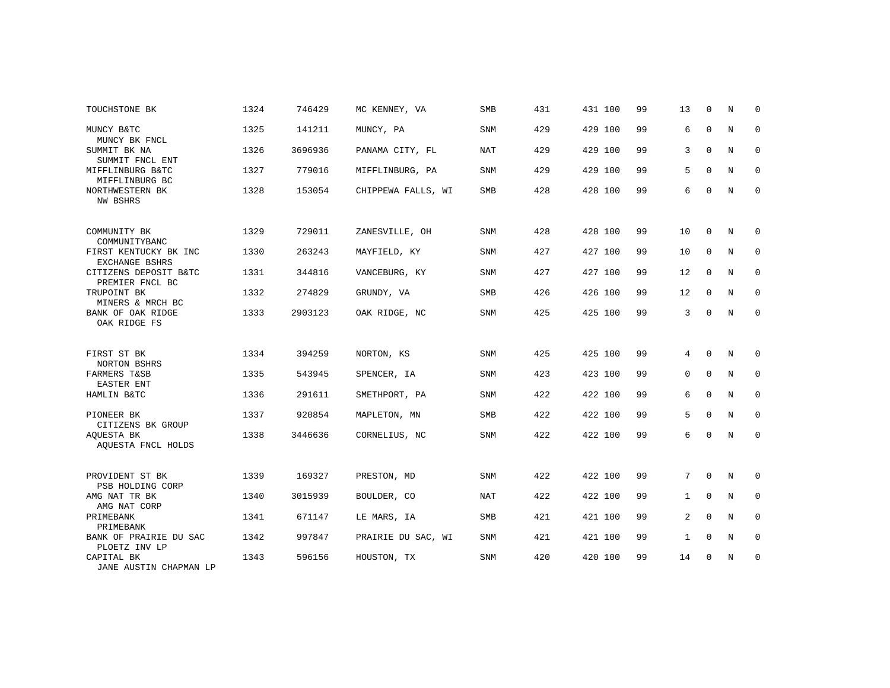| | | | | | | | | | | | | |
|---|---|---|---|---|---|---|---|---|---|---|---|---|
| TOUCHSTONE BK | 1324 | 746429 | MC KENNEY, VA | SMB | 431 | 431 | 100 | 99 | 13 | 0 | N | 0 |
| MUNCY B&TC<br>MUNCY BK FNCL | 1325 | 141211 | MUNCY, PA | SNM | 429 | 429 | 100 | 99 | 6 | 0 | N | 0 |
| SUMMIT BK NA<br>SUMMIT FNCL ENT | 1326 | 3696936 | PANAMA CITY, FL | NAT | 429 | 429 | 100 | 99 | 3 | 0 | N | 0 |
| MIFFLINBURG B&TC<br>MIFFLINBURG BC | 1327 | 779016 | MIFFLINBURG, PA | SNM | 429 | 429 | 100 | 99 | 5 | 0 | N | 0 |
| NORTHWESTERN BK<br>NW BSHRS | 1328 | 153054 | CHIPPEWA FALLS, WI | SMB | 428 | 428 | 100 | 99 | 6 | 0 | N | 0 |
| COMMUNITY BK<br>COMMUNITYBANC | 1329 | 729011 | ZANESVILLE, OH | SNM | 428 | 428 | 100 | 99 | 10 | 0 | N | 0 |
| FIRST KENTUCKY BK INC<br>EXCHANGE BSHRS | 1330 | 263243 | MAYFIELD, KY | SNM | 427 | 427 | 100 | 99 | 10 | 0 | N | 0 |
| CITIZENS DEPOSIT B&TC<br>PREMIER FNCL BC | 1331 | 344816 | VANCEBURG, KY | SNM | 427 | 427 | 100 | 99 | 12 | 0 | N | 0 |
| TRUPOINT BK<br>MINERS & MRCH BC | 1332 | 274829 | GRUNDY, VA | SMB | 426 | 426 | 100 | 99 | 12 | 0 | N | 0 |
| BANK OF OAK RIDGE<br>OAK RIDGE FS | 1333 | 2903123 | OAK RIDGE, NC | SNM | 425 | 425 | 100 | 99 | 3 | 0 | N | 0 |
| FIRST ST BK<br>NORTON BSHRS | 1334 | 394259 | NORTON, KS | SNM | 425 | 425 | 100 | 99 | 4 | 0 | N | 0 |
| FARMERS T&SB<br>EASTER ENT | 1335 | 543945 | SPENCER, IA | SNM | 423 | 423 | 100 | 99 | 0 | 0 | N | 0 |
| HAMLIN B&TC | 1336 | 291611 | SMETHPORT, PA | SNM | 422 | 422 | 100 | 99 | 6 | 0 | N | 0 |
| PIONEER BK<br>CITIZENS BK GROUP | 1337 | 920854 | MAPLETON, MN | SMB | 422 | 422 | 100 | 99 | 5 | 0 | N | 0 |
| AQUESTA BK<br>AQUESTA FNCL HOLDS | 1338 | 3446636 | CORNELIUS, NC | SNM | 422 | 422 | 100 | 99 | 6 | 0 | N | 0 |
| PROVIDENT ST BK<br>PSB HOLDING CORP | 1339 | 169327 | PRESTON, MD | SNM | 422 | 422 | 100 | 99 | 7 | 0 | N | 0 |
| AMG NAT TR BK<br>AMG NAT CORP | 1340 | 3015939 | BOULDER, CO | NAT | 422 | 422 | 100 | 99 | 1 | 0 | N | 0 |
| PRIMEBANK<br>PRIMEBANK | 1341 | 671147 | LE MARS, IA | SMB | 421 | 421 | 100 | 99 | 2 | 0 | N | 0 |
| BANK OF PRAIRIE DU SAC<br>PLOETZ INV LP | 1342 | 997847 | PRAIRIE DU SAC, WI | SNM | 421 | 421 | 100 | 99 | 1 | 0 | N | 0 |
| CAPITAL BK<br>JANE AUSTIN CHAPMAN LP | 1343 | 596156 | HOUSTON, TX | SNM | 420 | 420 | 100 | 99 | 14 | 0 | N | 0 |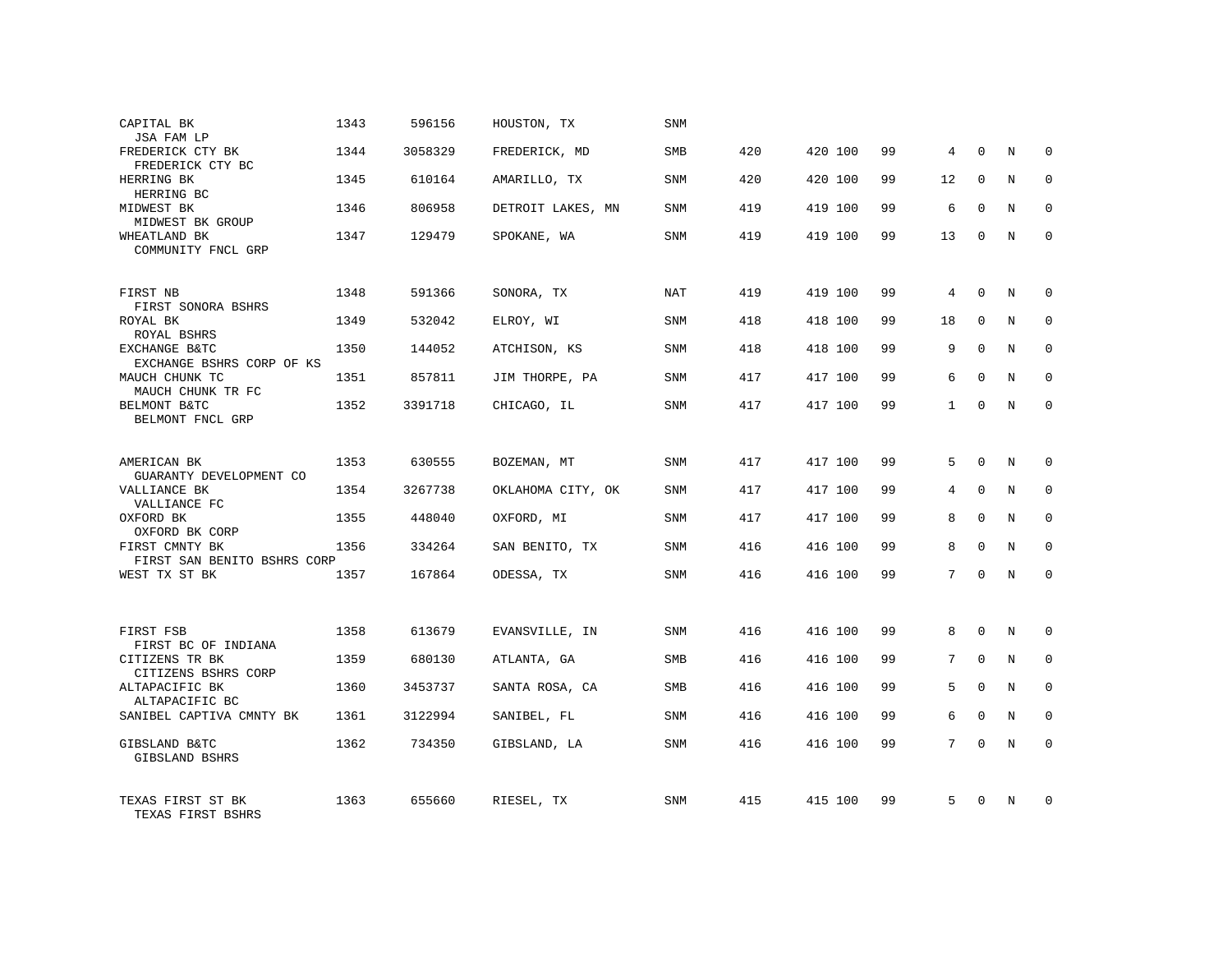| | | | | | | | | | | | | |
|---|---|---|---|---|---|---|---|---|---|---|---|---|
| CAPITAL BK<br>JSA FAM LP | 1343 | 596156 | HOUSTON, TX | SNM | | | | | | | | |
| FREDERICK CTY BK<br>FREDERICK CTY BC | 1344 | 3058329 | FREDERICK, MD | SMB | 420 | 420 | 100 | 99 | 4 | 0 | N | 0 |
| HERRING BK<br>HERRING BC | 1345 | 610164 | AMARILLO, TX | SNM | 420 | 420 | 100 | 99 | 12 | 0 | N | 0 |
| MIDWEST BK<br>MIDWEST BK GROUP | 1346 | 806958 | DETROIT LAKES, MN | SNM | 419 | 419 | 100 | 99 | 6 | 0 | N | 0 |
| WHEATLAND BK<br>COMMUNITY FNCL GRP | 1347 | 129479 | SPOKANE, WA | SNM | 419 | 419 | 100 | 99 | 13 | 0 | N | 0 |
| FIRST NB<br>FIRST SONORA BSHRS | 1348 | 591366 | SONORA, TX | NAT | 419 | 419 | 100 | 99 | 4 | 0 | N | 0 |
| ROYAL BK<br>ROYAL BSHRS | 1349 | 532042 | ELROY, WI | SNM | 418 | 418 | 100 | 99 | 18 | 0 | N | 0 |
| EXCHANGE B&TC<br>EXCHANGE BSHRS CORP OF KS | 1350 | 144052 | ATCHISON, KS | SNM | 418 | 418 | 100 | 99 | 9 | 0 | N | 0 |
| MAUCH CHUNK TC<br>MAUCH CHUNK TR FC | 1351 | 857811 | JIM THORPE, PA | SNM | 417 | 417 | 100 | 99 | 6 | 0 | N | 0 |
| BELMONT B&TC<br>BELMONT FNCL GRP | 1352 | 3391718 | CHICAGO, IL | SNM | 417 | 417 | 100 | 99 | 1 | 0 | N | 0 |
| AMERICAN BK<br>GUARANTY DEVELOPMENT CO | 1353 | 630555 | BOZEMAN, MT | SNM | 417 | 417 | 100 | 99 | 5 | 0 | N | 0 |
| VALLIANCE BK<br>VALLIANCE FC | 1354 | 3267738 | OKLAHOMA CITY, OK | SNM | 417 | 417 | 100 | 99 | 4 | 0 | N | 0 |
| OXFORD BK<br>OXFORD BK CORP | 1355 | 448040 | OXFORD, MI | SNM | 417 | 417 | 100 | 99 | 8 | 0 | N | 0 |
| FIRST CMNTY BK<br>FIRST SAN BENITO BSHRS CORP | 1356 | 334264 | SAN BENITO, TX | SNM | 416 | 416 | 100 | 99 | 8 | 0 | N | 0 |
| WEST TX ST BK | 1357 | 167864 | ODESSA, TX | SNM | 416 | 416 | 100 | 99 | 7 | 0 | N | 0 |
| FIRST FSB<br>FIRST BC OF INDIANA | 1358 | 613679 | EVANSVILLE, IN | SNM | 416 | 416 | 100 | 99 | 8 | 0 | N | 0 |
| CITIZENS TR BK<br>CITIZENS BSHRS CORP | 1359 | 680130 | ATLANTA, GA | SMB | 416 | 416 | 100 | 99 | 7 | 0 | N | 0 |
| ALTAPACIFIC BK<br>ALTAPACIFIC BC | 1360 | 3453737 | SANTA ROSA, CA | SMB | 416 | 416 | 100 | 99 | 5 | 0 | N | 0 |
| SANIBEL CAPTIVA CMNTY BK | 1361 | 3122994 | SANIBEL, FL | SNM | 416 | 416 | 100 | 99 | 6 | 0 | N | 0 |
| GIBSLAND B&TC<br>GIBSLAND BSHRS | 1362 | 734350 | GIBSLAND, LA | SNM | 416 | 416 | 100 | 99 | 7 | 0 | N | 0 |
| TEXAS FIRST ST BK<br>TEXAS FIRST BSHRS | 1363 | 655660 | RIESEL, TX | SNM | 415 | 415 | 100 | 99 | 5 | 0 | N | 0 |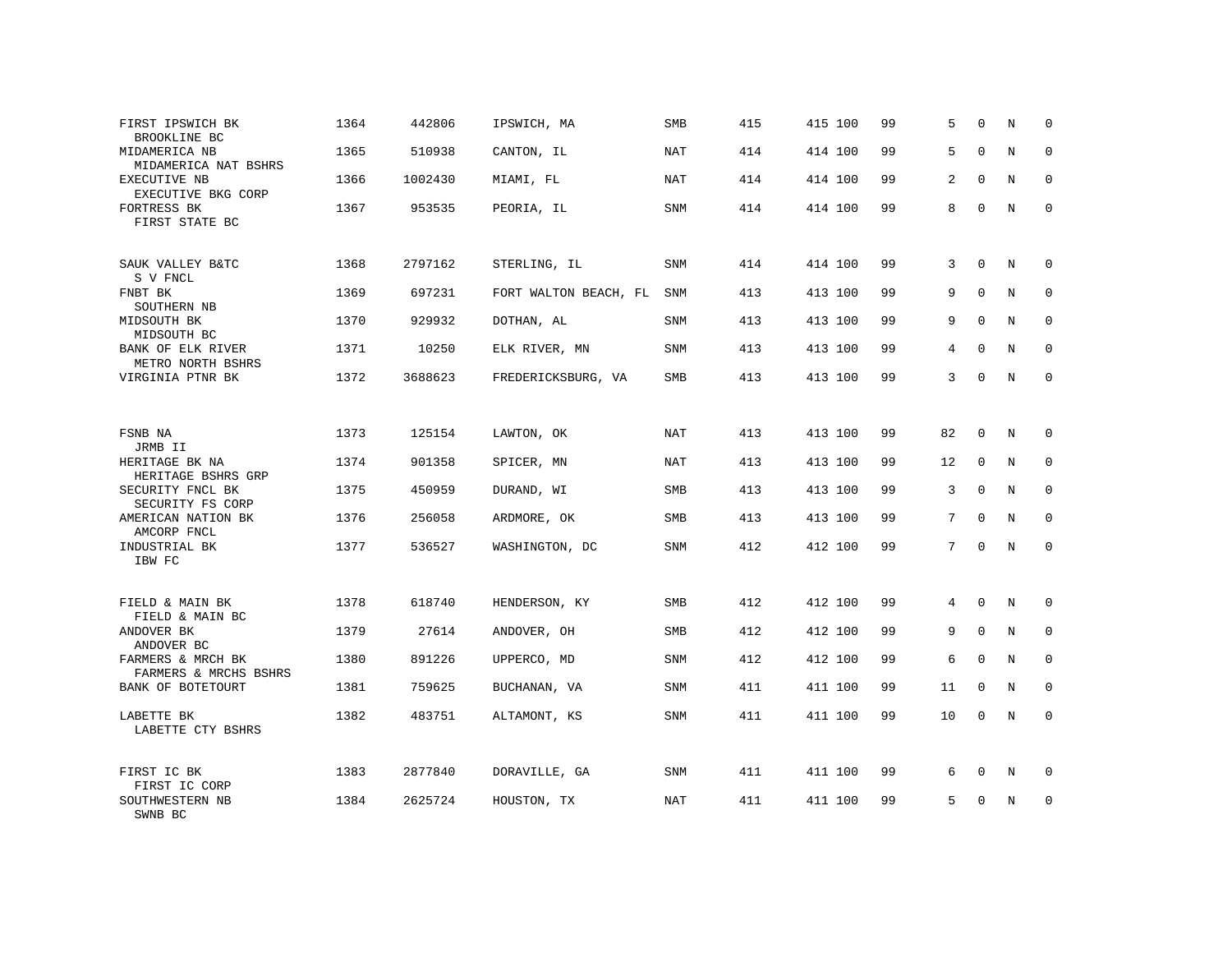| | | | | | | | | | | | |
|---|---|---|---|---|---|---|---|---|---|---|---|
| FIRST IPSWICH BK<br>BROOKLINE BC | 1364 | 442806 | IPSWICH, MA | SMB | 415 | 415 | 100 | 99 | 5 | 0 | N | 0 |
| MIDAMERICA NB<br>MIDAMERICA NAT BSHRS | 1365 | 510938 | CANTON, IL | NAT | 414 | 414 | 100 | 99 | 5 | 0 | N | 0 |
| EXECUTIVE NB<br>EXECUTIVE BKG CORP | 1366 | 1002430 | MIAMI, FL | NAT | 414 | 414 | 100 | 99 | 2 | 0 | N | 0 |
| FORTRESS BK<br>FIRST STATE BC | 1367 | 953535 | PEORIA, IL | SNM | 414 | 414 | 100 | 99 | 8 | 0 | N | 0 |
| SAUK VALLEY B&TC<br>S V FNCL | 1368 | 2797162 | STERLING, IL | SNM | 414 | 414 | 100 | 99 | 3 | 0 | N | 0 |
| FNBT BK<br>SOUTHERN NB | 1369 | 697231 | FORT WALTON BEACH, FL | SNM | 413 | 413 | 100 | 99 | 9 | 0 | N | 0 |
| MIDSOUTH BK<br>MIDSOUTH BC | 1370 | 929932 | DOTHAN, AL | SNM | 413 | 413 | 100 | 99 | 9 | 0 | N | 0 |
| BANK OF ELK RIVER<br>METRO NORTH BSHRS | 1371 | 10250 | ELK RIVER, MN | SNM | 413 | 413 | 100 | 99 | 4 | 0 | N | 0 |
| VIRGINIA PTNR BK | 1372 | 3688623 | FREDERICKSBURG, VA | SMB | 413 | 413 | 100 | 99 | 3 | 0 | N | 0 |
| FSNB NA<br>JRMB II | 1373 | 125154 | LAWTON, OK | NAT | 413 | 413 | 100 | 99 | 82 | 0 | N | 0 |
| HERITAGE BK NA<br>HERITAGE BSHRS GRP | 1374 | 901358 | SPICER, MN | NAT | 413 | 413 | 100 | 99 | 12 | 0 | N | 0 |
| SECURITY FNCL BK<br>SECURITY FS CORP | 1375 | 450959 | DURAND, WI | SMB | 413 | 413 | 100 | 99 | 3 | 0 | N | 0 |
| AMERICAN NATION BK<br>AMCORP FNCL | 1376 | 256058 | ARDMORE, OK | SMB | 413 | 413 | 100 | 99 | 7 | 0 | N | 0 |
| INDUSTRIAL BK<br>IBW FC | 1377 | 536527 | WASHINGTON, DC | SNM | 412 | 412 | 100 | 99 | 7 | 0 | N | 0 |
| FIELD & MAIN BK<br>FIELD & MAIN BC | 1378 | 618740 | HENDERSON, KY | SMB | 412 | 412 | 100 | 99 | 4 | 0 | N | 0 |
| ANDOVER BK<br>ANDOVER BC | 1379 | 27614 | ANDOVER, OH | SMB | 412 | 412 | 100 | 99 | 9 | 0 | N | 0 |
| FARMERS & MRCH BK<br>FARMERS & MRCHS BSHRS | 1380 | 891226 | UPPERCO, MD | SNM | 412 | 412 | 100 | 99 | 6 | 0 | N | 0 |
| BANK OF BOTETOURT | 1381 | 759625 | BUCHANAN, VA | SNM | 411 | 411 | 100 | 99 | 11 | 0 | N | 0 |
| LABETTE BK<br>LABETTE CTY BSHRS | 1382 | 483751 | ALTAMONT, KS | SNM | 411 | 411 | 100 | 99 | 10 | 0 | N | 0 |
| FIRST IC BK<br>FIRST IC CORP | 1383 | 2877840 | DORAVILLE, GA | SNM | 411 | 411 | 100 | 99 | 6 | 0 | N | 0 |
| SOUTHWESTERN NB<br>SWNB BC | 1384 | 2625724 | HOUSTON, TX | NAT | 411 | 411 | 100 | 99 | 5 | 0 | N | 0 |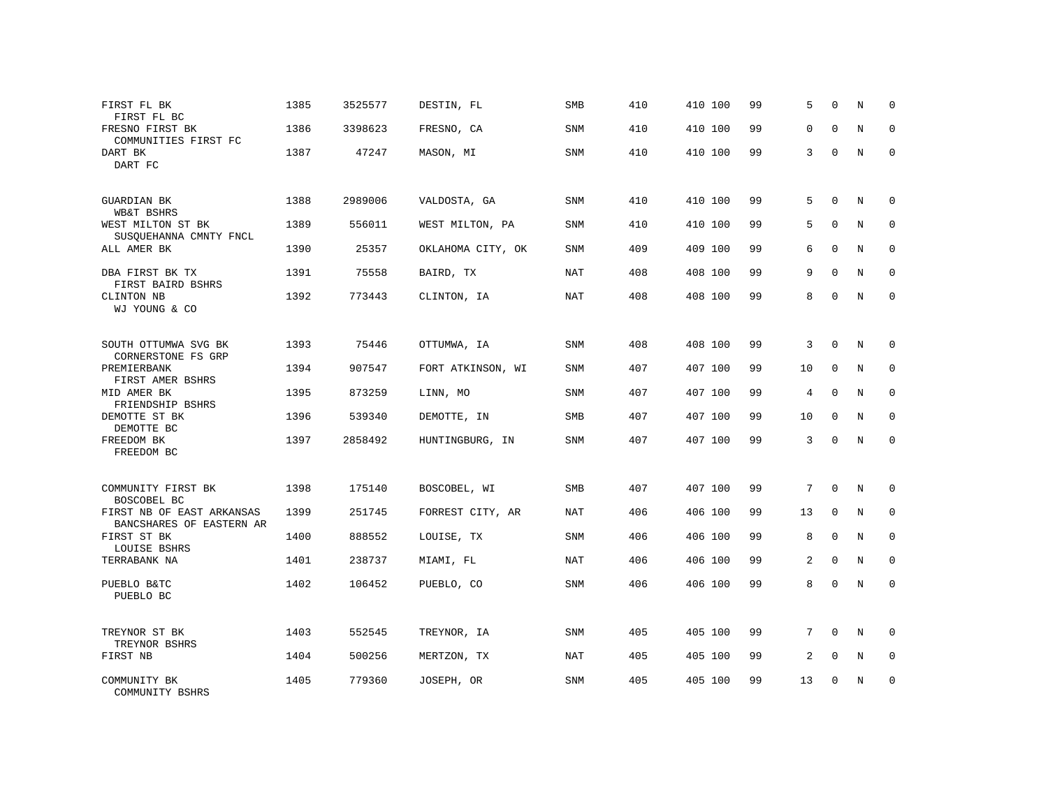| | | | | | | | | | | | | |
|---|---|---|---|---|---|---|---|---|---|---|---|---|
| FIRST FL BK<br>FIRST FL BC | 1385 | 3525577 | DESTIN, FL | SMB | 410 | 410 | 100 | 99 | 5 | 0 | N | 0 |
| FRESNO FIRST BK<br>COMMUNITIES FIRST FC | 1386 | 3398623 | FRESNO, CA | SNM | 410 | 410 | 100 | 99 | 0 | 0 | N | 0 |
| DART BK<br>DART FC | 1387 | 47247 | MASON, MI | SNM | 410 | 410 | 100 | 99 | 3 | 0 | N | 0 |
| GUARDIAN BK<br>WB&T BSHRS | 1388 | 2989006 | VALDOSTA, GA | SNM | 410 | 410 | 100 | 99 | 5 | 0 | N | 0 |
| WEST MILTON ST BK<br>SUSQUEHANNA CMNTY FNCL | 1389 | 556011 | WEST MILTON, PA | SNM | 410 | 410 | 100 | 99 | 5 | 0 | N | 0 |
| ALL AMER BK | 1390 | 25357 | OKLAHOMA CITY, OK | SNM | 409 | 409 | 100 | 99 | 6 | 0 | N | 0 |
| DBA FIRST BK TX<br>FIRST BAIRD BSHRS | 1391 | 75558 | BAIRD, TX | NAT | 408 | 408 | 100 | 99 | 9 | 0 | N | 0 |
| CLINTON NB<br>WJ YOUNG & CO | 1392 | 773443 | CLINTON, IA | NAT | 408 | 408 | 100 | 99 | 8 | 0 | N | 0 |
| SOUTH OTTUMWA SVG BK<br>CORNERSTONE FS GRP | 1393 | 75446 | OTTUMWA, IA | SNM | 408 | 408 | 100 | 99 | 3 | 0 | N | 0 |
| PREMIERBANK<br>FIRST AMER BSHRS | 1394 | 907547 | FORT ATKINSON, WI | SNM | 407 | 407 | 100 | 99 | 10 | 0 | N | 0 |
| MID AMER BK<br>FRIENDSHIP BSHRS | 1395 | 873259 | LINN, MO | SNM | 407 | 407 | 100 | 99 | 4 | 0 | N | 0 |
| DEMOTTE ST BK<br>DEMOTTE BC | 1396 | 539340 | DEMOTTE, IN | SMB | 407 | 407 | 100 | 99 | 10 | 0 | N | 0 |
| FREEDOM BK<br>FREEDOM BC | 1397 | 2858492 | HUNTINGBURG, IN | SNM | 407 | 407 | 100 | 99 | 3 | 0 | N | 0 |
| COMMUNITY FIRST BK<br>BOSCOBEL BC | 1398 | 175140 | BOSCOBEL, WI | SMB | 407 | 407 | 100 | 99 | 7 | 0 | N | 0 |
| FIRST NB OF EAST ARKANSAS<br>BANCSHARES OF EASTERN AR | 1399 | 251745 | FORREST CITY, AR | NAT | 406 | 406 | 100 | 99 | 13 | 0 | N | 0 |
| FIRST ST BK<br>LOUISE BSHRS | 1400 | 888552 | LOUISE, TX | SNM | 406 | 406 | 100 | 99 | 8 | 0 | N | 0 |
| TERRABANK NA | 1401 | 238737 | MIAMI, FL | NAT | 406 | 406 | 100 | 99 | 2 | 0 | N | 0 |
| PUEBLO B&TC<br>PUEBLO BC | 1402 | 106452 | PUEBLO, CO | SNM | 406 | 406 | 100 | 99 | 8 | 0 | N | 0 |
| TREYNOR ST BK<br>TREYNOR BSHRS | 1403 | 552545 | TREYNOR, IA | SNM | 405 | 405 | 100 | 99 | 7 | 0 | N | 0 |
| FIRST NB | 1404 | 500256 | MERTZON, TX | NAT | 405 | 405 | 100 | 99 | 2 | 0 | N | 0 |
| COMMUNITY BK<br>COMMUNITY BSHRS | 1405 | 779360 | JOSEPH, OR | SNM | 405 | 405 | 100 | 99 | 13 | 0 | N | 0 |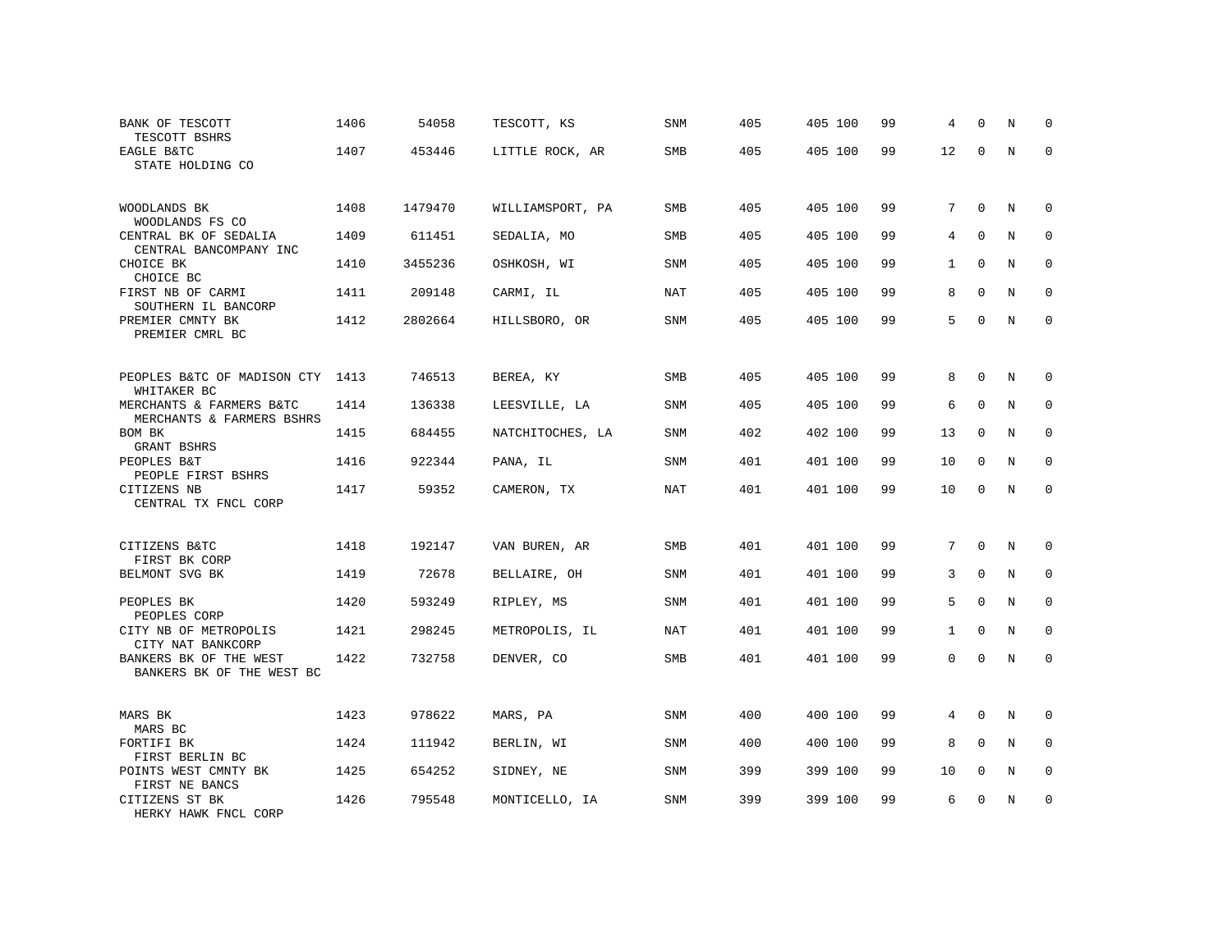| | | | | | | | | | | | | |
|---|---|---|---|---|---|---|---|---|---|---|---|---|
| BANK OF TESCOTT<br>TESCOTT BSHRS | 1406 | 54058 | TESCOTT, KS | SNM | 405 | 405 | 100 | 99 | 4 | 0 | N | 0 |
| EAGLE B&TC<br>STATE HOLDING CO | 1407 | 453446 | LITTLE ROCK, AR | SMB | 405 | 405 | 100 | 99 | 12 | 0 | N | 0 |
| WOODLANDS BK<br>WOODLANDS FS CO | 1408 | 1479470 | WILLIAMSPORT, PA | SMB | 405 | 405 | 100 | 99 | 7 | 0 | N | 0 |
| CENTRAL BK OF SEDALIA<br>CENTRAL BANCOMPANY INC | 1409 | 611451 | SEDALIA, MO | SMB | 405 | 405 | 100 | 99 | 4 | 0 | N | 0 |
| CHOICE BK<br>CHOICE BC | 1410 | 3455236 | OSHKOSH, WI | SNM | 405 | 405 | 100 | 99 | 1 | 0 | N | 0 |
| FIRST NB OF CARMI<br>SOUTHERN IL BANCORP | 1411 | 209148 | CARMI, IL | NAT | 405 | 405 | 100 | 99 | 8 | 0 | N | 0 |
| PREMIER CMNTY BK<br>PREMIER CMRL BC | 1412 | 2802664 | HILLSBORO, OR | SNM | 405 | 405 | 100 | 99 | 5 | 0 | N | 0 |
| PEOPLES B&TC OF MADISON CTY<br>WHITAKER BC | 1413 | 746513 | BEREA, KY | SMB | 405 | 405 | 100 | 99 | 8 | 0 | N | 0 |
| MERCHANTS & FARMERS B&TC<br>MERCHANTS & FARMERS BSHRS | 1414 | 136338 | LEESVILLE, LA | SNM | 405 | 405 | 100 | 99 | 6 | 0 | N | 0 |
| BOM BK<br>GRANT BSHRS | 1415 | 684455 | NATCHITOCHES, LA | SNM | 402 | 402 | 100 | 99 | 13 | 0 | N | 0 |
| PEOPLES B&T<br>PEOPLE FIRST BSHRS | 1416 | 922344 | PANA, IL | SNM | 401 | 401 | 100 | 99 | 10 | 0 | N | 0 |
| CITIZENS NB<br>CENTRAL TX FNCL CORP | 1417 | 59352 | CAMERON, TX | NAT | 401 | 401 | 100 | 99 | 10 | 0 | N | 0 |
| CITIZENS B&TC<br>FIRST BK CORP | 1418 | 192147 | VAN BUREN, AR | SMB | 401 | 401 | 100 | 99 | 7 | 0 | N | 0 |
| BELMONT SVG BK | 1419 | 72678 | BELLAIRE, OH | SNM | 401 | 401 | 100 | 99 | 3 | 0 | N | 0 |
| PEOPLES BK<br>PEOPLES CORP | 1420 | 593249 | RIPLEY, MS | SNM | 401 | 401 | 100 | 99 | 5 | 0 | N | 0 |
| CITY NB OF METROPOLIS<br>CITY NAT BANKCORP | 1421 | 298245 | METROPOLIS, IL | NAT | 401 | 401 | 100 | 99 | 1 | 0 | N | 0 |
| BANKERS BK OF THE WEST<br>BANKERS BK OF THE WEST BC | 1422 | 732758 | DENVER, CO | SMB | 401 | 401 | 100 | 99 | 0 | 0 | N | 0 |
| MARS BK<br>MARS BC | 1423 | 978622 | MARS, PA | SNM | 400 | 400 | 100 | 99 | 4 | 0 | N | 0 |
| FORTIFI BK<br>FIRST BERLIN BC | 1424 | 111942 | BERLIN, WI | SNM | 400 | 400 | 100 | 99 | 8 | 0 | N | 0 |
| POINTS WEST CMNTY BK<br>FIRST NE BANCS | 1425 | 654252 | SIDNEY, NE | SNM | 399 | 399 | 100 | 99 | 10 | 0 | N | 0 |
| CITIZENS ST BK<br>HERKY HAWK FNCL CORP | 1426 | 795548 | MONTICELLO, IA | SNM | 399 | 399 | 100 | 99 | 6 | 0 | N | 0 |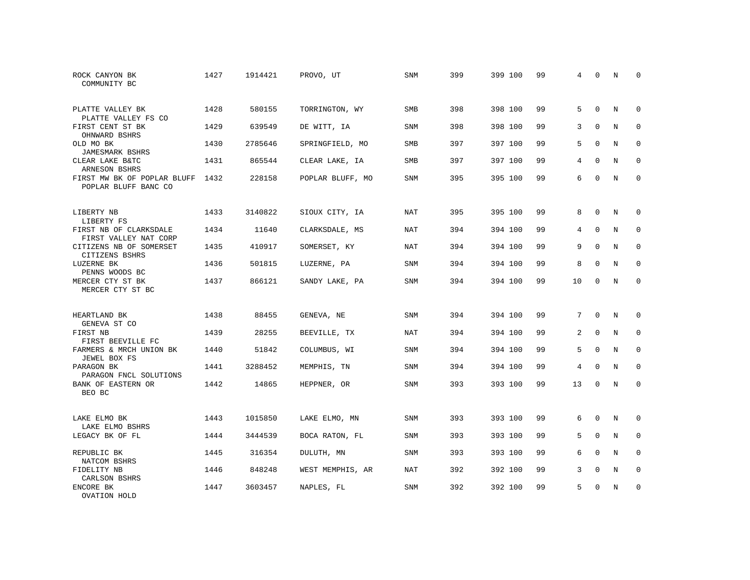| | | | | | | | | | | | | |
|---|---|---|---|---|---|---|---|---|---|---|---|---|
| ROCK CANYON BK<br>COMMUNITY BC | 1427 | 1914421 | PROVO, UT | SNM | 399 | 399 | 100 | 99 | 4 | 0 | N | 0 |
| PLATTE VALLEY BK<br>PLATTE VALLEY FS CO | 1428 | 580155 | TORRINGTON, WY | SMB | 398 | 398 | 100 | 99 | 5 | 0 | N | 0 |
| FIRST CENT ST BK<br>OHNWARD BSHRS | 1429 | 639549 | DE WITT, IA | SNM | 398 | 398 | 100 | 99 | 3 | 0 | N | 0 |
| OLD MO BK<br>JAMESMARK BSHRS | 1430 | 2785646 | SPRINGFIELD, MO | SMB | 397 | 397 | 100 | 99 | 5 | 0 | N | 0 |
| CLEAR LAKE B&TC<br>ARNESON BSHRS | 1431 | 865544 | CLEAR LAKE, IA | SMB | 397 | 397 | 100 | 99 | 4 | 0 | N | 0 |
| FIRST MW BK OF POPLAR BLUFF<br>POPLAR BLUFF BANC CO | 1432 | 228158 | POPLAR BLUFF, MO | SNM | 395 | 395 | 100 | 99 | 6 | 0 | N | 0 |
| LIBERTY NB<br>LIBERTY FS | 1433 | 3140822 | SIOUX CITY, IA | NAT | 395 | 395 | 100 | 99 | 8 | 0 | N | 0 |
| FIRST NB OF CLARKSDALE<br>FIRST VALLEY NAT CORP | 1434 | 11640 | CLARKSDALE, MS | NAT | 394 | 394 | 100 | 99 | 4 | 0 | N | 0 |
| CITIZENS NB OF SOMERSET<br>CITIZENS BSHRS | 1435 | 410917 | SOMERSET, KY | NAT | 394 | 394 | 100 | 99 | 9 | 0 | N | 0 |
| LUZERNE BK<br>PENNS WOODS BC | 1436 | 501815 | LUZERNE, PA | SNM | 394 | 394 | 100 | 99 | 8 | 0 | N | 0 |
| MERCER CTY ST BK<br>MERCER CTY ST BC | 1437 | 866121 | SANDY LAKE, PA | SNM | 394 | 394 | 100 | 99 | 10 | 0 | N | 0 |
| HEARTLAND BK<br>GENEVA ST CO | 1438 | 88455 | GENEVA, NE | SNM | 394 | 394 | 100 | 99 | 7 | 0 | N | 0 |
| FIRST NB<br>FIRST BEEVILLE FC | 1439 | 28255 | BEEVILLE, TX | NAT | 394 | 394 | 100 | 99 | 2 | 0 | N | 0 |
| FARMERS & MRCH UNION BK<br>JEWEL BOX FS | 1440 | 51842 | COLUMBUS, WI | SNM | 394 | 394 | 100 | 99 | 5 | 0 | N | 0 |
| PARAGON BK<br>PARAGON FNCL SOLUTIONS | 1441 | 3288452 | MEMPHIS, TN | SNM | 394 | 394 | 100 | 99 | 4 | 0 | N | 0 |
| BANK OF EASTERN OR<br>BEO BC | 1442 | 14865 | HEPPNER, OR | SNM | 393 | 393 | 100 | 99 | 13 | 0 | N | 0 |
| LAKE ELMO BK<br>LAKE ELMO BSHRS | 1443 | 1015850 | LAKE ELMO, MN | SNM | 393 | 393 | 100 | 99 | 6 | 0 | N | 0 |
| LEGACY BK OF FL | 1444 | 3444539 | BOCA RATON, FL | SNM | 393 | 393 | 100 | 99 | 5 | 0 | N | 0 |
| REPUBLIC BK<br>NATCOM BSHRS | 1445 | 316354 | DULUTH, MN | SNM | 393 | 393 | 100 | 99 | 6 | 0 | N | 0 |
| FIDELITY NB<br>CARLSON BSHRS | 1446 | 848248 | WEST MEMPHIS, AR | NAT | 392 | 392 | 100 | 99 | 3 | 0 | N | 0 |
| ENCORE BK<br>OVATION HOLD | 1447 | 3603457 | NAPLES, FL | SNM | 392 | 392 | 100 | 99 | 5 | 0 | N | 0 |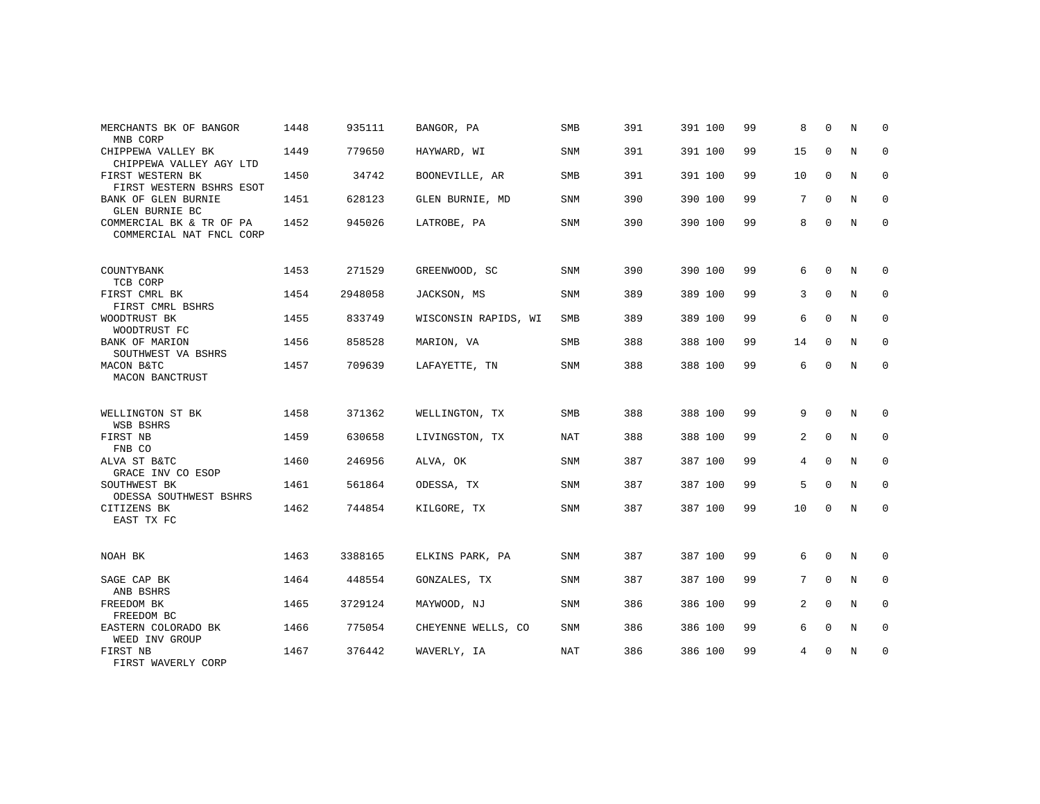| | | | | | | | | | | | | | |
|---|---|---|---|---|---|---|---|---|---|---|---|---|---|
| MERCHANTS BK OF BANGOR<br>MNB CORP | 1448 | 935111 | BANGOR, PA | SMB | 391 | 391 | 100 | 99 | 8 | 0 | N | 0 |
| CHIPPEWA VALLEY BK<br>CHIPPEWA VALLEY AGY LTD | 1449 | 779650 | HAYWARD, WI | SNM | 391 | 391 | 100 | 99 | 15 | 0 | N | 0 |
| FIRST WESTERN BK<br>FIRST WESTERN BSHRS ESOT | 1450 | 34742 | BOONEVILLE, AR | SMB | 391 | 391 | 100 | 99 | 10 | 0 | N | 0 |
| BANK OF GLEN BURNIE<br>GLEN BURNIE BC | 1451 | 628123 | GLEN BURNIE, MD | SNM | 390 | 390 | 100 | 99 | 7 | 0 | N | 0 |
| COMMERCIAL BK & TR OF PA<br>COMMERCIAL NAT FNCL CORP | 1452 | 945026 | LATROBE, PA | SNM | 390 | 390 | 100 | 99 | 8 | 0 | N | 0 |
| COUNTYBANK<br>TCB CORP | 1453 | 271529 | GREENWOOD, SC | SNM | 390 | 390 | 100 | 99 | 6 | 0 | N | 0 |
| FIRST CMRL BK<br>FIRST CMRL BSHRS | 1454 | 2948058 | JACKSON, MS | SNM | 389 | 389 | 100 | 99 | 3 | 0 | N | 0 |
| WOODTRUST BK<br>WOODTRUST FC | 1455 | 833749 | WISCONSIN RAPIDS, WI | SMB | 389 | 389 | 100 | 99 | 6 | 0 | N | 0 |
| BANK OF MARION<br>SOUTHWEST VA BSHRS | 1456 | 858528 | MARION, VA | SMB | 388 | 388 | 100 | 99 | 14 | 0 | N | 0 |
| MACON B&TC<br>MACON BANCTRUST | 1457 | 709639 | LAFAYETTE, TN | SNM | 388 | 388 | 100 | 99 | 6 | 0 | N | 0 |
| WELLINGTON ST BK<br>WSB BSHRS | 1458 | 371362 | WELLINGTON, TX | SMB | 388 | 388 | 100 | 99 | 9 | 0 | N | 0 |
| FIRST NB<br>FNB CO | 1459 | 630658 | LIVINGSTON, TX | NAT | 388 | 388 | 100 | 99 | 2 | 0 | N | 0 |
| ALVA ST B&TC<br>GRACE INV CO ESOP | 1460 | 246956 | ALVA, OK | SNM | 387 | 387 | 100 | 99 | 4 | 0 | N | 0 |
| SOUTHWEST BK<br>ODESSA SOUTHWEST BSHRS | 1461 | 561864 | ODESSA, TX | SNM | 387 | 387 | 100 | 99 | 5 | 0 | N | 0 |
| CITIZENS BK<br>EAST TX FC | 1462 | 744854 | KILGORE, TX | SNM | 387 | 387 | 100 | 99 | 10 | 0 | N | 0 |
| NOAH BK | 1463 | 3388165 | ELKINS PARK, PA | SNM | 387 | 387 | 100 | 99 | 6 | 0 | N | 0 |
| SAGE CAP BK<br>ANB BSHRS | 1464 | 448554 | GONZALES, TX | SNM | 387 | 387 | 100 | 99 | 7 | 0 | N | 0 |
| FREEDOM BK<br>FREEDOM BC | 1465 | 3729124 | MAYWOOD, NJ | SNM | 386 | 386 | 100 | 99 | 2 | 0 | N | 0 |
| EASTERN COLORADO BK<br>WEED INV GROUP | 1466 | 775054 | CHEYENNE WELLS, CO | SNM | 386 | 386 | 100 | 99 | 6 | 0 | N | 0 |
| FIRST NB<br>FIRST WAVERLY CORP | 1467 | 376442 | WAVERLY, IA | NAT | 386 | 386 | 100 | 99 | 4 | 0 | N | 0 |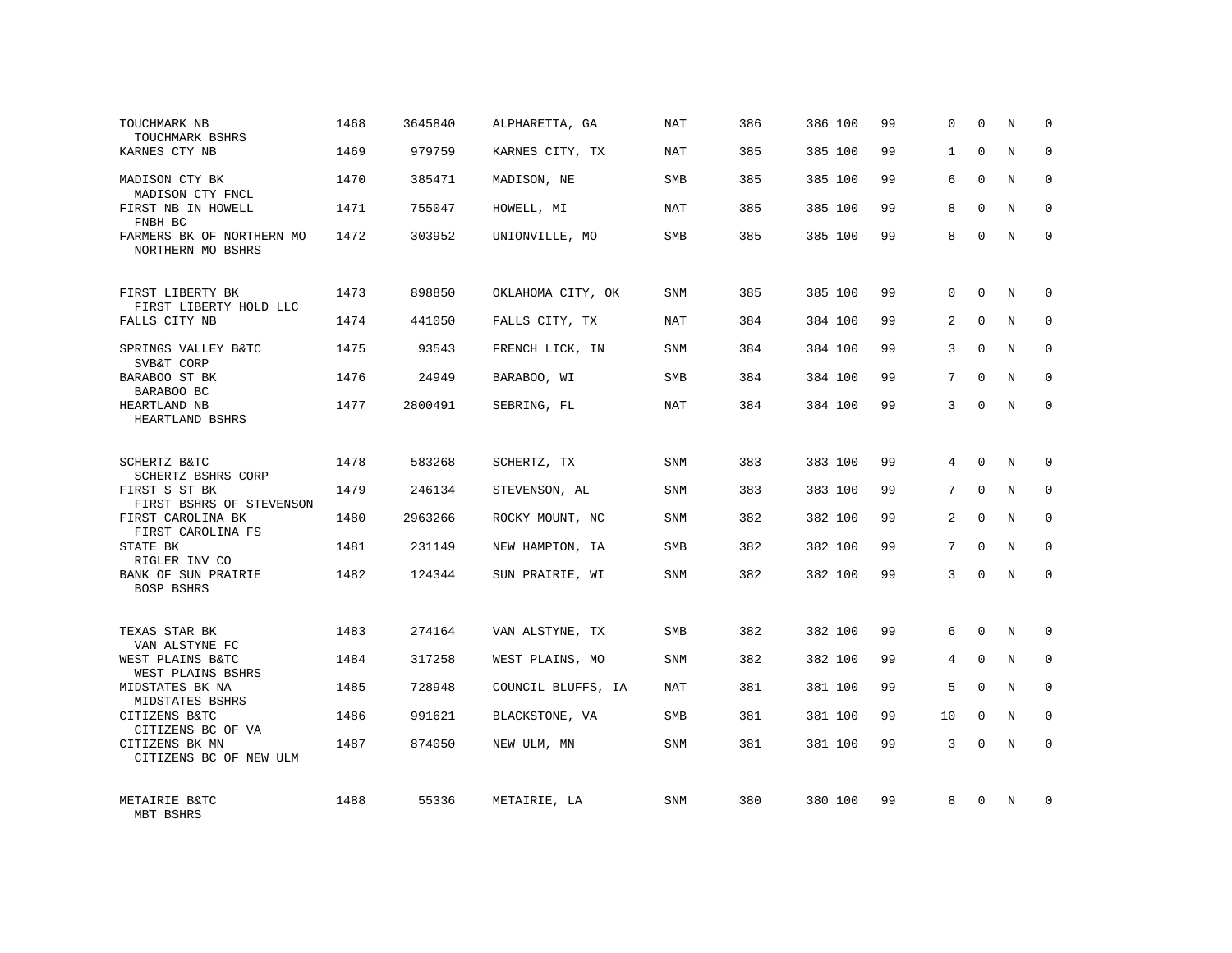| | | | | | | | | | | | | |
|---|---|---|---|---|---|---|---|---|---|---|---|---|
| TOUCHMARK NB<br>TOUCHMARK BSHRS | 1468 | 3645840 | ALPHARETTA, GA | NAT | 386 | 386 | 100 | 99 | 0 | 0 | N | 0 |
| KARNES CTY NB | 1469 | 979759 | KARNES CITY, TX | NAT | 385 | 385 | 100 | 99 | 1 | 0 | N | 0 |
| MADISON CTY BK<br>MADISON CTY FNCL | 1470 | 385471 | MADISON, NE | SMB | 385 | 385 | 100 | 99 | 6 | 0 | N | 0 |
| FIRST NB IN HOWELL<br>FNBH BC | 1471 | 755047 | HOWELL, MI | NAT | 385 | 385 | 100 | 99 | 8 | 0 | N | 0 |
| FARMERS BK OF NORTHERN MO<br>NORTHERN MO BSHRS | 1472 | 303952 | UNIONVILLE, MO | SMB | 385 | 385 | 100 | 99 | 8 | 0 | N | 0 |
| FIRST LIBERTY BK<br>FIRST LIBERTY HOLD LLC | 1473 | 898850 | OKLAHOMA CITY, OK | SNM | 385 | 385 | 100 | 99 | 0 | 0 | N | 0 |
| FALLS CITY NB | 1474 | 441050 | FALLS CITY, TX | NAT | 384 | 384 | 100 | 99 | 2 | 0 | N | 0 |
| SPRINGS VALLEY B&TC<br>SVB&T CORP | 1475 | 93543 | FRENCH LICK, IN | SNM | 384 | 384 | 100 | 99 | 3 | 0 | N | 0 |
| BARABOO ST BK<br>BARABOO BC | 1476 | 24949 | BARABOO, WI | SMB | 384 | 384 | 100 | 99 | 7 | 0 | N | 0 |
| HEARTLAND NB<br>HEARTLAND BSHRS | 1477 | 2800491 | SEBRING, FL | NAT | 384 | 384 | 100 | 99 | 3 | 0 | N | 0 |
| SCHERTZ B&TC<br>SCHERTZ BSHRS CORP | 1478 | 583268 | SCHERTZ, TX | SNM | 383 | 383 | 100 | 99 | 4 | 0 | N | 0 |
| FIRST S ST BK<br>FIRST BSHRS OF STEVENSON | 1479 | 246134 | STEVENSON, AL | SNM | 383 | 383 | 100 | 99 | 7 | 0 | N | 0 |
| FIRST CAROLINA BK<br>FIRST CAROLINA FS | 1480 | 2963266 | ROCKY MOUNT, NC | SNM | 382 | 382 | 100 | 99 | 2 | 0 | N | 0 |
| STATE BK<br>RIGLER INV CO | 1481 | 231149 | NEW HAMPTON, IA | SMB | 382 | 382 | 100 | 99 | 7 | 0 | N | 0 |
| BANK OF SUN PRAIRIE<br>BOSP BSHRS | 1482 | 124344 | SUN PRAIRIE, WI | SNM | 382 | 382 | 100 | 99 | 3 | 0 | N | 0 |
| TEXAS STAR BK<br>VAN ALSTYNE FC | 1483 | 274164 | VAN ALSTYNE, TX | SMB | 382 | 382 | 100 | 99 | 6 | 0 | N | 0 |
| WEST PLAINS B&TC<br>WEST PLAINS BSHRS | 1484 | 317258 | WEST PLAINS, MO | SNM | 382 | 382 | 100 | 99 | 4 | 0 | N | 0 |
| MIDSTATES BK NA<br>MIDSTATES BSHRS | 1485 | 728948 | COUNCIL BLUFFS, IA | NAT | 381 | 381 | 100 | 99 | 5 | 0 | N | 0 |
| CITIZENS B&TC<br>CITIZENS BC OF VA | 1486 | 991621 | BLACKSTONE, VA | SMB | 381 | 381 | 100 | 99 | 10 | 0 | N | 0 |
| CITIZENS BK MN<br>CITIZENS BC OF NEW ULM | 1487 | 874050 | NEW ULM, MN | SNM | 381 | 381 | 100 | 99 | 3 | 0 | N | 0 |
| METAIRIE B&TC<br>MBT BSHRS | 1488 | 55336 | METAIRIE, LA | SNM | 380 | 380 | 100 | 99 | 8 | 0 | N | 0 |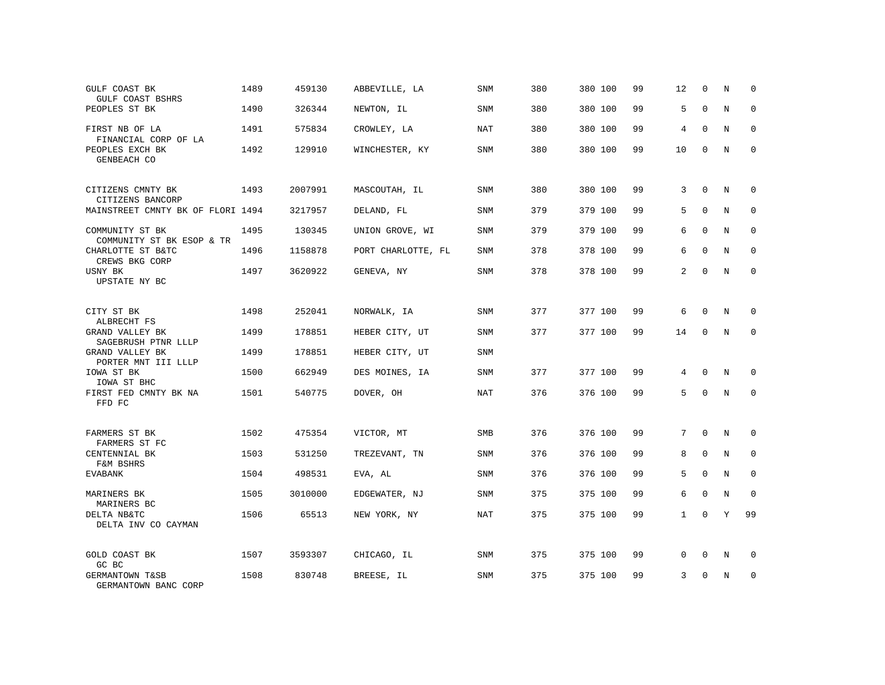| | | | | | | | | | | | | | |
|---|---|---|---|---|---|---|---|---|---|---|---|---|---|
| GULF COAST BK<br>GULF COAST BSHRS | 1489 | 459130 | ABBEVILLE, LA | SNM | 380 | 380 | 100 | 99 | 12 | 0 | N | 0 |
| PEOPLES ST BK | 1490 | 326344 | NEWTON, IL | SNM | 380 | 380 | 100 | 99 | 5 | 0 | N | 0 |
| FIRST NB OF LA<br>FINANCIAL CORP OF LA | 1491 | 575834 | CROWLEY, LA | NAT | 380 | 380 | 100 | 99 | 4 | 0 | N | 0 |
| PEOPLES EXCH BK<br>GENBEACH CO | 1492 | 129910 | WINCHESTER, KY | SNM | 380 | 380 | 100 | 99 | 10 | 0 | N | 0 |
| CITIZENS CMNTY BK<br>CITIZENS BANCORP | 1493 | 2007991 | MASCOUTAH, IL | SNM | 380 | 380 | 100 | 99 | 3 | 0 | N | 0 |
| MAINSTREET CMNTY BK OF FLORI | 1494 | 3217957 | DELAND, FL | SNM | 379 | 379 | 100 | 99 | 5 | 0 | N | 0 |
| COMMUNITY ST BK<br>COMMUNITY ST BK ESOP & TR | 1495 | 130345 | UNION GROVE, WI | SNM | 379 | 379 | 100 | 99 | 6 | 0 | N | 0 |
| CHARLOTTE ST B&TC<br>CREWS BKG CORP | 1496 | 1158878 | PORT CHARLOTTE, FL | SNM | 378 | 378 | 100 | 99 | 6 | 0 | N | 0 |
| USNY BK<br>UPSTATE NY BC | 1497 | 3620922 | GENEVA, NY | SNM | 378 | 378 | 100 | 99 | 2 | 0 | N | 0 |
| CITY ST BK<br>ALBRECHT FS | 1498 | 252041 | NORWALK, IA | SNM | 377 | 377 | 100 | 99 | 6 | 0 | N | 0 |
| GRAND VALLEY BK<br>SAGEBRUSH PTNR LLLP | 1499 | 178851 | HEBER CITY, UT | SNM | 377 | 377 | 100 | 99 | 14 | 0 | N | 0 |
| GRAND VALLEY BK<br>PORTER MNT III LLLP | 1499 | 178851 | HEBER CITY, UT | SNM | | | | | | | | |
| IOWA ST BK<br>IOWA ST BHC | 1500 | 662949 | DES MOINES, IA | SNM | 377 | 377 | 100 | 99 | 4 | 0 | N | 0 |
| FIRST FED CMNTY BK NA<br>FFD FC | 1501 | 540775 | DOVER, OH | NAT | 376 | 376 | 100 | 99 | 5 | 0 | N | 0 |
| FARMERS ST BK<br>FARMERS ST FC | 1502 | 475354 | VICTOR, MT | SMB | 376 | 376 | 100 | 99 | 7 | 0 | N | 0 |
| CENTENNIAL BK<br>F&M BSHRS | 1503 | 531250 | TREZEVANT, TN | SNM | 376 | 376 | 100 | 99 | 8 | 0 | N | 0 |
| EVABANK | 1504 | 498531 | EVA, AL | SNM | 376 | 376 | 100 | 99 | 5 | 0 | N | 0 |
| MARINERS BK<br>MARINERS BC | 1505 | 3010000 | EDGEWATER, NJ | SNM | 375 | 375 | 100 | 99 | 6 | 0 | N | 0 |
| DELTA NB&TC<br>DELTA INV CO CAYMAN | 1506 | 65513 | NEW YORK, NY | NAT | 375 | 375 | 100 | 99 | 1 | 0 | Y | 99 |
| GOLD COAST BK<br>GC BC | 1507 | 3593307 | CHICAGO, IL | SNM | 375 | 375 | 100 | 99 | 0 | 0 | N | 0 |
| GERMANTOWN T&SB<br>GERMANTOWN BANC CORP | 1508 | 830748 | BREESE, IL | SNM | 375 | 375 | 100 | 99 | 3 | 0 | N | 0 |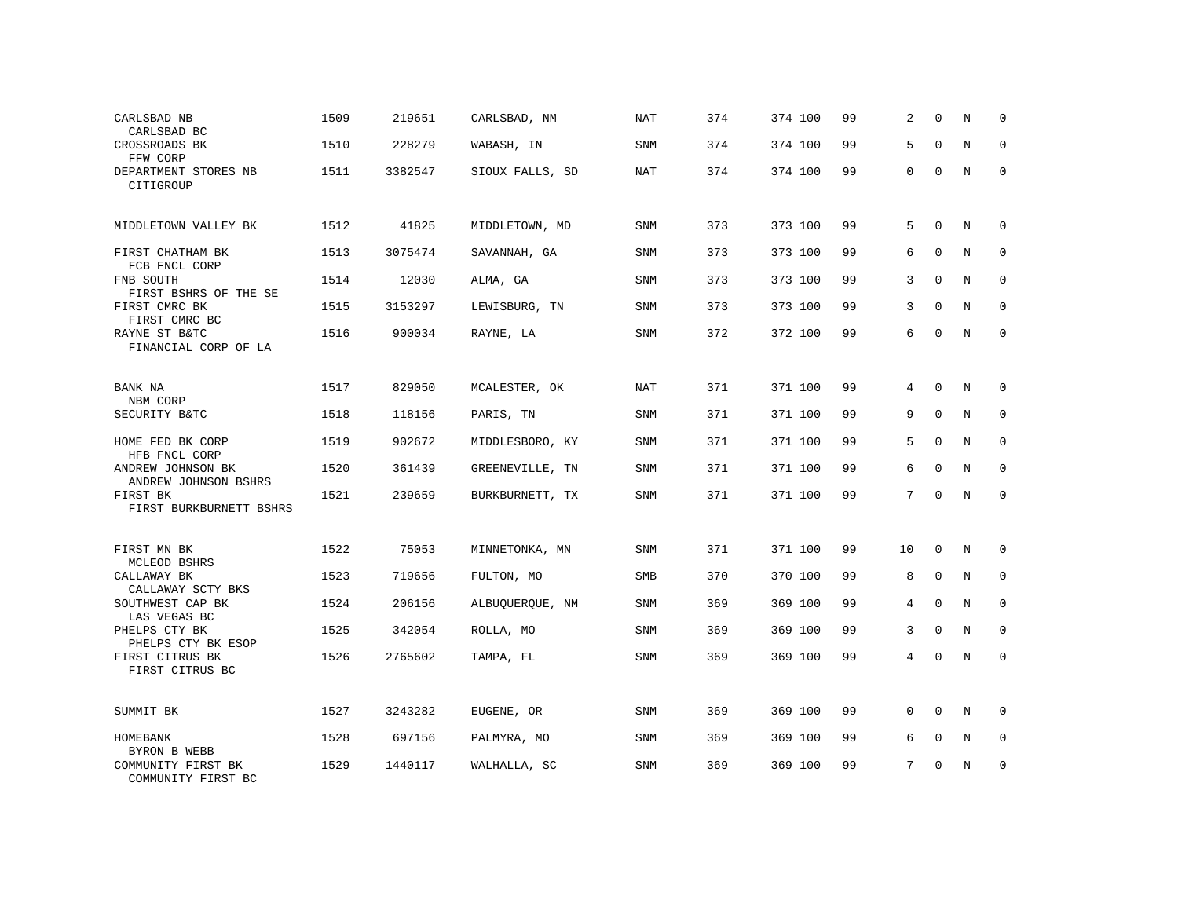| | | | | | | | | | | | | |
|---|---|---|---|---|---|---|---|---|---|---|---|---|
| CARLSBAD NB<br>CARLSBAD BC | 1509 | 219651 | CARLSBAD, NM | NAT | 374 | 374 | 100 | 99 | 2 | 0 | N | 0 |
| CROSSROADS BK<br>FFW CORP | 1510 | 228279 | WABASH, IN | SNM | 374 | 374 | 100 | 99 | 5 | 0 | N | 0 |
| DEPARTMENT STORES NB<br>CITIGROUP | 1511 | 3382547 | SIOUX FALLS, SD | NAT | 374 | 374 | 100 | 99 | 0 | 0 | N | 0 |
| MIDDLETOWN VALLEY BK | 1512 | 41825 | MIDDLETOWN, MD | SNM | 373 | 373 | 100 | 99 | 5 | 0 | N | 0 |
| FIRST CHATHAM BK<br>FCB FNCL CORP | 1513 | 3075474 | SAVANNAH, GA | SNM | 373 | 373 | 100 | 99 | 6 | 0 | N | 0 |
| FNB SOUTH<br>FIRST BSHRS OF THE SE | 1514 | 12030 | ALMA, GA | SNM | 373 | 373 | 100 | 99 | 3 | 0 | N | 0 |
| FIRST CMRC BK<br>FIRST CMRC BC | 1515 | 3153297 | LEWISBURG, TN | SNM | 373 | 373 | 100 | 99 | 3 | 0 | N | 0 |
| RAYNE ST B&TC<br>FINANCIAL CORP OF LA | 1516 | 900034 | RAYNE, LA | SNM | 372 | 372 | 100 | 99 | 6 | 0 | N | 0 |
| BANK NA<br>NBM CORP | 1517 | 829050 | MCALESTER, OK | NAT | 371 | 371 | 100 | 99 | 4 | 0 | N | 0 |
| SECURITY B&TC | 1518 | 118156 | PARIS, TN | SNM | 371 | 371 | 100 | 99 | 9 | 0 | N | 0 |
| HOME FED BK CORP<br>HFB FNCL CORP | 1519 | 902672 | MIDDLESBORO, KY | SNM | 371 | 371 | 100 | 99 | 5 | 0 | N | 0 |
| ANDREW JOHNSON BK<br>ANDREW JOHNSON BSHRS | 1520 | 361439 | GREENEVILLE, TN | SNM | 371 | 371 | 100 | 99 | 6 | 0 | N | 0 |
| FIRST BK<br>FIRST BURKBURNETT BSHRS | 1521 | 239659 | BURKBURNETT, TX | SNM | 371 | 371 | 100 | 99 | 7 | 0 | N | 0 |
| FIRST MN BK<br>MCLEOD BSHRS | 1522 | 75053 | MINNETONKA, MN | SNM | 371 | 371 | 100 | 99 | 10 | 0 | N | 0 |
| CALLAWAY BK<br>CALLAWAY SCTY BKS | 1523 | 719656 | FULTON, MO | SMB | 370 | 370 | 100 | 99 | 8 | 0 | N | 0 |
| SOUTHWEST CAP BK<br>LAS VEGAS BC | 1524 | 206156 | ALBUQUERQUE, NM | SNM | 369 | 369 | 100 | 99 | 4 | 0 | N | 0 |
| PHELPS CTY BK<br>PHELPS CTY BK ESOP | 1525 | 342054 | ROLLA, MO | SNM | 369 | 369 | 100 | 99 | 3 | 0 | N | 0 |
| FIRST CITRUS BK<br>FIRST CITRUS BC | 1526 | 2765602 | TAMPA, FL | SNM | 369 | 369 | 100 | 99 | 4 | 0 | N | 0 |
| SUMMIT BK | 1527 | 3243282 | EUGENE, OR | SNM | 369 | 369 | 100 | 99 | 0 | 0 | N | 0 |
| HOMEBANK<br>BYRON B WEBB | 1528 | 697156 | PALMYRA, MO | SNM | 369 | 369 | 100 | 99 | 6 | 0 | N | 0 |
| COMMUNITY FIRST BK<br>COMMUNITY FIRST BC | 1529 | 1440117 | WALHALLA, SC | SNM | 369 | 369 | 100 | 99 | 7 | 0 | N | 0 |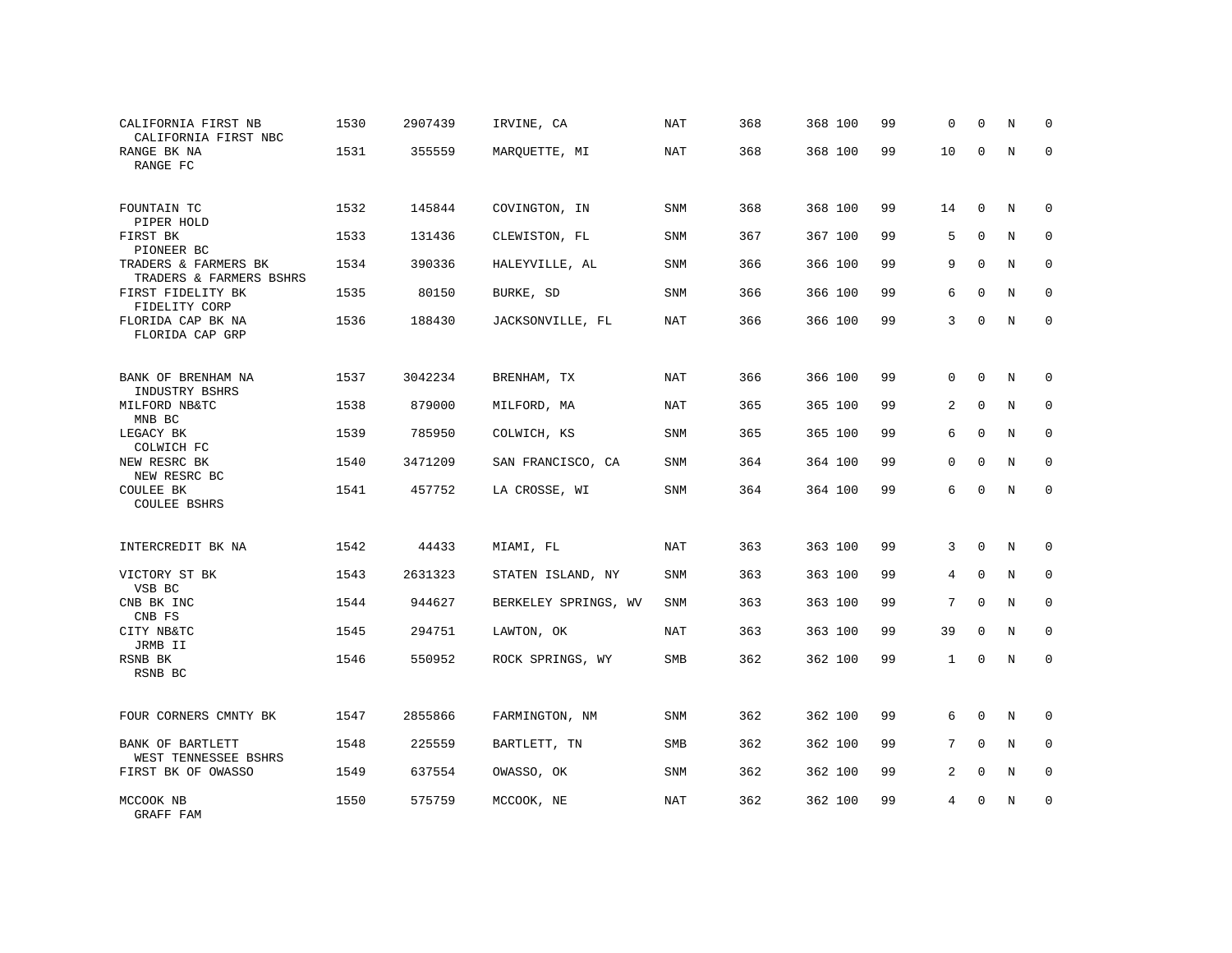| | | | | | | | | | | | | |
|---|---|---|---|---|---|---|---|---|---|---|---|---|
| CALIFORNIA FIRST NB<br>CALIFORNIA FIRST NBC | 1530 | 2907439 | IRVINE, CA | NAT | 368 | 368 | 100 | 99 | 0 | 0 | N | 0 |
| RANGE BK NA<br>RANGE FC | 1531 | 355559 | MARQUETTE, MI | NAT | 368 | 368 | 100 | 99 | 10 | 0 | N | 0 |
| FOUNTAIN TC<br>PIPER HOLD | 1532 | 145844 | COVINGTON, IN | SNM | 368 | 368 | 100 | 99 | 14 | 0 | N | 0 |
| FIRST BK<br>PIONEER BC | 1533 | 131436 | CLEWISTON, FL | SNM | 367 | 367 | 100 | 99 | 5 | 0 | N | 0 |
| TRADERS & FARMERS BK<br>TRADERS & FARMERS BSHRS | 1534 | 390336 | HALEYVILLE, AL | SNM | 366 | 366 | 100 | 99 | 9 | 0 | N | 0 |
| FIRST FIDELITY BK<br>FIDELITY CORP | 1535 | 80150 | BURKE, SD | SNM | 366 | 366 | 100 | 99 | 6 | 0 | N | 0 |
| FLORIDA CAP BK NA<br>FLORIDA CAP GRP | 1536 | 188430 | JACKSONVILLE, FL | NAT | 366 | 366 | 100 | 99 | 3 | 0 | N | 0 |
| BANK OF BRENHAM NA<br>INDUSTRY BSHRS | 1537 | 3042234 | BRENHAM, TX | NAT | 366 | 366 | 100 | 99 | 0 | 0 | N | 0 |
| MILFORD NB&TC<br>MNB BC | 1538 | 879000 | MILFORD, MA | NAT | 365 | 365 | 100 | 99 | 2 | 0 | N | 0 |
| LEGACY BK<br>COLWICH FC | 1539 | 785950 | COLWICH, KS | SNM | 365 | 365 | 100 | 99 | 6 | 0 | N | 0 |
| NEW RESRC BK<br>NEW RESRC BC | 1540 | 3471209 | SAN FRANCISCO, CA | SNM | 364 | 364 | 100 | 99 | 0 | 0 | N | 0 |
| COULEE BK<br>COULEE BSHRS | 1541 | 457752 | LA CROSSE, WI | SNM | 364 | 364 | 100 | 99 | 6 | 0 | N | 0 |
| INTERCREDIT BK NA | 1542 | 44433 | MIAMI, FL | NAT | 363 | 363 | 100 | 99 | 3 | 0 | N | 0 |
| VICTORY ST BK<br>VSB BC | 1543 | 2631323 | STATEN ISLAND, NY | SNM | 363 | 363 | 100 | 99 | 4 | 0 | N | 0 |
| CNB BK INC<br>CNB FS | 1544 | 944627 | BERKELEY SPRINGS, WV | SNM | 363 | 363 | 100 | 99 | 7 | 0 | N | 0 |
| CITY NB&TC<br>JRMB II | 1545 | 294751 | LAWTON, OK | NAT | 363 | 363 | 100 | 99 | 39 | 0 | N | 0 |
| RSNB BK<br>RSNB BC | 1546 | 550952 | ROCK SPRINGS, WY | SMB | 362 | 362 | 100 | 99 | 1 | 0 | N | 0 |
| FOUR CORNERS CMNTY BK | 1547 | 2855866 | FARMINGTON, NM | SNM | 362 | 362 | 100 | 99 | 6 | 0 | N | 0 |
| BANK OF BARTLETT<br>WEST TENNESSEE BSHRS | 1548 | 225559 | BARTLETT, TN | SMB | 362 | 362 | 100 | 99 | 7 | 0 | N | 0 |
| FIRST BK OF OWASSO | 1549 | 637554 | OWASSO, OK | SNM | 362 | 362 | 100 | 99 | 2 | 0 | N | 0 |
| MCCOOK NB<br>GRAFF FAM | 1550 | 575759 | MCCOOK, NE | NAT | 362 | 362 | 100 | 99 | 4 | 0 | N | 0 |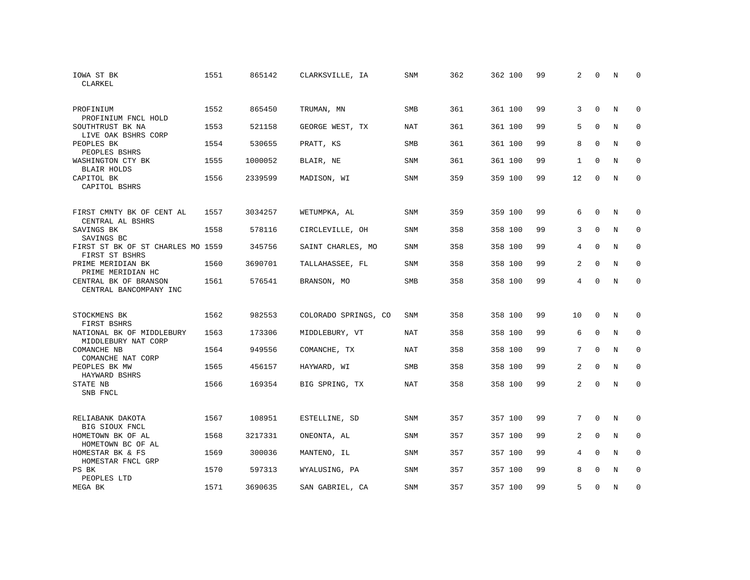| | | | | | | | | | | | | |
|---|---|---|---|---|---|---|---|---|---|---|---|---|
| IOWA ST BK<br>CLARKEL | 1551 | 865142 | CLARKSVILLE, IA | SNM | 362 | 362 | 100 | 99 | 2 | 0 | N | 0 |
| PROFINIUM<br>PROFINIUM FNCL HOLD | 1552 | 865450 | TRUMAN, MN | SMB | 361 | 361 | 100 | 99 | 3 | 0 | N | 0 |
| SOUTHTRUST BK NA<br>LIVE OAK BSHRS CORP | 1553 | 521158 | GEORGE WEST, TX | NAT | 361 | 361 | 100 | 99 | 5 | 0 | N | 0 |
| PEOPLES BK<br>PEOPLES BSHRS | 1554 | 530655 | PRATT, KS | SMB | 361 | 361 | 100 | 99 | 8 | 0 | N | 0 |
| WASHINGTON CTY BK<br>BLAIR HOLDS | 1555 | 1000052 | BLAIR, NE | SNM | 361 | 361 | 100 | 99 | 1 | 0 | N | 0 |
| CAPITOL BK<br>CAPITOL BSHRS | 1556 | 2339599 | MADISON, WI | SNM | 359 | 359 | 100 | 99 | 12 | 0 | N | 0 |
| FIRST CMNTY BK OF CENT AL<br>CENTRAL AL BSHRS | 1557 | 3034257 | WETUMPKA, AL | SNM | 359 | 359 | 100 | 99 | 6 | 0 | N | 0 |
| SAVINGS BK<br>SAVINGS BC | 1558 | 578116 | CIRCLEVILLE, OH | SNM | 358 | 358 | 100 | 99 | 3 | 0 | N | 0 |
| FIRST ST BK OF ST CHARLES MO<br>FIRST ST BSHRS | 1559 | 345756 | SAINT CHARLES, MO | SNM | 358 | 358 | 100 | 99 | 4 | 0 | N | 0 |
| PRIME MERIDIAN BK<br>PRIME MERIDIAN HC | 1560 | 3690701 | TALLAHASSEE, FL | SNM | 358 | 358 | 100 | 99 | 2 | 0 | N | 0 |
| CENTRAL BK OF BRANSON<br>CENTRAL BANCOMPANY INC | 1561 | 576541 | BRANSON, MO | SMB | 358 | 358 | 100 | 99 | 4 | 0 | N | 0 |
| STOCKMENS BK<br>FIRST BSHRS | 1562 | 982553 | COLORADO SPRINGS, CO | SNM | 358 | 358 | 100 | 99 | 10 | 0 | N | 0 |
| NATIONAL BK OF MIDDLEBURY<br>MIDDLEBURY NAT CORP | 1563 | 173306 | MIDDLEBURY, VT | NAT | 358 | 358 | 100 | 99 | 6 | 0 | N | 0 |
| COMANCHE NB<br>COMANCHE NAT CORP | 1564 | 949556 | COMANCHE, TX | NAT | 358 | 358 | 100 | 99 | 7 | 0 | N | 0 |
| PEOPLES BK MW<br>HAYWARD BSHRS | 1565 | 456157 | HAYWARD, WI | SMB | 358 | 358 | 100 | 99 | 2 | 0 | N | 0 |
| STATE NB<br>SNB FNCL | 1566 | 169354 | BIG SPRING, TX | NAT | 358 | 358 | 100 | 99 | 2 | 0 | N | 0 |
| RELIABANK DAKOTA<br>BIG SIOUX FNCL | 1567 | 108951 | ESTELLINE, SD | SNM | 357 | 357 | 100 | 99 | 7 | 0 | N | 0 |
| HOMETOWN BK OF AL<br>HOMETOWN BC OF AL | 1568 | 3217331 | ONEONTA, AL | SNM | 357 | 357 | 100 | 99 | 2 | 0 | N | 0 |
| HOMESTAR BK & FS<br>HOMESTAR FNCL GRP | 1569 | 300036 | MANTENO, IL | SNM | 357 | 357 | 100 | 99 | 4 | 0 | N | 0 |
| PS BK<br>PEOPLES LTD | 1570 | 597313 | WYALUSING, PA | SNM | 357 | 357 | 100 | 99 | 8 | 0 | N | 0 |
| MEGA BK | 1571 | 3690635 | SAN GABRIEL, CA | SNM | 357 | 357 | 100 | 99 | 5 | 0 | N | 0 |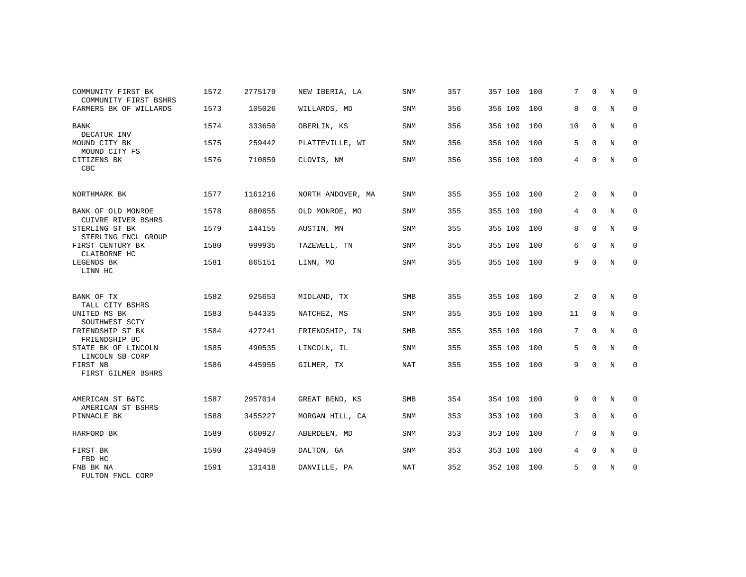| | | | | | | | | | | | | |
|---|---|---|---|---|---|---|---|---|---|---|---|---|
| COMMUNITY FIRST BK<br>COMMUNITY FIRST BSHRS | 1572 | 2775179 | NEW IBERIA, LA | SNM | 357 | 357 | 100 | 100 | 7 | 0 | N | 0 |
| FARMERS BK OF WILLARDS | 1573 | 105026 | WILLARDS, MD | SNM | 356 | 356 | 100 | 100 | 8 | 0 | N | 0 |
| BANK<br>DECATUR INV | 1574 | 333650 | OBERLIN, KS | SNM | 356 | 356 | 100 | 100 | 10 | 0 | N | 0 |
| MOUND CITY BK<br>MOUND CITY FS | 1575 | 259442 | PLATTEVILLE, WI | SNM | 356 | 356 | 100 | 100 | 5 | 0 | N | 0 |
| CITIZENS BK<br>CBC | 1576 | 710859 | CLOVIS, NM | SNM | 356 | 356 | 100 | 100 | 4 | 0 | N | 0 |
| NORTHMARK BK | 1577 | 1161216 | NORTH ANDOVER, MA | SNM | 355 | 355 | 100 | 100 | 2 | 0 | N | 0 |
| BANK OF OLD MONROE<br>CUIVRE RIVER BSHRS | 1578 | 880855 | OLD MONROE, MO | SNM | 355 | 355 | 100 | 100 | 4 | 0 | N | 0 |
| STERLING ST BK<br>STERLING FNCL GROUP | 1579 | 144155 | AUSTIN, MN | SNM | 355 | 355 | 100 | 100 | 8 | 0 | N | 0 |
| FIRST CENTURY BK<br>CLAIBORNE HC | 1580 | 999935 | TAZEWELL, TN | SNM | 355 | 355 | 100 | 100 | 6 | 0 | N | 0 |
| LEGENDS BK<br>LINN HC | 1581 | 865151 | LINN, MO | SNM | 355 | 355 | 100 | 100 | 9 | 0 | N | 0 |
| BANK OF TX<br>TALL CITY BSHRS | 1582 | 925653 | MIDLAND, TX | SMB | 355 | 355 | 100 | 100 | 2 | 0 | N | 0 |
| UNITED MS BK<br>SOUTHWEST SCTY | 1583 | 544335 | NATCHEZ, MS | SNM | 355 | 355 | 100 | 100 | 11 | 0 | N | 0 |
| FRIENDSHIP ST BK<br>FRIENDSHIP BC | 1584 | 427241 | FRIENDSHIP, IN | SMB | 355 | 355 | 100 | 100 | 7 | 0 | N | 0 |
| STATE BK OF LINCOLN<br>LINCOLN SB CORP | 1585 | 490535 | LINCOLN, IL | SNM | 355 | 355 | 100 | 100 | 5 | 0 | N | 0 |
| FIRST NB<br>FIRST GILMER BSHRS | 1586 | 445955 | GILMER, TX | NAT | 355 | 355 | 100 | 100 | 9 | 0 | N | 0 |
| AMERICAN ST B&TC<br>AMERICAN ST BSHRS | 1587 | 2957014 | GREAT BEND, KS | SMB | 354 | 354 | 100 | 100 | 9 | 0 | N | 0 |
| PINNACLE BK | 1588 | 3455227 | MORGAN HILL, CA | SNM | 353 | 353 | 100 | 100 | 3 | 0 | N | 0 |
| HARFORD BK | 1589 | 660927 | ABERDEEN, MD | SNM | 353 | 353 | 100 | 100 | 7 | 0 | N | 0 |
| FIRST BK<br>FBD HC | 1590 | 2349459 | DALTON, GA | SNM | 353 | 353 | 100 | 100 | 4 | 0 | N | 0 |
| FNB BK NA<br>FULTON FNCL CORP | 1591 | 131418 | DANVILLE, PA | NAT | 352 | 352 | 100 | 100 | 5 | 0 | N | 0 |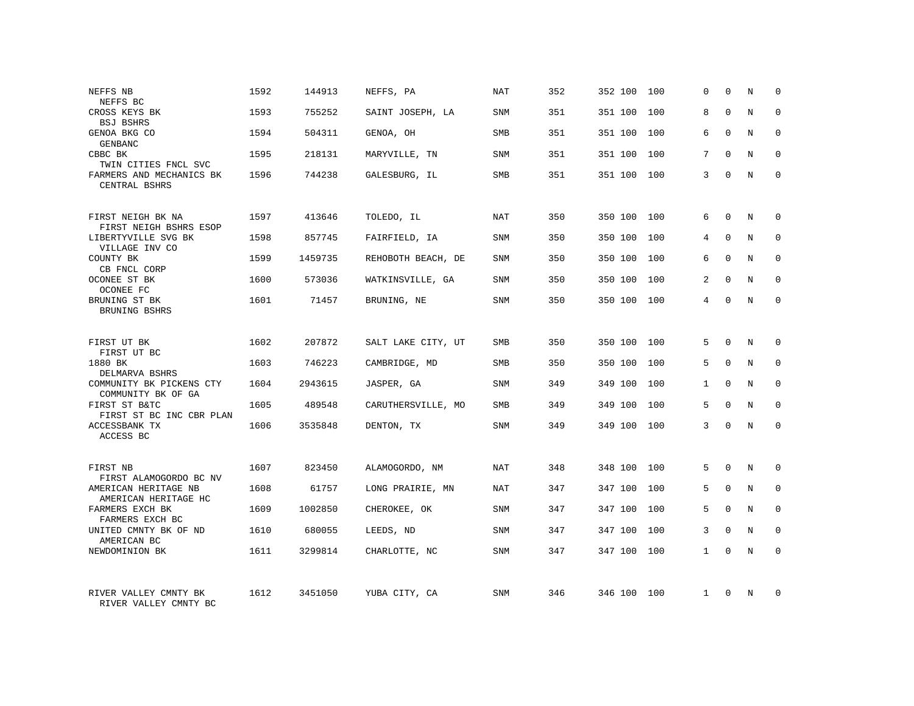| | | | | | | | | | | | | |
|---|---|---|---|---|---|---|---|---|---|---|---|---|
| NEFFS NB<br>NEFFS BC | 1592 | 144913 | NEFFS, PA | NAT | 352 | 352 | 100 | 100 | 0 | 0 | N | 0 |
| CROSS KEYS BK<br>BSJ BSHRS | 1593 | 755252 | SAINT JOSEPH, LA | SNM | 351 | 351 | 100 | 100 | 8 | 0 | N | 0 |
| GENOA BKG CO<br>GENBANC | 1594 | 504311 | GENOA, OH | SMB | 351 | 351 | 100 | 100 | 6 | 0 | N | 0 |
| CBBC BK<br>TWIN CITIES FNCL SVC | 1595 | 218131 | MARYVILLE, TN | SNM | 351 | 351 | 100 | 100 | 7 | 0 | N | 0 |
| FARMERS AND MECHANICS BK<br>CENTRAL BSHRS | 1596 | 744238 | GALESBURG, IL | SMB | 351 | 351 | 100 | 100 | 3 | 0 | N | 0 |
| FIRST NEIGH BK NA<br>FIRST NEIGH BSHRS ESOP | 1597 | 413646 | TOLEDO, IL | NAT | 350 | 350 | 100 | 100 | 6 | 0 | N | 0 |
| LIBERTYVILLE SVG BK<br>VILLAGE INV CO | 1598 | 857745 | FAIRFIELD, IA | SNM | 350 | 350 | 100 | 100 | 4 | 0 | N | 0 |
| COUNTY BK<br>CB FNCL CORP | 1599 | 1459735 | REHOBOTH BEACH, DE | SNM | 350 | 350 | 100 | 100 | 6 | 0 | N | 0 |
| OCONEE ST BK<br>OCONEE FC | 1600 | 573036 | WATKINSVILLE, GA | SNM | 350 | 350 | 100 | 100 | 2 | 0 | N | 0 |
| BRUNING ST BK<br>BRUNING BSHRS | 1601 | 71457 | BRUNING, NE | SNM | 350 | 350 | 100 | 100 | 4 | 0 | N | 0 |
| FIRST UT BK<br>FIRST UT BC | 1602 | 207872 | SALT LAKE CITY, UT | SMB | 350 | 350 | 100 | 100 | 5 | 0 | N | 0 |
| 1880 BK<br>DELMARVA BSHRS | 1603 | 746223 | CAMBRIDGE, MD | SMB | 350 | 350 | 100 | 100 | 5 | 0 | N | 0 |
| COMMUNITY BK PICKENS CTY<br>COMMUNITY BK OF GA | 1604 | 2943615 | JASPER, GA | SNM | 349 | 349 | 100 | 100 | 1 | 0 | N | 0 |
| FIRST ST B&TC<br>FIRST ST BC INC CBR PLAN | 1605 | 489548 | CARUTHERSVILLE, MO | SMB | 349 | 349 | 100 | 100 | 5 | 0 | N | 0 |
| ACCESSBANK TX<br>ACCESS BC | 1606 | 3535848 | DENTON, TX | SNM | 349 | 349 | 100 | 100 | 3 | 0 | N | 0 |
| FIRST NB<br>FIRST ALAMOGORDO BC NV | 1607 | 823450 | ALAMOGORDO, NM | NAT | 348 | 348 | 100 | 100 | 5 | 0 | N | 0 |
| AMERICAN HERITAGE NB<br>AMERICAN HERITAGE HC | 1608 | 61757 | LONG PRAIRIE, MN | NAT | 347 | 347 | 100 | 100 | 5 | 0 | N | 0 |
| FARMERS EXCH BK<br>FARMERS EXCH BC | 1609 | 1002850 | CHEROKEE, OK | SNM | 347 | 347 | 100 | 100 | 5 | 0 | N | 0 |
| UNITED CMNTY BK OF ND<br>AMERICAN BC | 1610 | 680055 | LEEDS, ND | SNM | 347 | 347 | 100 | 100 | 3 | 0 | N | 0 |
| NEWDOMINION BK | 1611 | 3299814 | CHARLOTTE, NC | SNM | 347 | 347 | 100 | 100 | 1 | 0 | N | 0 |
| RIVER VALLEY CMNTY BK<br>RIVER VALLEY CMNTY BC | 1612 | 3451050 | YUBA CITY, CA | SNM | 346 | 346 | 100 | 100 | 1 | 0 | N | 0 |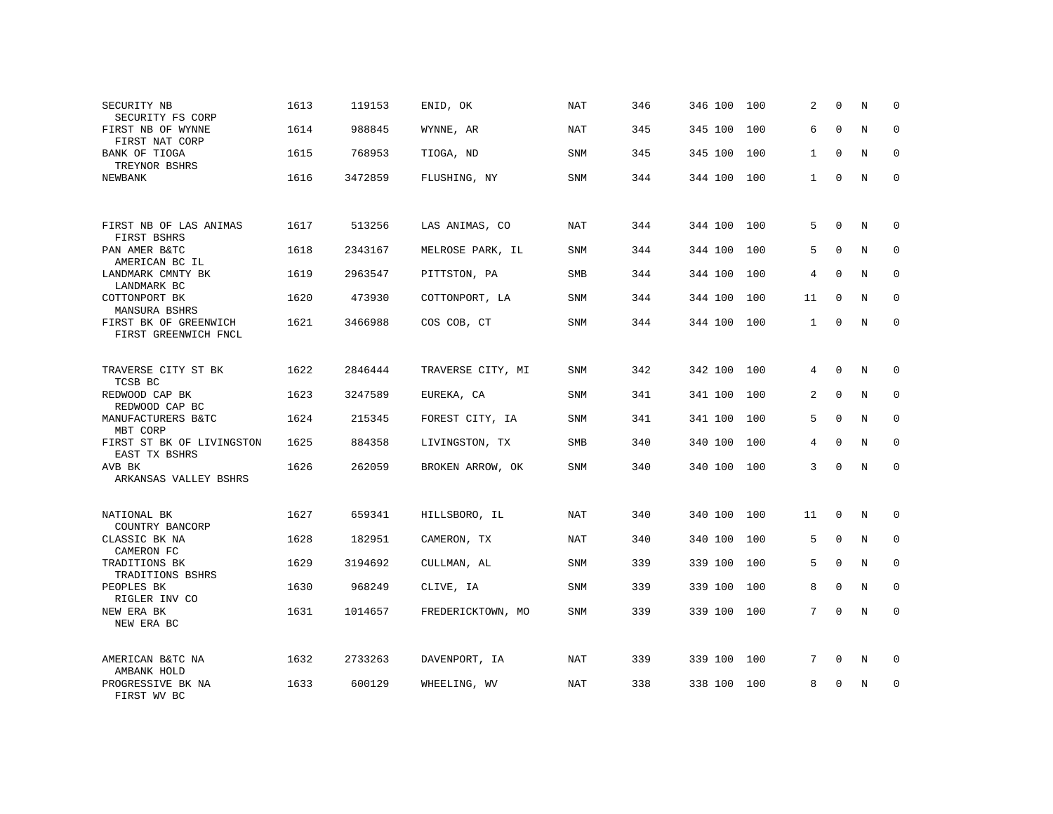| | | | | | | | | | | | | |
|---|---|---|---|---|---|---|---|---|---|---|---|---|
| SECURITY NB<br>SECURITY FS CORP | 1613 | 119153 | ENID, OK | NAT | 346 | 346 | 100 | 100 | 2 | 0 | N | 0 |
| FIRST NB OF WYNNE<br>FIRST NAT CORP | 1614 | 988845 | WYNNE, AR | NAT | 345 | 345 | 100 | 100 | 6 | 0 | N | 0 |
| BANK OF TIOGA<br>TREYNOR BSHRS | 1615 | 768953 | TIOGA, ND | SNM | 345 | 345 | 100 | 100 | 1 | 0 | N | 0 |
| NEWBANK | 1616 | 3472859 | FLUSHING, NY | SNM | 344 | 344 | 100 | 100 | 1 | 0 | N | 0 |
| FIRST NB OF LAS ANIMAS<br>FIRST BSHRS | 1617 | 513256 | LAS ANIMAS, CO | NAT | 344 | 344 | 100 | 100 | 5 | 0 | N | 0 |
| PAN AMER B&TC<br>AMERICAN BC IL | 1618 | 2343167 | MELROSE PARK, IL | SNM | 344 | 344 | 100 | 100 | 5 | 0 | N | 0 |
| LANDMARK CMNTY BK<br>LANDMARK BC | 1619 | 2963547 | PITTSTON, PA | SMB | 344 | 344 | 100 | 100 | 4 | 0 | N | 0 |
| COTTONPORT BK<br>MANSURA BSHRS | 1620 | 473930 | COTTONPORT, LA | SNM | 344 | 344 | 100 | 100 | 11 | 0 | N | 0 |
| FIRST BK OF GREENWICH<br>FIRST GREENWICH FNCL | 1621 | 3466988 | COS COB, CT | SNM | 344 | 344 | 100 | 100 | 1 | 0 | N | 0 |
| TRAVERSE CITY ST BK<br>TCSB BC | 1622 | 2846444 | TRAVERSE CITY, MI | SNM | 342 | 342 | 100 | 100 | 4 | 0 | N | 0 |
| REDWOOD CAP BK<br>REDWOOD CAP BC | 1623 | 3247589 | EUREKA, CA | SNM | 341 | 341 | 100 | 100 | 2 | 0 | N | 0 |
| MANUFACTURERS B&TC<br>MBT CORP | 1624 | 215345 | FOREST CITY, IA | SNM | 341 | 341 | 100 | 100 | 5 | 0 | N | 0 |
| FIRST ST BK OF LIVINGSTON<br>EAST TX BSHRS | 1625 | 884358 | LIVINGSTON, TX | SMB | 340 | 340 | 100 | 100 | 4 | 0 | N | 0 |
| AVB BK<br>ARKANSAS VALLEY BSHRS | 1626 | 262059 | BROKEN ARROW, OK | SNM | 340 | 340 | 100 | 100 | 3 | 0 | N | 0 |
| NATIONAL BK<br>COUNTRY BANCORP | 1627 | 659341 | HILLSBORO, IL | NAT | 340 | 340 | 100 | 100 | 11 | 0 | N | 0 |
| CLASSIC BK NA<br>CAMERON FC | 1628 | 182951 | CAMERON, TX | NAT | 340 | 340 | 100 | 100 | 5 | 0 | N | 0 |
| TRADITIONS BK<br>TRADITIONS BSHRS | 1629 | 3194692 | CULLMAN, AL | SNM | 339 | 339 | 100 | 100 | 5 | 0 | N | 0 |
| PEOPLES BK<br>RIGLER INV CO | 1630 | 968249 | CLIVE, IA | SNM | 339 | 339 | 100 | 100 | 8 | 0 | N | 0 |
| NEW ERA BK<br>NEW ERA BC | 1631 | 1014657 | FREDERICKTOWN, MO | SNM | 339 | 339 | 100 | 100 | 7 | 0 | N | 0 |
| AMERICAN B&TC NA<br>AMBANK HOLD | 1632 | 2733263 | DAVENPORT, IA | NAT | 339 | 339 | 100 | 100 | 7 | 0 | N | 0 |
| PROGRESSIVE BK NA<br>FIRST WV BC | 1633 | 600129 | WHEELING, WV | NAT | 338 | 338 | 100 | 100 | 8 | 0 | N | 0 |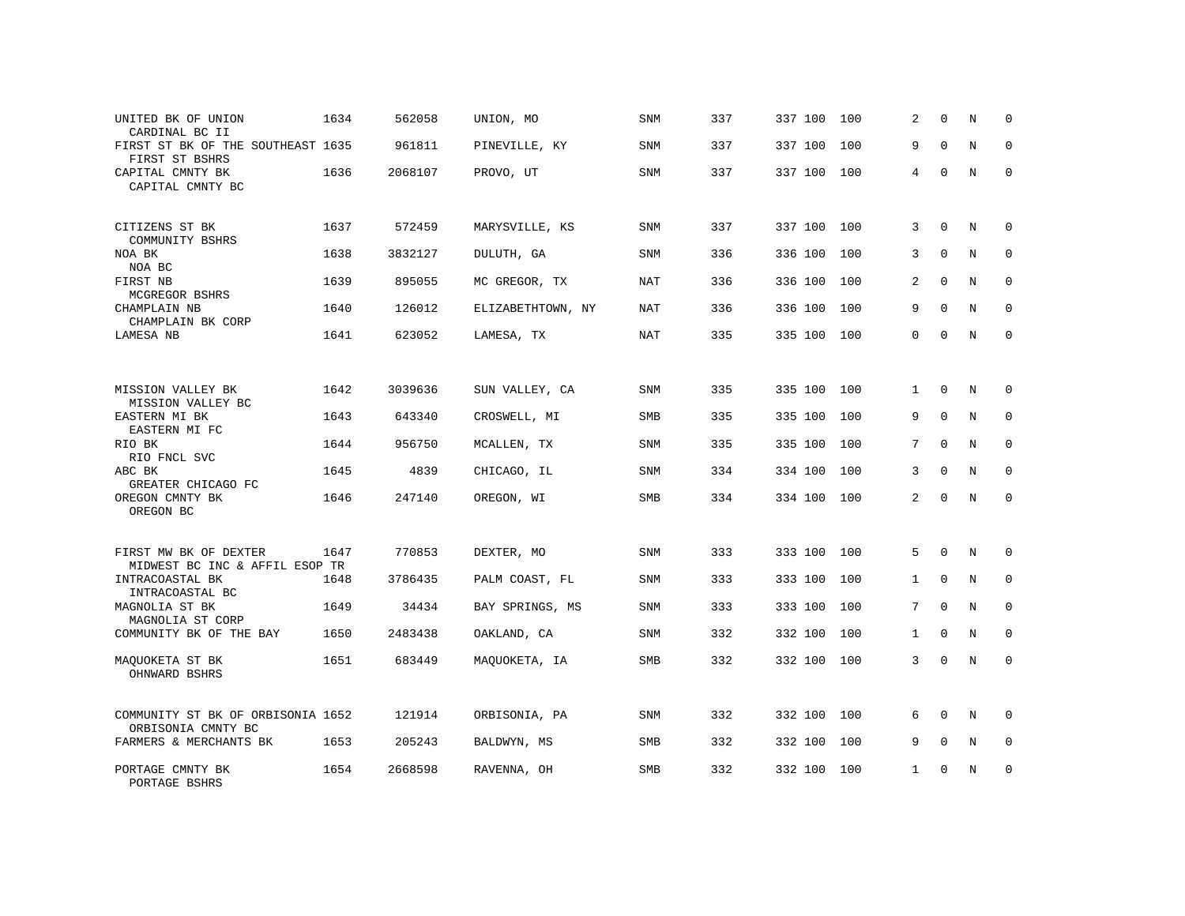| | | | | | | | | | | | | |
|---|---|---|---|---|---|---|---|---|---|---|---|---|
| UNITED BK OF UNION<br>CARDINAL BC II | 1634 | 562058 | UNION, MO | SNM | 337 | 337 | 100 | 100 | 2 | 0 | N | 0 |
| FIRST ST BK OF THE SOUTHEAST<br>FIRST ST BSHRS | 1635 | 961811 | PINEVILLE, KY | SNM | 337 | 337 | 100 | 100 | 9 | 0 | N | 0 |
| CAPITAL CMNTY BK<br>CAPITAL CMNTY BC | 1636 | 2068107 | PROVO, UT | SNM | 337 | 337 | 100 | 100 | 4 | 0 | N | 0 |
| CITIZENS ST BK<br>COMMUNITY BSHRS | 1637 | 572459 | MARYSVILLE, KS | SNM | 337 | 337 | 100 | 100 | 3 | 0 | N | 0 |
| NOA BK<br>NOA BC | 1638 | 3832127 | DULUTH, GA | SNM | 336 | 336 | 100 | 100 | 3 | 0 | N | 0 |
| FIRST NB<br>MCGREGOR BSHRS | 1639 | 895055 | MC GREGOR, TX | NAT | 336 | 336 | 100 | 100 | 2 | 0 | N | 0 |
| CHAMPLAIN NB<br>CHAMPLAIN BK CORP | 1640 | 126012 | ELIZABETHTOWN, NY | NAT | 336 | 336 | 100 | 100 | 9 | 0 | N | 0 |
| LAMESA NB | 1641 | 623052 | LAMESA, TX | NAT | 335 | 335 | 100 | 100 | 0 | 0 | N | 0 |
| MISSION VALLEY BK<br>MISSION VALLEY BC | 1642 | 3039636 | SUN VALLEY, CA | SNM | 335 | 335 | 100 | 100 | 1 | 0 | N | 0 |
| EASTERN MI BK<br>EASTERN MI FC | 1643 | 643340 | CROSWELL, MI | SMB | 335 | 335 | 100 | 100 | 9 | 0 | N | 0 |
| RIO BK<br>RIO FNCL SVC | 1644 | 956750 | MCALLEN, TX | SNM | 335 | 335 | 100 | 100 | 7 | 0 | N | 0 |
| ABC BK<br>GREATER CHICAGO FC | 1645 | 4839 | CHICAGO, IL | SNM | 334 | 334 | 100 | 100 | 3 | 0 | N | 0 |
| OREGON CMNTY BK<br>OREGON BC | 1646 | 247140 | OREGON, WI | SMB | 334 | 334 | 100 | 100 | 2 | 0 | N | 0 |
| FIRST MW BK OF DEXTER<br>MIDWEST BC INC & AFFIL ESOP TR | 1647 | 770853 | DEXTER, MO | SNM | 333 | 333 | 100 | 100 | 5 | 0 | N | 0 |
| INTRACOASTAL BK<br>INTRACOASTAL BC | 1648 | 3786435 | PALM COAST, FL | SNM | 333 | 333 | 100 | 100 | 1 | 0 | N | 0 |
| MAGNOLIA ST BK<br>MAGNOLIA ST CORP | 1649 | 34434 | BAY SPRINGS, MS | SNM | 333 | 333 | 100 | 100 | 7 | 0 | N | 0 |
| COMMUNITY BK OF THE BAY | 1650 | 2483438 | OAKLAND, CA | SNM | 332 | 332 | 100 | 100 | 1 | 0 | N | 0 |
| MAQUOKETA ST BK<br>OHNWARD BSHRS | 1651 | 683449 | MAQUOKETA, IA | SMB | 332 | 332 | 100 | 100 | 3 | 0 | N | 0 |
| COMMUNITY ST BK OF ORBISONIA<br>ORBISONIA CMNTY BC | 1652 | 121914 | ORBISONIA, PA | SNM | 332 | 332 | 100 | 100 | 6 | 0 | N | 0 |
| FARMERS & MERCHANTS BK | 1653 | 205243 | BALDWYN, MS | SMB | 332 | 332 | 100 | 100 | 9 | 0 | N | 0 |
| PORTAGE CMNTY BK<br>PORTAGE BSHRS | 1654 | 2668598 | RAVENNA, OH | SMB | 332 | 332 | 100 | 100 | 1 | 0 | N | 0 |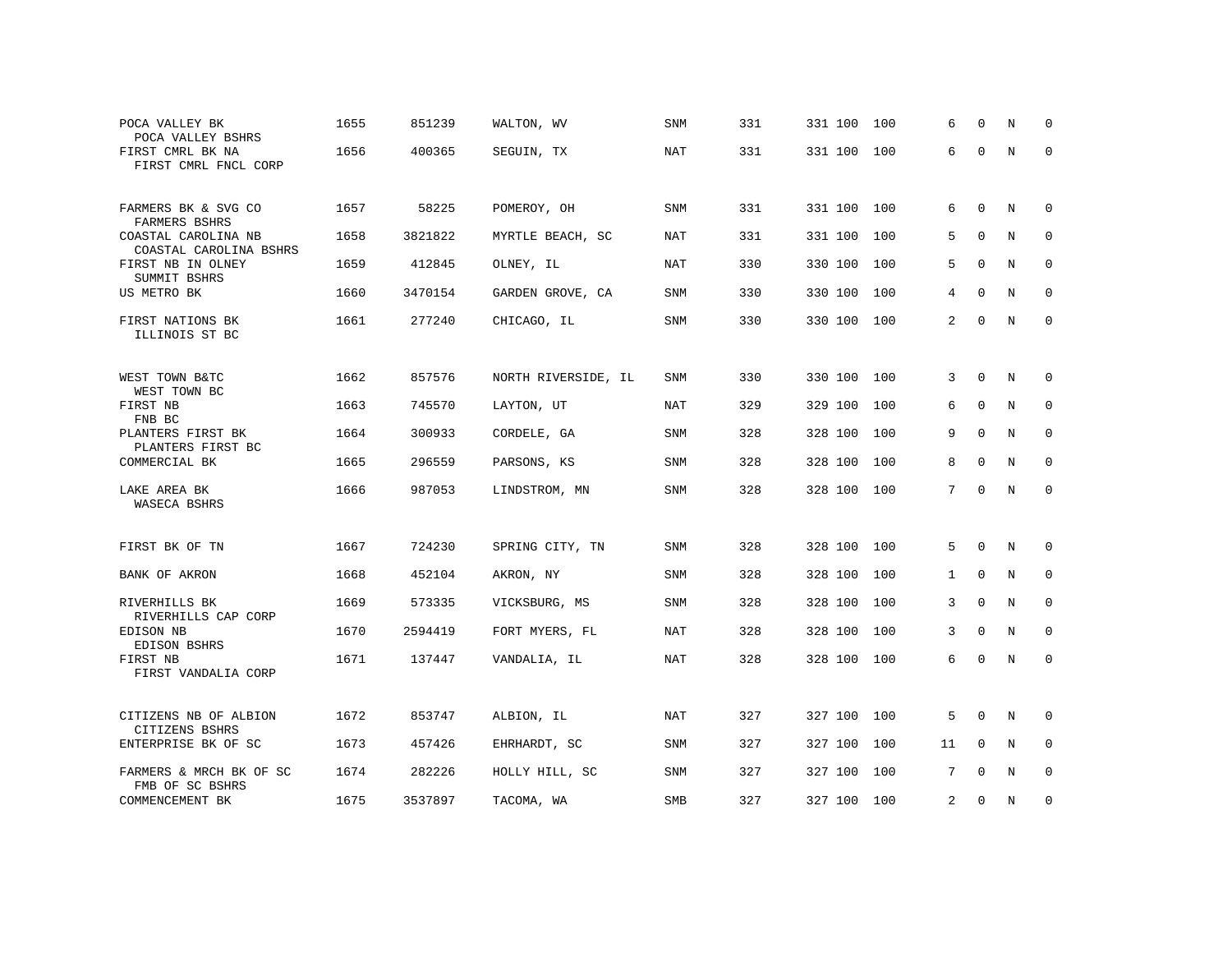| | | | | | | | | | | | | |
|---|---|---|---|---|---|---|---|---|---|---|---|---|
| POCA VALLEY BK<br>POCA VALLEY BSHRS | 1655 | 851239 | WALTON, WV | SNM | 331 | 331 | 100 | 100 | 6 | 0 | N | 0 |
| FIRST CMRL BK NA<br>FIRST CMRL FNCL CORP | 1656 | 400365 | SEGUIN, TX | NAT | 331 | 331 | 100 | 100 | 6 | 0 | N | 0 |
| FARMERS BK & SVG CO<br>FARMERS BSHRS | 1657 | 58225 | POMEROY, OH | SNM | 331 | 331 | 100 | 100 | 6 | 0 | N | 0 |
| COASTAL CAROLINA NB<br>COASTAL CAROLINA BSHRS | 1658 | 3821822 | MYRTLE BEACH, SC | NAT | 331 | 331 | 100 | 100 | 5 | 0 | N | 0 |
| FIRST NB IN OLNEY<br>SUMMIT BSHRS | 1659 | 412845 | OLNEY, IL | NAT | 330 | 330 | 100 | 100 | 5 | 0 | N | 0 |
| US METRO BK | 1660 | 3470154 | GARDEN GROVE, CA | SNM | 330 | 330 | 100 | 100 | 4 | 0 | N | 0 |
| FIRST NATIONS BK<br>ILLINOIS ST BC | 1661 | 277240 | CHICAGO, IL | SNM | 330 | 330 | 100 | 100 | 2 | 0 | N | 0 |
| WEST TOWN B&TC<br>WEST TOWN BC | 1662 | 857576 | NORTH RIVERSIDE, IL | SNM | 330 | 330 | 100 | 100 | 3 | 0 | N | 0 |
| FIRST NB<br>FNB BC | 1663 | 745570 | LAYTON, UT | NAT | 329 | 329 | 100 | 100 | 6 | 0 | N | 0 |
| PLANTERS FIRST BK<br>PLANTERS FIRST BC | 1664 | 300933 | CORDELE, GA | SNM | 328 | 328 | 100 | 100 | 9 | 0 | N | 0 |
| COMMERCIAL BK | 1665 | 296559 | PARSONS, KS | SNM | 328 | 328 | 100 | 100 | 8 | 0 | N | 0 |
| LAKE AREA BK<br>WASECA BSHRS | 1666 | 987053 | LINDSTROM, MN | SNM | 328 | 328 | 100 | 100 | 7 | 0 | N | 0 |
| FIRST BK OF TN | 1667 | 724230 | SPRING CITY, TN | SNM | 328 | 328 | 100 | 100 | 5 | 0 | N | 0 |
| BANK OF AKRON | 1668 | 452104 | AKRON, NY | SNM | 328 | 328 | 100 | 100 | 1 | 0 | N | 0 |
| RIVERHILLS BK<br>RIVERHILLS CAP CORP | 1669 | 573335 | VICKSBURG, MS | SNM | 328 | 328 | 100 | 100 | 3 | 0 | N | 0 |
| EDISON NB<br>EDISON BSHRS | 1670 | 2594419 | FORT MYERS, FL | NAT | 328 | 328 | 100 | 100 | 3 | 0 | N | 0 |
| FIRST NB<br>FIRST VANDALIA CORP | 1671 | 137447 | VANDALIA, IL | NAT | 328 | 328 | 100 | 100 | 6 | 0 | N | 0 |
| CITIZENS NB OF ALBION<br>CITIZENS BSHRS | 1672 | 853747 | ALBION, IL | NAT | 327 | 327 | 100 | 100 | 5 | 0 | N | 0 |
| ENTERPRISE BK OF SC | 1673 | 457426 | EHRHARDT, SC | SNM | 327 | 327 | 100 | 100 | 11 | 0 | N | 0 |
| FARMERS & MRCH BK OF SC<br>FMB OF SC BSHRS | 1674 | 282226 | HOLLY HILL, SC | SNM | 327 | 327 | 100 | 100 | 7 | 0 | N | 0 |
| COMMENCEMENT BK | 1675 | 3537897 | TACOMA, WA | SMB | 327 | 327 | 100 | 100 | 2 | 0 | N | 0 |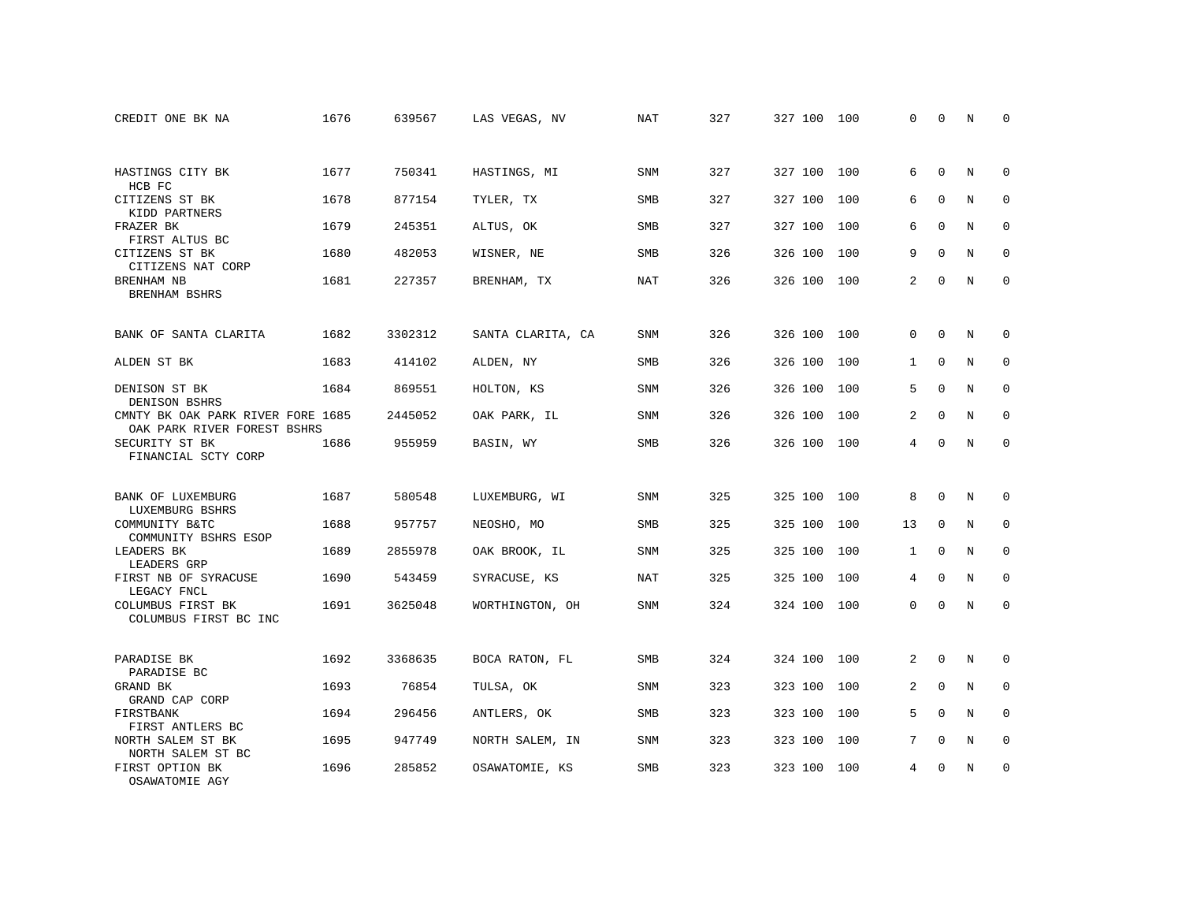| | | | | | | | | | | | | |
|---|---|---|---|---|---|---|---|---|---|---|---|---|
| CREDIT ONE BK NA | 1676 | 639567 | LAS VEGAS, NV | NAT | 327 | 327 | 100 | 100 | 0 | 0 | N | 0 |
| HASTINGS CITY BK<br>HCB FC | 1677 | 750341 | HASTINGS, MI | SNM | 327 | 327 | 100 | 100 | 6 | 0 | N | 0 |
| CITIZENS ST BK<br>KIDD PARTNERS | 1678 | 877154 | TYLER, TX | SMB | 327 | 327 | 100 | 100 | 6 | 0 | N | 0 |
| FRAZER BK<br>FIRST ALTUS BC | 1679 | 245351 | ALTUS, OK | SMB | 327 | 327 | 100 | 100 | 6 | 0 | N | 0 |
| CITIZENS ST BK<br>CITIZENS NAT CORP | 1680 | 482053 | WISNER, NE | SMB | 326 | 326 | 100 | 100 | 9 | 0 | N | 0 |
| BRENHAM NB<br>BRENHAM BSHRS | 1681 | 227357 | BRENHAM, TX | NAT | 326 | 326 | 100 | 100 | 2 | 0 | N | 0 |
| BANK OF SANTA CLARITA | 1682 | 3302312 | SANTA CLARITA, CA | SNM | 326 | 326 | 100 | 100 | 0 | 0 | N | 0 |
| ALDEN ST BK | 1683 | 414102 | ALDEN, NY | SMB | 326 | 326 | 100 | 100 | 1 | 0 | N | 0 |
| DENISON ST BK<br>DENISON BSHRS | 1684 | 869551 | HOLTON, KS | SNM | 326 | 326 | 100 | 100 | 5 | 0 | N | 0 |
| CMNTY BK OAK PARK RIVER FORE<br>OAK PARK RIVER FOREST BSHRS | 1685 | 2445052 | OAK PARK, IL | SNM | 326 | 326 | 100 | 100 | 2 | 0 | N | 0 |
| SECURITY ST BK<br>FINANCIAL SCTY CORP | 1686 | 955959 | BASIN, WY | SMB | 326 | 326 | 100 | 100 | 4 | 0 | N | 0 |
| BANK OF LUXEMBURG<br>LUXEMBURG BSHRS | 1687 | 580548 | LUXEMBURG, WI | SNM | 325 | 325 | 100 | 100 | 8 | 0 | N | 0 |
| COMMUNITY B&TC<br>COMMUNITY BSHRS ESOP | 1688 | 957757 | NEOSHO, MO | SMB | 325 | 325 | 100 | 100 | 13 | 0 | N | 0 |
| LEADERS BK<br>LEADERS GRP | 1689 | 2855978 | OAK BROOK, IL | SNM | 325 | 325 | 100 | 100 | 1 | 0 | N | 0 |
| FIRST NB OF SYRACUSE<br>LEGACY FNCL | 1690 | 543459 | SYRACUSE, KS | NAT | 325 | 325 | 100 | 100 | 4 | 0 | N | 0 |
| COLUMBUS FIRST BK<br>COLUMBUS FIRST BC INC | 1691 | 3625048 | WORTHINGTON, OH | SNM | 324 | 324 | 100 | 100 | 0 | 0 | N | 0 |
| PARADISE BK<br>PARADISE BC | 1692 | 3368635 | BOCA RATON, FL | SMB | 324 | 324 | 100 | 100 | 2 | 0 | N | 0 |
| GRAND BK<br>GRAND CAP CORP | 1693 | 76854 | TULSA, OK | SNM | 323 | 323 | 100 | 100 | 2 | 0 | N | 0 |
| FIRSTBANK<br>FIRST ANTLERS BC | 1694 | 296456 | ANTLERS, OK | SMB | 323 | 323 | 100 | 100 | 5 | 0 | N | 0 |
| NORTH SALEM ST BK<br>NORTH SALEM ST BC | 1695 | 947749 | NORTH SALEM, IN | SNM | 323 | 323 | 100 | 100 | 7 | 0 | N | 0 |
| FIRST OPTION BK<br>OSAWATOMIE AGY | 1696 | 285852 | OSAWATOMIE, KS | SMB | 323 | 323 | 100 | 100 | 4 | 0 | N | 0 |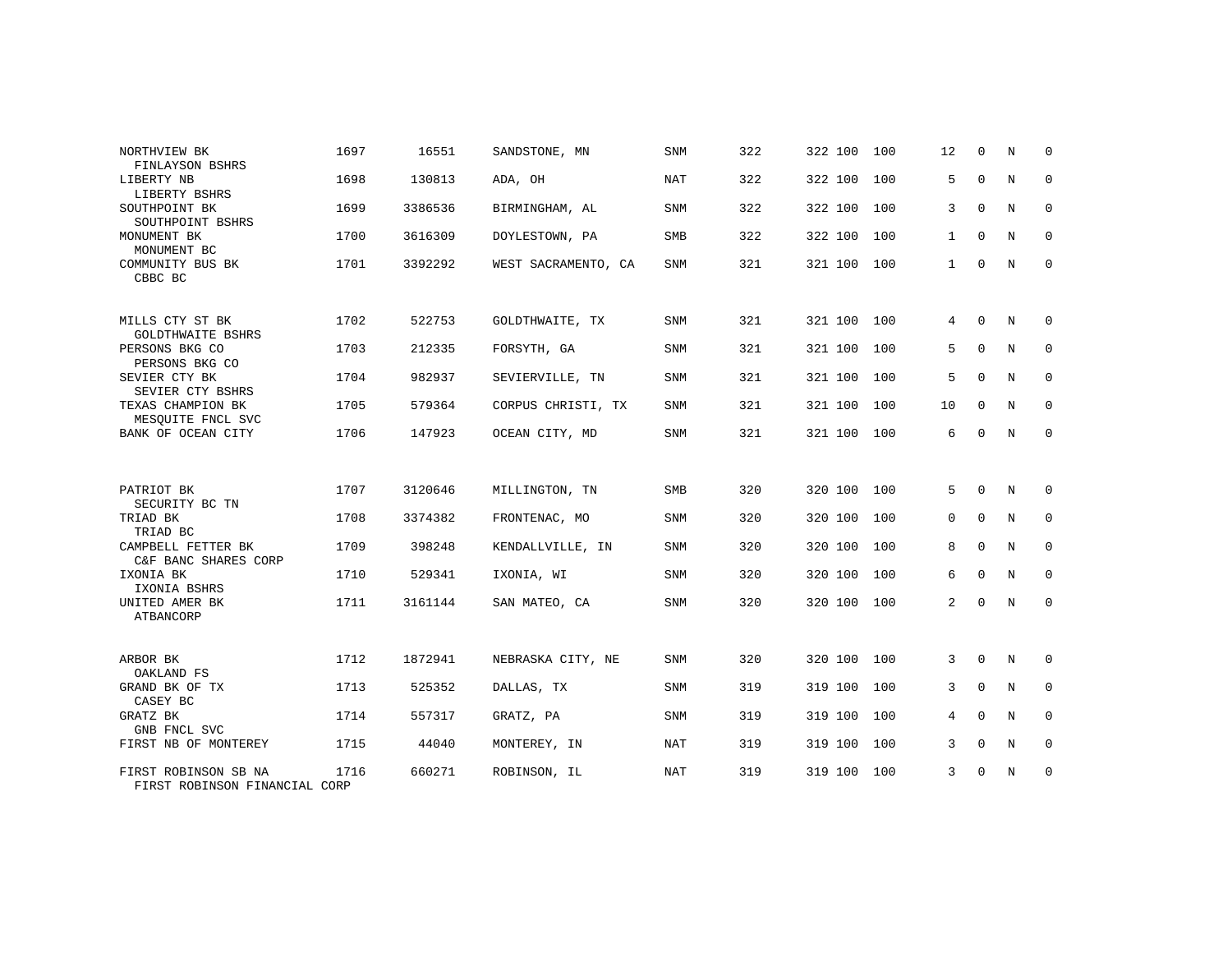| | | | | | | | | | | | | |
|---|---|---|---|---|---|---|---|---|---|---|---|---|
| NORTHVIEW BK<br>FINLAYSON BSHRS | 1697 | 16551 | SANDSTONE, MN | SNM | 322 | 322 | 100 | 100 | 12 | 0 | N | 0 |
| LIBERTY NB<br>LIBERTY BSHRS | 1698 | 130813 | ADA, OH | NAT | 322 | 322 | 100 | 100 | 5 | 0 | N | 0 |
| SOUTHPOINT BK<br>SOUTHPOINT BSHRS | 1699 | 3386536 | BIRMINGHAM, AL | SNM | 322 | 322 | 100 | 100 | 3 | 0 | N | 0 |
| MONUMENT BK<br>MONUMENT BC | 1700 | 3616309 | DOYLESTOWN, PA | SMB | 322 | 322 | 100 | 100 | 1 | 0 | N | 0 |
| COMMUNITY BUS BK<br>CBBC BC | 1701 | 3392292 | WEST SACRAMENTO, CA | SNM | 321 | 321 | 100 | 100 | 1 | 0 | N | 0 |
| MILLS CTY ST BK<br>GOLDTHWAITE BSHRS | 1702 | 522753 | GOLDTHWAITE, TX | SNM | 321 | 321 | 100 | 100 | 4 | 0 | N | 0 |
| PERSONS BKG CO<br>PERSONS BKG CO | 1703 | 212335 | FORSYTH, GA | SNM | 321 | 321 | 100 | 100 | 5 | 0 | N | 0 |
| SEVIER CTY BK<br>SEVIER CTY BSHRS | 1704 | 982937 | SEVIERVILLE, TN | SNM | 321 | 321 | 100 | 100 | 5 | 0 | N | 0 |
| TEXAS CHAMPION BK<br>MESQUITE FNCL SVC | 1705 | 579364 | CORPUS CHRISTI, TX | SNM | 321 | 321 | 100 | 100 | 10 | 0 | N | 0 |
| BANK OF OCEAN CITY | 1706 | 147923 | OCEAN CITY, MD | SNM | 321 | 321 | 100 | 100 | 6 | 0 | N | 0 |
| PATRIOT BK<br>SECURITY BC TN | 1707 | 3120646 | MILLINGTON, TN | SMB | 320 | 320 | 100 | 100 | 5 | 0 | N | 0 |
| TRIAD BK<br>TRIAD BC | 1708 | 3374382 | FRONTENAC, MO | SNM | 320 | 320 | 100 | 100 | 0 | 0 | N | 0 |
| CAMPBELL FETTER BK<br>C&F BANC SHARES CORP | 1709 | 398248 | KENDALLVILLE, IN | SNM | 320 | 320 | 100 | 100 | 8 | 0 | N | 0 |
| IXONIA BK<br>IXONIA BSHRS | 1710 | 529341 | IXONIA, WI | SNM | 320 | 320 | 100 | 100 | 6 | 0 | N | 0 |
| UNITED AMER BK<br>ATBANCORP | 1711 | 3161144 | SAN MATEO, CA | SNM | 320 | 320 | 100 | 100 | 2 | 0 | N | 0 |
| ARBOR BK<br>OAKLAND FS | 1712 | 1872941 | NEBRASKA CITY, NE | SNM | 320 | 320 | 100 | 100 | 3 | 0 | N | 0 |
| GRAND BK OF TX<br>CASEY BC | 1713 | 525352 | DALLAS, TX | SNM | 319 | 319 | 100 | 100 | 3 | 0 | N | 0 |
| GRATZ BK<br>GNB FNCL SVC | 1714 | 557317 | GRATZ, PA | SNM | 319 | 319 | 100 | 100 | 4 | 0 | N | 0 |
| FIRST NB OF MONTEREY | 1715 | 44040 | MONTEREY, IN | NAT | 319 | 319 | 100 | 100 | 3 | 0 | N | 0 |
| FIRST ROBINSON SB NA<br>FIRST ROBINSON FINANCIAL CORP | 1716 | 660271 | ROBINSON, IL | NAT | 319 | 319 | 100 | 100 | 3 | 0 | N | 0 |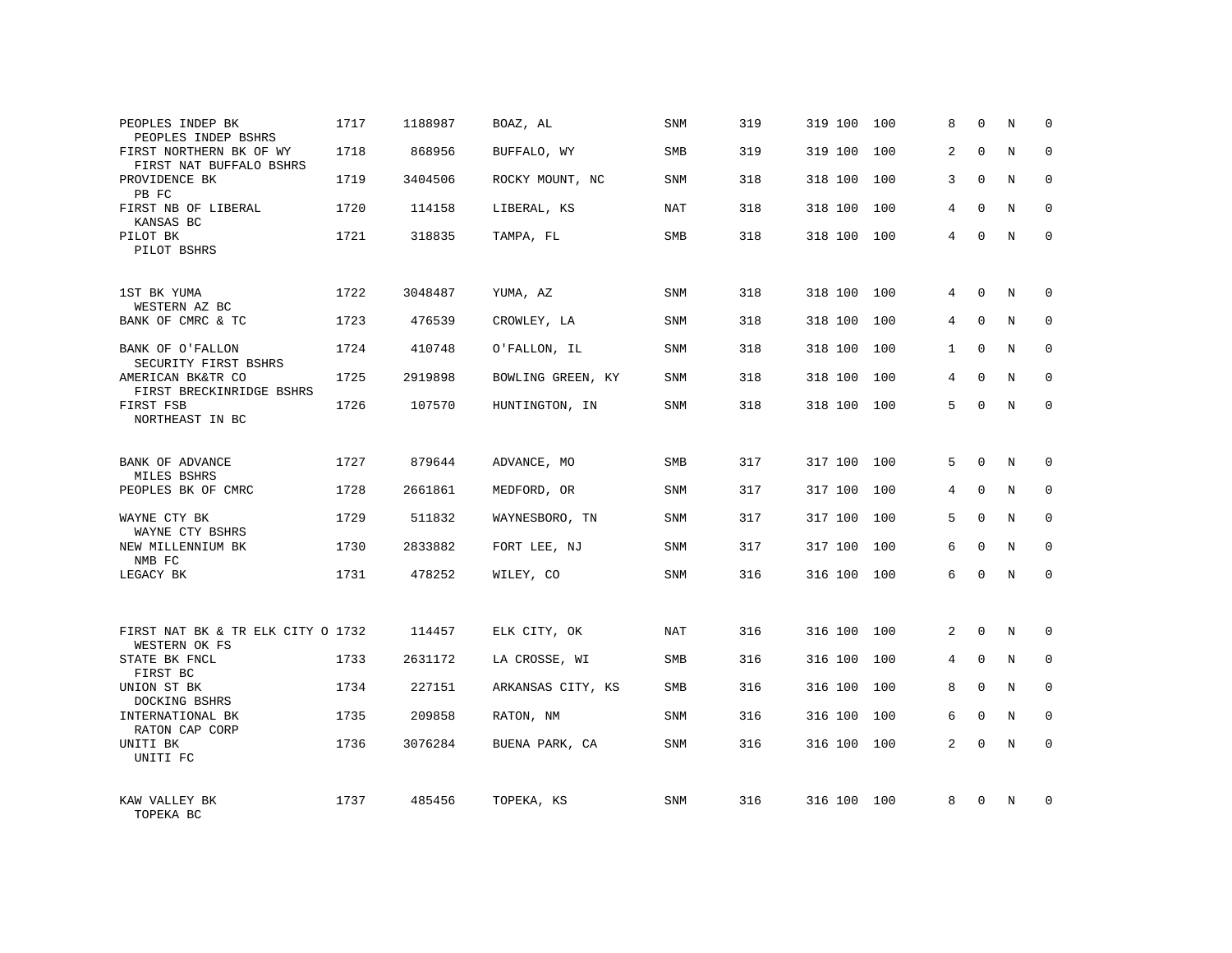| | | | | | | | | | | | | |
|---|---|---|---|---|---|---|---|---|---|---|---|---|
| PEOPLES INDEP BK<br>PEOPLES INDEP BSHRS | 1717 | 1188987 | BOAZ, AL | SNM | 319 | 319 | 100 | 100 | 8 | 0 | N | 0 |
| FIRST NORTHERN BK OF WY<br>FIRST NAT BUFFALO BSHRS | 1718 | 868956 | BUFFALO, WY | SMB | 319 | 319 | 100 | 100 | 2 | 0 | N | 0 |
| PROVIDENCE BK<br>PB FC | 1719 | 3404506 | ROCKY MOUNT, NC | SNM | 318 | 318 | 100 | 100 | 3 | 0 | N | 0 |
| FIRST NB OF LIBERAL<br>KANSAS BC | 1720 | 114158 | LIBERAL, KS | NAT | 318 | 318 | 100 | 100 | 4 | 0 | N | 0 |
| PILOT BK<br>PILOT BSHRS | 1721 | 318835 | TAMPA, FL | SMB | 318 | 318 | 100 | 100 | 4 | 0 | N | 0 |
| 1ST BK YUMA<br>WESTERN AZ BC | 1722 | 3048487 | YUMA, AZ | SNM | 318 | 318 | 100 | 100 | 4 | 0 | N | 0 |
| BANK OF CMRC & TC | 1723 | 476539 | CROWLEY, LA | SNM | 318 | 318 | 100 | 100 | 4 | 0 | N | 0 |
| BANK OF O'FALLON<br>SECURITY FIRST BSHRS | 1724 | 410748 | O'FALLON, IL | SNM | 318 | 318 | 100 | 100 | 1 | 0 | N | 0 |
| AMERICAN BK&TR CO<br>FIRST BRECKINRIDGE BSHRS | 1725 | 2919898 | BOWLING GREEN, KY | SNM | 318 | 318 | 100 | 100 | 4 | 0 | N | 0 |
| FIRST FSB<br>NORTHEAST IN BC | 1726 | 107570 | HUNTINGTON, IN | SNM | 318 | 318 | 100 | 100 | 5 | 0 | N | 0 |
| BANK OF ADVANCE<br>MILES BSHRS | 1727 | 879644 | ADVANCE, MO | SMB | 317 | 317 | 100 | 100 | 5 | 0 | N | 0 |
| PEOPLES BK OF CMRC | 1728 | 2661861 | MEDFORD, OR | SNM | 317 | 317 | 100 | 100 | 4 | 0 | N | 0 |
| WAYNE CTY BK<br>WAYNE CTY BSHRS | 1729 | 511832 | WAYNESBORO, TN | SNM | 317 | 317 | 100 | 100 | 5 | 0 | N | 0 |
| NEW MILLENNIUM BK<br>NMB FC | 1730 | 2833882 | FORT LEE, NJ | SNM | 317 | 317 | 100 | 100 | 6 | 0 | N | 0 |
| LEGACY BK | 1731 | 478252 | WILEY, CO | SNM | 316 | 316 | 100 | 100 | 6 | 0 | N | 0 |
| FIRST NAT BK & TR ELK CITY O<br>WESTERN OK FS | 1732 | 114457 | ELK CITY, OK | NAT | 316 | 316 | 100 | 100 | 2 | 0 | N | 0 |
| STATE BK FNCL<br>FIRST BC | 1733 | 2631172 | LA CROSSE, WI | SMB | 316 | 316 | 100 | 100 | 4 | 0 | N | 0 |
| UNION ST BK<br>DOCKING BSHRS | 1734 | 227151 | ARKANSAS CITY, KS | SMB | 316 | 316 | 100 | 100 | 8 | 0 | N | 0 |
| INTERNATIONAL BK<br>RATON CAP CORP | 1735 | 209858 | RATON, NM | SNM | 316 | 316 | 100 | 100 | 6 | 0 | N | 0 |
| UNITI BK<br>UNITI FC | 1736 | 3076284 | BUENA PARK, CA | SNM | 316 | 316 | 100 | 100 | 2 | 0 | N | 0 |
| KAW VALLEY BK<br>TOPEKA BC | 1737 | 485456 | TOPEKA, KS | SNM | 316 | 316 | 100 | 100 | 8 | 0 | N | 0 |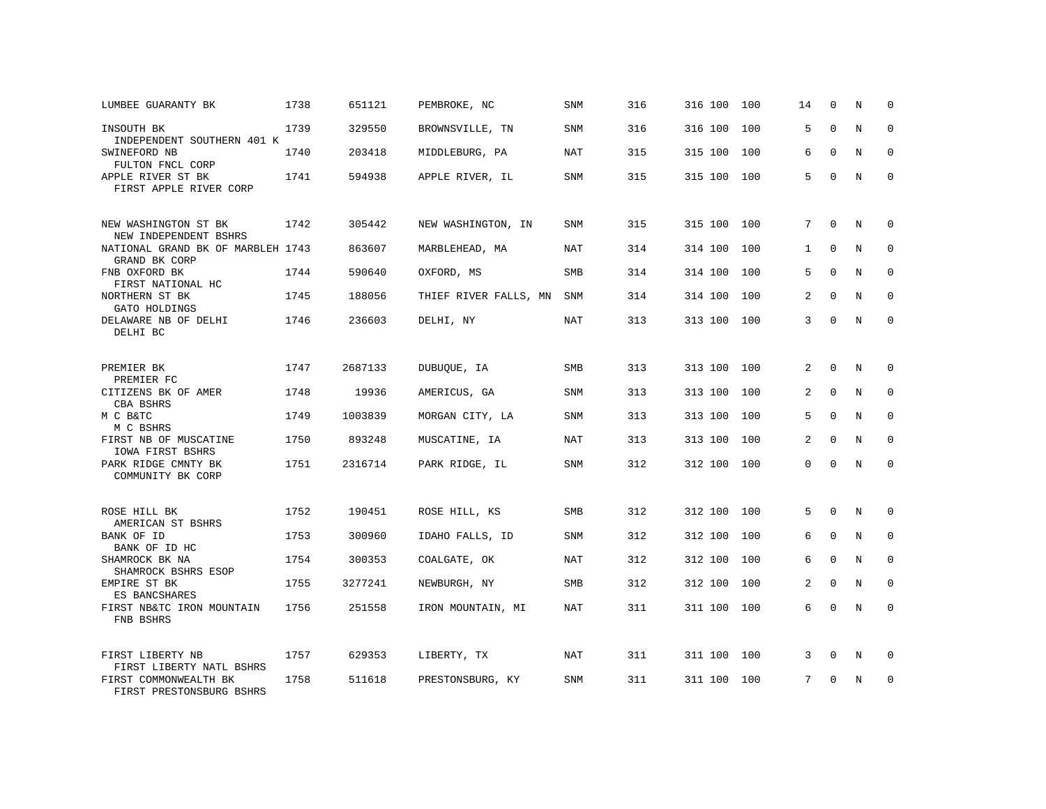| | | | | | | | | | | | | |
|---|---|---|---|---|---|---|---|---|---|---|---|---|
| LUMBEE GUARANTY BK | 1738 | 651121 | PEMBROKE, NC | SNM | 316 | 316 | 100 | 100 | 14 | 0 | N | 0 |
| INSOUTH BK<br>INDEPENDENT SOUTHERN 401 K | 1739 | 329550 | BROWNSVILLE, TN | SNM | 316 | 316 | 100 | 100 | 5 | 0 | N | 0 |
| SWINEFORD NB<br>FULTON FNCL CORP | 1740 | 203418 | MIDDLEBURG, PA | NAT | 315 | 315 | 100 | 100 | 6 | 0 | N | 0 |
| APPLE RIVER ST BK<br>FIRST APPLE RIVER CORP | 1741 | 594938 | APPLE RIVER, IL | SNM | 315 | 315 | 100 | 100 | 5 | 0 | N | 0 |
| NEW WASHINGTON ST BK<br>NEW INDEPENDENT BSHRS | 1742 | 305442 | NEW WASHINGTON, IN | SNM | 315 | 315 | 100 | 100 | 7 | 0 | N | 0 |
| NATIONAL GRAND BK OF MARBLEH<br>GRAND BK CORP | 1743 | 863607 | MARBLEHEAD, MA | NAT | 314 | 314 | 100 | 100 | 1 | 0 | N | 0 |
| FNB OXFORD BK<br>FIRST NATIONAL HC | 1744 | 590640 | OXFORD, MS | SMB | 314 | 314 | 100 | 100 | 5 | 0 | N | 0 |
| NORTHERN ST BK<br>GATO HOLDINGS | 1745 | 188056 | THIEF RIVER FALLS, MN | SNM | 314 | 314 | 100 | 100 | 2 | 0 | N | 0 |
| DELAWARE NB OF DELHI<br>DELHI BC | 1746 | 236603 | DELHI, NY | NAT | 313 | 313 | 100 | 100 | 3 | 0 | N | 0 |
| PREMIER BK<br>PREMIER FC | 1747 | 2687133 | DUBUQUE, IA | SMB | 313 | 313 | 100 | 100 | 2 | 0 | N | 0 |
| CITIZENS BK OF AMER<br>CBA BSHRS | 1748 | 19936 | AMERICUS, GA | SNM | 313 | 313 | 100 | 100 | 2 | 0 | N | 0 |
| M C B&TC<br>M C BSHRS | 1749 | 1003839 | MORGAN CITY, LA | SNM | 313 | 313 | 100 | 100 | 5 | 0 | N | 0 |
| FIRST NB OF MUSCATINE<br>IOWA FIRST BSHRS | 1750 | 893248 | MUSCATINE, IA | NAT | 313 | 313 | 100 | 100 | 2 | 0 | N | 0 |
| PARK RIDGE CMNTY BK<br>COMMUNITY BK CORP | 1751 | 2316714 | PARK RIDGE, IL | SNM | 312 | 312 | 100 | 100 | 0 | 0 | N | 0 |
| ROSE HILL BK<br>AMERICAN ST BSHRS | 1752 | 190451 | ROSE HILL, KS | SMB | 312 | 312 | 100 | 100 | 5 | 0 | N | 0 |
| BANK OF ID<br>BANK OF ID HC | 1753 | 300960 | IDAHO FALLS, ID | SNM | 312 | 312 | 100 | 100 | 6 | 0 | N | 0 |
| SHAMROCK BK NA<br>SHAMROCK BSHRS ESOP | 1754 | 300353 | COALGATE, OK | NAT | 312 | 312 | 100 | 100 | 6 | 0 | N | 0 |
| EMPIRE ST BK<br>ES BANCSHARES | 1755 | 3277241 | NEWBURGH, NY | SMB | 312 | 312 | 100 | 100 | 2 | 0 | N | 0 |
| FIRST NB&TC IRON MOUNTAIN<br>FNB BSHRS | 1756 | 251558 | IRON MOUNTAIN, MI | NAT | 311 | 311 | 100 | 100 | 6 | 0 | N | 0 |
| FIRST LIBERTY NB<br>FIRST LIBERTY NATL BSHRS | 1757 | 629353 | LIBERTY, TX | NAT | 311 | 311 | 100 | 100 | 3 | 0 | N | 0 |
| FIRST COMMONWEALTH BK<br>FIRST PRESTONSBURG BSHRS | 1758 | 511618 | PRESTONSBURG, KY | SNM | 311 | 311 | 100 | 100 | 7 | 0 | N | 0 |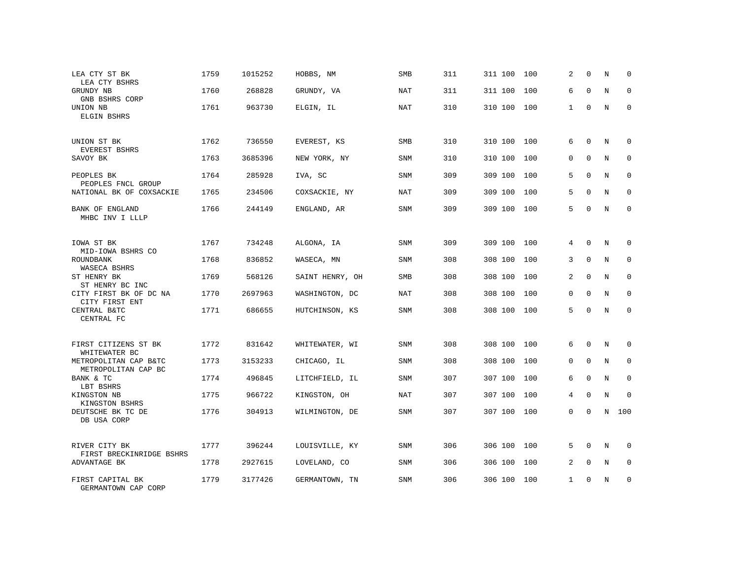| | | | | | | | | | | | | |
|---|---|---|---|---|---|---|---|---|---|---|---|---|
| LEA CTY ST BK<br>LEA CTY BSHRS | 1759 | 1015252 | HOBBS, NM | SMB | 311 | 311 | 100 | 100 | 2 | 0 | N | 0 |
| GRUNDY NB<br>GNB BSHRS CORP | 1760 | 268828 | GRUNDY, VA | NAT | 311 | 311 | 100 | 100 | 6 | 0 | N | 0 |
| UNION NB<br>ELGIN BSHRS | 1761 | 963730 | ELGIN, IL | NAT | 310 | 310 | 100 | 100 | 1 | 0 | N | 0 |
| UNION ST BK<br>EVEREST BSHRS | 1762 | 736550 | EVEREST, KS | SMB | 310 | 310 | 100 | 100 | 6 | 0 | N | 0 |
| SAVOY BK | 1763 | 3685396 | NEW YORK, NY | SNM | 310 | 310 | 100 | 100 | 0 | 0 | N | 0 |
| PEOPLES BK<br>PEOPLES FNCL GROUP | 1764 | 285928 | IVA, SC | SNM | 309 | 309 | 100 | 100 | 5 | 0 | N | 0 |
| NATIONAL BK OF COXSACKIE | 1765 | 234506 | COXSACKIE, NY | NAT | 309 | 309 | 100 | 100 | 5 | 0 | N | 0 |
| BANK OF ENGLAND<br>MHBC INV I LLLP | 1766 | 244149 | ENGLAND, AR | SNM | 309 | 309 | 100 | 100 | 5 | 0 | N | 0 |
| IOWA ST BK<br>MID-IOWA BSHRS CO | 1767 | 734248 | ALGONA, IA | SNM | 309 | 309 | 100 | 100 | 4 | 0 | N | 0 |
| ROUNDBANK<br>WASECA BSHRS | 1768 | 836852 | WASECA, MN | SNM | 308 | 308 | 100 | 100 | 3 | 0 | N | 0 |
| ST HENRY BK<br>ST HENRY BC INC | 1769 | 568126 | SAINT HENRY, OH | SMB | 308 | 308 | 100 | 100 | 2 | 0 | N | 0 |
| CITY FIRST BK OF DC NA<br>CITY FIRST ENT | 1770 | 2697963 | WASHINGTON, DC | NAT | 308 | 308 | 100 | 100 | 0 | 0 | N | 0 |
| CENTRAL B&TC<br>CENTRAL FC | 1771 | 686655 | HUTCHINSON, KS | SNM | 308 | 308 | 100 | 100 | 5 | 0 | N | 0 |
| FIRST CITIZENS ST BK<br>WHITEWATER BC | 1772 | 831642 | WHITEWATER, WI | SNM | 308 | 308 | 100 | 100 | 6 | 0 | N | 0 |
| METROPOLITAN CAP B&TC<br>METROPOLITAN CAP BC | 1773 | 3153233 | CHICAGO, IL | SNM | 308 | 308 | 100 | 100 | 0 | 0 | N | 0 |
| BANK & TC<br>LBT BSHRS | 1774 | 496845 | LITCHFIELD, IL | SNM | 307 | 307 | 100 | 100 | 6 | 0 | N | 0 |
| KINGSTON NB<br>KINGSTON BSHRS | 1775 | 966722 | KINGSTON, OH | NAT | 307 | 307 | 100 | 100 | 4 | 0 | N | 0 |
| DEUTSCHE BK TC DE<br>DB USA CORP | 1776 | 304913 | WILMINGTON, DE | SNM | 307 | 307 | 100 | 100 | 0 | 0 | N | 100 |
| RIVER CITY BK<br>FIRST BRECKINRIDGE BSHRS | 1777 | 396244 | LOUISVILLE, KY | SNM | 306 | 306 | 100 | 100 | 5 | 0 | N | 0 |
| ADVANTAGE BK | 1778 | 2927615 | LOVELAND, CO | SNM | 306 | 306 | 100 | 100 | 2 | 0 | N | 0 |
| FIRST CAPITAL BK<br>GERMANTOWN CAP CORP | 1779 | 3177426 | GERMANTOWN, TN | SNM | 306 | 306 | 100 | 100 | 1 | 0 | N | 0 |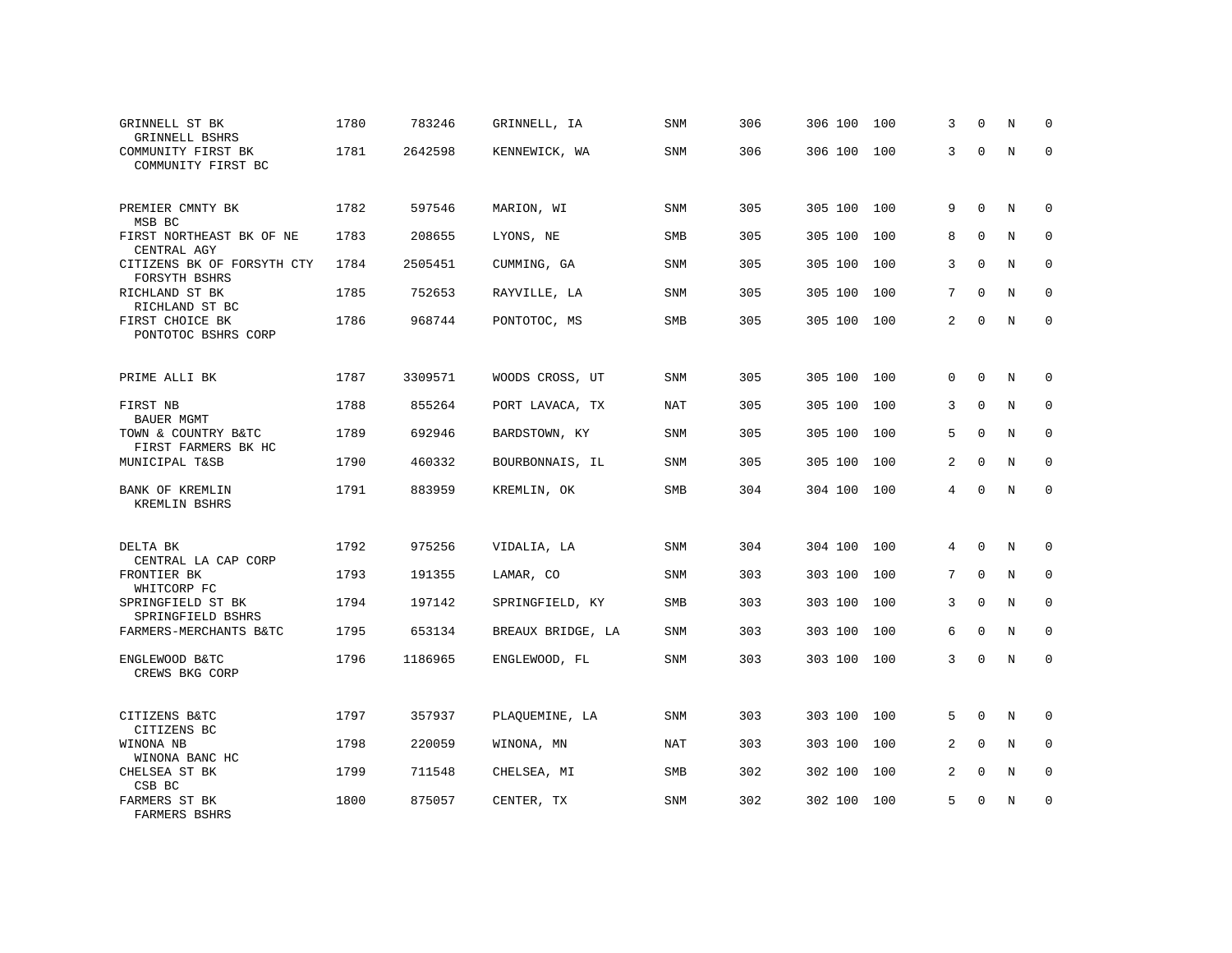| | | | | | | | | | | | | | |
|---|---|---|---|---|---|---|---|---|---|---|---|---|---|
| GRINNELL ST BK<br>GRINNELL BSHRS | 1780 | 783246 | GRINNELL, IA | SNM | 306 | 306 | 100 | 100 | 3 | 0 | N | 0 |
| COMMUNITY FIRST BK<br>COMMUNITY FIRST BC | 1781 | 2642598 | KENNEWICK, WA | SNM | 306 | 306 | 100 | 100 | 3 | 0 | N | 0 |
| PREMIER CMNTY BK<br>MSB BC | 1782 | 597546 | MARION, WI | SNM | 305 | 305 | 100 | 100 | 9 | 0 | N | 0 |
| FIRST NORTHEAST BK OF NE<br>CENTRAL AGY | 1783 | 208655 | LYONS, NE | SMB | 305 | 305 | 100 | 100 | 8 | 0 | N | 0 |
| CITIZENS BK OF FORSYTH CTY<br>FORSYTH BSHRS | 1784 | 2505451 | CUMMING, GA | SNM | 305 | 305 | 100 | 100 | 3 | 0 | N | 0 |
| RICHLAND ST BK<br>RICHLAND ST BC | 1785 | 752653 | RAYVILLE, LA | SNM | 305 | 305 | 100 | 100 | 7 | 0 | N | 0 |
| FIRST CHOICE BK<br>PONTOTOC BSHRS CORP | 1786 | 968744 | PONTOTOC, MS | SMB | 305 | 305 | 100 | 100 | 2 | 0 | N | 0 |
| PRIME ALLI BK | 1787 | 3309571 | WOODS CROSS, UT | SNM | 305 | 305 | 100 | 100 | 0 | 0 | N | 0 |
| FIRST NB<br>BAUER MGMT | 1788 | 855264 | PORT LAVACA, TX | NAT | 305 | 305 | 100 | 100 | 3 | 0 | N | 0 |
| TOWN & COUNTRY B&TC<br>FIRST FARMERS BK HC | 1789 | 692946 | BARDSTOWN, KY | SNM | 305 | 305 | 100 | 100 | 5 | 0 | N | 0 |
| MUNICIPAL T&SB | 1790 | 460332 | BOURBONNAIS, IL | SNM | 305 | 305 | 100 | 100 | 2 | 0 | N | 0 |
| BANK OF KREMLIN<br>KREMLIN BSHRS | 1791 | 883959 | KREMLIN, OK | SMB | 304 | 304 | 100 | 100 | 4 | 0 | N | 0 |
| DELTA BK<br>CENTRAL LA CAP CORP | 1792 | 975256 | VIDALIA, LA | SNM | 304 | 304 | 100 | 100 | 4 | 0 | N | 0 |
| FRONTIER BK<br>WHITCORP FC | 1793 | 191355 | LAMAR, CO | SNM | 303 | 303 | 100 | 100 | 7 | 0 | N | 0 |
| SPRINGFIELD ST BK<br>SPRINGFIELD BSHRS | 1794 | 197142 | SPRINGFIELD, KY | SMB | 303 | 303 | 100 | 100 | 3 | 0 | N | 0 |
| FARMERS-MERCHANTS B&TC | 1795 | 653134 | BREAUX BRIDGE, LA | SNM | 303 | 303 | 100 | 100 | 6 | 0 | N | 0 |
| ENGLEWOOD B&TC<br>CREWS BKG CORP | 1796 | 1186965 | ENGLEWOOD, FL | SNM | 303 | 303 | 100 | 100 | 3 | 0 | N | 0 |
| CITIZENS B&TC<br>CITIZENS BC | 1797 | 357937 | PLAQUEMINE, LA | SNM | 303 | 303 | 100 | 100 | 5 | 0 | N | 0 |
| WINONA NB<br>WINONA BANC HC | 1798 | 220059 | WINONA, MN | NAT | 303 | 303 | 100 | 100 | 2 | 0 | N | 0 |
| CHELSEA ST BK<br>CSB BC | 1799 | 711548 | CHELSEA, MI | SMB | 302 | 302 | 100 | 100 | 2 | 0 | N | 0 |
| FARMERS ST BK<br>FARMERS BSHRS | 1800 | 875057 | CENTER, TX | SNM | 302 | 302 | 100 | 100 | 5 | 0 | N | 0 |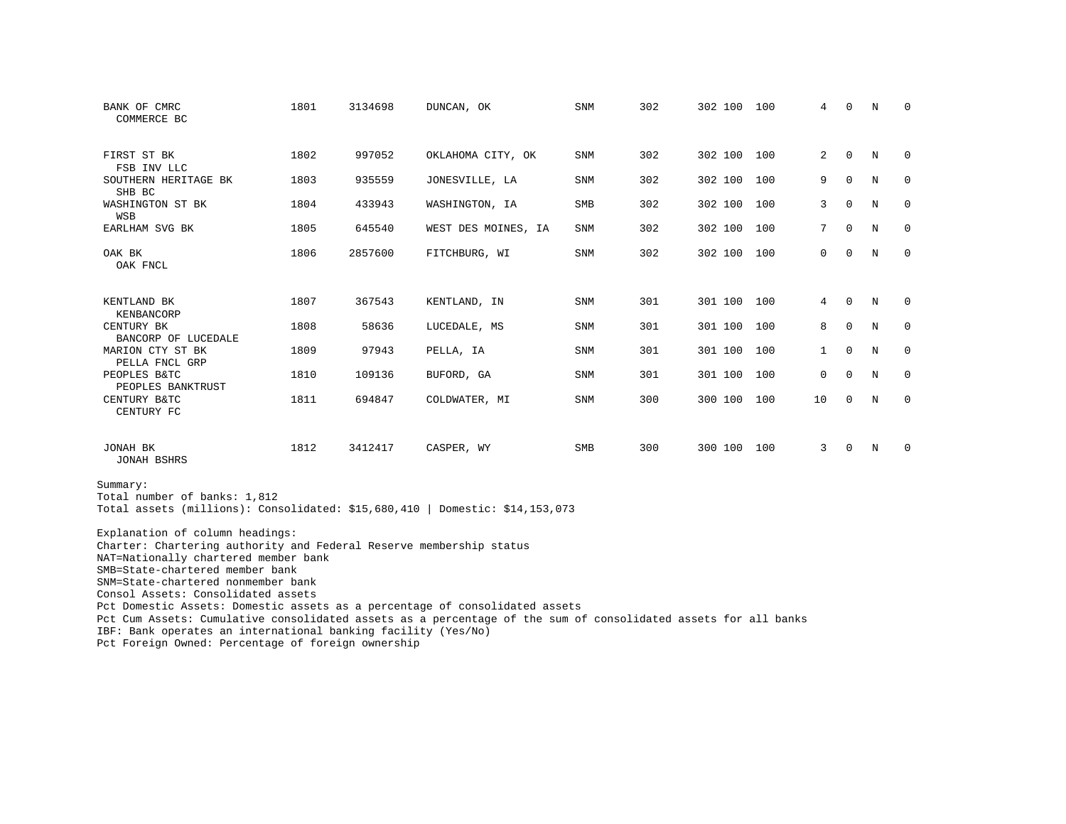| | | | | | | | | | | | |
|---|---|---|---|---|---|---|---|---|---|---|---|
| BANK OF CMRC<br>COMMERCE BC | 1801 | 3134698 | DUNCAN, OK | SNM | 302 | 302 | 100 | 100 | 4 | 0 | N | 0 |
| FIRST ST BK<br>FSB INV LLC | 1802 | 997052 | OKLAHOMA CITY, OK | SNM | 302 | 302 | 100 | 100 | 2 | 0 | N | 0 |
| SOUTHERN HERITAGE BK<br>SHB BC | 1803 | 935559 | JONESVILLE, LA | SNM | 302 | 302 | 100 | 100 | 9 | 0 | N | 0 |
| WASHINGTON ST BK<br>WSB | 1804 | 433943 | WASHINGTON, IA | SMB | 302 | 302 | 100 | 100 | 3 | 0 | N | 0 |
| EARLHAM SVG BK | 1805 | 645540 | WEST DES MOINES, IA | SNM | 302 | 302 | 100 | 100 | 7 | 0 | N | 0 |
| OAK BK<br>OAK FNCL | 1806 | 2857600 | FITCHBURG, WI | SNM | 302 | 302 | 100 | 100 | 0 | 0 | N | 0 |
| KENTLAND BK<br>KENBANCORP | 1807 | 367543 | KENTLAND, IN | SNM | 301 | 301 | 100 | 100 | 4 | 0 | N | 0 |
| CENTURY BK<br>BANCORP OF LUCEDALE | 1808 | 58636 | LUCEDALE, MS | SNM | 301 | 301 | 100 | 100 | 8 | 0 | N | 0 |
| MARION CTY ST BK<br>PELLA FNCL GRP | 1809 | 97943 | PELLA, IA | SNM | 301 | 301 | 100 | 100 | 1 | 0 | N | 0 |
| PEOPLES B&TC<br>PEOPLES BANKTRUST | 1810 | 109136 | BUFORD, GA | SNM | 301 | 301 | 100 | 100 | 0 | 0 | N | 0 |
| CENTURY B&TC<br>CENTURY FC | 1811 | 694847 | COLDWATER, MI | SNM | 300 | 300 | 100 | 100 | 10 | 0 | N | 0 |
| JONAH BK<br>JONAH BSHRS | 1812 | 3412417 | CASPER, WY | SMB | 300 | 300 | 100 | 100 | 3 | 0 | N | 0 |

Summary:
Total number of banks: 1,812
Total assets (millions): Consolidated: $15,680,410 | Domestic: $14,153,073

Explanation of column headings:
Charter: Chartering authority and Federal Reserve membership status
NAT=Nationally chartered member bank
SMB=State-chartered member bank
SNM=State-chartered nonmember bank
Consol Assets: Consolidated assets
Pct Domestic Assets: Domestic assets as a percentage of consolidated assets
Pct Cum Assets: Cumulative consolidated assets as a percentage of the sum of consolidated assets for all banks
IBF: Bank operates an international banking facility (Yes/No)
Pct Foreign Owned: Percentage of foreign ownership